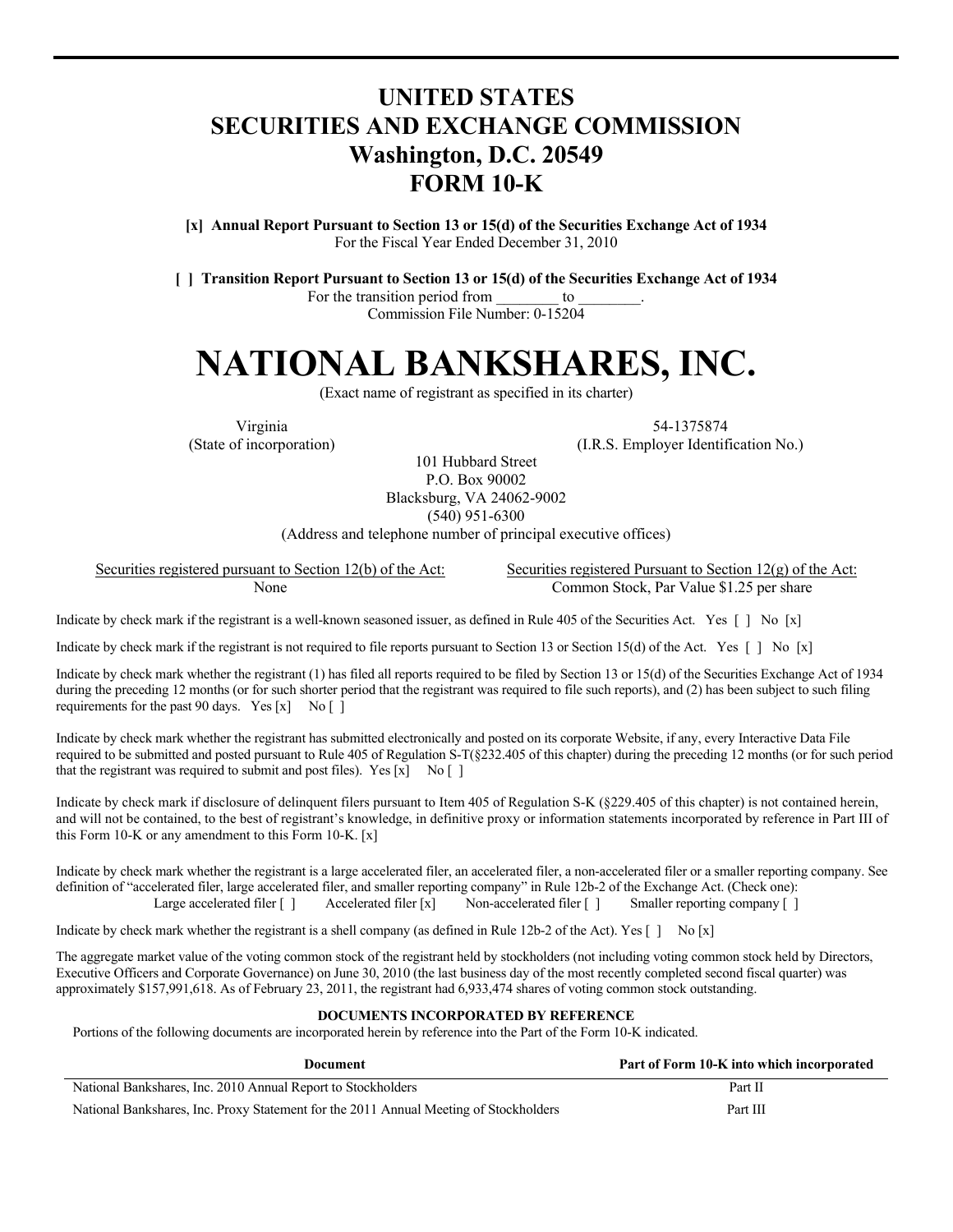# UNITED STATES
# SECURITIES AND EXCHANGE COMMISSION
## Washington, D.C. 20549
## FORM 10-K

**[x] Annual Report Pursuant to Section 13 or 15(d) of the Securities Exchange Act of 1934**
For the Fiscal Year Ended December 31, 2010

**[ ] Transition Report Pursuant to Section 13 or 15(d) of the Securities Exchange Act of 1934**
For the transition period from ________ to ________.
Commission File Number: 0-15204

# NATIONAL BANKSHARES, INC.

(Exact name of registrant as specified in its charter)

| | |
|---|---|
| Virginia | 54-1375874 |
| (State of incorporation) | (I.R.S. Employer Identification No.) |

101 Hubbard Street
P.O. Box 90002
Blacksburg, VA 24062-9002
(540) 951-6300
(Address and telephone number of principal executive offices)

| Securities registered pursuant to Section 12(b) of the Act: | Securities registered Pursuant to Section 12(g) of the Act: |
|---|---|
| None | Common Stock, Par Value $1.25 per share |

Indicate by check mark if the registrant is a well-known seasoned issuer, as defined in Rule 405 of the Securities Act. Yes [ ] No [x]

Indicate by check mark if the registrant is not required to file reports pursuant to Section 13 or Section 15(d) of the Act. Yes [ ] No [x]

Indicate by check mark whether the registrant (1) has filed all reports required to be filed by Section 13 or 15(d) of the Securities Exchange Act of 1934 during the preceding 12 months (or for such shorter period that the registrant was required to file such reports), and (2) has been subject to such filing requirements for the past 90 days. Yes [x] No [ ]

Indicate by check mark whether the registrant has submitted electronically and posted on its corporate Website, if any, every Interactive Data File required to be submitted and posted pursuant to Rule 405 of Regulation S-T(§232.405 of this chapter) during the preceding 12 months (or for such period that the registrant was required to submit and post files). Yes [x] No [ ]

Indicate by check mark if disclosure of delinquent filers pursuant to Item 405 of Regulation S-K (§229.405 of this chapter) is not contained herein, and will not be contained, to the best of registrant's knowledge, in definitive proxy or information statements incorporated by reference in Part III of this Form 10-K or any amendment to this Form 10-K. [x]

Indicate by check mark whether the registrant is a large accelerated filer, an accelerated filer, a non-accelerated filer or a smaller reporting company. See definition of "accelerated filer, large accelerated filer, and smaller reporting company" in Rule 12b-2 of the Exchange Act. (Check one):
Large accelerated filer [ ] Accelerated filer [x] Non-accelerated filer [ ] Smaller reporting company [ ]

Indicate by check mark whether the registrant is a shell company (as defined in Rule 12b-2 of the Act). Yes [ ] No [x]

The aggregate market value of the voting common stock of the registrant held by stockholders (not including voting common stock held by Directors, Executive Officers and Corporate Governance) on June 30, 2010 (the last business day of the most recently completed second fiscal quarter) was approximately $157,991,618. As of February 23, 2011, the registrant had 6,933,474 shares of voting common stock outstanding.

**DOCUMENTS INCORPORATED BY REFERENCE**

Portions of the following documents are incorporated herein by reference into the Part of the Form 10-K indicated.

| Document | Part of Form 10-K into which incorporated |
|---|---|
| National Bankshares, Inc. 2010 Annual Report to Stockholders | Part II |
| National Bankshares, Inc. Proxy Statement for the 2011 Annual Meeting of Stockholders | Part III |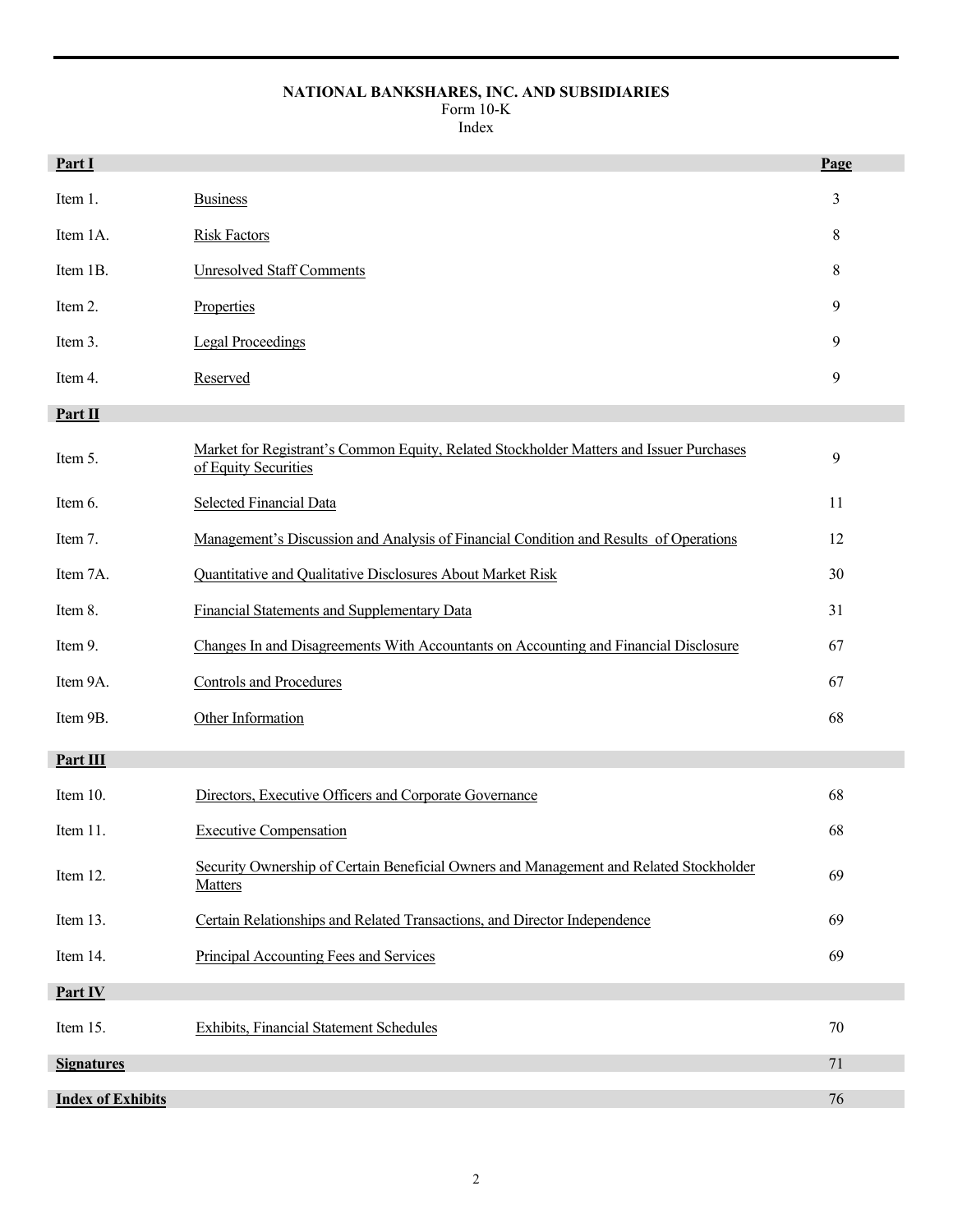**NATIONAL BANKSHARES, INC. AND SUBSIDIARIES**
Form 10-K
Index

| **Part I** | | **Page** |
|---|---|---|
| Item 1. | Business | 3 |
| Item 1A. | Risk Factors | 8 |
| Item 1B. | Unresolved Staff Comments | 8 |
| Item 2. | Properties | 9 |
| Item 3. | Legal Proceedings | 9 |
| Item 4. | Reserved | 9 |
| **Part II** | | |
| Item 5. | Market for Registrant's Common Equity, Related Stockholder Matters and Issuer Purchases of Equity Securities | 9 |
| Item 6. | Selected Financial Data | 11 |
| Item 7. | Management's Discussion and Analysis of Financial Condition and Results of Operations | 12 |
| Item 7A. | Quantitative and Qualitative Disclosures About Market Risk | 30 |
| Item 8. | Financial Statements and Supplementary Data | 31 |
| Item 9. | Changes In and Disagreements With Accountants on Accounting and Financial Disclosure | 67 |
| Item 9A. | Controls and Procedures | 67 |
| Item 9B. | Other Information | 68 |
| **Part III** | | |
| Item 10. | Directors, Executive Officers and Corporate Governance | 68 |
| Item 11. | Executive Compensation | 68 |
| Item 12. | Security Ownership of Certain Beneficial Owners and Management and Related Stockholder Matters | 69 |
| Item 13. | Certain Relationships and Related Transactions, and Director Independence | 69 |
| Item 14. | Principal Accounting Fees and Services | 69 |
| **Part IV** | | |
| Item 15. | Exhibits, Financial Statement Schedules | 70 |
| **Signatures** | | 71 |
| **Index of Exhibits** | | 76 |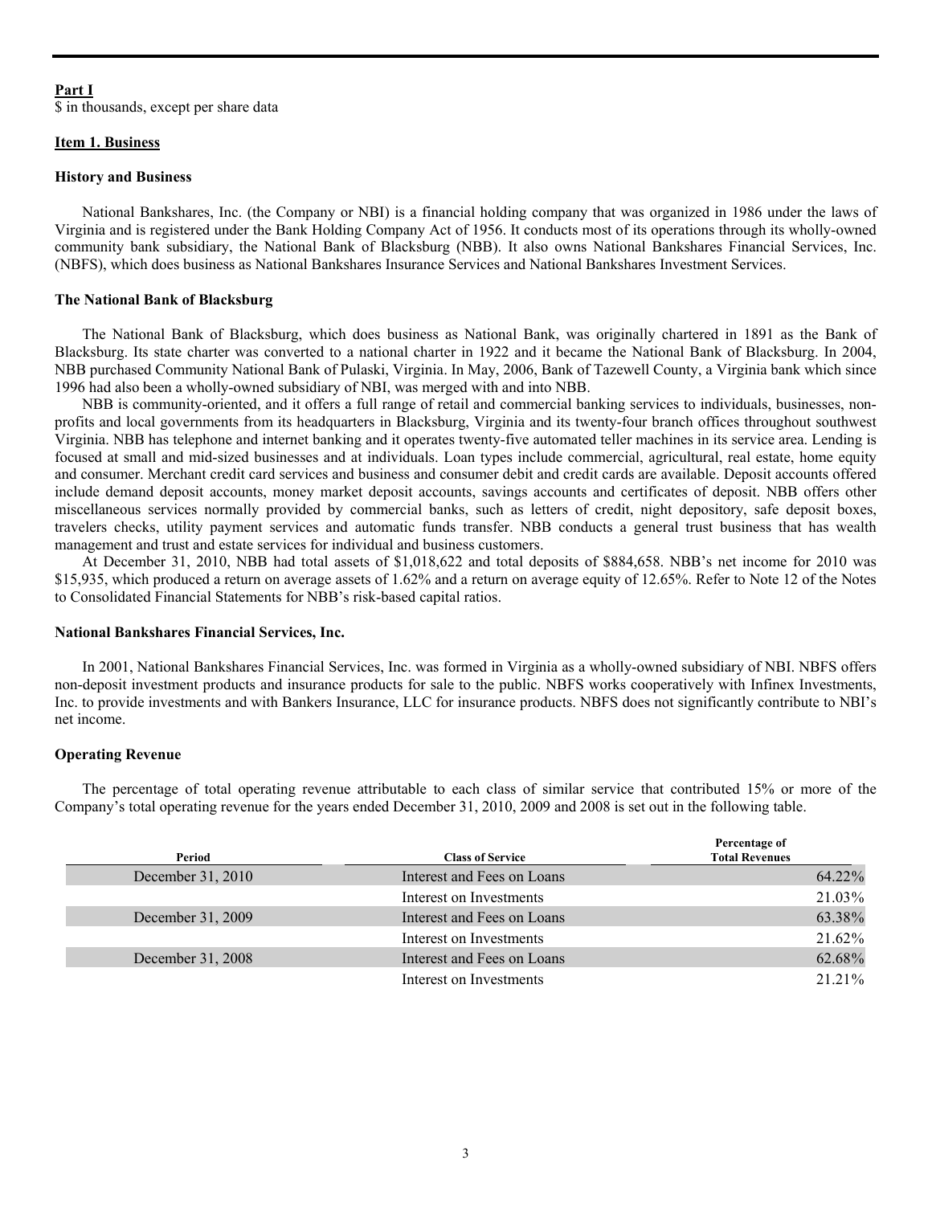**Part I**

$ in thousands, except per share data

## Item 1. Business

### History and Business

National Bankshares, Inc. (the Company or NBI) is a financial holding company that was organized in 1986 under the laws of Virginia and is registered under the Bank Holding Company Act of 1956. It conducts most of its operations through its wholly-owned community bank subsidiary, the National Bank of Blacksburg (NBB). It also owns National Bankshares Financial Services, Inc. (NBFS), which does business as National Bankshares Insurance Services and National Bankshares Investment Services.

### The National Bank of Blacksburg

The National Bank of Blacksburg, which does business as National Bank, was originally chartered in 1891 as the Bank of Blacksburg. Its state charter was converted to a national charter in 1922 and it became the National Bank of Blacksburg. In 2004, NBB purchased Community National Bank of Pulaski, Virginia. In May, 2006, Bank of Tazewell County, a Virginia bank which since 1996 had also been a wholly-owned subsidiary of NBI, was merged with and into NBB.

NBB is community-oriented, and it offers a full range of retail and commercial banking services to individuals, businesses, non-profits and local governments from its headquarters in Blacksburg, Virginia and its twenty-four branch offices throughout southwest Virginia. NBB has telephone and internet banking and it operates twenty-five automated teller machines in its service area. Lending is focused at small and mid-sized businesses and at individuals. Loan types include commercial, agricultural, real estate, home equity and consumer. Merchant credit card services and business and consumer debit and credit cards are available. Deposit accounts offered include demand deposit accounts, money market deposit accounts, savings accounts and certificates of deposit. NBB offers other miscellaneous services normally provided by commercial banks, such as letters of credit, night depository, safe deposit boxes, travelers checks, utility payment services and automatic funds transfer. NBB conducts a general trust business that has wealth management and trust and estate services for individual and business customers.

At December 31, 2010, NBB had total assets of $1,018,622 and total deposits of $884,658. NBB's net income for 2010 was $15,935, which produced a return on average assets of 1.62% and a return on average equity of 12.65%. Refer to Note 12 of the Notes to Consolidated Financial Statements for NBB's risk-based capital ratios.

### National Bankshares Financial Services, Inc.

In 2001, National Bankshares Financial Services, Inc. was formed in Virginia as a wholly-owned subsidiary of NBI. NBFS offers non-deposit investment products and insurance products for sale to the public. NBFS works cooperatively with Infinex Investments, Inc. to provide investments and with Bankers Insurance, LLC for insurance products. NBFS does not significantly contribute to NBI's net income.

### Operating Revenue

The percentage of total operating revenue attributable to each class of similar service that contributed 15% or more of the Company's total operating revenue for the years ended December 31, 2010, 2009 and 2008 is set out in the following table.

| Period | Class of Service | Percentage of Total Revenues |
|---|---|---|
| December 31, 2010 | Interest and Fees on Loans | 64.22% |
| | Interest on Investments | 21.03% |
| December 31, 2009 | Interest and Fees on Loans | 63.38% |
| | Interest on Investments | 21.62% |
| December 31, 2008 | Interest and Fees on Loans | 62.68% |
| | Interest on Investments | 21.21% |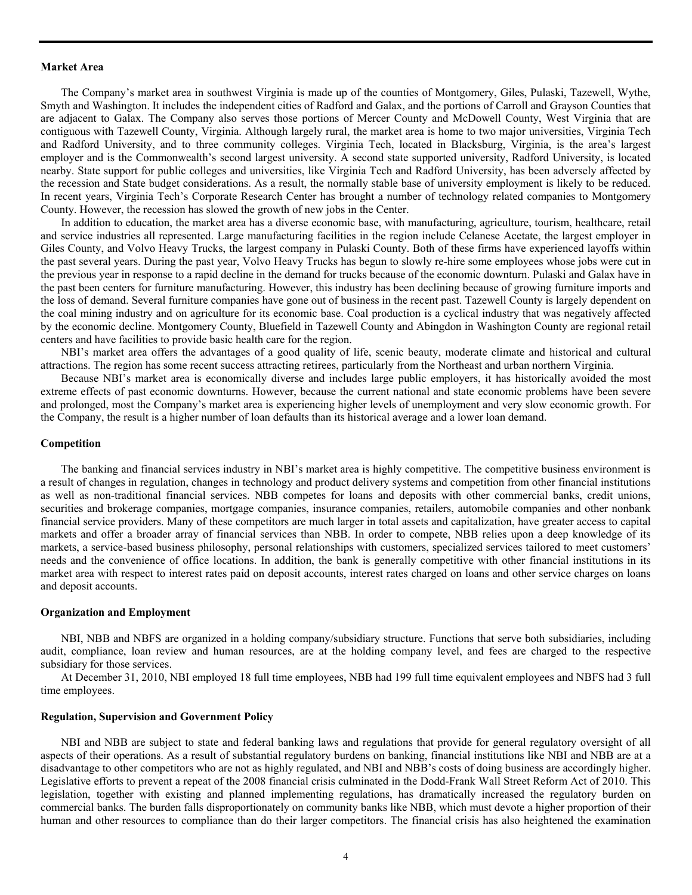**Market Area**

The Company's market area in southwest Virginia is made up of the counties of Montgomery, Giles, Pulaski, Tazewell, Wythe, Smyth and Washington. It includes the independent cities of Radford and Galax, and the portions of Carroll and Grayson Counties that are adjacent to Galax. The Company also serves those portions of Mercer County and McDowell County, West Virginia that are contiguous with Tazewell County, Virginia. Although largely rural, the market area is home to two major universities, Virginia Tech and Radford University, and to three community colleges. Virginia Tech, located in Blacksburg, Virginia, is the area's largest employer and is the Commonwealth's second largest university. A second state supported university, Radford University, is located nearby. State support for public colleges and universities, like Virginia Tech and Radford University, has been adversely affected by the recession and State budget considerations. As a result, the normally stable base of university employment is likely to be reduced. In recent years, Virginia Tech's Corporate Research Center has brought a number of technology related companies to Montgomery County. However, the recession has slowed the growth of new jobs in the Center.

In addition to education, the market area has a diverse economic base, with manufacturing, agriculture, tourism, healthcare, retail and service industries all represented. Large manufacturing facilities in the region include Celanese Acetate, the largest employer in Giles County, and Volvo Heavy Trucks, the largest company in Pulaski County. Both of these firms have experienced layoffs within the past several years. During the past year, Volvo Heavy Trucks has begun to slowly re-hire some employees whose jobs were cut in the previous year in response to a rapid decline in the demand for trucks because of the economic downturn. Pulaski and Galax have in the past been centers for furniture manufacturing. However, this industry has been declining because of growing furniture imports and the loss of demand. Several furniture companies have gone out of business in the recent past. Tazewell County is largely dependent on the coal mining industry and on agriculture for its economic base. Coal production is a cyclical industry that was negatively affected by the economic decline. Montgomery County, Bluefield in Tazewell County and Abingdon in Washington County are regional retail centers and have facilities to provide basic health care for the region.

NBI's market area offers the advantages of a good quality of life, scenic beauty, moderate climate and historical and cultural attractions. The region has some recent success attracting retirees, particularly from the Northeast and urban northern Virginia.

Because NBI's market area is economically diverse and includes large public employers, it has historically avoided the most extreme effects of past economic downturns. However, because the current national and state economic problems have been severe and prolonged, most the Company's market area is experiencing higher levels of unemployment and very slow economic growth. For the Company, the result is a higher number of loan defaults than its historical average and a lower loan demand.

**Competition**

The banking and financial services industry in NBI's market area is highly competitive. The competitive business environment is a result of changes in regulation, changes in technology and product delivery systems and competition from other financial institutions as well as non-traditional financial services. NBB competes for loans and deposits with other commercial banks, credit unions, securities and brokerage companies, mortgage companies, insurance companies, retailers, automobile companies and other nonbank financial service providers. Many of these competitors are much larger in total assets and capitalization, have greater access to capital markets and offer a broader array of financial services than NBB. In order to compete, NBB relies upon a deep knowledge of its markets, a service-based business philosophy, personal relationships with customers, specialized services tailored to meet customers' needs and the convenience of office locations. In addition, the bank is generally competitive with other financial institutions in its market area with respect to interest rates paid on deposit accounts, interest rates charged on loans and other service charges on loans and deposit accounts.

**Organization and Employment**

NBI, NBB and NBFS are organized in a holding company/subsidiary structure. Functions that serve both subsidiaries, including audit, compliance, loan review and human resources, are at the holding company level, and fees are charged to the respective subsidiary for those services.

At December 31, 2010, NBI employed 18 full time employees, NBB had 199 full time equivalent employees and NBFS had 3 full time employees.

**Regulation, Supervision and Government Policy**

NBI and NBB are subject to state and federal banking laws and regulations that provide for general regulatory oversight of all aspects of their operations. As a result of substantial regulatory burdens on banking, financial institutions like NBI and NBB are at a disadvantage to other competitors who are not as highly regulated, and NBI and NBB's costs of doing business are accordingly higher. Legislative efforts to prevent a repeat of the 2008 financial crisis culminated in the Dodd-Frank Wall Street Reform Act of 2010. This legislation, together with existing and planned implementing regulations, has dramatically increased the regulatory burden on commercial banks. The burden falls disproportionately on community banks like NBB, which must devote a higher proportion of their human and other resources to compliance than do their larger competitors. The financial crisis has also heightened the examination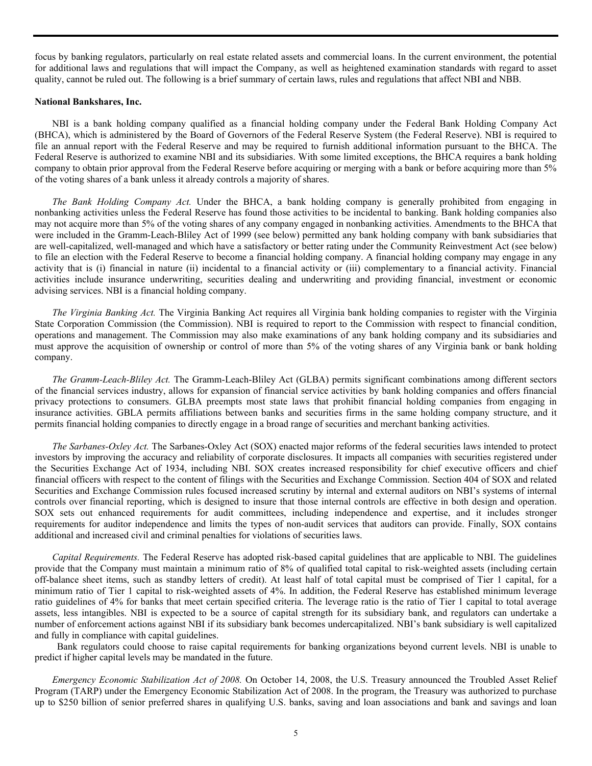focus by banking regulators, particularly on real estate related assets and commercial loans. In the current environment, the potential for additional laws and regulations that will impact the Company, as well as heightened examination standards with regard to asset quality, cannot be ruled out. The following is a brief summary of certain laws, rules and regulations that affect NBI and NBB.

**National Bankshares, Inc.**

NBI is a bank holding company qualified as a financial holding company under the Federal Bank Holding Company Act (BHCA), which is administered by the Board of Governors of the Federal Reserve System (the Federal Reserve). NBI is required to file an annual report with the Federal Reserve and may be required to furnish additional information pursuant to the BHCA. The Federal Reserve is authorized to examine NBI and its subsidiaries. With some limited exceptions, the BHCA requires a bank holding company to obtain prior approval from the Federal Reserve before acquiring or merging with a bank or before acquiring more than 5% of the voting shares of a bank unless it already controls a majority of shares.

*The Bank Holding Company Act.* Under the BHCA, a bank holding company is generally prohibited from engaging in nonbanking activities unless the Federal Reserve has found those activities to be incidental to banking. Bank holding companies also may not acquire more than 5% of the voting shares of any company engaged in nonbanking activities. Amendments to the BHCA that were included in the Gramm-Leach-Bliley Act of 1999 (see below) permitted any bank holding company with bank subsidiaries that are well-capitalized, well-managed and which have a satisfactory or better rating under the Community Reinvestment Act (see below) to file an election with the Federal Reserve to become a financial holding company. A financial holding company may engage in any activity that is (i) financial in nature (ii) incidental to a financial activity or (iii) complementary to a financial activity. Financial activities include insurance underwriting, securities dealing and underwriting and providing financial, investment or economic advising services. NBI is a financial holding company.

*The Virginia Banking Act.* The Virginia Banking Act requires all Virginia bank holding companies to register with the Virginia State Corporation Commission (the Commission). NBI is required to report to the Commission with respect to financial condition, operations and management. The Commission may also make examinations of any bank holding company and its subsidiaries and must approve the acquisition of ownership or control of more than 5% of the voting shares of any Virginia bank or bank holding company.

*The Gramm-Leach-Bliley Act.* The Gramm-Leach-Bliley Act (GLBA) permits significant combinations among different sectors of the financial services industry, allows for expansion of financial service activities by bank holding companies and offers financial privacy protections to consumers. GLBA preempts most state laws that prohibit financial holding companies from engaging in insurance activities. GBLA permits affiliations between banks and securities firms in the same holding company structure, and it permits financial holding companies to directly engage in a broad range of securities and merchant banking activities.

*The Sarbanes-Oxley Act.* The Sarbanes-Oxley Act (SOX) enacted major reforms of the federal securities laws intended to protect investors by improving the accuracy and reliability of corporate disclosures. It impacts all companies with securities registered under the Securities Exchange Act of 1934, including NBI. SOX creates increased responsibility for chief executive officers and chief financial officers with respect to the content of filings with the Securities and Exchange Commission. Section 404 of SOX and related Securities and Exchange Commission rules focused increased scrutiny by internal and external auditors on NBI's systems of internal controls over financial reporting, which is designed to insure that those internal controls are effective in both design and operation. SOX sets out enhanced requirements for audit committees, including independence and expertise, and it includes stronger requirements for auditor independence and limits the types of non-audit services that auditors can provide. Finally, SOX contains additional and increased civil and criminal penalties for violations of securities laws.

*Capital Requirements.* The Federal Reserve has adopted risk-based capital guidelines that are applicable to NBI. The guidelines provide that the Company must maintain a minimum ratio of 8% of qualified total capital to risk-weighted assets (including certain off-balance sheet items, such as standby letters of credit). At least half of total capital must be comprised of Tier 1 capital, for a minimum ratio of Tier 1 capital to risk-weighted assets of 4%. In addition, the Federal Reserve has established minimum leverage ratio guidelines of 4% for banks that meet certain specified criteria. The leverage ratio is the ratio of Tier 1 capital to total average assets, less intangibles. NBI is expected to be a source of capital strength for its subsidiary bank, and regulators can undertake a number of enforcement actions against NBI if its subsidiary bank becomes undercapitalized. NBI's bank subsidiary is well capitalized and fully in compliance with capital guidelines.

Bank regulators could choose to raise capital requirements for banking organizations beyond current levels. NBI is unable to predict if higher capital levels may be mandated in the future.

*Emergency Economic Stabilization Act of 2008.* On October 14, 2008, the U.S. Treasury announced the Troubled Asset Relief Program (TARP) under the Emergency Economic Stabilization Act of 2008. In the program, the Treasury was authorized to purchase up to $250 billion of senior preferred shares in qualifying U.S. banks, saving and loan associations and bank and savings and loan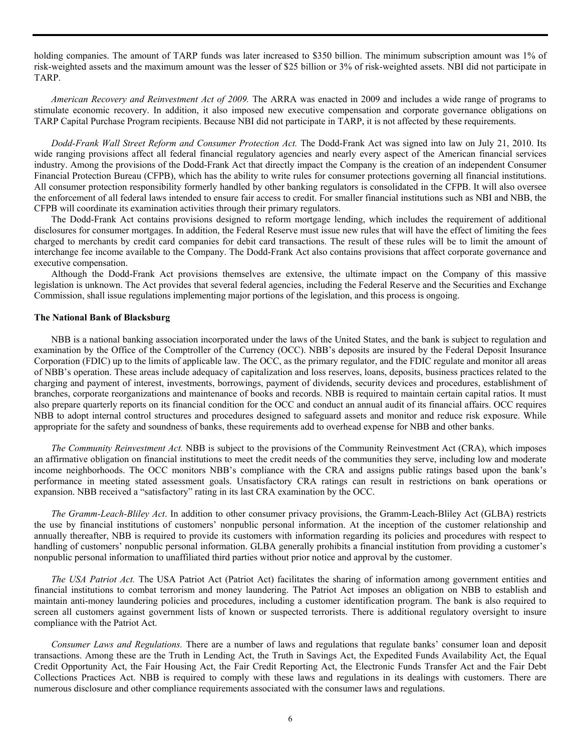holding companies. The amount of TARP funds was later increased to $350 billion. The minimum subscription amount was 1% of risk-weighted assets and the maximum amount was the lesser of $25 billion or 3% of risk-weighted assets. NBI did not participate in TARP.

*American Recovery and Reinvestment Act of 2009.* The ARRA was enacted in 2009 and includes a wide range of programs to stimulate economic recovery. In addition, it also imposed new executive compensation and corporate governance obligations on TARP Capital Purchase Program recipients. Because NBI did not participate in TARP, it is not affected by these requirements.

*Dodd-Frank Wall Street Reform and Consumer Protection Act.* The Dodd-Frank Act was signed into law on July 21, 2010. Its wide ranging provisions affect all federal financial regulatory agencies and nearly every aspect of the American financial services industry. Among the provisions of the Dodd-Frank Act that directly impact the Company is the creation of an independent Consumer Financial Protection Bureau (CFPB), which has the ability to write rules for consumer protections governing all financial institutions. All consumer protection responsibility formerly handled by other banking regulators is consolidated in the CFPB. It will also oversee the enforcement of all federal laws intended to ensure fair access to credit. For smaller financial institutions such as NBI and NBB, the CFPB will coordinate its examination activities through their primary regulators.

The Dodd-Frank Act contains provisions designed to reform mortgage lending, which includes the requirement of additional disclosures for consumer mortgages. In addition, the Federal Reserve must issue new rules that will have the effect of limiting the fees charged to merchants by credit card companies for debit card transactions. The result of these rules will be to limit the amount of interchange fee income available to the Company. The Dodd-Frank Act also contains provisions that affect corporate governance and executive compensation.

Although the Dodd-Frank Act provisions themselves are extensive, the ultimate impact on the Company of this massive legislation is unknown. The Act provides that several federal agencies, including the Federal Reserve and the Securities and Exchange Commission, shall issue regulations implementing major portions of the legislation, and this process is ongoing.

**The National Bank of Blacksburg**

NBB is a national banking association incorporated under the laws of the United States, and the bank is subject to regulation and examination by the Office of the Comptroller of the Currency (OCC). NBB's deposits are insured by the Federal Deposit Insurance Corporation (FDIC) up to the limits of applicable law. The OCC, as the primary regulator, and the FDIC regulate and monitor all areas of NBB's operation. These areas include adequacy of capitalization and loss reserves, loans, deposits, business practices related to the charging and payment of interest, investments, borrowings, payment of dividends, security devices and procedures, establishment of branches, corporate reorganizations and maintenance of books and records. NBB is required to maintain certain capital ratios. It must also prepare quarterly reports on its financial condition for the OCC and conduct an annual audit of its financial affairs. OCC requires NBB to adopt internal control structures and procedures designed to safeguard assets and monitor and reduce risk exposure. While appropriate for the safety and soundness of banks, these requirements add to overhead expense for NBB and other banks.

*The Community Reinvestment Act.* NBB is subject to the provisions of the Community Reinvestment Act (CRA), which imposes an affirmative obligation on financial institutions to meet the credit needs of the communities they serve, including low and moderate income neighborhoods. The OCC monitors NBB's compliance with the CRA and assigns public ratings based upon the bank's performance in meeting stated assessment goals. Unsatisfactory CRA ratings can result in restrictions on bank operations or expansion. NBB received a "satisfactory" rating in its last CRA examination by the OCC.

*The Gramm-Leach-Bliley Act*. In addition to other consumer privacy provisions, the Gramm-Leach-Bliley Act (GLBA) restricts the use by financial institutions of customers' nonpublic personal information. At the inception of the customer relationship and annually thereafter, NBB is required to provide its customers with information regarding its policies and procedures with respect to handling of customers' nonpublic personal information. GLBA generally prohibits a financial institution from providing a customer's nonpublic personal information to unaffiliated third parties without prior notice and approval by the customer.

*The USA Patriot Act.* The USA Patriot Act (Patriot Act) facilitates the sharing of information among government entities and financial institutions to combat terrorism and money laundering. The Patriot Act imposes an obligation on NBB to establish and maintain anti-money laundering policies and procedures, including a customer identification program. The bank is also required to screen all customers against government lists of known or suspected terrorists. There is additional regulatory oversight to insure compliance with the Patriot Act.

*Consumer Laws and Regulations.* There are a number of laws and regulations that regulate banks' consumer loan and deposit transactions. Among these are the Truth in Lending Act, the Truth in Savings Act, the Expedited Funds Availability Act, the Equal Credit Opportunity Act, the Fair Housing Act, the Fair Credit Reporting Act, the Electronic Funds Transfer Act and the Fair Debt Collections Practices Act. NBB is required to comply with these laws and regulations in its dealings with customers. There are numerous disclosure and other compliance requirements associated with the consumer laws and regulations.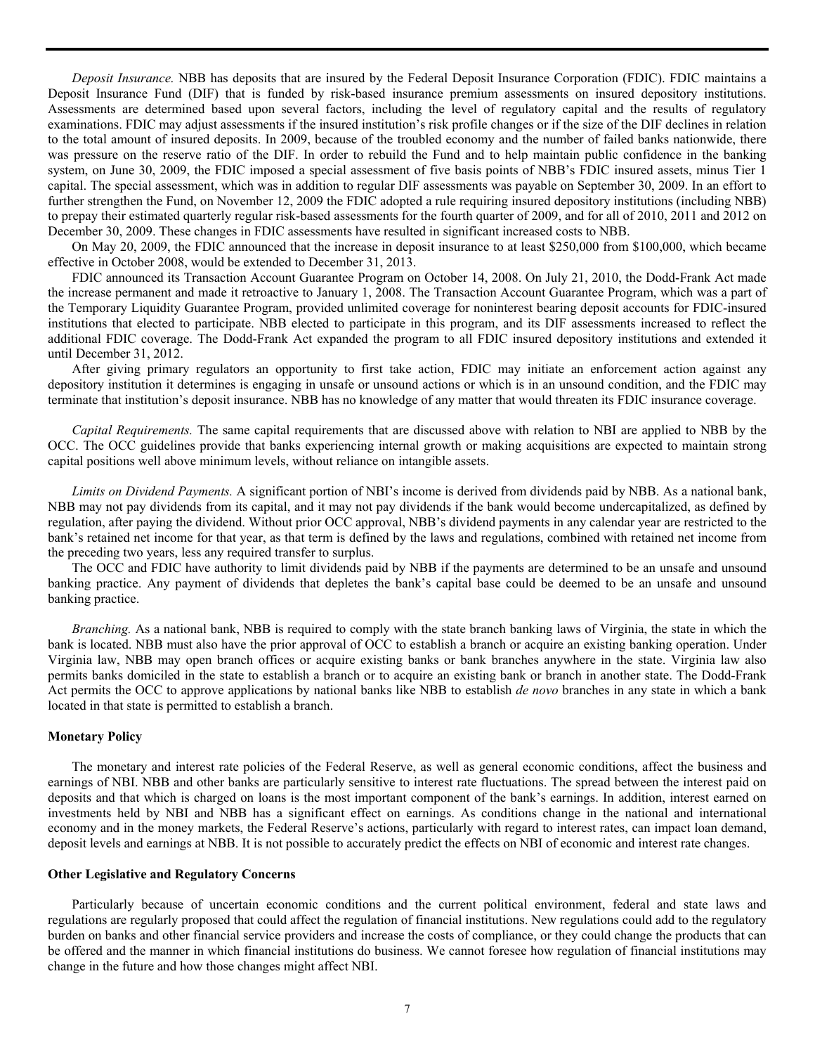*Deposit Insurance.* NBB has deposits that are insured by the Federal Deposit Insurance Corporation (FDIC). FDIC maintains a Deposit Insurance Fund (DIF) that is funded by risk-based insurance premium assessments on insured depository institutions. Assessments are determined based upon several factors, including the level of regulatory capital and the results of regulatory examinations. FDIC may adjust assessments if the insured institution's risk profile changes or if the size of the DIF declines in relation to the total amount of insured deposits. In 2009, because of the troubled economy and the number of failed banks nationwide, there was pressure on the reserve ratio of the DIF. In order to rebuild the Fund and to help maintain public confidence in the banking system, on June 30, 2009, the FDIC imposed a special assessment of five basis points of NBB's FDIC insured assets, minus Tier 1 capital. The special assessment, which was in addition to regular DIF assessments was payable on September 30, 2009. In an effort to further strengthen the Fund, on November 12, 2009 the FDIC adopted a rule requiring insured depository institutions (including NBB) to prepay their estimated quarterly regular risk-based assessments for the fourth quarter of 2009, and for all of 2010, 2011 and 2012 on December 30, 2009. These changes in FDIC assessments have resulted in significant increased costs to NBB.

On May 20, 2009, the FDIC announced that the increase in deposit insurance to at least $250,000 from $100,000, which became effective in October 2008, would be extended to December 31, 2013.

FDIC announced its Transaction Account Guarantee Program on October 14, 2008. On July 21, 2010, the Dodd-Frank Act made the increase permanent and made it retroactive to January 1, 2008. The Transaction Account Guarantee Program, which was a part of the Temporary Liquidity Guarantee Program, provided unlimited coverage for noninterest bearing deposit accounts for FDIC-insured institutions that elected to participate. NBB elected to participate in this program, and its DIF assessments increased to reflect the additional FDIC coverage. The Dodd-Frank Act expanded the program to all FDIC insured depository institutions and extended it until December 31, 2012.

After giving primary regulators an opportunity to first take action, FDIC may initiate an enforcement action against any depository institution it determines is engaging in unsafe or unsound actions or which is in an unsound condition, and the FDIC may terminate that institution's deposit insurance. NBB has no knowledge of any matter that would threaten its FDIC insurance coverage.

*Capital Requirements.* The same capital requirements that are discussed above with relation to NBI are applied to NBB by the OCC. The OCC guidelines provide that banks experiencing internal growth or making acquisitions are expected to maintain strong capital positions well above minimum levels, without reliance on intangible assets.

*Limits on Dividend Payments.* A significant portion of NBI's income is derived from dividends paid by NBB. As a national bank, NBB may not pay dividends from its capital, and it may not pay dividends if the bank would become undercapitalized, as defined by regulation, after paying the dividend. Without prior OCC approval, NBB's dividend payments in any calendar year are restricted to the bank's retained net income for that year, as that term is defined by the laws and regulations, combined with retained net income from the preceding two years, less any required transfer to surplus.

The OCC and FDIC have authority to limit dividends paid by NBB if the payments are determined to be an unsafe and unsound banking practice. Any payment of dividends that depletes the bank's capital base could be deemed to be an unsafe and unsound banking practice.

*Branching.* As a national bank, NBB is required to comply with the state branch banking laws of Virginia, the state in which the bank is located. NBB must also have the prior approval of OCC to establish a branch or acquire an existing banking operation. Under Virginia law, NBB may open branch offices or acquire existing banks or bank branches anywhere in the state. Virginia law also permits banks domiciled in the state to establish a branch or to acquire an existing bank or branch in another state. The Dodd-Frank Act permits the OCC to approve applications by national banks like NBB to establish *de novo* branches in any state in which a bank located in that state is permitted to establish a branch.

**Monetary Policy**

The monetary and interest rate policies of the Federal Reserve, as well as general economic conditions, affect the business and earnings of NBI. NBB and other banks are particularly sensitive to interest rate fluctuations. The spread between the interest paid on deposits and that which is charged on loans is the most important component of the bank's earnings. In addition, interest earned on investments held by NBI and NBB has a significant effect on earnings. As conditions change in the national and international economy and in the money markets, the Federal Reserve's actions, particularly with regard to interest rates, can impact loan demand, deposit levels and earnings at NBB. It is not possible to accurately predict the effects on NBI of economic and interest rate changes.

**Other Legislative and Regulatory Concerns**

Particularly because of uncertain economic conditions and the current political environment, federal and state laws and regulations are regularly proposed that could affect the regulation of financial institutions. New regulations could add to the regulatory burden on banks and other financial service providers and increase the costs of compliance, or they could change the products that can be offered and the manner in which financial institutions do business. We cannot foresee how regulation of financial institutions may change in the future and how those changes might affect NBI.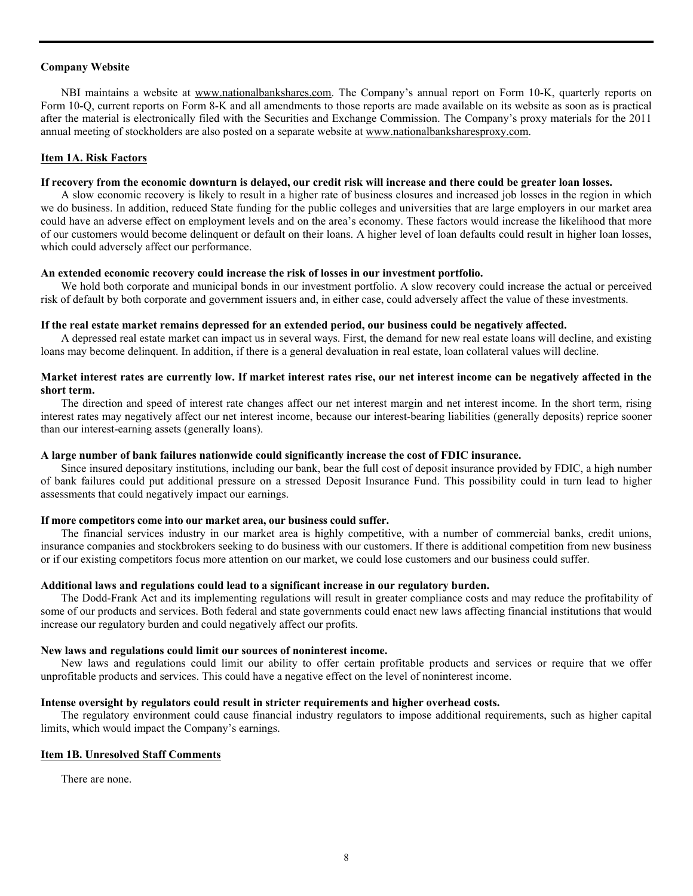**Company Website**

NBI maintains a website at www.nationalbankshares.com. The Company's annual report on Form 10-K, quarterly reports on Form 10-Q, current reports on Form 8-K and all amendments to those reports are made available on its website as soon as is practical after the material is electronically filed with the Securities and Exchange Commission. The Company's proxy materials for the 2011 annual meeting of stockholders are also posted on a separate website at www.nationalbanksharesproxy.com.

## Item 1A. Risk Factors

**If recovery from the economic downturn is delayed, our credit risk will increase and there could be greater loan losses.**

A slow economic recovery is likely to result in a higher rate of business closures and increased job losses in the region in which we do business. In addition, reduced State funding for the public colleges and universities that are large employers in our market area could have an adverse effect on employment levels and on the area's economy. These factors would increase the likelihood that more of our customers would become delinquent or default on their loans. A higher level of loan defaults could result in higher loan losses, which could adversely affect our performance.

**An extended economic recovery could increase the risk of losses in our investment portfolio.**

We hold both corporate and municipal bonds in our investment portfolio. A slow recovery could increase the actual or perceived risk of default by both corporate and government issuers and, in either case, could adversely affect the value of these investments.

**If the real estate market remains depressed for an extended period, our business could be negatively affected.**

A depressed real estate market can impact us in several ways. First, the demand for new real estate loans will decline, and existing loans may become delinquent. In addition, if there is a general devaluation in real estate, loan collateral values will decline.

**Market interest rates are currently low. If market interest rates rise, our net interest income can be negatively affected in the short term.**

The direction and speed of interest rate changes affect our net interest margin and net interest income. In the short term, rising interest rates may negatively affect our net interest income, because our interest-bearing liabilities (generally deposits) reprice sooner than our interest-earning assets (generally loans).

**A large number of bank failures nationwide could significantly increase the cost of FDIC insurance.**

Since insured depositary institutions, including our bank, bear the full cost of deposit insurance provided by FDIC, a high number of bank failures could put additional pressure on a stressed Deposit Insurance Fund. This possibility could in turn lead to higher assessments that could negatively impact our earnings.

**If more competitors come into our market area, our business could suffer.**

The financial services industry in our market area is highly competitive, with a number of commercial banks, credit unions, insurance companies and stockbrokers seeking to do business with our customers. If there is additional competition from new business or if our existing competitors focus more attention on our market, we could lose customers and our business could suffer.

**Additional laws and regulations could lead to a significant increase in our regulatory burden.**

The Dodd-Frank Act and its implementing regulations will result in greater compliance costs and may reduce the profitability of some of our products and services. Both federal and state governments could enact new laws affecting financial institutions that would increase our regulatory burden and could negatively affect our profits.

**New laws and regulations could limit our sources of noninterest income.**

New laws and regulations could limit our ability to offer certain profitable products and services or require that we offer unprofitable products and services. This could have a negative effect on the level of noninterest income.

**Intense oversight by regulators could result in stricter requirements and higher overhead costs.**

The regulatory environment could cause financial industry regulators to impose additional requirements, such as higher capital limits, which would impact the Company's earnings.

## Item 1B. Unresolved Staff Comments

There are none.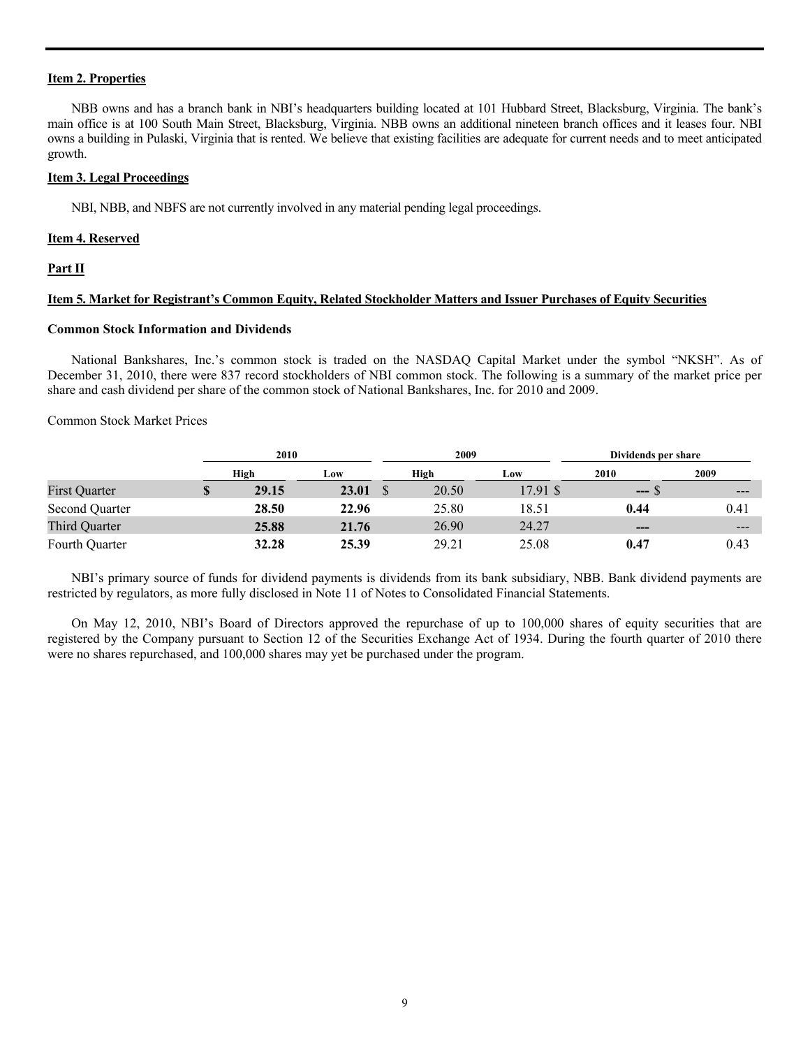**Item 2. Properties**

NBB owns and has a branch bank in NBI's headquarters building located at 101 Hubbard Street, Blacksburg, Virginia. The bank's main office is at 100 South Main Street, Blacksburg, Virginia. NBB owns an additional nineteen branch offices and it leases four. NBI owns a building in Pulaski, Virginia that is rented. We believe that existing facilities are adequate for current needs and to meet anticipated growth.

**Item 3. Legal Proceedings**

NBI, NBB, and NBFS are not currently involved in any material pending legal proceedings.

**Item 4. Reserved**

**Part II**

**Item 5. Market for Registrant's Common Equity, Related Stockholder Matters and Issuer Purchases of Equity Securities**

**Common Stock Information and Dividends**

National Bankshares, Inc.'s common stock is traded on the NASDAQ Capital Market under the symbol "NKSH". As of December 31, 2010, there were 837 record stockholders of NBI common stock. The following is a summary of the market price per share and cash dividend per share of the common stock of National Bankshares, Inc. for 2010 and 2009.

Common Stock Market Prices

| | 2010 | | 2009 | | Dividends per share | |
|---|---|---|---|---|---|---|
| | High | Low | High | Low | 2010 | 2009 |
| First Quarter | **$ 29.15** | **23.01** | $ 20.50 | 17.91 | **$ ---** | $ --- |
| Second Quarter | **28.50** | **22.96** | 25.80 | 18.51 | **0.44** | 0.41 |
| Third Quarter | **25.88** | **21.76** | 26.90 | 24.27 | **---** | --- |
| Fourth Quarter | **32.28** | **25.39** | 29.21 | 25.08 | **0.47** | 0.43 |

NBI's primary source of funds for dividend payments is dividends from its bank subsidiary, NBB. Bank dividend payments are restricted by regulators, as more fully disclosed in Note 11 of Notes to Consolidated Financial Statements.

On May 12, 2010, NBI's Board of Directors approved the repurchase of up to 100,000 shares of equity securities that are registered by the Company pursuant to Section 12 of the Securities Exchange Act of 1934. During the fourth quarter of 2010 there were no shares repurchased, and 100,000 shares may yet be purchased under the program.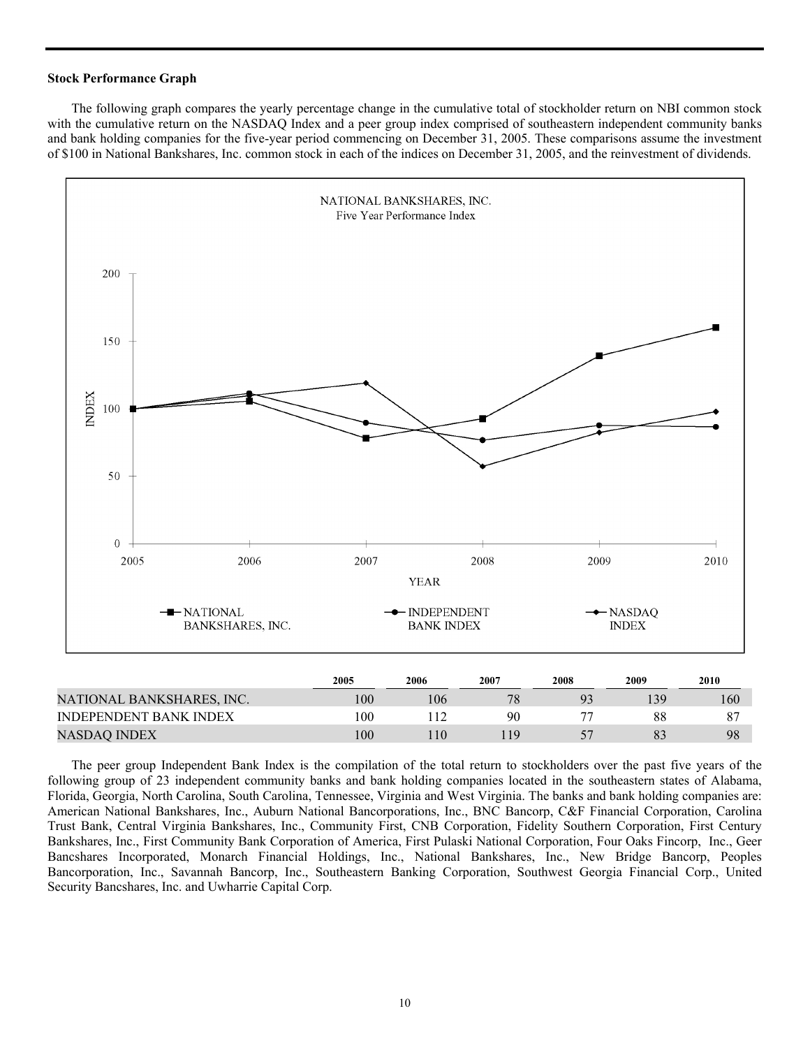### Stock Performance Graph

The following graph compares the yearly percentage change in the cumulative total of stockholder return on NBI common stock with the cumulative return on the NASDAQ Index and a peer group index comprised of southeastern independent community banks and bank holding companies for the five-year period commencing on December 31, 2005. These comparisons assume the investment of $100 in National Bankshares, Inc. common stock in each of the indices on December 31, 2005, and the reinvestment of dividends.

NATIONAL BANKSHARES, INC.
Five Year Performance Index

| | 2005 | 2006 | 2007 | 2008 | 2009 | 2010 |
|---|---|---|---|---|---|---|
| NATIONAL BANKSHARES, INC. | 100 | 106 | 78 | 93 | 139 | 160 |
| INDEPENDENT BANK INDEX | 100 | 112 | 90 | 77 | 88 | 87 |
| NASDAQ INDEX | 100 | 110 | 119 | 57 | 83 | 98 |

The peer group Independent Bank Index is the compilation of the total return to stockholders over the past five years of the following group of 23 independent community banks and bank holding companies located in the southeastern states of Alabama, Florida, Georgia, North Carolina, South Carolina, Tennessee, Virginia and West Virginia. The banks and bank holding companies are: American National Bankshares, Inc., Auburn National Bancorporations, Inc., BNC Bancorp, C&F Financial Corporation, Carolina Trust Bank, Central Virginia Bankshares, Inc., Community First, CNB Corporation, Fidelity Southern Corporation, First Century Bankshares, Inc., First Community Bank Corporation of America, First Pulaski National Corporation, Four Oaks Fincorp, Inc., Geer Bancshares Incorporated, Monarch Financial Holdings, Inc., National Bankshares, Inc., New Bridge Bancorp, Peoples Bancorporation, Inc., Savannah Bancorp, Inc., Southeastern Banking Corporation, Southwest Georgia Financial Corp., United Security Bancshares, Inc. and Uwharrie Capital Corp.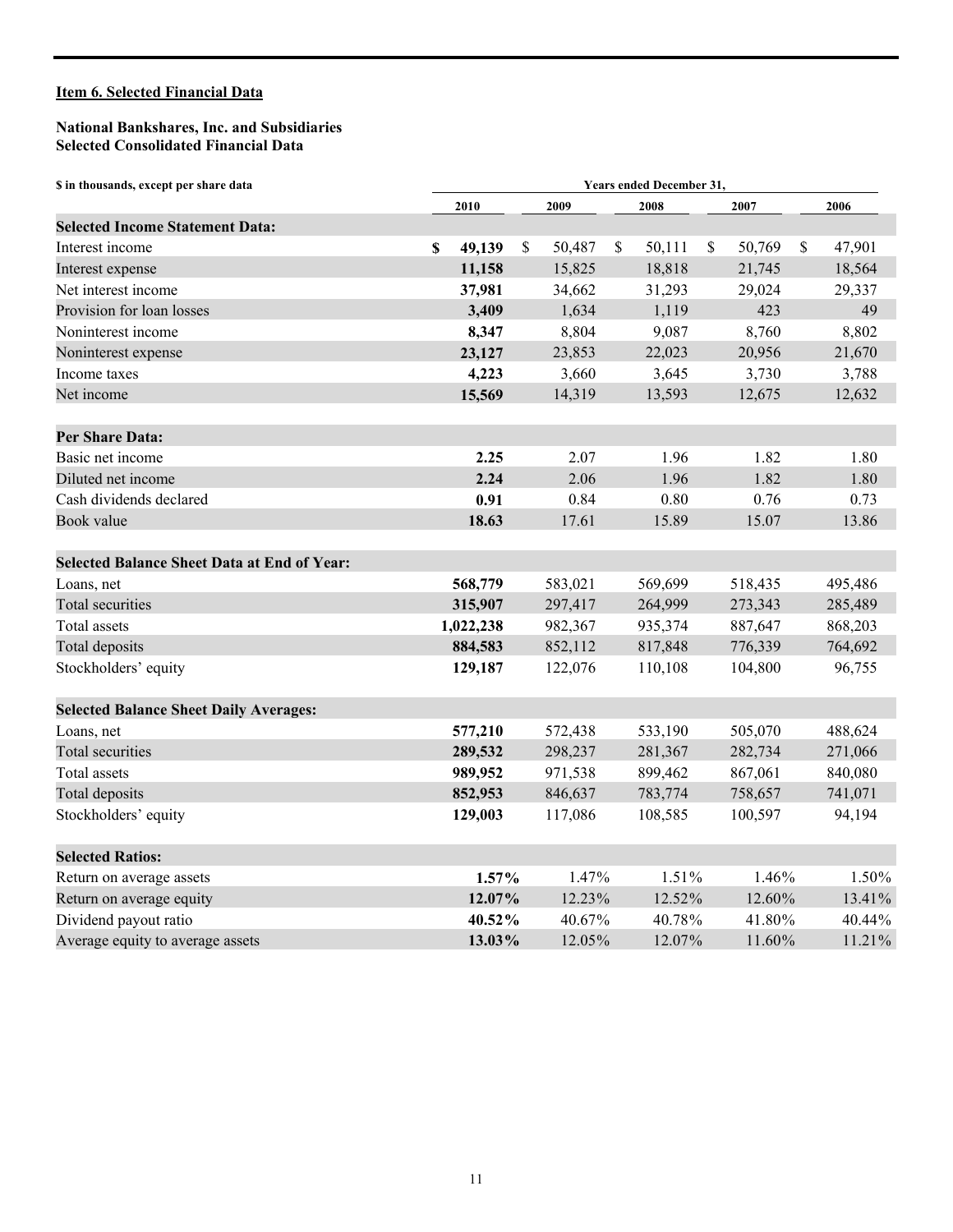## Item 6. Selected Financial Data

**National Bankshares, Inc. and Subsidiaries**
**Selected Consolidated Financial Data**

| $ in thousands, except per share data | Years ended December 31, | | | | |
|---|---|---|---|---|---|
| | **2010** | **2009** | **2008** | **2007** | **2006** |
| **Selected Income Statement Data:** | | | | | |
| Interest income | **$ 49,139** | $ 50,487 | $ 50,111 | $ 50,769 | $ 47,901 |
| Interest expense | **11,158** | 15,825 | 18,818 | 21,745 | 18,564 |
| Net interest income | **37,981** | 34,662 | 31,293 | 29,024 | 29,337 |
| Provision for loan losses | **3,409** | 1,634 | 1,119 | 423 | 49 |
| Noninterest income | **8,347** | 8,804 | 9,087 | 8,760 | 8,802 |
| Noninterest expense | **23,127** | 23,853 | 22,023 | 20,956 | 21,670 |
| Income taxes | **4,223** | 3,660 | 3,645 | 3,730 | 3,788 |
| Net income | **15,569** | 14,319 | 13,593 | 12,675 | 12,632 |
| | | | | | |
| **Per Share Data:** | | | | | |
| Basic net income | **2.25** | 2.07 | 1.96 | 1.82 | 1.80 |
| Diluted net income | **2.24** | 2.06 | 1.96 | 1.82 | 1.80 |
| Cash dividends declared | **0.91** | 0.84 | 0.80 | 0.76 | 0.73 |
| Book value | **18.63** | 17.61 | 15.89 | 15.07 | 13.86 |
| | | | | | |
| **Selected Balance Sheet Data at End of Year:** | | | | | |
| Loans, net | **568,779** | 583,021 | 569,699 | 518,435 | 495,486 |
| Total securities | **315,907** | 297,417 | 264,999 | 273,343 | 285,489 |
| Total assets | **1,022,238** | 982,367 | 935,374 | 887,647 | 868,203 |
| Total deposits | **884,583** | 852,112 | 817,848 | 776,339 | 764,692 |
| Stockholders' equity | **129,187** | 122,076 | 110,108 | 104,800 | 96,755 |
| | | | | | |
| **Selected Balance Sheet Daily Averages:** | | | | | |
| Loans, net | **577,210** | 572,438 | 533,190 | 505,070 | 488,624 |
| Total securities | **289,532** | 298,237 | 281,367 | 282,734 | 271,066 |
| Total assets | **989,952** | 971,538 | 899,462 | 867,061 | 840,080 |
| Total deposits | **852,953** | 846,637 | 783,774 | 758,657 | 741,071 |
| Stockholders' equity | **129,003** | 117,086 | 108,585 | 100,597 | 94,194 |
| | | | | | |
| **Selected Ratios:** | | | | | |
| Return on average assets | **1.57%** | 1.47% | 1.51% | 1.46% | 1.50% |
| Return on average equity | **12.07%** | 12.23% | 12.52% | 12.60% | 13.41% |
| Dividend payout ratio | **40.52%** | 40.67% | 40.78% | 41.80% | 40.44% |
| Average equity to average assets | **13.03%** | 12.05% | 12.07% | 11.60% | 11.21% |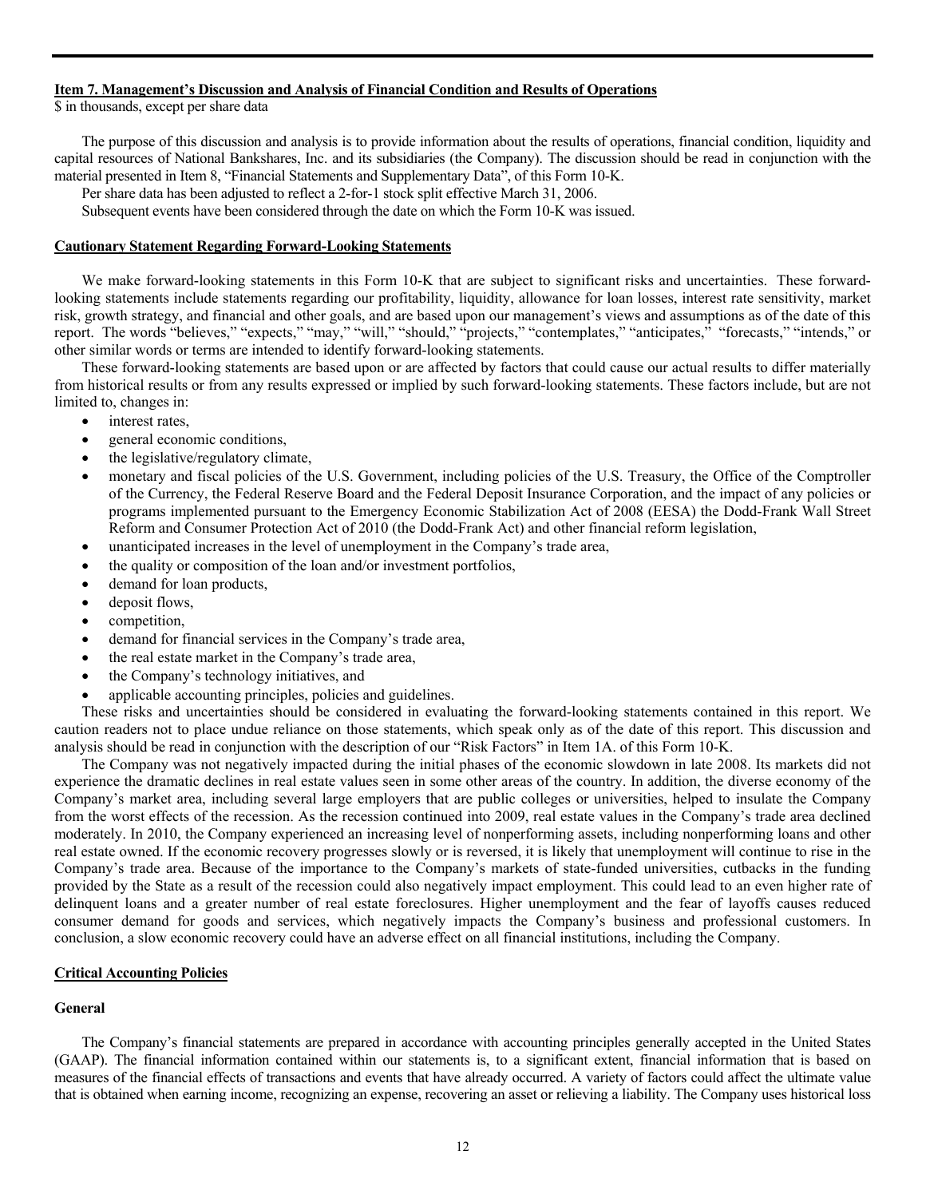## Item 7. Management's Discussion and Analysis of Financial Condition and Results of Operations

$ in thousands, except per share data

The purpose of this discussion and analysis is to provide information about the results of operations, financial condition, liquidity and capital resources of National Bankshares, Inc. and its subsidiaries (the Company). The discussion should be read in conjunction with the material presented in Item 8, "Financial Statements and Supplementary Data", of this Form 10-K.

Per share data has been adjusted to reflect a 2-for-1 stock split effective March 31, 2006.

Subsequent events have been considered through the date on which the Form 10-K was issued.

## Cautionary Statement Regarding Forward-Looking Statements

We make forward-looking statements in this Form 10-K that are subject to significant risks and uncertainties. These forward-looking statements include statements regarding our profitability, liquidity, allowance for loan losses, interest rate sensitivity, market risk, growth strategy, and financial and other goals, and are based upon our management's views and assumptions as of the date of this report. The words "believes," "expects," "may," "will," "should," "projects," "contemplates," "anticipates," "forecasts," "intends," or other similar words or terms are intended to identify forward-looking statements.

These forward-looking statements are based upon or are affected by factors that could cause our actual results to differ materially from historical results or from any results expressed or implied by such forward-looking statements. These factors include, but are not limited to, changes in:

- interest rates,
- general economic conditions,
- the legislative/regulatory climate,
- monetary and fiscal policies of the U.S. Government, including policies of the U.S. Treasury, the Office of the Comptroller of the Currency, the Federal Reserve Board and the Federal Deposit Insurance Corporation, and the impact of any policies or programs implemented pursuant to the Emergency Economic Stabilization Act of 2008 (EESA) the Dodd-Frank Wall Street Reform and Consumer Protection Act of 2010 (the Dodd-Frank Act) and other financial reform legislation,
- unanticipated increases in the level of unemployment in the Company's trade area,
- the quality or composition of the loan and/or investment portfolios,
- demand for loan products,
- deposit flows,
- competition,
- demand for financial services in the Company's trade area,
- the real estate market in the Company's trade area,
- the Company's technology initiatives, and
- applicable accounting principles, policies and guidelines.

These risks and uncertainties should be considered in evaluating the forward-looking statements contained in this report. We caution readers not to place undue reliance on those statements, which speak only as of the date of this report. This discussion and analysis should be read in conjunction with the description of our "Risk Factors" in Item 1A. of this Form 10-K.

The Company was not negatively impacted during the initial phases of the economic slowdown in late 2008. Its markets did not experience the dramatic declines in real estate values seen in some other areas of the country. In addition, the diverse economy of the Company's market area, including several large employers that are public colleges or universities, helped to insulate the Company from the worst effects of the recession. As the recession continued into 2009, real estate values in the Company's trade area declined moderately. In 2010, the Company experienced an increasing level of nonperforming assets, including nonperforming loans and other real estate owned. If the economic recovery progresses slowly or is reversed, it is likely that unemployment will continue to rise in the Company's trade area. Because of the importance to the Company's markets of state-funded universities, cutbacks in the funding provided by the State as a result of the recession could also negatively impact employment. This could lead to an even higher rate of delinquent loans and a greater number of real estate foreclosures. Higher unemployment and the fear of layoffs causes reduced consumer demand for goods and services, which negatively impacts the Company's business and professional customers. In conclusion, a slow economic recovery could have an adverse effect on all financial institutions, including the Company.

## Critical Accounting Policies

### General

The Company's financial statements are prepared in accordance with accounting principles generally accepted in the United States (GAAP). The financial information contained within our statements is, to a significant extent, financial information that is based on measures of the financial effects of transactions and events that have already occurred. A variety of factors could affect the ultimate value that is obtained when earning income, recognizing an expense, recovering an asset or relieving a liability. The Company uses historical loss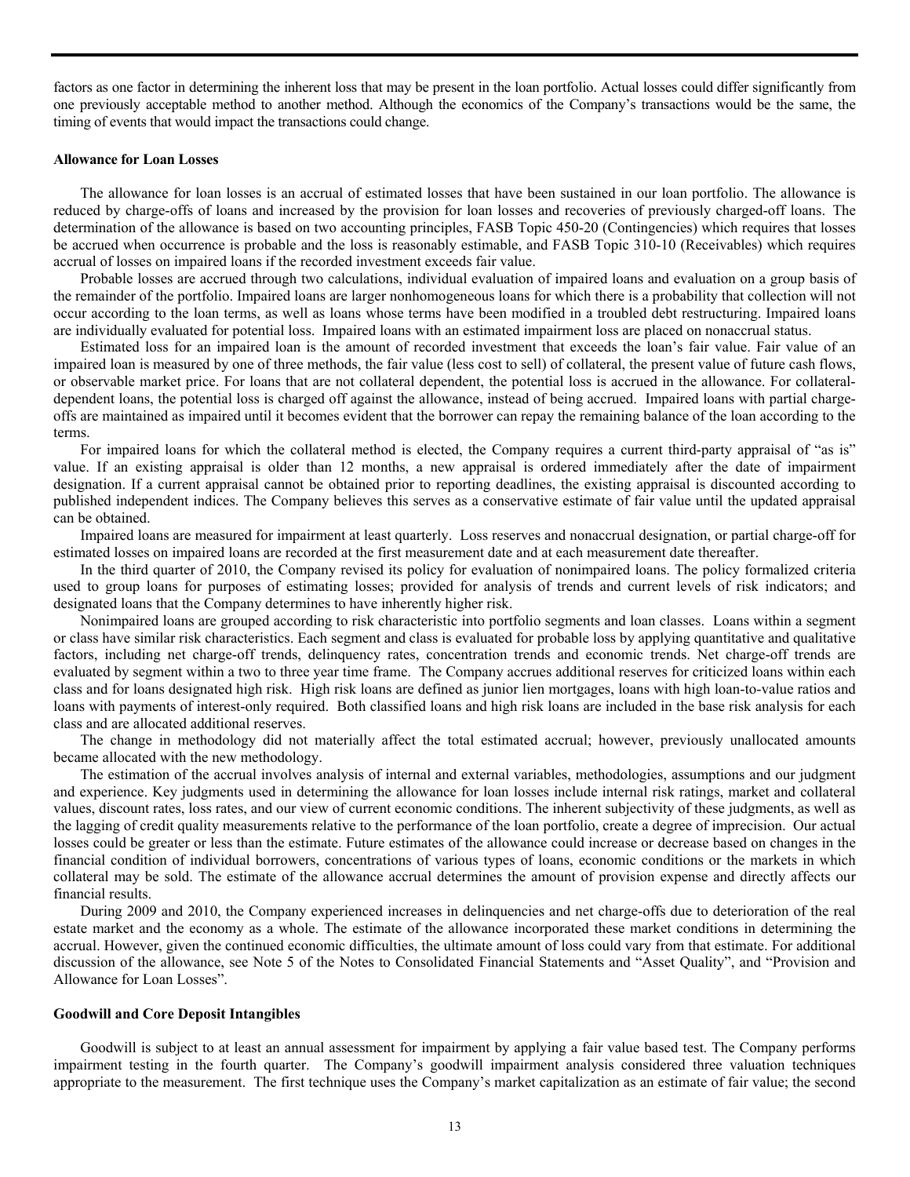factors as one factor in determining the inherent loss that may be present in the loan portfolio. Actual losses could differ significantly from one previously acceptable method to another method. Although the economics of the Company's transactions would be the same, the timing of events that would impact the transactions could change.

**Allowance for Loan Losses**

The allowance for loan losses is an accrual of estimated losses that have been sustained in our loan portfolio. The allowance is reduced by charge-offs of loans and increased by the provision for loan losses and recoveries of previously charged-off loans. The determination of the allowance is based on two accounting principles, FASB Topic 450-20 (Contingencies) which requires that losses be accrued when occurrence is probable and the loss is reasonably estimable, and FASB Topic 310-10 (Receivables) which requires accrual of losses on impaired loans if the recorded investment exceeds fair value.

Probable losses are accrued through two calculations, individual evaluation of impaired loans and evaluation on a group basis of the remainder of the portfolio. Impaired loans are larger nonhomogeneous loans for which there is a probability that collection will not occur according to the loan terms, as well as loans whose terms have been modified in a troubled debt restructuring. Impaired loans are individually evaluated for potential loss. Impaired loans with an estimated impairment loss are placed on nonaccrual status.

Estimated loss for an impaired loan is the amount of recorded investment that exceeds the loan's fair value. Fair value of an impaired loan is measured by one of three methods, the fair value (less cost to sell) of collateral, the present value of future cash flows, or observable market price. For loans that are not collateral dependent, the potential loss is accrued in the allowance. For collateral-dependent loans, the potential loss is charged off against the allowance, instead of being accrued. Impaired loans with partial charge-offs are maintained as impaired until it becomes evident that the borrower can repay the remaining balance of the loan according to the terms.

For impaired loans for which the collateral method is elected, the Company requires a current third-party appraisal of "as is" value. If an existing appraisal is older than 12 months, a new appraisal is ordered immediately after the date of impairment designation. If a current appraisal cannot be obtained prior to reporting deadlines, the existing appraisal is discounted according to published independent indices. The Company believes this serves as a conservative estimate of fair value until the updated appraisal can be obtained.

Impaired loans are measured for impairment at least quarterly. Loss reserves and nonaccrual designation, or partial charge-off for estimated losses on impaired loans are recorded at the first measurement date and at each measurement date thereafter.

In the third quarter of 2010, the Company revised its policy for evaluation of nonimpaired loans. The policy formalized criteria used to group loans for purposes of estimating losses; provided for analysis of trends and current levels of risk indicators; and designated loans that the Company determines to have inherently higher risk.

Nonimpaired loans are grouped according to risk characteristic into portfolio segments and loan classes. Loans within a segment or class have similar risk characteristics. Each segment and class is evaluated for probable loss by applying quantitative and qualitative factors, including net charge-off trends, delinquency rates, concentration trends and economic trends. Net charge-off trends are evaluated by segment within a two to three year time frame. The Company accrues additional reserves for criticized loans within each class and for loans designated high risk. High risk loans are defined as junior lien mortgages, loans with high loan-to-value ratios and loans with payments of interest-only required. Both classified loans and high risk loans are included in the base risk analysis for each class and are allocated additional reserves.

The change in methodology did not materially affect the total estimated accrual; however, previously unallocated amounts became allocated with the new methodology.

The estimation of the accrual involves analysis of internal and external variables, methodologies, assumptions and our judgment and experience. Key judgments used in determining the allowance for loan losses include internal risk ratings, market and collateral values, discount rates, loss rates, and our view of current economic conditions. The inherent subjectivity of these judgments, as well as the lagging of credit quality measurements relative to the performance of the loan portfolio, create a degree of imprecision. Our actual losses could be greater or less than the estimate. Future estimates of the allowance could increase or decrease based on changes in the financial condition of individual borrowers, concentrations of various types of loans, economic conditions or the markets in which collateral may be sold. The estimate of the allowance accrual determines the amount of provision expense and directly affects our financial results.

During 2009 and 2010, the Company experienced increases in delinquencies and net charge-offs due to deterioration of the real estate market and the economy as a whole. The estimate of the allowance incorporated these market conditions in determining the accrual. However, given the continued economic difficulties, the ultimate amount of loss could vary from that estimate. For additional discussion of the allowance, see Note 5 of the Notes to Consolidated Financial Statements and "Asset Quality", and "Provision and Allowance for Loan Losses".

**Goodwill and Core Deposit Intangibles**

Goodwill is subject to at least an annual assessment for impairment by applying a fair value based test. The Company performs impairment testing in the fourth quarter. The Company's goodwill impairment analysis considered three valuation techniques appropriate to the measurement. The first technique uses the Company's market capitalization as an estimate of fair value; the second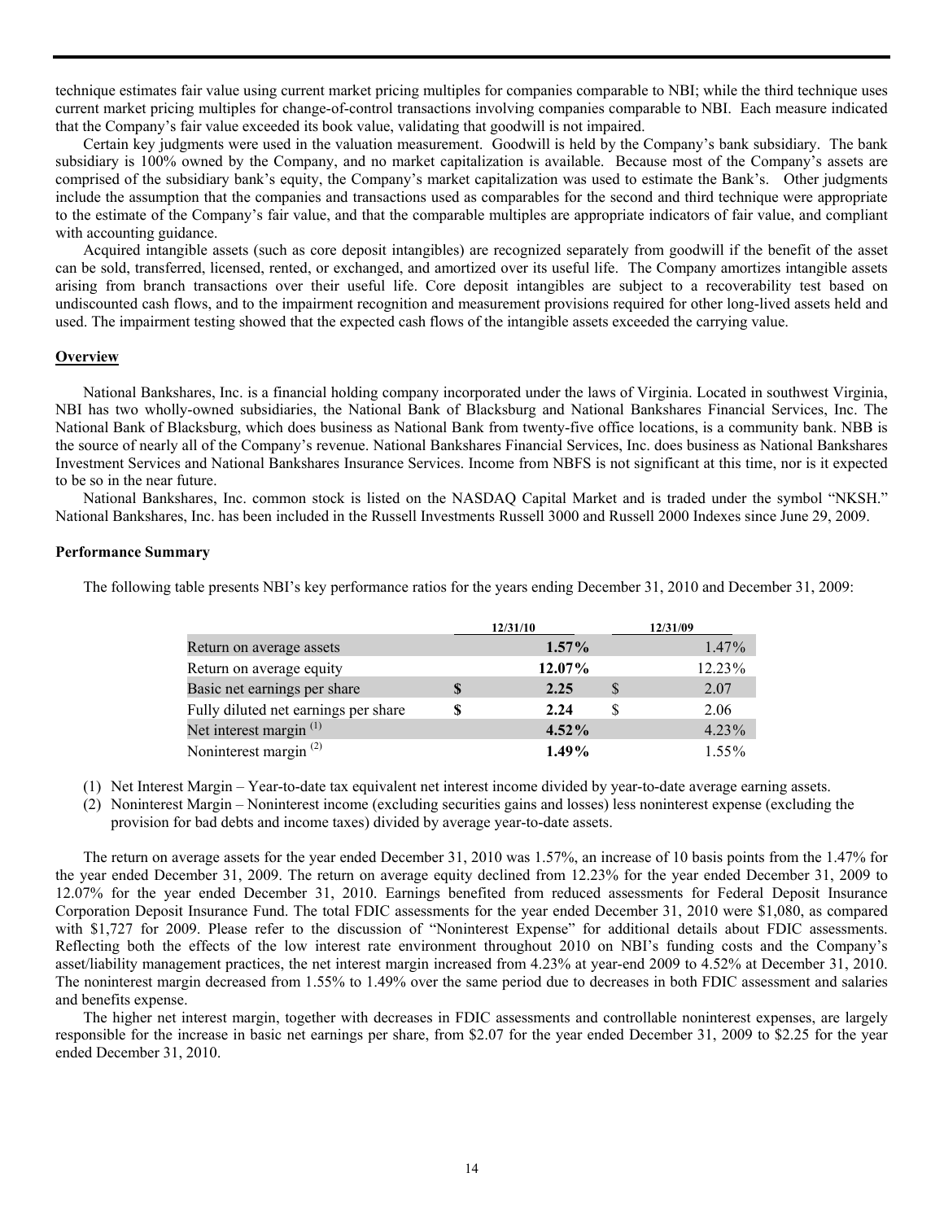technique estimates fair value using current market pricing multiples for companies comparable to NBI; while the third technique uses current market pricing multiples for change-of-control transactions involving companies comparable to NBI. Each measure indicated that the Company's fair value exceeded its book value, validating that goodwill is not impaired.

Certain key judgments were used in the valuation measurement. Goodwill is held by the Company's bank subsidiary. The bank subsidiary is 100% owned by the Company, and no market capitalization is available. Because most of the Company's assets are comprised of the subsidiary bank's equity, the Company's market capitalization was used to estimate the Bank's. Other judgments include the assumption that the companies and transactions used as comparables for the second and third technique were appropriate to the estimate of the Company's fair value, and that the comparable multiples are appropriate indicators of fair value, and compliant with accounting guidance.

Acquired intangible assets (such as core deposit intangibles) are recognized separately from goodwill if the benefit of the asset can be sold, transferred, licensed, rented, or exchanged, and amortized over its useful life. The Company amortizes intangible assets arising from branch transactions over their useful life. Core deposit intangibles are subject to a recoverability test based on undiscounted cash flows, and to the impairment recognition and measurement provisions required for other long-lived assets held and used. The impairment testing showed that the expected cash flows of the intangible assets exceeded the carrying value.

## Overview

National Bankshares, Inc. is a financial holding company incorporated under the laws of Virginia. Located in southwest Virginia, NBI has two wholly-owned subsidiaries, the National Bank of Blacksburg and National Bankshares Financial Services, Inc. The National Bank of Blacksburg, which does business as National Bank from twenty-five office locations, is a community bank. NBB is the source of nearly all of the Company's revenue. National Bankshares Financial Services, Inc. does business as National Bankshares Investment Services and National Bankshares Insurance Services. Income from NBFS is not significant at this time, nor is it expected to be so in the near future.

National Bankshares, Inc. common stock is listed on the NASDAQ Capital Market and is traded under the symbol "NKSH." National Bankshares, Inc. has been included in the Russell Investments Russell 3000 and Russell 2000 Indexes since June 29, 2009.

### Performance Summary

The following table presents NBI's key performance ratios for the years ending December 31, 2010 and December 31, 2009:

| | 12/31/10 | 12/31/09 |
|---|---|---|
| Return on average assets | **1.57%** | 1.47% |
| Return on average equity | **12.07%** | 12.23% |
| Basic net earnings per share | **$ 2.25** | $ 2.07 |
| Fully diluted net earnings per share | **$ 2.24** | $ 2.06 |
| Net interest margin [(1)] | **4.52%** | 4.23% |
| Noninterest margin [(2)] | **1.49%** | 1.55% |

(1) Net Interest Margin – Year-to-date tax equivalent net interest income divided by year-to-date average earning assets.

(2) Noninterest Margin – Noninterest income (excluding securities gains and losses) less noninterest expense (excluding the provision for bad debts and income taxes) divided by average year-to-date assets.

The return on average assets for the year ended December 31, 2010 was 1.57%, an increase of 10 basis points from the 1.47% for the year ended December 31, 2009. The return on average equity declined from 12.23% for the year ended December 31, 2009 to 12.07% for the year ended December 31, 2010. Earnings benefited from reduced assessments for Federal Deposit Insurance Corporation Deposit Insurance Fund. The total FDIC assessments for the year ended December 31, 2010 were $1,080, as compared with $1,727 for 2009. Please refer to the discussion of "Noninterest Expense" for additional details about FDIC assessments. Reflecting both the effects of the low interest rate environment throughout 2010 on NBI's funding costs and the Company's asset/liability management practices, the net interest margin increased from 4.23% at year-end 2009 to 4.52% at December 31, 2010. The noninterest margin decreased from 1.55% to 1.49% over the same period due to decreases in both FDIC assessment and salaries and benefits expense.

The higher net interest margin, together with decreases in FDIC assessments and controllable noninterest expenses, are largely responsible for the increase in basic net earnings per share, from $2.07 for the year ended December 31, 2009 to $2.25 for the year ended December 31, 2010.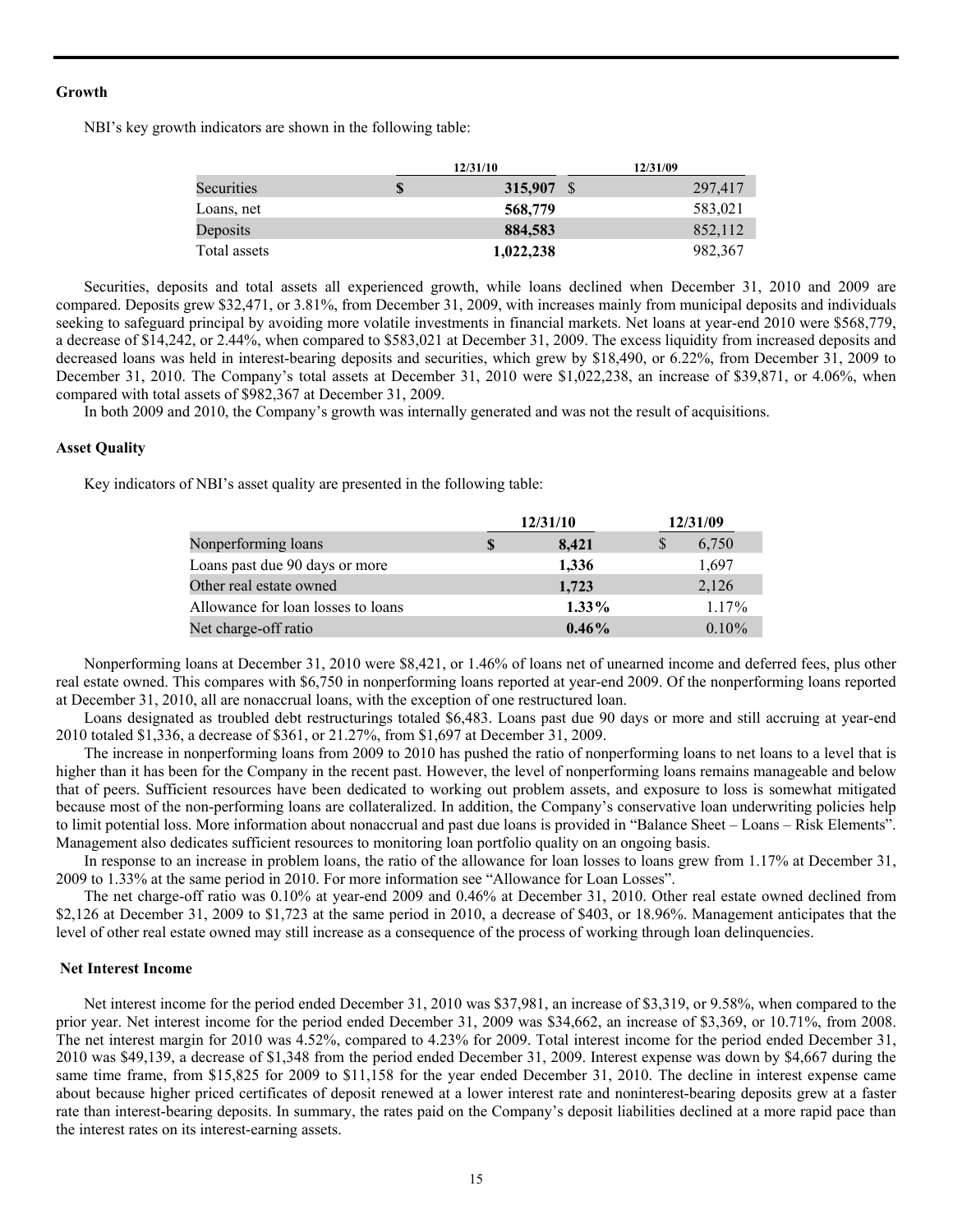### Growth

NBI's key growth indicators are shown in the following table:

| | 12/31/10 | 12/31/09 |
|---|---|---|
| Securities | **$ 315,907** | $ 297,417 |
| Loans, net | **568,779** | 583,021 |
| Deposits | **884,583** | 852,112 |
| Total assets | **1,022,238** | 982,367 |

Securities, deposits and total assets all experienced growth, while loans declined when December 31, 2010 and 2009 are compared. Deposits grew $32,471, or 3.81%, from December 31, 2009, with increases mainly from municipal deposits and individuals seeking to safeguard principal by avoiding more volatile investments in financial markets. Net loans at year-end 2010 were $568,779, a decrease of $14,242, or 2.44%, when compared to $583,021 at December 31, 2009. The excess liquidity from increased deposits and decreased loans was held in interest-bearing deposits and securities, which grew by $18,490, or 6.22%, from December 31, 2009 to December 31, 2010. The Company's total assets at December 31, 2010 were $1,022,238, an increase of $39,871, or 4.06%, when compared with total assets of $982,367 at December 31, 2009.

In both 2009 and 2010, the Company's growth was internally generated and was not the result of acquisitions.

### Asset Quality

Key indicators of NBI's asset quality are presented in the following table:

| | 12/31/10 | 12/31/09 |
|---|---|---|
| Nonperforming loans | **$ 8,421** | $ 6,750 |
| Loans past due 90 days or more | **1,336** | 1,697 |
| Other real estate owned | **1,723** | 2,126 |
| Allowance for loan losses to loans | **1.33%** | 1.17% |
| Net charge-off ratio | **0.46%** | 0.10% |

Nonperforming loans at December 31, 2010 were $8,421, or 1.46% of loans net of unearned income and deferred fees, plus other real estate owned. This compares with $6,750 in nonperforming loans reported at year-end 2009. Of the nonperforming loans reported at December 31, 2010, all are nonaccrual loans, with the exception of one restructured loan.

Loans designated as troubled debt restructurings totaled $6,483. Loans past due 90 days or more and still accruing at year-end 2010 totaled $1,336, a decrease of $361, or 21.27%, from $1,697 at December 31, 2009.

The increase in nonperforming loans from 2009 to 2010 has pushed the ratio of nonperforming loans to net loans to a level that is higher than it has been for the Company in the recent past. However, the level of nonperforming loans remains manageable and below that of peers. Sufficient resources have been dedicated to working out problem assets, and exposure to loss is somewhat mitigated because most of the non-performing loans are collateralized. In addition, the Company's conservative loan underwriting policies help to limit potential loss. More information about nonaccrual and past due loans is provided in "Balance Sheet – Loans – Risk Elements". Management also dedicates sufficient resources to monitoring loan portfolio quality on an ongoing basis.

In response to an increase in problem loans, the ratio of the allowance for loan losses to loans grew from 1.17% at December 31, 2009 to 1.33% at the same period in 2010. For more information see "Allowance for Loan Losses".

The net charge-off ratio was 0.10% at year-end 2009 and 0.46% at December 31, 2010. Other real estate owned declined from $2,126 at December 31, 2009 to $1,723 at the same period in 2010, a decrease of $403, or 18.96%. Management anticipates that the level of other real estate owned may still increase as a consequence of the process of working through loan delinquencies.

### Net Interest Income

Net interest income for the period ended December 31, 2010 was $37,981, an increase of $3,319, or 9.58%, when compared to the prior year. Net interest income for the period ended December 31, 2009 was $34,662, an increase of $3,369, or 10.71%, from 2008. The net interest margin for 2010 was 4.52%, compared to 4.23% for 2009. Total interest income for the period ended December 31, 2010 was $49,139, a decrease of $1,348 from the period ended December 31, 2009. Interest expense was down by $4,667 during the same time frame, from $15,825 for 2009 to $11,158 for the year ended December 31, 2010. The decline in interest expense came about because higher priced certificates of deposit renewed at a lower interest rate and noninterest-bearing deposits grew at a faster rate than interest-bearing deposits. In summary, the rates paid on the Company's deposit liabilities declined at a more rapid pace than the interest rates on its interest-earning assets.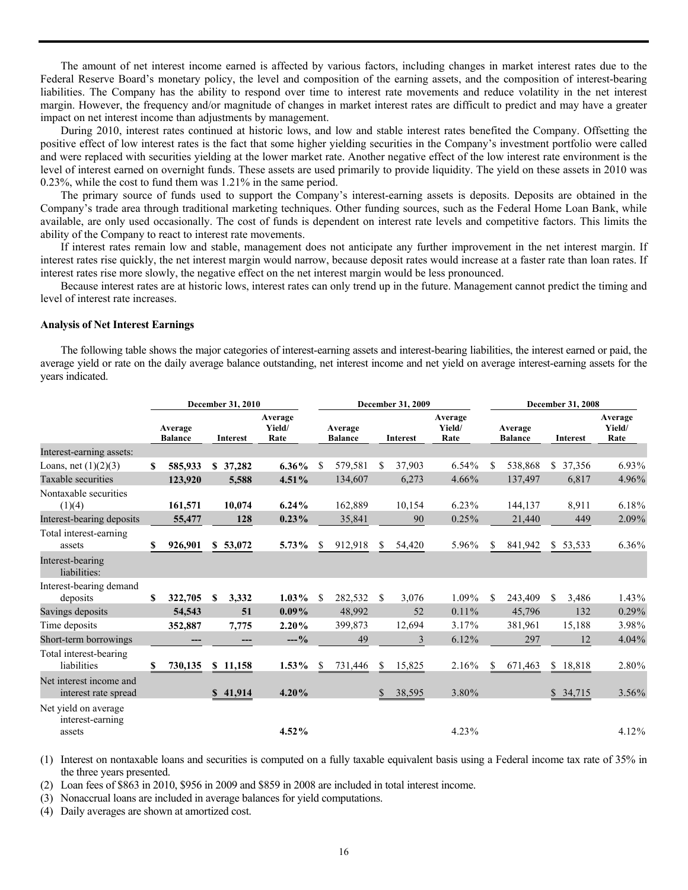The amount of net interest income earned is affected by various factors, including changes in market interest rates due to the Federal Reserve Board's monetary policy, the level and composition of the earning assets, and the composition of interest-bearing liabilities. The Company has the ability to respond over time to interest rate movements and reduce volatility in the net interest margin. However, the frequency and/or magnitude of changes in market interest rates are difficult to predict and may have a greater impact on net interest income than adjustments by management.

During 2010, interest rates continued at historic lows, and low and stable interest rates benefited the Company. Offsetting the positive effect of low interest rates is the fact that some higher yielding securities in the Company's investment portfolio were called and were replaced with securities yielding at the lower market rate. Another negative effect of the low interest rate environment is the level of interest earned on overnight funds. These assets are used primarily to provide liquidity. The yield on these assets in 2010 was 0.23%, while the cost to fund them was 1.21% in the same period.

The primary source of funds used to support the Company's interest-earning assets is deposits. Deposits are obtained in the Company's trade area through traditional marketing techniques. Other funding sources, such as the Federal Home Loan Bank, while available, are only used occasionally. The cost of funds is dependent on interest rate levels and competitive factors. This limits the ability of the Company to react to interest rate movements.

If interest rates remain low and stable, management does not anticipate any further improvement in the net interest margin. If interest rates rise quickly, the net interest margin would narrow, because deposit rates would increase at a faster rate than loan rates. If interest rates rise more slowly, the negative effect on the net interest margin would be less pronounced.

Because interest rates are at historic lows, interest rates can only trend up in the future. Management cannot predict the timing and level of interest rate increases.

**Analysis of Net Interest Earnings**

The following table shows the major categories of interest-earning assets and interest-bearing liabilities, the interest earned or paid, the average yield or rate on the daily average balance outstanding, net interest income and net yield on average interest-earning assets for the years indicated.

| | December 31, 2010 | | | December 31, 2009 | | | December 31, 2008 | | |
|---|---|---|---|---|---|---|---|---|---|
| | Average Balance | Interest | Average Yield/ Rate | Average Balance | Interest | Average Yield/ Rate | Average Balance | Interest | Average Yield/ Rate |
| Interest-earning assets: | | | | | | | | | |
| Loans, net (1)(2)(3) | **$ 585,933** | **$ 37,282** | **6.36%** | $ 579,581 | $ 37,903 | 6.54% | $ 538,868 | $ 37,356 | 6.93% |
| Taxable securities | **123,920** | **5,588** | **4.51%** | 134,607 | 6,273 | 4.66% | 137,497 | 6,817 | 4.96% |
| Nontaxable securities (1)(4) | **161,571** | **10,074** | **6.24%** | 162,889 | 10,154 | 6.23% | 144,137 | 8,911 | 6.18% |
| Interest-bearing deposits | **55,477** | **128** | **0.23%** | 35,841 | 90 | 0.25% | 21,440 | 449 | 2.09% |
| Total interest-earning assets | **$ 926,901** | **$ 53,072** | **5.73%** | $ 912,918 | $ 54,420 | 5.96% | $ 841,942 | $ 53,533 | 6.36% |
| Interest-bearing liabilities: | | | | | | | | | |
| Interest-bearing demand deposits | **$ 322,705** | **$ 3,332** | **1.03%** | $ 282,532 | $ 3,076 | 1.09% | $ 243,409 | $ 3,486 | 1.43% |
| Savings deposits | **54,543** | **51** | **0.09%** | 48,992 | 52 | 0.11% | 45,796 | 132 | 0.29% |
| Time deposits | **352,887** | **7,775** | **2.20%** | 399,873 | 12,694 | 3.17% | 381,961 | 15,188 | 3.98% |
| Short-term borrowings | **---** | **---** | **---%** | 49 | 3 | 6.12% | 297 | 12 | 4.04% |
| Total interest-bearing liabilities | **$ 730,135** | **$ 11,158** | **1.53%** | $ 731,446 | $ 15,825 | 2.16% | $ 671,463 | $ 18,818 | 2.80% |
| Net interest income and interest rate spread | | **$ 41,914** | **4.20%** | | $ 38,595 | 3.80% | | $ 34,715 | 3.56% |
| Net yield on average interest-earning assets | | | **4.52%** | | | 4.23% | | | 4.12% |

(1) Interest on nontaxable loans and securities is computed on a fully taxable equivalent basis using a Federal income tax rate of 35% in the three years presented.

(2) Loan fees of $863 in 2010, $956 in 2009 and $859 in 2008 are included in total interest income.

(3) Nonaccrual loans are included in average balances for yield computations.

(4) Daily averages are shown at amortized cost.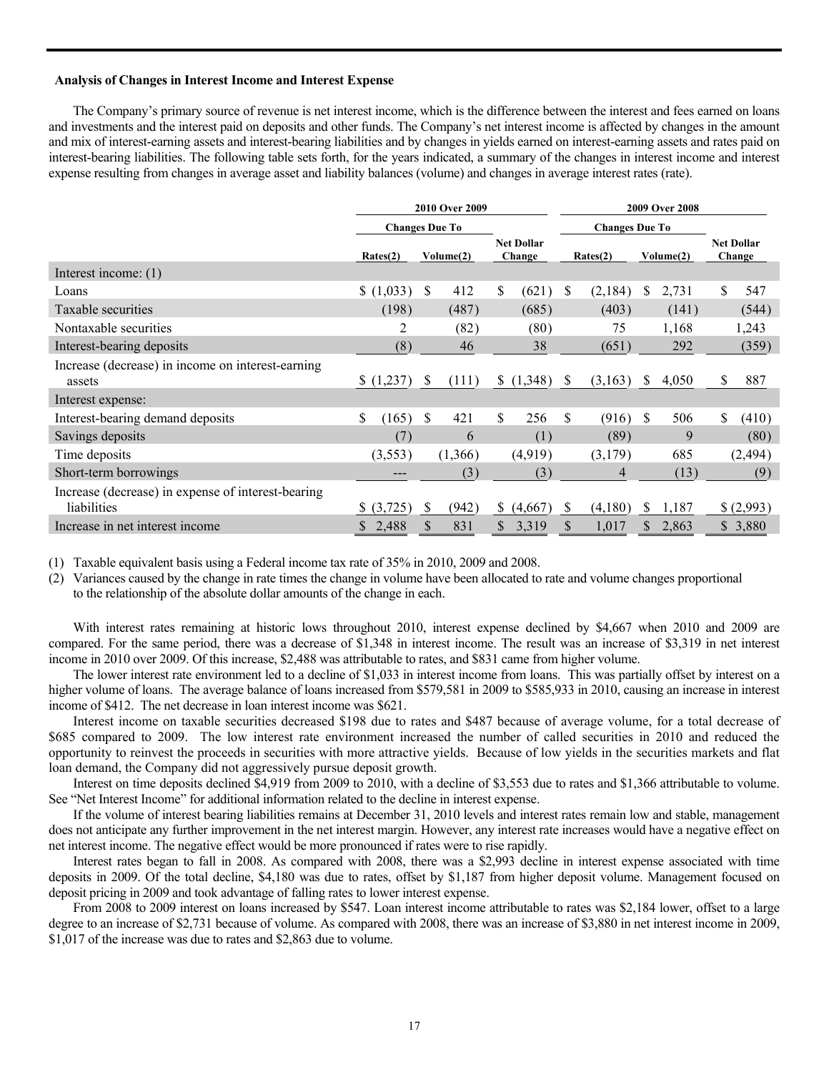### Analysis of Changes in Interest Income and Interest Expense

The Company's primary source of revenue is net interest income, which is the difference between the interest and fees earned on loans and investments and the interest paid on deposits and other funds. The Company's net interest income is affected by changes in the amount and mix of interest-earning assets and interest-bearing liabilities and by changes in yields earned on interest-earning assets and rates paid on interest-bearing liabilities. The following table sets forth, for the years indicated, a summary of the changes in interest income and interest expense resulting from changes in average asset and liability balances (volume) and changes in average interest rates (rate).

| | 2010 Over 2009 | | | 2009 Over 2008 | | |
|---|---|---|---|---|---|---|
| | Changes Due To | | | Changes Due To | | |
| | Rates(2) | Volume(2) | Net Dollar Change | Rates(2) | Volume(2) | Net Dollar Change |
| Interest income: (1) | | | | | | |
| Loans | $ (1,033) | $ 412 | $ (621) | $ (2,184) | $ 2,731 | $ 547 |
| Taxable securities | (198) | (487) | (685) | (403) | (141) | (544) |
| Nontaxable securities | 2 | (82) | (80) | 75 | 1,168 | 1,243 |
| Interest-bearing deposits | (8) | 46 | 38 | (651) | 292 | (359) |
| Increase (decrease) in income on interest-earning assets | $ (1,237) | $ (111) | $ (1,348) | $ (3,163) | $ 4,050 | $ 887 |
| Interest expense: | | | | | | |
| Interest-bearing demand deposits | $ (165) | $ 421 | $ 256 | $ (916) | $ 506 | $ (410) |
| Savings deposits | (7) | 6 | (1) | (89) | 9 | (80) |
| Time deposits | (3,553) | (1,366) | (4,919) | (3,179) | 685 | (2,494) |
| Short-term borrowings | --- | (3) | (3) | 4 | (13) | (9) |
| Increase (decrease) in expense of interest-bearing liabilities | $ (3,725) | $ (942) | $ (4,667) | $ (4,180) | $ 1,187 | $ (2,993) |
| Increase in net interest income | $ 2,488 | $ 831 | $ 3,319 | $ 1,017 | $ 2,863 | $ 3,880 |

(1) Taxable equivalent basis using a Federal income tax rate of 35% in 2010, 2009 and 2008.

(2) Variances caused by the change in rate times the change in volume have been allocated to rate and volume changes proportional to the relationship of the absolute dollar amounts of the change in each.

With interest rates remaining at historic lows throughout 2010, interest expense declined by $4,667 when 2010 and 2009 are compared. For the same period, there was a decrease of $1,348 in interest income. The result was an increase of $3,319 in net interest income in 2010 over 2009. Of this increase, $2,488 was attributable to rates, and $831 came from higher volume.

The lower interest rate environment led to a decline of $1,033 in interest income from loans. This was partially offset by interest on a higher volume of loans. The average balance of loans increased from $579,581 in 2009 to $585,933 in 2010, causing an increase in interest income of $412. The net decrease in loan interest income was $621.

Interest income on taxable securities decreased $198 due to rates and $487 because of average volume, for a total decrease of $685 compared to 2009. The low interest rate environment increased the number of called securities in 2010 and reduced the opportunity to reinvest the proceeds in securities with more attractive yields. Because of low yields in the securities markets and flat loan demand, the Company did not aggressively pursue deposit growth.

Interest on time deposits declined $4,919 from 2009 to 2010, with a decline of $3,553 due to rates and $1,366 attributable to volume. See "Net Interest Income" for additional information related to the decline in interest expense.

If the volume of interest bearing liabilities remains at December 31, 2010 levels and interest rates remain low and stable, management does not anticipate any further improvement in the net interest margin. However, any interest rate increases would have a negative effect on net interest income. The negative effect would be more pronounced if rates were to rise rapidly.

Interest rates began to fall in 2008. As compared with 2008, there was a $2,993 decline in interest expense associated with time deposits in 2009. Of the total decline, $4,180 was due to rates, offset by $1,187 from higher deposit volume. Management focused on deposit pricing in 2009 and took advantage of falling rates to lower interest expense.

From 2008 to 2009 interest on loans increased by $547. Loan interest income attributable to rates was $2,184 lower, offset to a large degree to an increase of $2,731 because of volume. As compared with 2008, there was an increase of $3,880 in net interest income in 2009, $1,017 of the increase was due to rates and $2,863 due to volume.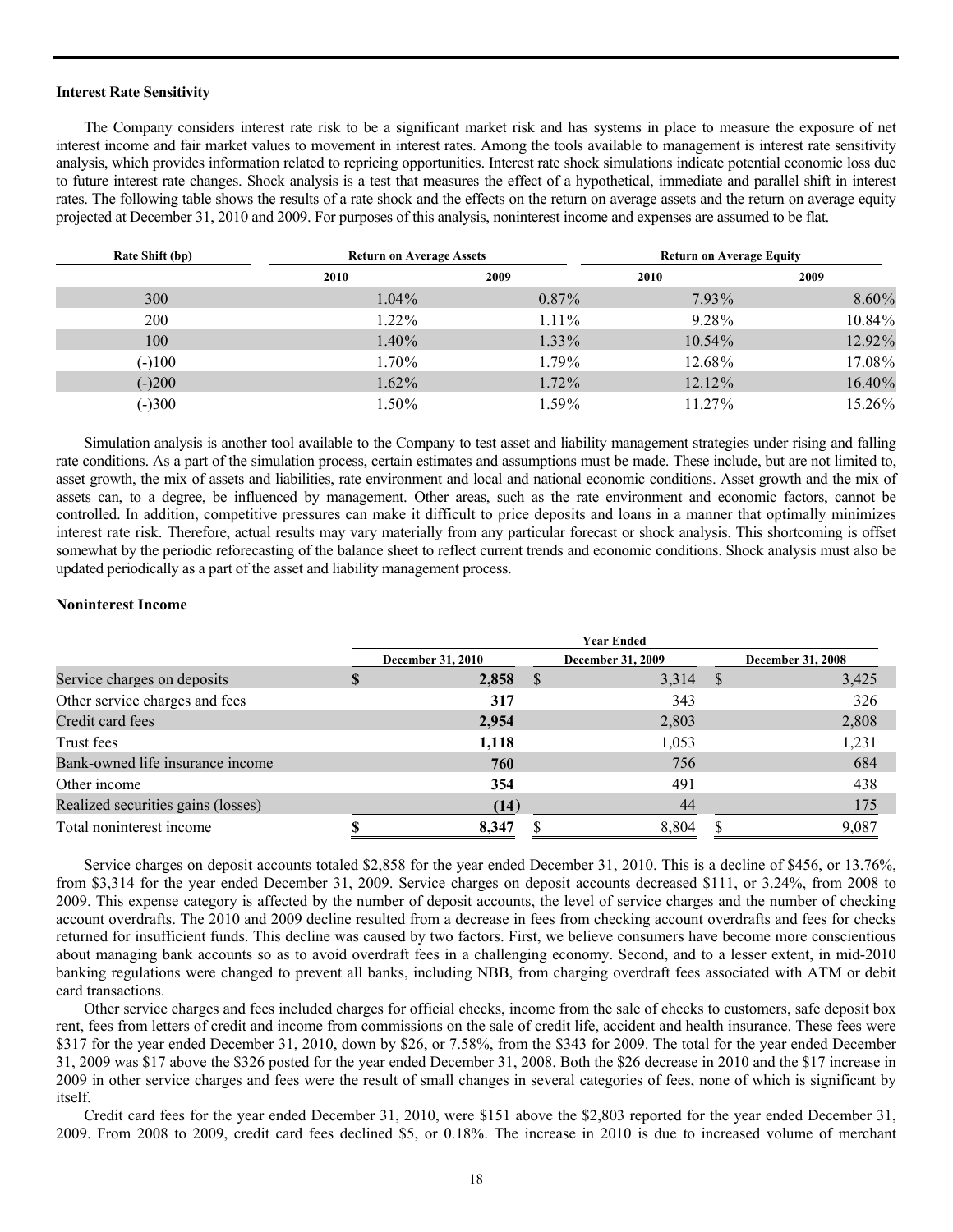### Interest Rate Sensitivity

The Company considers interest rate risk to be a significant market risk and has systems in place to measure the exposure of net interest income and fair market values to movement in interest rates. Among the tools available to management is interest rate sensitivity analysis, which provides information related to repricing opportunities. Interest rate shock simulations indicate potential economic loss due to future interest rate changes. Shock analysis is a test that measures the effect of a hypothetical, immediate and parallel shift in interest rates. The following table shows the results of a rate shock and the effects on the return on average assets and the return on average equity projected at December 31, 2010 and 2009. For purposes of this analysis, noninterest income and expenses are assumed to be flat.

| Rate Shift (bp) | Return on Average Assets | | Return on Average Equity | |
|---|---|---|---|---|
| | 2010 | 2009 | 2010 | 2009 |
| 300 | 1.04% | 0.87% | 7.93% | 8.60% |
| 200 | 1.22% | 1.11% | 9.28% | 10.84% |
| 100 | 1.40% | 1.33% | 10.54% | 12.92% |
| (-)100 | 1.70% | 1.79% | 12.68% | 17.08% |
| (-)200 | 1.62% | 1.72% | 12.12% | 16.40% |
| (-)300 | 1.50% | 1.59% | 11.27% | 15.26% |

Simulation analysis is another tool available to the Company to test asset and liability management strategies under rising and falling rate conditions. As a part of the simulation process, certain estimates and assumptions must be made. These include, but are not limited to, asset growth, the mix of assets and liabilities, rate environment and local and national economic conditions. Asset growth and the mix of assets can, to a degree, be influenced by management. Other areas, such as the rate environment and economic factors, cannot be controlled. In addition, competitive pressures can make it difficult to price deposits and loans in a manner that optimally minimizes interest rate risk. Therefore, actual results may vary materially from any particular forecast or shock analysis. This shortcoming is offset somewhat by the periodic reforecasting of the balance sheet to reflect current trends and economic conditions. Shock analysis must also be updated periodically as a part of the asset and liability management process.

### Noninterest Income

| | Year Ended | | |
|---|---|---|---|
| | December 31, 2010 | December 31, 2009 | December 31, 2008 |
| Service charges on deposits | **$ 2,858** | $ 3,314 | $ 3,425 |
| Other service charges and fees | **317** | 343 | 326 |
| Credit card fees | **2,954** | 2,803 | 2,808 |
| Trust fees | **1,118** | 1,053 | 1,231 |
| Bank-owned life insurance income | **760** | 756 | 684 |
| Other income | **354** | 491 | 438 |
| Realized securities gains (losses) | **(14)** | 44 | 175 |
| Total noninterest income | **$ 8,347** | $ 8,804 | $ 9,087 |

Service charges on deposit accounts totaled $2,858 for the year ended December 31, 2010. This is a decline of $456, or 13.76%, from $3,314 for the year ended December 31, 2009. Service charges on deposit accounts decreased $111, or 3.24%, from 2008 to 2009. This expense category is affected by the number of deposit accounts, the level of service charges and the number of checking account overdrafts. The 2010 and 2009 decline resulted from a decrease in fees from checking account overdrafts and fees for checks returned for insufficient funds. This decline was caused by two factors. First, we believe consumers have become more conscientious about managing bank accounts so as to avoid overdraft fees in a challenging economy. Second, and to a lesser extent, in mid-2010 banking regulations were changed to prevent all banks, including NBB, from charging overdraft fees associated with ATM or debit card transactions.

Other service charges and fees included charges for official checks, income from the sale of checks to customers, safe deposit box rent, fees from letters of credit and income from commissions on the sale of credit life, accident and health insurance. These fees were $317 for the year ended December 31, 2010, down by $26, or 7.58%, from the $343 for 2009. The total for the year ended December 31, 2009 was $17 above the $326 posted for the year ended December 31, 2008. Both the $26 decrease in 2010 and the $17 increase in 2009 in other service charges and fees were the result of small changes in several categories of fees, none of which is significant by itself.

Credit card fees for the year ended December 31, 2010, were $151 above the $2,803 reported for the year ended December 31, 2009. From 2008 to 2009, credit card fees declined $5, or 0.18%. The increase in 2010 is due to increased volume of merchant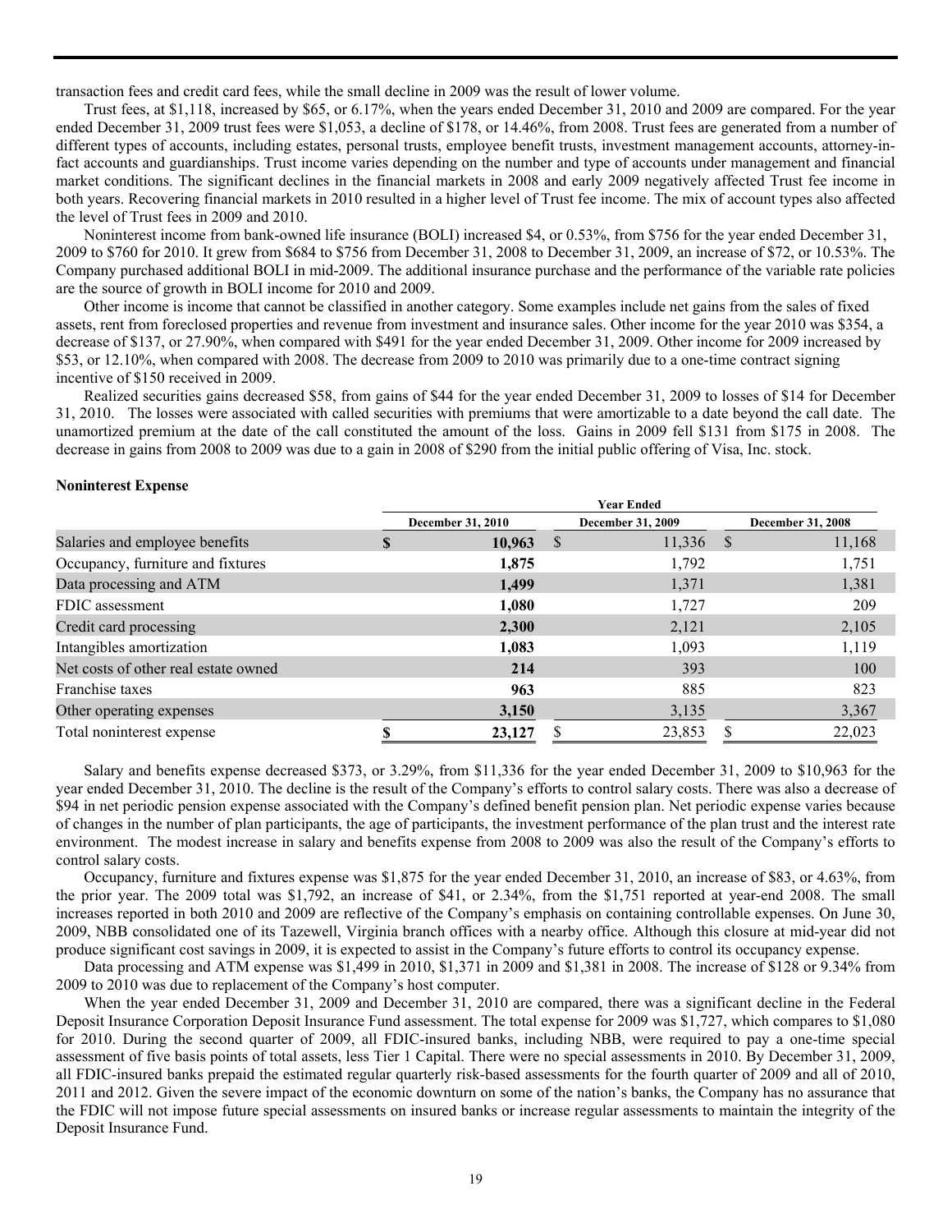transaction fees and credit card fees, while the small decline in 2009 was the result of lower volume.

Trust fees, at $1,118, increased by $65, or 6.17%, when the years ended December 31, 2010 and 2009 are compared. For the year ended December 31, 2009 trust fees were $1,053, a decline of $178, or 14.46%, from 2008. Trust fees are generated from a number of different types of accounts, including estates, personal trusts, employee benefit trusts, investment management accounts, attorney-in-fact accounts and guardianships. Trust income varies depending on the number and type of accounts under management and financial market conditions. The significant declines in the financial markets in 2008 and early 2009 negatively affected Trust fee income in both years. Recovering financial markets in 2010 resulted in a higher level of Trust fee income. The mix of account types also affected the level of Trust fees in 2009 and 2010.

Noninterest income from bank-owned life insurance (BOLI) increased $4, or 0.53%, from $756 for the year ended December 31, 2009 to $760 for 2010. It grew from $684 to $756 from December 31, 2008 to December 31, 2009, an increase of $72, or 10.53%. The Company purchased additional BOLI in mid-2009. The additional insurance purchase and the performance of the variable rate policies are the source of growth in BOLI income for 2010 and 2009.

Other income is income that cannot be classified in another category. Some examples include net gains from the sales of fixed assets, rent from foreclosed properties and revenue from investment and insurance sales. Other income for the year 2010 was $354, a decrease of $137, or 27.90%, when compared with $491 for the year ended December 31, 2009. Other income for 2009 increased by $53, or 12.10%, when compared with 2008. The decrease from 2009 to 2010 was primarily due to a one-time contract signing incentive of $150 received in 2009.

Realized securities gains decreased $58, from gains of $44 for the year ended December 31, 2009 to losses of $14 for December 31, 2010. The losses were associated with called securities with premiums that were amortizable to a date beyond the call date. The unamortized premium at the date of the call constituted the amount of the loss. Gains in 2009 fell $131 from $175 in 2008. The decrease in gains from 2008 to 2009 was due to a gain in 2008 of $290 from the initial public offering of Visa, Inc. stock.

**Noninterest Expense**

| | Year Ended | | |
|---|---|---|---|
| | **December 31, 2010** | **December 31, 2009** | **December 31, 2008** |
| Salaries and employee benefits | **$ 10,963** | $ 11,336 | $ 11,168 |
| Occupancy, furniture and fixtures | **1,875** | 1,792 | 1,751 |
| Data processing and ATM | **1,499** | 1,371 | 1,381 |
| FDIC assessment | **1,080** | 1,727 | 209 |
| Credit card processing | **2,300** | 2,121 | 2,105 |
| Intangibles amortization | **1,083** | 1,093 | 1,119 |
| Net costs of other real estate owned | **214** | 393 | 100 |
| Franchise taxes | **963** | 885 | 823 |
| Other operating expenses | **3,150** | 3,135 | 3,367 |
| Total noninterest expense | **$ 23,127** | $ 23,853 | $ 22,023 |

Salary and benefits expense decreased $373, or 3.29%, from $11,336 for the year ended December 31, 2009 to $10,963 for the year ended December 31, 2010. The decline is the result of the Company's efforts to control salary costs. There was also a decrease of $94 in net periodic pension expense associated with the Company's defined benefit pension plan. Net periodic expense varies because of changes in the number of plan participants, the age of participants, the investment performance of the plan trust and the interest rate environment. The modest increase in salary and benefits expense from 2008 to 2009 was also the result of the Company's efforts to control salary costs.

Occupancy, furniture and fixtures expense was $1,875 for the year ended December 31, 2010, an increase of $83, or 4.63%, from the prior year. The 2009 total was $1,792, an increase of $41, or 2.34%, from the $1,751 reported at year-end 2008. The small increases reported in both 2010 and 2009 are reflective of the Company's emphasis on containing controllable expenses. On June 30, 2009, NBB consolidated one of its Tazewell, Virginia branch offices with a nearby office. Although this closure at mid-year did not produce significant cost savings in 2009, it is expected to assist in the Company's future efforts to control its occupancy expense.

Data processing and ATM expense was $1,499 in 2010, $1,371 in 2009 and $1,381 in 2008. The increase of $128 or 9.34% from 2009 to 2010 was due to replacement of the Company's host computer.

When the year ended December 31, 2009 and December 31, 2010 are compared, there was a significant decline in the Federal Deposit Insurance Corporation Deposit Insurance Fund assessment. The total expense for 2009 was $1,727, which compares to $1,080 for 2010. During the second quarter of 2009, all FDIC-insured banks, including NBB, were required to pay a one-time special assessment of five basis points of total assets, less Tier 1 Capital. There were no special assessments in 2010. By December 31, 2009, all FDIC-insured banks prepaid the estimated regular quarterly risk-based assessments for the fourth quarter of 2009 and all of 2010, 2011 and 2012. Given the severe impact of the economic downturn on some of the nation's banks, the Company has no assurance that the FDIC will not impose future special assessments on insured banks or increase regular assessments to maintain the integrity of the Deposit Insurance Fund.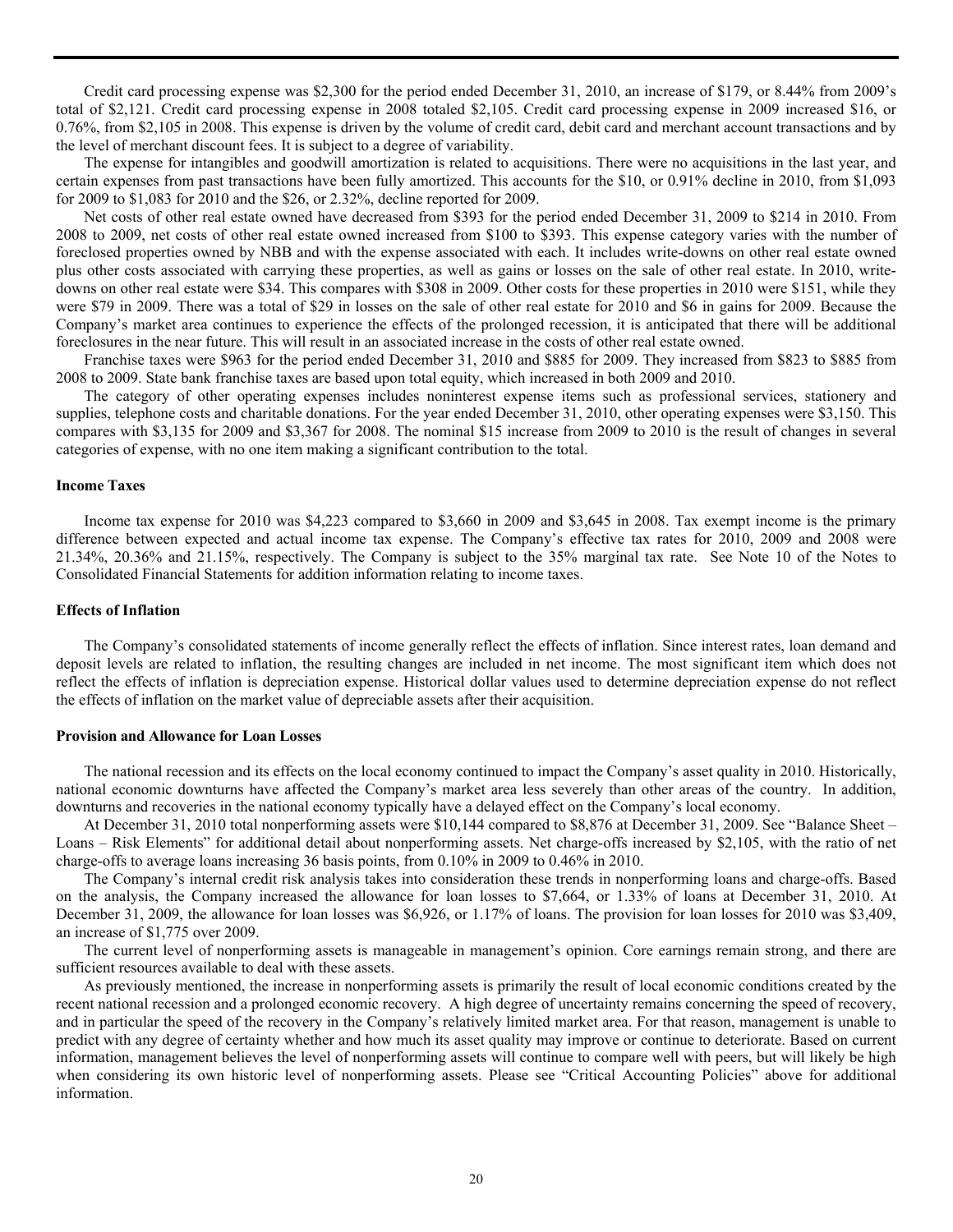Credit card processing expense was $2,300 for the period ended December 31, 2010, an increase of $179, or 8.44% from 2009's total of $2,121. Credit card processing expense in 2008 totaled $2,105. Credit card processing expense in 2009 increased $16, or 0.76%, from $2,105 in 2008. This expense is driven by the volume of credit card, debit card and merchant account transactions and by the level of merchant discount fees. It is subject to a degree of variability.

The expense for intangibles and goodwill amortization is related to acquisitions. There were no acquisitions in the last year, and certain expenses from past transactions have been fully amortized. This accounts for the $10, or 0.91% decline in 2010, from $1,093 for 2009 to $1,083 for 2010 and the $26, or 2.32%, decline reported for 2009.

Net costs of other real estate owned have decreased from $393 for the period ended December 31, 2009 to $214 in 2010. From 2008 to 2009, net costs of other real estate owned increased from $100 to $393. This expense category varies with the number of foreclosed properties owned by NBB and with the expense associated with each. It includes write-downs on other real estate owned plus other costs associated with carrying these properties, as well as gains or losses on the sale of other real estate. In 2010, write-downs on other real estate were $34. This compares with $308 in 2009. Other costs for these properties in 2010 were $151, while they were $79 in 2009. There was a total of $29 in losses on the sale of other real estate for 2010 and $6 in gains for 2009. Because the Company's market area continues to experience the effects of the prolonged recession, it is anticipated that there will be additional foreclosures in the near future. This will result in an associated increase in the costs of other real estate owned.

Franchise taxes were $963 for the period ended December 31, 2010 and $885 for 2009. They increased from $823 to $885 from 2008 to 2009. State bank franchise taxes are based upon total equity, which increased in both 2009 and 2010.

The category of other operating expenses includes noninterest expense items such as professional services, stationery and supplies, telephone costs and charitable donations. For the year ended December 31, 2010, other operating expenses were $3,150. This compares with $3,135 for 2009 and $3,367 for 2008. The nominal $15 increase from 2009 to 2010 is the result of changes in several categories of expense, with no one item making a significant contribution to the total.

**Income Taxes**

Income tax expense for 2010 was $4,223 compared to $3,660 in 2009 and $3,645 in 2008. Tax exempt income is the primary difference between expected and actual income tax expense. The Company's effective tax rates for 2010, 2009 and 2008 were 21.34%, 20.36% and 21.15%, respectively. The Company is subject to the 35% marginal tax rate. See Note 10 of the Notes to Consolidated Financial Statements for addition information relating to income taxes.

**Effects of Inflation**

The Company's consolidated statements of income generally reflect the effects of inflation. Since interest rates, loan demand and deposit levels are related to inflation, the resulting changes are included in net income. The most significant item which does not reflect the effects of inflation is depreciation expense. Historical dollar values used to determine depreciation expense do not reflect the effects of inflation on the market value of depreciable assets after their acquisition.

**Provision and Allowance for Loan Losses**

The national recession and its effects on the local economy continued to impact the Company's asset quality in 2010. Historically, national economic downturns have affected the Company's market area less severely than other areas of the country. In addition, downturns and recoveries in the national economy typically have a delayed effect on the Company's local economy.

At December 31, 2010 total nonperforming assets were $10,144 compared to $8,876 at December 31, 2009. See "Balance Sheet – Loans – Risk Elements" for additional detail about nonperforming assets. Net charge-offs increased by $2,105, with the ratio of net charge-offs to average loans increasing 36 basis points, from 0.10% in 2009 to 0.46% in 2010.

The Company's internal credit risk analysis takes into consideration these trends in nonperforming loans and charge-offs. Based on the analysis, the Company increased the allowance for loan losses to $7,664, or 1.33% of loans at December 31, 2010. At December 31, 2009, the allowance for loan losses was $6,926, or 1.17% of loans. The provision for loan losses for 2010 was $3,409, an increase of $1,775 over 2009.

The current level of nonperforming assets is manageable in management's opinion. Core earnings remain strong, and there are sufficient resources available to deal with these assets.

As previously mentioned, the increase in nonperforming assets is primarily the result of local economic conditions created by the recent national recession and a prolonged economic recovery. A high degree of uncertainty remains concerning the speed of recovery, and in particular the speed of the recovery in the Company's relatively limited market area. For that reason, management is unable to predict with any degree of certainty whether and how much its asset quality may improve or continue to deteriorate. Based on current information, management believes the level of nonperforming assets will continue to compare well with peers, but will likely be high when considering its own historic level of nonperforming assets. Please see "Critical Accounting Policies" above for additional information.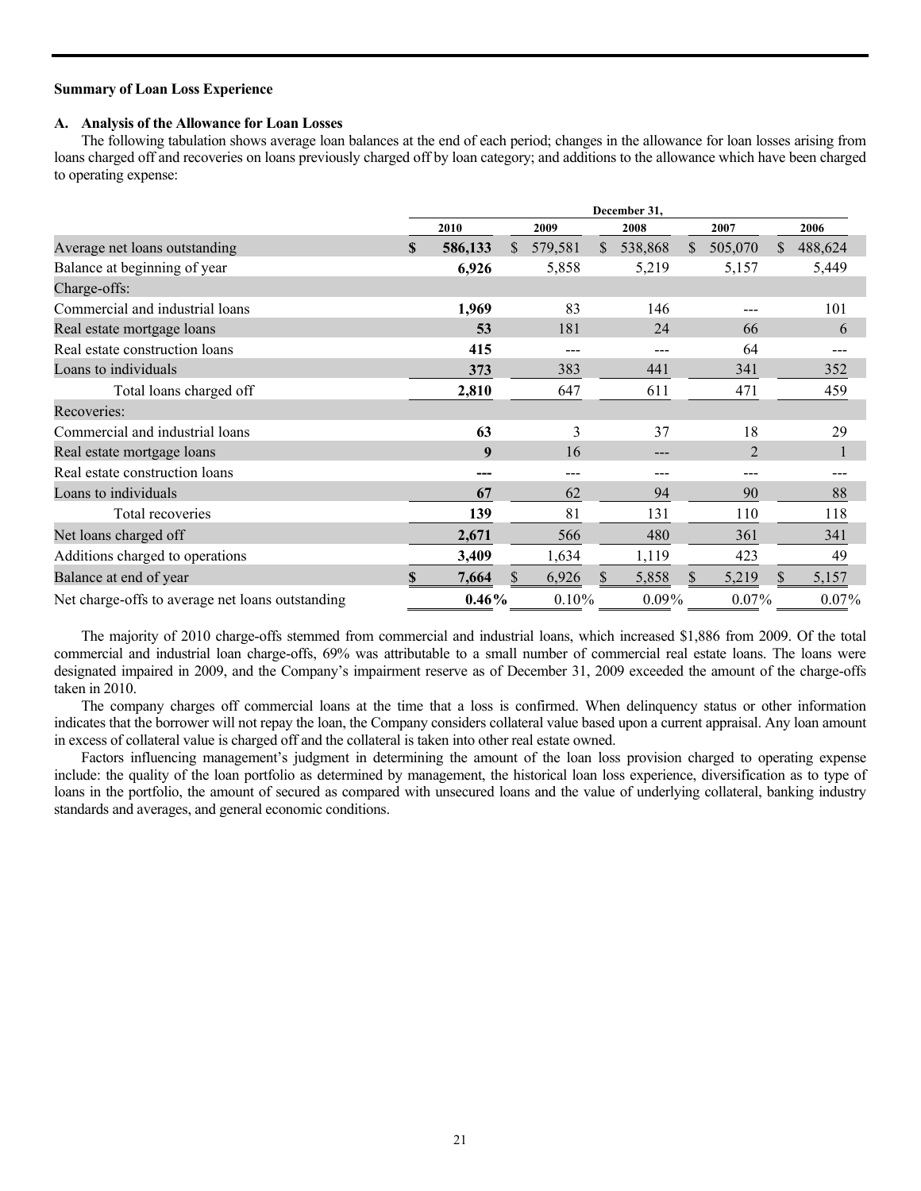**Summary of Loan Loss Experience**

**A. Analysis of the Allowance for Loan Losses**

The following tabulation shows average loan balances at the end of each period; changes in the allowance for loan losses arising from loans charged off and recoveries on loans previously charged off by loan category; and additions to the allowance which have been charged to operating expense:

| | December 31, | | | | |
|---|---|---|---|---|---|
| | **2010** | **2009** | **2008** | **2007** | **2006** |
| Average net loans outstanding | **$ 586,133** | $ 579,581 | $ 538,868 | $ 505,070 | $ 488,624 |
| Balance at beginning of year | **6,926** | 5,858 | 5,219 | 5,157 | 5,449 |
| Charge-offs: | | | | | |
| Commercial and industrial loans | **1,969** | 83 | 146 | --- | 101 |
| Real estate mortgage loans | **53** | 181 | 24 | 66 | 6 |
| Real estate construction loans | **415** | --- | --- | 64 | --- |
| Loans to individuals | **373** | 383 | 441 | 341 | 352 |
| Total loans charged off | **2,810** | 647 | 611 | 471 | 459 |
| Recoveries: | | | | | |
| Commercial and industrial loans | **63** | 3 | 37 | 18 | 29 |
| Real estate mortgage loans | **9** | 16 | --- | 2 | 1 |
| Real estate construction loans | **---** | --- | --- | --- | --- |
| Loans to individuals | **67** | 62 | 94 | 90 | 88 |
| Total recoveries | **139** | 81 | 131 | 110 | 118 |
| Net loans charged off | **2,671** | 566 | 480 | 361 | 341 |
| Additions charged to operations | **3,409** | 1,634 | 1,119 | 423 | 49 |
| Balance at end of year | **$ 7,664** | $ 6,926 | $ 5,858 | $ 5,219 | $ 5,157 |
| Net charge-offs to average net loans outstanding | **0.46%** | 0.10% | 0.09% | 0.07% | 0.07% |

The majority of 2010 charge-offs stemmed from commercial and industrial loans, which increased $1,886 from 2009. Of the total commercial and industrial loan charge-offs, 69% was attributable to a small number of commercial real estate loans. The loans were designated impaired in 2009, and the Company's impairment reserve as of December 31, 2009 exceeded the amount of the charge-offs taken in 2010.

The company charges off commercial loans at the time that a loss is confirmed. When delinquency status or other information indicates that the borrower will not repay the loan, the Company considers collateral value based upon a current appraisal. Any loan amount in excess of collateral value is charged off and the collateral is taken into other real estate owned.

Factors influencing management's judgment in determining the amount of the loan loss provision charged to operating expense include: the quality of the loan portfolio as determined by management, the historical loan loss experience, diversification as to type of loans in the portfolio, the amount of secured as compared with unsecured loans and the value of underlying collateral, banking industry standards and averages, and general economic conditions.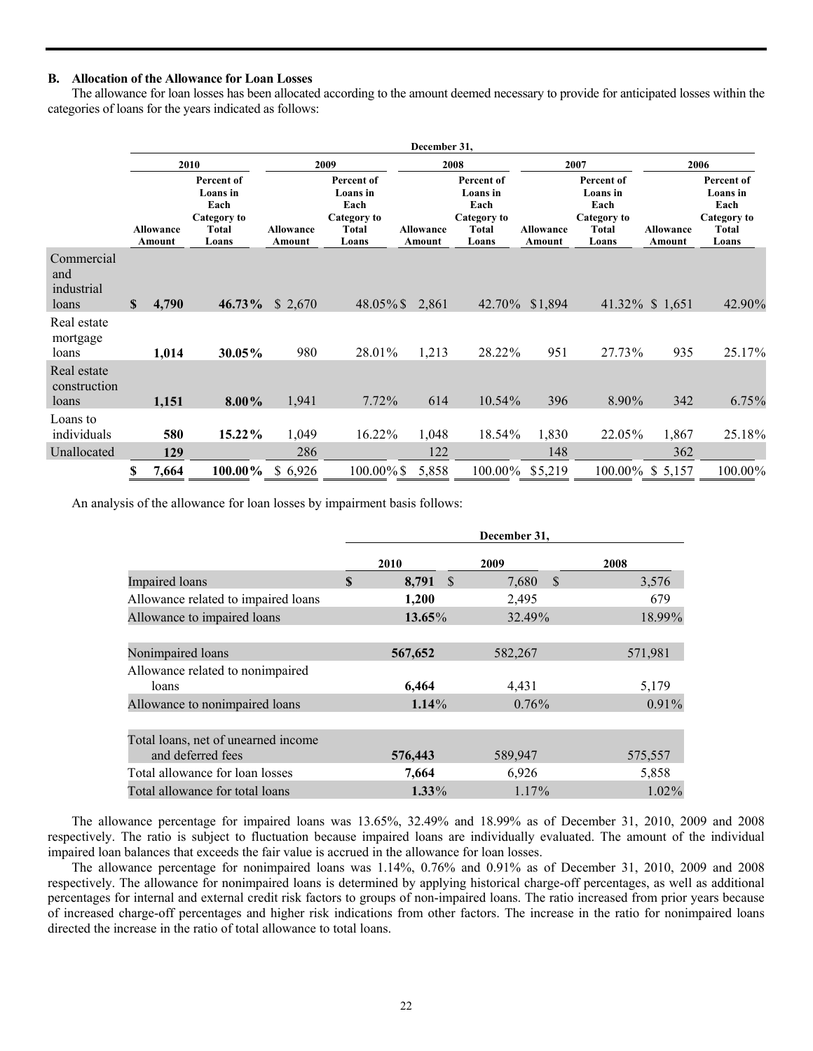### B. Allocation of the Allowance for Loan Losses

The allowance for loan losses has been allocated according to the amount deemed necessary to provide for anticipated losses within the categories of loans for the years indicated as follows:

| | December 31, | | | | | | | | | |
|---|---|---|---|---|---|---|---|---|---|---|
| | 2010 | | 2009 | | 2008 | | 2007 | | 2006 | |
| | Allowance Amount | Percent of Loans in Each Category to Total Loans | Allowance Amount | Percent of Loans in Each Category to Total Loans | Allowance Amount | Percent of Loans in Each Category to Total Loans | Allowance Amount | Percent of Loans in Each Category to Total Loans | Allowance Amount | Percent of Loans in Each Category to Total Loans |
| Commercial and industrial loans | **$ 4,790** | **46.73%** | $ 2,670 | 48.05% | $ 2,861 | 42.70% | $1,894 | 41.32% | $ 1,651 | 42.90% |
| Real estate mortgage loans | **1,014** | **30.05%** | 980 | 28.01% | 1,213 | 28.22% | 951 | 27.73% | 935 | 25.17% |
| Real estate construction loans | **1,151** | **8.00%** | 1,941 | 7.72% | 614 | 10.54% | 396 | 8.90% | 342 | 6.75% |
| Loans to individuals | **580** | **15.22%** | 1,049 | 16.22% | 1,048 | 18.54% | 1,830 | 22.05% | 1,867 | 25.18% |
| Unallocated | **129** | | 286 | | 122 | | 148 | | 362 | |
| | **$ 7,664** | **100.00%** | $ 6,926 | 100.00% | $ 5,858 | 100.00% | $5,219 | 100.00% | $ 5,157 | 100.00% |

An analysis of the allowance for loan losses by impairment basis follows:

| | December 31, | | |
|---|---|---|---|
| | 2010 | 2009 | 2008 |
| Impaired loans | **$ 8,791** | $ 7,680 | $ 3,576 |
| Allowance related to impaired loans | **1,200** | 2,495 | 679 |
| Allowance to impaired loans | **13.65%** | 32.49% | 18.99% |
| Nonimpaired loans | **567,652** | 582,267 | 571,981 |
| Allowance related to nonimpaired loans | **6,464** | 4,431 | 5,179 |
| Allowance to nonimpaired loans | **1.14%** | 0.76% | 0.91% |
| Total loans, net of unearned income and deferred fees | **576,443** | 589,947 | 575,557 |
| Total allowance for loan losses | **7,664** | 6,926 | 5,858 |
| Total allowance for total loans | **1.33%** | 1.17% | 1.02% |

The allowance percentage for impaired loans was 13.65%, 32.49% and 18.99% as of December 31, 2010, 2009 and 2008 respectively. The ratio is subject to fluctuation because impaired loans are individually evaluated. The amount of the individual impaired loan balances that exceeds the fair value is accrued in the allowance for loan losses.

The allowance percentage for nonimpaired loans was 1.14%, 0.76% and 0.91% as of December 31, 2010, 2009 and 2008 respectively. The allowance for nonimpaired loans is determined by applying historical charge-off percentages, as well as additional percentages for internal and external credit risk factors to groups of non-impaired loans. The ratio increased from prior years because of increased charge-off percentages and higher risk indications from other factors. The increase in the ratio for nonimpaired loans directed the increase in the ratio of total allowance to total loans.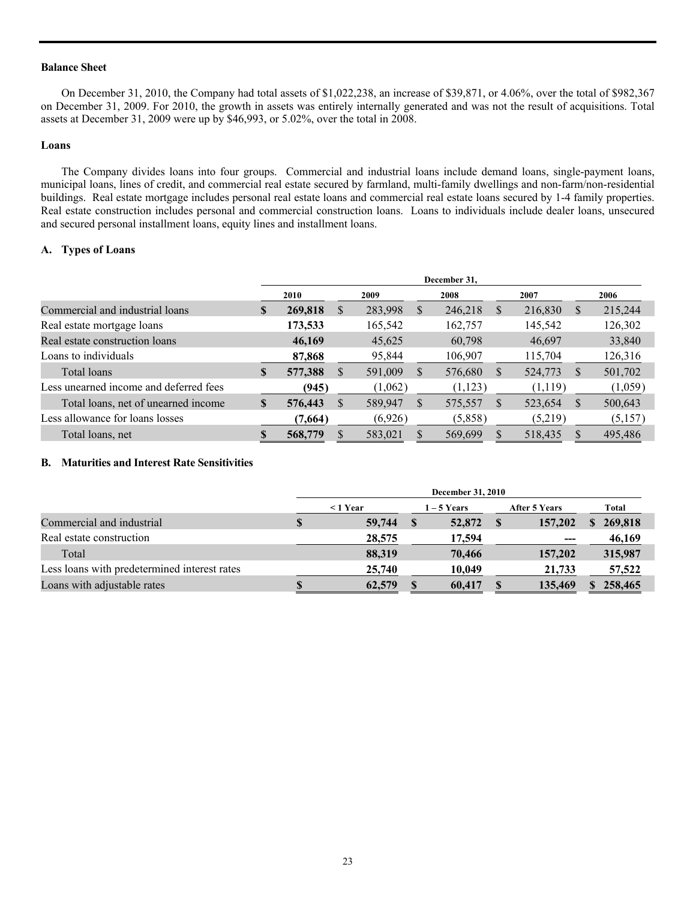### Balance Sheet

On December 31, 2010, the Company had total assets of $1,022,238, an increase of $39,871, or 4.06%, over the total of $982,367 on December 31, 2009. For 2010, the growth in assets was entirely internally generated and was not the result of acquisitions. Total assets at December 31, 2009 were up by $46,993, or 5.02%, over the total in 2008.

### Loans

The Company divides loans into four groups. Commercial and industrial loans include demand loans, single-payment loans, municipal loans, lines of credit, and commercial real estate secured by farmland, multi-family dwellings and non-farm/non-residential buildings. Real estate mortgage includes personal real estate loans and commercial real estate loans secured by 1-4 family properties. Real estate construction includes personal and commercial construction loans. Loans to individuals include dealer loans, unsecured and secured personal installment loans, equity lines and installment loans.

### A. Types of Loans

| | December 31, | | | | |
|---|---|---|---|---|---|
| | **2010** | **2009** | **2008** | **2007** | **2006** |
| Commercial and industrial loans | **$ 269,818** | $ 283,998 | $ 246,218 | $ 216,830 | $ 215,244 |
| Real estate mortgage loans | **173,533** | 165,542 | 162,757 | 145,542 | 126,302 |
| Real estate construction loans | **46,169** | 45,625 | 60,798 | 46,697 | 33,840 |
| Loans to individuals | **87,868** | 95,844 | 106,907 | 115,704 | 126,316 |
| Total loans | **$ 577,388** | $ 591,009 | $ 576,680 | $ 524,773 | $ 501,702 |
| Less unearned income and deferred fees | **(945)** | (1,062) | (1,123) | (1,119) | (1,059) |
| Total loans, net of unearned income | **$ 576,443** | $ 589,947 | $ 575,557 | $ 523,654 | $ 500,643 |
| Less allowance for loans losses | **(7,664)** | (6,926) | (5,858) | (5,219) | (5,157) |
| Total loans, net | **$ 568,779** | $ 583,021 | $ 569,699 | $ 518,435 | $ 495,486 |

### B. Maturities and Interest Rate Sensitivities

| | December 31, 2010 | | | |
|---|---|---|---|---|
| | **< 1 Year** | **1 – 5 Years** | **After 5 Years** | **Total** |
| Commercial and industrial | **$ 59,744** | **$ 52,872** | **$ 157,202** | **$ 269,818** |
| Real estate construction | **28,575** | **17,594** | **---** | **46,169** |
| Total | **88,319** | **70,466** | **157,202** | **315,987** |
| Less loans with predetermined interest rates | **25,740** | **10,049** | **21,733** | **57,522** |
| Loans with adjustable rates | **$ 62,579** | **$ 60,417** | **$ 135,469** | **$ 258,465** |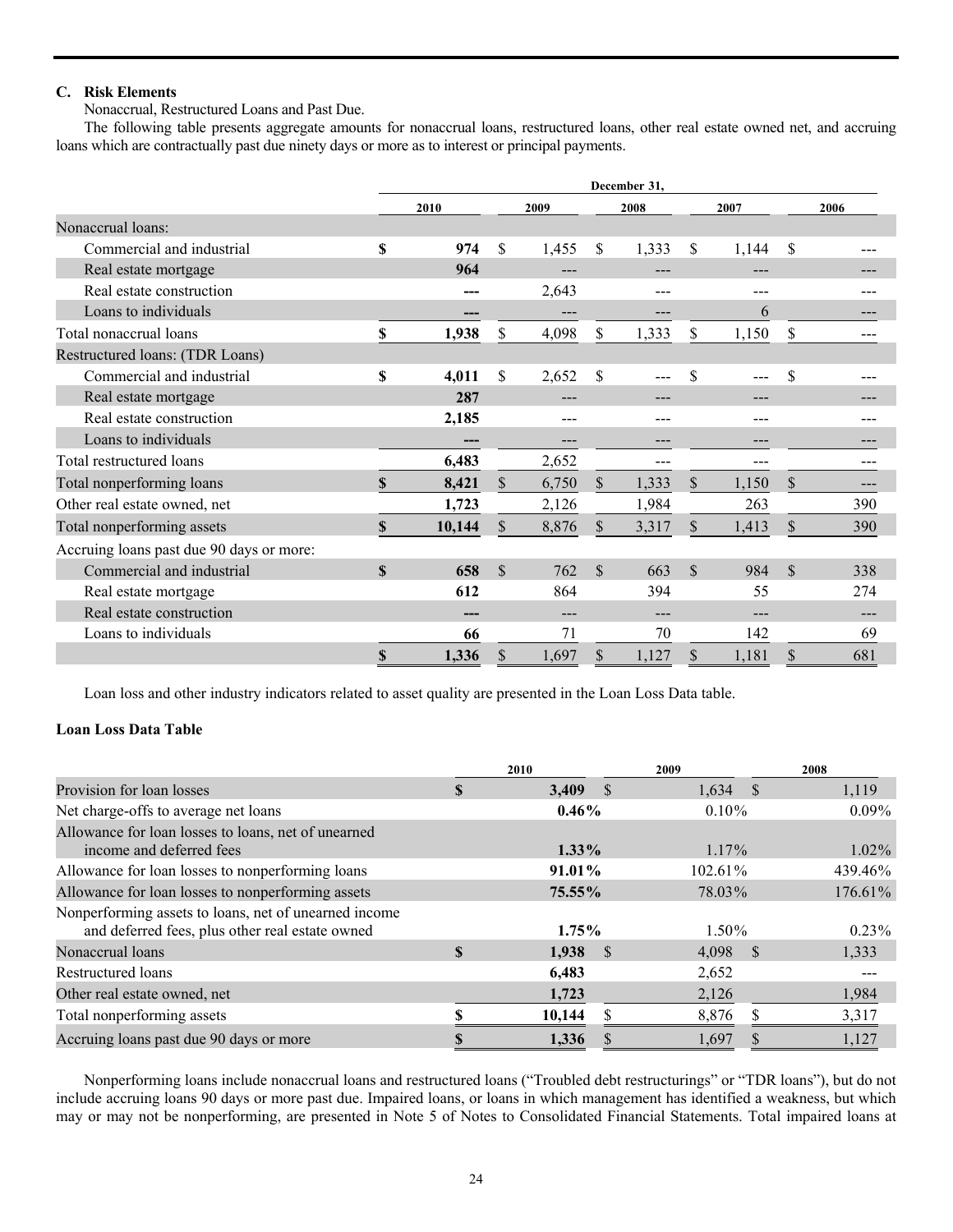**C. Risk Elements**

Nonaccrual, Restructured Loans and Past Due.

The following table presents aggregate amounts for nonaccrual loans, restructured loans, other real estate owned net, and accruing loans which are contractually past due ninety days or more as to interest or principal payments.

| | December 31, | | | | |
|---|---|---|---|---|---|
| | 2010 | 2009 | 2008 | 2007 | 2006 |
| Nonaccrual loans: | | | | | |
| Commercial and industrial | $ 974 | $ 1,455 | $ 1,333 | $ 1,144 | $ --- |
| Real estate mortgage | 964 | --- | --- | --- | --- |
| Real estate construction | --- | 2,643 | --- | --- | --- |
| Loans to individuals | --- | --- | --- | 6 | --- |
| Total nonaccrual loans | $ 1,938 | $ 4,098 | $ 1,333 | $ 1,150 | $ --- |
| Restructured loans: (TDR Loans) | | | | | |
| Commercial and industrial | $ 4,011 | $ 2,652 | $ --- | $ --- | $ --- |
| Real estate mortgage | 287 | --- | --- | --- | --- |
| Real estate construction | 2,185 | --- | --- | --- | --- |
| Loans to individuals | --- | --- | --- | --- | --- |
| Total restructured loans | 6,483 | 2,652 | --- | --- | --- |
| Total nonperforming loans | $ 8,421 | $ 6,750 | $ 1,333 | $ 1,150 | $ --- |
| Other real estate owned, net | 1,723 | 2,126 | 1,984 | 263 | 390 |
| Total nonperforming assets | $ 10,144 | $ 8,876 | $ 3,317 | $ 1,413 | $ 390 |
| Accruing loans past due 90 days or more: | | | | | |
| Commercial and industrial | $ 658 | $ 762 | $ 663 | $ 984 | $ 338 |
| Real estate mortgage | 612 | 864 | 394 | 55 | 274 |
| Real estate construction | --- | --- | --- | --- | --- |
| Loans to individuals | 66 | 71 | 70 | 142 | 69 |
| | $ 1,336 | $ 1,697 | $ 1,127 | $ 1,181 | $ 681 |

Loan loss and other industry indicators related to asset quality are presented in the Loan Loss Data table.

**Loan Loss Data Table**

| | 2010 | 2009 | 2008 |
|---|---|---|---|
| Provision for loan losses | $ 3,409 | $ 1,634 | $ 1,119 |
| Net charge-offs to average net loans | 0.46% | 0.10% | 0.09% |
| Allowance for loan losses to loans, net of unearned income and deferred fees | 1.33% | 1.17% | 1.02% |
| Allowance for loan losses to nonperforming loans | 91.01% | 102.61% | 439.46% |
| Allowance for loan losses to nonperforming assets | 75.55% | 78.03% | 176.61% |
| Nonperforming assets to loans, net of unearned income and deferred fees, plus other real estate owned | 1.75% | 1.50% | 0.23% |
| Nonaccrual loans | $ 1,938 | $ 4,098 | $ 1,333 |
| Restructured loans | 6,483 | 2,652 | --- |
| Other real estate owned, net | 1,723 | 2,126 | 1,984 |
| Total nonperforming assets | $ 10,144 | $ 8,876 | $ 3,317 |
| Accruing loans past due 90 days or more | $ 1,336 | $ 1,697 | $ 1,127 |

Nonperforming loans include nonaccrual loans and restructured loans ("Troubled debt restructurings" or "TDR loans"), but do not include accruing loans 90 days or more past due. Impaired loans, or loans in which management has identified a weakness, but which may or may not be nonperforming, are presented in Note 5 of Notes to Consolidated Financial Statements. Total impaired loans at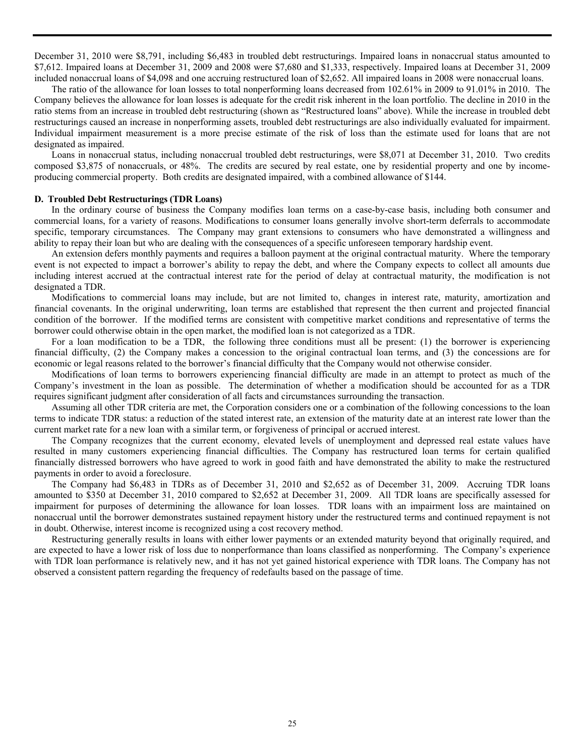December 31, 2010 were $8,791, including $6,483 in troubled debt restructurings. Impaired loans in nonaccrual status amounted to $7,612. Impaired loans at December 31, 2009 and 2008 were $7,680 and $1,333, respectively. Impaired loans at December 31, 2009 included nonaccrual loans of $4,098 and one accruing restructured loan of $2,652. All impaired loans in 2008 were nonaccrual loans.

The ratio of the allowance for loan losses to total nonperforming loans decreased from 102.61% in 2009 to 91.01% in 2010. The Company believes the allowance for loan losses is adequate for the credit risk inherent in the loan portfolio. The decline in 2010 in the ratio stems from an increase in troubled debt restructuring (shown as "Restructured loans" above). While the increase in troubled debt restructurings caused an increase in nonperforming assets, troubled debt restructurings are also individually evaluated for impairment. Individual impairment measurement is a more precise estimate of the risk of loss than the estimate used for loans that are not designated as impaired.

Loans in nonaccrual status, including nonaccrual troubled debt restructurings, were $8,071 at December 31, 2010. Two credits composed $3,875 of nonaccruals, or 48%. The credits are secured by real estate, one by residential property and one by income-producing commercial property. Both credits are designated impaired, with a combined allowance of $144.

**D. Troubled Debt Restructurings (TDR Loans)**

In the ordinary course of business the Company modifies loan terms on a case-by-case basis, including both consumer and commercial loans, for a variety of reasons. Modifications to consumer loans generally involve short-term deferrals to accommodate specific, temporary circumstances. The Company may grant extensions to consumers who have demonstrated a willingness and ability to repay their loan but who are dealing with the consequences of a specific unforeseen temporary hardship event.

An extension defers monthly payments and requires a balloon payment at the original contractual maturity. Where the temporary event is not expected to impact a borrower's ability to repay the debt, and where the Company expects to collect all amounts due including interest accrued at the contractual interest rate for the period of delay at contractual maturity, the modification is not designated a TDR.

Modifications to commercial loans may include, but are not limited to, changes in interest rate, maturity, amortization and financial covenants. In the original underwriting, loan terms are established that represent the then current and projected financial condition of the borrower. If the modified terms are consistent with competitive market conditions and representative of terms the borrower could otherwise obtain in the open market, the modified loan is not categorized as a TDR.

For a loan modification to be a TDR, the following three conditions must all be present: (1) the borrower is experiencing financial difficulty, (2) the Company makes a concession to the original contractual loan terms, and (3) the concessions are for economic or legal reasons related to the borrower's financial difficulty that the Company would not otherwise consider.

Modifications of loan terms to borrowers experiencing financial difficulty are made in an attempt to protect as much of the Company's investment in the loan as possible. The determination of whether a modification should be accounted for as a TDR requires significant judgment after consideration of all facts and circumstances surrounding the transaction.

Assuming all other TDR criteria are met, the Corporation considers one or a combination of the following concessions to the loan terms to indicate TDR status: a reduction of the stated interest rate, an extension of the maturity date at an interest rate lower than the current market rate for a new loan with a similar term, or forgiveness of principal or accrued interest.

The Company recognizes that the current economy, elevated levels of unemployment and depressed real estate values have resulted in many customers experiencing financial difficulties. The Company has restructured loan terms for certain qualified financially distressed borrowers who have agreed to work in good faith and have demonstrated the ability to make the restructured payments in order to avoid a foreclosure.

The Company had $6,483 in TDRs as of December 31, 2010 and $2,652 as of December 31, 2009. Accruing TDR loans amounted to $350 at December 31, 2010 compared to $2,652 at December 31, 2009. All TDR loans are specifically assessed for impairment for purposes of determining the allowance for loan losses. TDR loans with an impairment loss are maintained on nonaccrual until the borrower demonstrates sustained repayment history under the restructured terms and continued repayment is not in doubt. Otherwise, interest income is recognized using a cost recovery method.

Restructuring generally results in loans with either lower payments or an extended maturity beyond that originally required, and are expected to have a lower risk of loss due to nonperformance than loans classified as nonperforming. The Company's experience with TDR loan performance is relatively new, and it has not yet gained historical experience with TDR loans. The Company has not observed a consistent pattern regarding the frequency of redefaults based on the passage of time.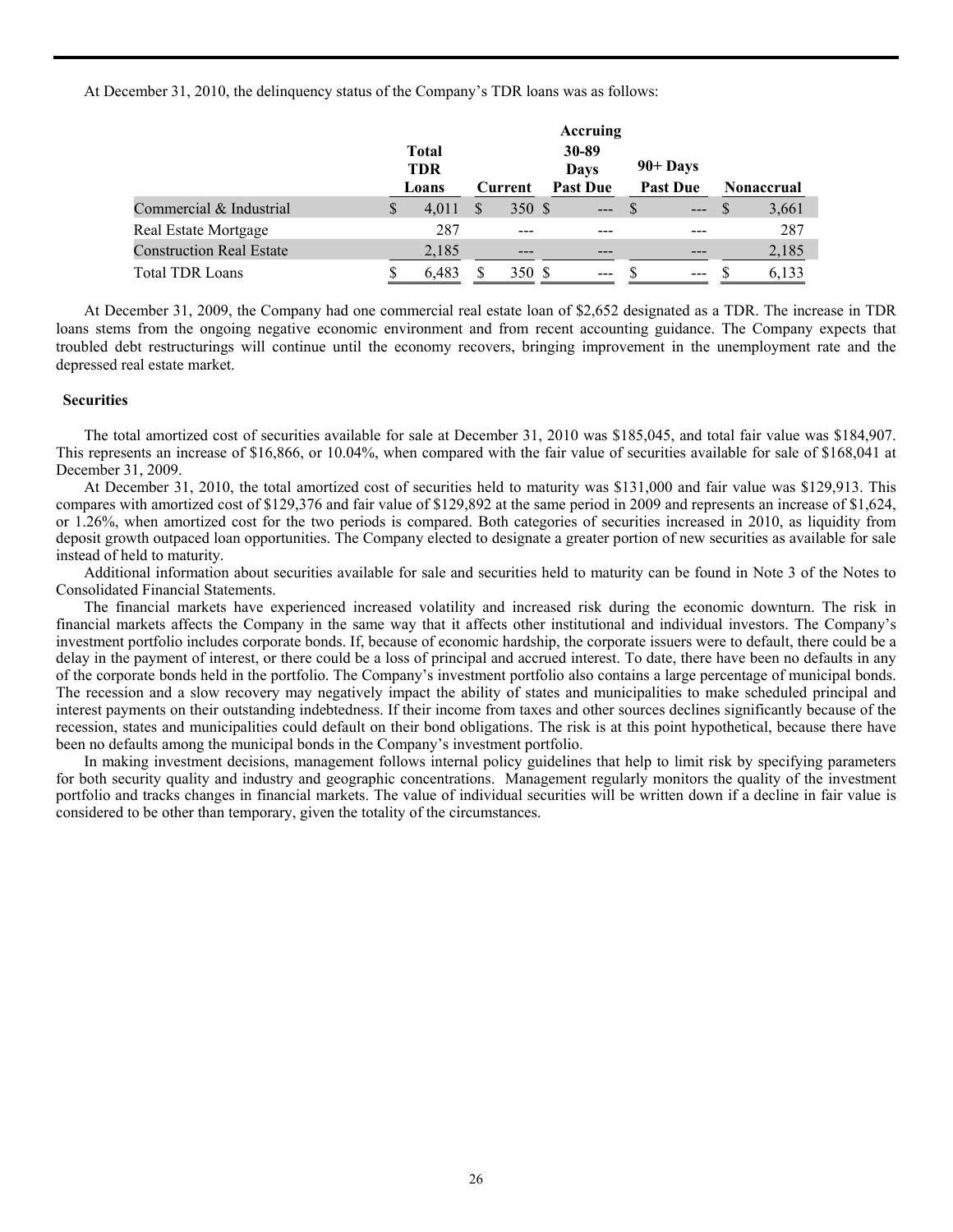At December 31, 2010, the delinquency status of the Company's TDR loans was as follows:

| | Total TDR Loans | Current | Accruing 30-89 Days Past Due | 90+ Days Past Due | Nonaccrual |
|---|---|---|---|---|---|
| Commercial & Industrial | $ 4,011 | $ 350 | $ --- | $ --- | $ 3,661 |
| Real Estate Mortgage | 287 | --- | --- | --- | 287 |
| Construction Real Estate | 2,185 | --- | --- | --- | 2,185 |
| Total TDR Loans | $ 6,483 | $ 350 | $ --- | $ --- | $ 6,133 |

At December 31, 2009, the Company had one commercial real estate loan of $2,652 designated as a TDR. The increase in TDR loans stems from the ongoing negative economic environment and from recent accounting guidance. The Company expects that troubled debt restructurings will continue until the economy recovers, bringing improvement in the unemployment rate and the depressed real estate market.

**Securities**

The total amortized cost of securities available for sale at December 31, 2010 was $185,045, and total fair value was $184,907. This represents an increase of $16,866, or 10.04%, when compared with the fair value of securities available for sale of $168,041 at December 31, 2009.

At December 31, 2010, the total amortized cost of securities held to maturity was $131,000 and fair value was $129,913. This compares with amortized cost of $129,376 and fair value of $129,892 at the same period in 2009 and represents an increase of $1,624, or 1.26%, when amortized cost for the two periods is compared. Both categories of securities increased in 2010, as liquidity from deposit growth outpaced loan opportunities. The Company elected to designate a greater portion of new securities as available for sale instead of held to maturity.

Additional information about securities available for sale and securities held to maturity can be found in Note 3 of the Notes to Consolidated Financial Statements.

The financial markets have experienced increased volatility and increased risk during the economic downturn. The risk in financial markets affects the Company in the same way that it affects other institutional and individual investors. The Company's investment portfolio includes corporate bonds. If, because of economic hardship, the corporate issuers were to default, there could be a delay in the payment of interest, or there could be a loss of principal and accrued interest. To date, there have been no defaults in any of the corporate bonds held in the portfolio. The Company's investment portfolio also contains a large percentage of municipal bonds. The recession and a slow recovery may negatively impact the ability of states and municipalities to make scheduled principal and interest payments on their outstanding indebtedness. If their income from taxes and other sources declines significantly because of the recession, states and municipalities could default on their bond obligations. The risk is at this point hypothetical, because there have been no defaults among the municipal bonds in the Company's investment portfolio.

In making investment decisions, management follows internal policy guidelines that help to limit risk by specifying parameters for both security quality and industry and geographic concentrations. Management regularly monitors the quality of the investment portfolio and tracks changes in financial markets. The value of individual securities will be written down if a decline in fair value is considered to be other than temporary, given the totality of the circumstances.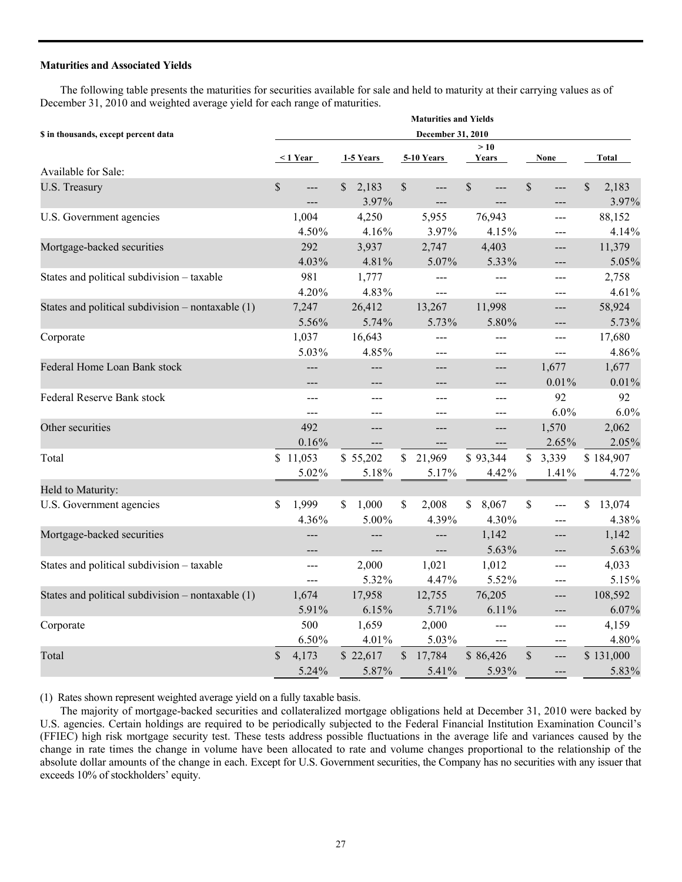### Maturities and Associated Yields

The following table presents the maturities for securities available for sale and held to maturity at their carrying values as of December 31, 2010 and weighted average yield for each range of maturities.

| $ in thousands, except percent data | Maturities and Yields December 31, 2010 | | | | | |
|---|---|---|---|---|---|---|
| | < 1 Year | 1-5 Years | 5-10 Years | > 10 Years | None | Total |
| Available for Sale: | | | | | | |
| U.S. Treasury | $ --- | $ 2,183 | $ --- | $ --- | $ --- | $ 2,183 |
| | --- | 3.97% | --- | --- | --- | 3.97% |
| U.S. Government agencies | 1,004 | 4,250 | 5,955 | 76,943 | --- | 88,152 |
| | 4.50% | 4.16% | 3.97% | 4.15% | --- | 4.14% |
| Mortgage-backed securities | 292 | 3,937 | 2,747 | 4,403 | --- | 11,379 |
| | 4.03% | 4.81% | 5.07% | 5.33% | --- | 5.05% |
| States and political subdivision – taxable | 981 | 1,777 | --- | --- | --- | 2,758 |
| | 4.20% | 4.83% | --- | --- | --- | 4.61% |
| States and political subdivision – nontaxable (1) | 7,247 | 26,412 | 13,267 | 11,998 | --- | 58,924 |
| | 5.56% | 5.74% | 5.73% | 5.80% | --- | 5.73% |
| Corporate | 1,037 | 16,643 | --- | --- | --- | 17,680 |
| | 5.03% | 4.85% | --- | --- | --- | 4.86% |
| Federal Home Loan Bank stock | --- | --- | --- | --- | 1,677 | 1,677 |
| | --- | --- | --- | --- | 0.01% | 0.01% |
| Federal Reserve Bank stock | --- | --- | --- | --- | 92 | 92 |
| | --- | --- | --- | --- | 6.0% | 6.0% |
| Other securities | 492 | --- | --- | --- | 1,570 | 2,062 |
| | 0.16% | --- | --- | --- | 2.65% | 2.05% |
| Total | $ 11,053 | $ 55,202 | $ 21,969 | $ 93,344 | $ 3,339 | $ 184,907 |
| | 5.02% | 5.18% | 5.17% | 4.42% | 1.41% | 4.72% |
| Held to Maturity: | | | | | | |
| U.S. Government agencies | $ 1,999 | $ 1,000 | $ 2,008 | $ 8,067 | $ --- | $ 13,074 |
| | 4.36% | 5.00% | 4.39% | 4.30% | --- | 4.38% |
| Mortgage-backed securities | --- | --- | --- | 1,142 | --- | 1,142 |
| | --- | --- | --- | 5.63% | --- | 5.63% |
| States and political subdivision – taxable | --- | 2,000 | 1,021 | 1,012 | --- | 4,033 |
| | --- | 5.32% | 4.47% | 5.52% | --- | 5.15% |
| States and political subdivision – nontaxable (1) | 1,674 | 17,958 | 12,755 | 76,205 | --- | 108,592 |
| | 5.91% | 6.15% | 5.71% | 6.11% | --- | 6.07% |
| Corporate | 500 | 1,659 | 2,000 | --- | --- | 4,159 |
| | 6.50% | 4.01% | 5.03% | --- | --- | 4.80% |
| Total | $ 4,173 | $ 22,617 | $ 17,784 | $ 86,426 | $ --- | $ 131,000 |
| | 5.24% | 5.87% | 5.41% | 5.93% | --- | 5.83% |

(1) Rates shown represent weighted average yield on a fully taxable basis.

The majority of mortgage-backed securities and collateralized mortgage obligations held at December 31, 2010 were backed by U.S. agencies. Certain holdings are required to be periodically subjected to the Federal Financial Institution Examination Council's (FFIEC) high risk mortgage security test. These tests address possible fluctuations in the average life and variances caused by the change in rate times the change in volume have been allocated to rate and volume changes proportional to the relationship of the absolute dollar amounts of the change in each. Except for U.S. Government securities, the Company has no securities with any issuer that exceeds 10% of stockholders' equity.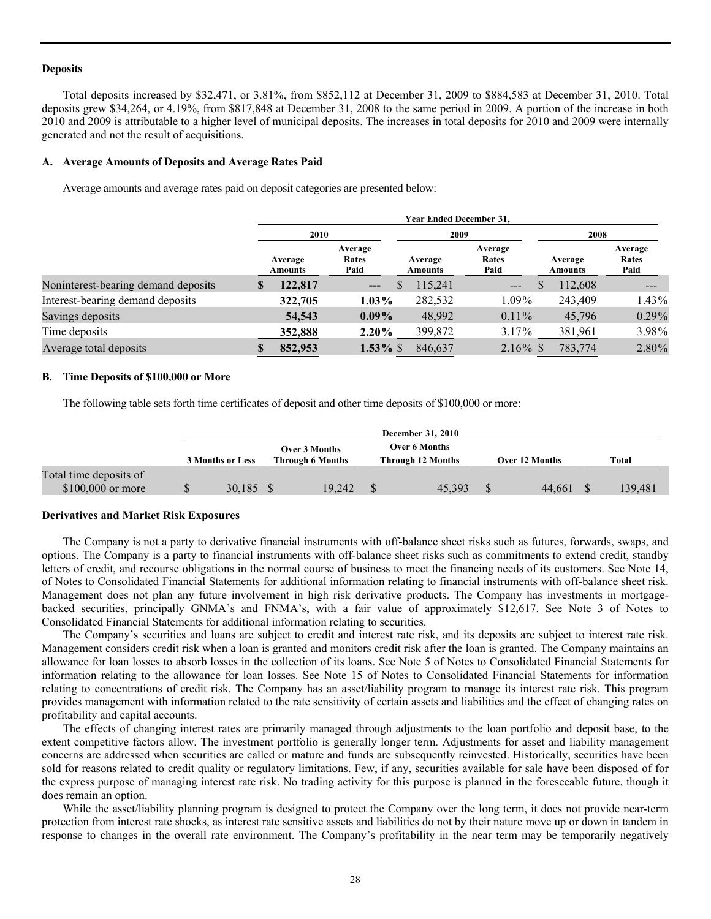### Deposits

Total deposits increased by $32,471, or 3.81%, from $852,112 at December 31, 2009 to $884,583 at December 31, 2010. Total deposits grew $34,264, or 4.19%, from $817,848 at December 31, 2008 to the same period in 2009. A portion of the increase in both 2010 and 2009 is attributable to a higher level of municipal deposits. The increases in total deposits for 2010 and 2009 were internally generated and not the result of acquisitions.

#### A. Average Amounts of Deposits and Average Rates Paid

Average amounts and average rates paid on deposit categories are presented below:

| | Year Ended December 31, | | | | | |
|---|---|---|---|---|---|---|
| | 2010 | | 2009 | | 2008 | |
| | Average Amounts | Average Rates Paid | Average Amounts | Average Rates Paid | Average Amounts | Average Rates Paid |
| Noninterest-bearing demand deposits | $ 122,817 | --- | $ 115,241 | --- | $ 112,608 | --- |
| Interest-bearing demand deposits | 322,705 | 1.03% | 282,532 | 1.09% | 243,409 | 1.43% |
| Savings deposits | 54,543 | 0.09% | 48,992 | 0.11% | 45,796 | 0.29% |
| Time deposits | 352,888 | 2.20% | 399,872 | 3.17% | 381,961 | 3.98% |
| Average total deposits | $ 852,953 | 1.53% | $ 846,637 | 2.16% | $ 783,774 | 2.80% |

#### B. Time Deposits of $100,000 or More

The following table sets forth time certificates of deposit and other time deposits of $100,000 or more:

| | December 31, 2010 | | | | |
|---|---|---|---|---|---|
| | 3 Months or Less | Over 3 Months Through 6 Months | Over 6 Months Through 12 Months | Over 12 Months | Total |
| Total time deposits of $100,000 or more | $ 30,185 | $ 19,242 | $ 45,393 | $ 44,661 | $ 139,481 |

### Derivatives and Market Risk Exposures

The Company is not a party to derivative financial instruments with off-balance sheet risks such as futures, forwards, swaps, and options. The Company is a party to financial instruments with off-balance sheet risks such as commitments to extend credit, standby letters of credit, and recourse obligations in the normal course of business to meet the financing needs of its customers. See Note 14, of Notes to Consolidated Financial Statements for additional information relating to financial instruments with off-balance sheet risk. Management does not plan any future involvement in high risk derivative products. The Company has investments in mortgage-backed securities, principally GNMA's and FNMA's, with a fair value of approximately $12,617. See Note 3 of Notes to Consolidated Financial Statements for additional information relating to securities.

The Company's securities and loans are subject to credit and interest rate risk, and its deposits are subject to interest rate risk. Management considers credit risk when a loan is granted and monitors credit risk after the loan is granted. The Company maintains an allowance for loan losses to absorb losses in the collection of its loans. See Note 5 of Notes to Consolidated Financial Statements for information relating to the allowance for loan losses. See Note 15 of Notes to Consolidated Financial Statements for information relating to concentrations of credit risk. The Company has an asset/liability program to manage its interest rate risk. This program provides management with information related to the rate sensitivity of certain assets and liabilities and the effect of changing rates on profitability and capital accounts.

The effects of changing interest rates are primarily managed through adjustments to the loan portfolio and deposit base, to the extent competitive factors allow. The investment portfolio is generally longer term. Adjustments for asset and liability management concerns are addressed when securities are called or mature and funds are subsequently reinvested. Historically, securities have been sold for reasons related to credit quality or regulatory limitations. Few, if any, securities available for sale have been disposed of for the express purpose of managing interest rate risk. No trading activity for this purpose is planned in the foreseeable future, though it does remain an option.

While the asset/liability planning program is designed to protect the Company over the long term, it does not provide near-term protection from interest rate shocks, as interest rate sensitive assets and liabilities do not by their nature move up or down in tandem in response to changes in the overall rate environment. The Company's profitability in the near term may be temporarily negatively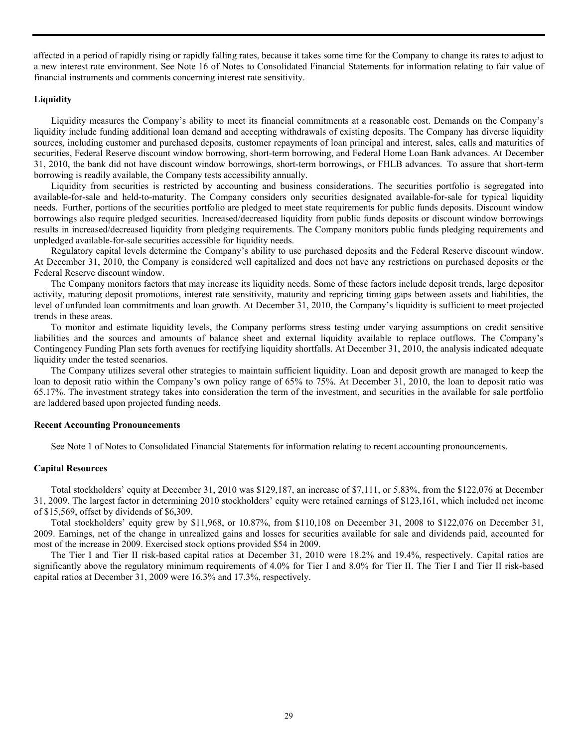affected in a period of rapidly rising or rapidly falling rates, because it takes some time for the Company to change its rates to adjust to a new interest rate environment. See Note 16 of Notes to Consolidated Financial Statements for information relating to fair value of financial instruments and comments concerning interest rate sensitivity.

**Liquidity**

Liquidity measures the Company's ability to meet its financial commitments at a reasonable cost. Demands on the Company's liquidity include funding additional loan demand and accepting withdrawals of existing deposits. The Company has diverse liquidity sources, including customer and purchased deposits, customer repayments of loan principal and interest, sales, calls and maturities of securities, Federal Reserve discount window borrowing, short-term borrowing, and Federal Home Loan Bank advances. At December 31, 2010, the bank did not have discount window borrowings, short-term borrowings, or FHLB advances. To assure that short-term borrowing is readily available, the Company tests accessibility annually.

Liquidity from securities is restricted by accounting and business considerations. The securities portfolio is segregated into available-for-sale and held-to-maturity. The Company considers only securities designated available-for-sale for typical liquidity needs. Further, portions of the securities portfolio are pledged to meet state requirements for public funds deposits. Discount window borrowings also require pledged securities. Increased/decreased liquidity from public funds deposits or discount window borrowings results in increased/decreased liquidity from pledging requirements. The Company monitors public funds pledging requirements and unpledged available-for-sale securities accessible for liquidity needs.

Regulatory capital levels determine the Company's ability to use purchased deposits and the Federal Reserve discount window. At December 31, 2010, the Company is considered well capitalized and does not have any restrictions on purchased deposits or the Federal Reserve discount window.

The Company monitors factors that may increase its liquidity needs. Some of these factors include deposit trends, large depositor activity, maturing deposit promotions, interest rate sensitivity, maturity and repricing timing gaps between assets and liabilities, the level of unfunded loan commitments and loan growth. At December 31, 2010, the Company's liquidity is sufficient to meet projected trends in these areas.

To monitor and estimate liquidity levels, the Company performs stress testing under varying assumptions on credit sensitive liabilities and the sources and amounts of balance sheet and external liquidity available to replace outflows. The Company's Contingency Funding Plan sets forth avenues for rectifying liquidity shortfalls. At December 31, 2010, the analysis indicated adequate liquidity under the tested scenarios.

The Company utilizes several other strategies to maintain sufficient liquidity. Loan and deposit growth are managed to keep the loan to deposit ratio within the Company's own policy range of 65% to 75%. At December 31, 2010, the loan to deposit ratio was 65.17%. The investment strategy takes into consideration the term of the investment, and securities in the available for sale portfolio are laddered based upon projected funding needs.

**Recent Accounting Pronouncements**

See Note 1 of Notes to Consolidated Financial Statements for information relating to recent accounting pronouncements.

**Capital Resources**

Total stockholders' equity at December 31, 2010 was $129,187, an increase of $7,111, or 5.83%, from the $122,076 at December 31, 2009. The largest factor in determining 2010 stockholders' equity were retained earnings of $123,161, which included net income of $15,569, offset by dividends of $6,309.

Total stockholders' equity grew by $11,968, or 10.87%, from $110,108 on December 31, 2008 to $122,076 on December 31, 2009. Earnings, net of the change in unrealized gains and losses for securities available for sale and dividends paid, accounted for most of the increase in 2009. Exercised stock options provided $54 in 2009.

The Tier I and Tier II risk-based capital ratios at December 31, 2010 were 18.2% and 19.4%, respectively. Capital ratios are significantly above the regulatory minimum requirements of 4.0% for Tier I and 8.0% for Tier II. The Tier I and Tier II risk-based capital ratios at December 31, 2009 were 16.3% and 17.3%, respectively.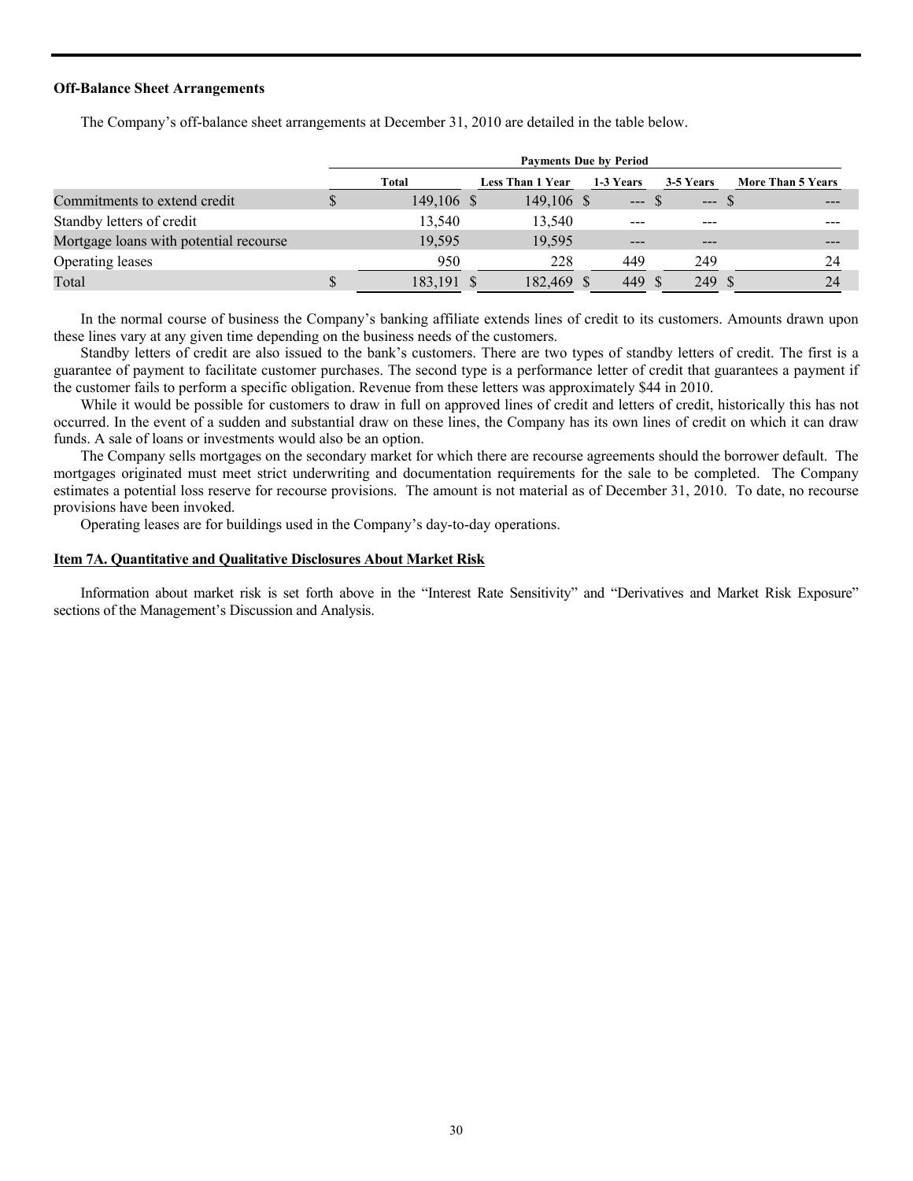**Off-Balance Sheet Arrangements**

The Company's off-balance sheet arrangements at December 31, 2010 are detailed in the table below.

| | Payments Due by Period | | | | |
|---|---|---|---|---|---|
| | Total | Less Than 1 Year | 1-3 Years | 3-5 Years | More Than 5 Years |
| Commitments to extend credit | $ 149,106 | $ 149,106 | $ --- | $ --- | $ --- |
| Standby letters of credit | 13,540 | 13,540 | --- | --- | --- |
| Mortgage loans with potential recourse | 19,595 | 19,595 | --- | --- | --- |
| Operating leases | 950 | 228 | 449 | 249 | 24 |
| Total | $ 183,191 | $ 182,469 | $ 449 | $ 249 | $ 24 |

In the normal course of business the Company's banking affiliate extends lines of credit to its customers. Amounts drawn upon these lines vary at any given time depending on the business needs of the customers.

Standby letters of credit are also issued to the bank's customers. There are two types of standby letters of credit. The first is a guarantee of payment to facilitate customer purchases. The second type is a performance letter of credit that guarantees a payment if the customer fails to perform a specific obligation. Revenue from these letters was approximately $44 in 2010.

While it would be possible for customers to draw in full on approved lines of credit and letters of credit, historically this has not occurred. In the event of a sudden and substantial draw on these lines, the Company has its own lines of credit on which it can draw funds. A sale of loans or investments would also be an option.

The Company sells mortgages on the secondary market for which there are recourse agreements should the borrower default. The mortgages originated must meet strict underwriting and documentation requirements for the sale to be completed. The Company estimates a potential loss reserve for recourse provisions. The amount is not material as of December 31, 2010. To date, no recourse provisions have been invoked.

Operating leases are for buildings used in the Company's day-to-day operations.

**Item 7A. Quantitative and Qualitative Disclosures About Market Risk**

Information about market risk is set forth above in the "Interest Rate Sensitivity" and "Derivatives and Market Risk Exposure" sections of the Management's Discussion and Analysis.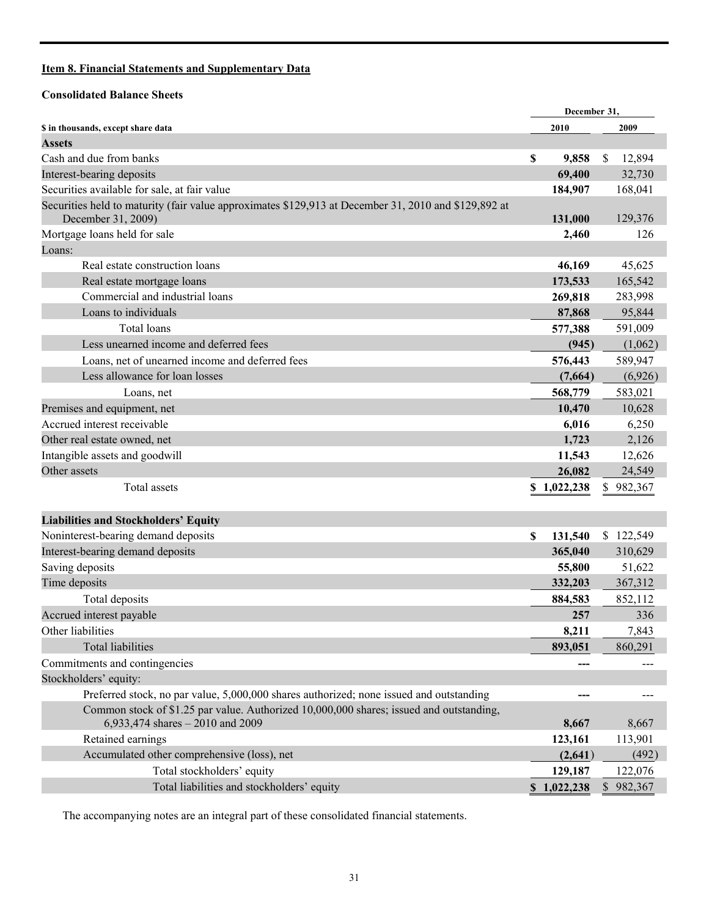## Item 8. Financial Statements and Supplementary Data

### Consolidated Balance Sheets

| $ in thousands, except share data | December 31, 2010 | 2009 |
|---|---|---|
| **Assets** | | |
| Cash and due from banks | **$ 9,858** | $ 12,894 |
| Interest-bearing deposits | **69,400** | 32,730 |
| Securities available for sale, at fair value | **184,907** | 168,041 |
| Securities held to maturity (fair value approximates $129,913 at December 31, 2010 and $129,892 at December 31, 2009) | **131,000** | 129,376 |
| Mortgage loans held for sale | **2,460** | 126 |
| Loans: | | |
| Real estate construction loans | **46,169** | 45,625 |
| Real estate mortgage loans | **173,533** | 165,542 |
| Commercial and industrial loans | **269,818** | 283,998 |
| Loans to individuals | **87,868** | 95,844 |
| Total loans | **577,388** | 591,009 |
| Less unearned income and deferred fees | **(945)** | (1,062) |
| Loans, net of unearned income and deferred fees | **576,443** | 589,947 |
| Less allowance for loan losses | **(7,664)** | (6,926) |
| Loans, net | **568,779** | 583,021 |
| Premises and equipment, net | **10,470** | 10,628 |
| Accrued interest receivable | **6,016** | 6,250 |
| Other real estate owned, net | **1,723** | 2,126 |
| Intangible assets and goodwill | **11,543** | 12,626 |
| Other assets | **26,082** | 24,549 |
| Total assets | **$ 1,022,238** | $ 982,367 |
| | | |
| **Liabilities and Stockholders' Equity** | | |
| Noninterest-bearing demand deposits | **$ 131,540** | $ 122,549 |
| Interest-bearing demand deposits | **365,040** | 310,629 |
| Saving deposits | **55,800** | 51,622 |
| Time deposits | **332,203** | 367,312 |
| Total deposits | **884,583** | 852,112 |
| Accrued interest payable | **257** | 336 |
| Other liabilities | **8,211** | 7,843 |
| Total liabilities | **893,051** | 860,291 |
| Commitments and contingencies | **---** | --- |
| Stockholders' equity: | | |
| Preferred stock, no par value, 5,000,000 shares authorized; none issued and outstanding | **---** | --- |
| Common stock of $1.25 par value. Authorized 10,000,000 shares; issued and outstanding, 6,933,474 shares – 2010 and 2009 | **8,667** | 8,667 |
| Retained earnings | **123,161** | 113,901 |
| Accumulated other comprehensive (loss), net | **(2,641)** | (492) |
| Total stockholders' equity | **129,187** | 122,076 |
| Total liabilities and stockholders' equity | **$ 1,022,238** | $ 982,367 |

The accompanying notes are an integral part of these consolidated financial statements.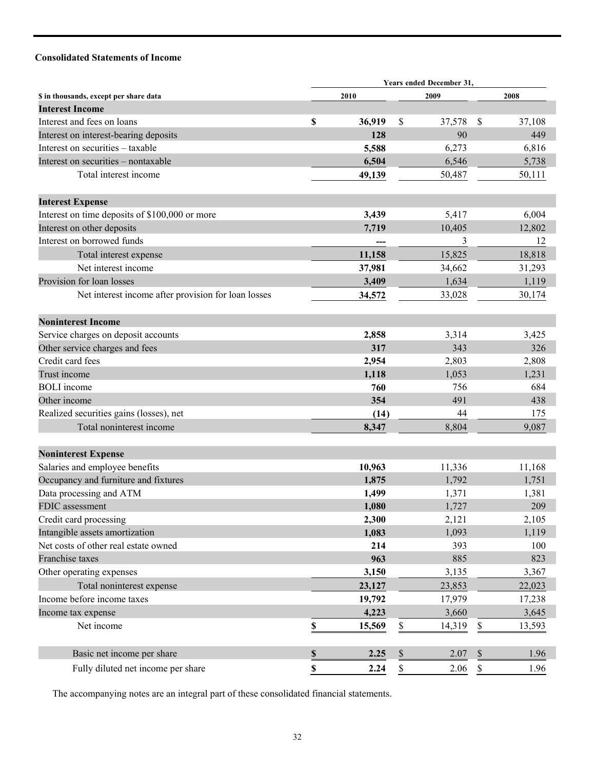**Consolidated Statements of Income**

| $ in thousands, except per share data | Years ended December 31, 2010 | 2009 | 2008 |
|---|---|---|---|
| **Interest Income** | | | |
| Interest and fees on loans | **$ 36,919** | $ 37,578 | $ 37,108 |
| Interest on interest-bearing deposits | **128** | 90 | 449 |
| Interest on securities – taxable | **5,588** | 6,273 | 6,816 |
| Interest on securities – nontaxable | **6,504** | 6,546 | 5,738 |
| Total interest income | **49,139** | 50,487 | 50,111 |
| **Interest Expense** | | | |
| Interest on time deposits of $100,000 or more | **3,439** | 5,417 | 6,004 |
| Interest on other deposits | **7,719** | 10,405 | 12,802 |
| Interest on borrowed funds | **---** | 3 | 12 |
| Total interest expense | **11,158** | 15,825 | 18,818 |
| Net interest income | **37,981** | 34,662 | 31,293 |
| Provision for loan losses | **3,409** | 1,634 | 1,119 |
| Net interest income after provision for loan losses | **34,572** | 33,028 | 30,174 |
| **Noninterest Income** | | | |
| Service charges on deposit accounts | **2,858** | 3,314 | 3,425 |
| Other service charges and fees | **317** | 343 | 326 |
| Credit card fees | **2,954** | 2,803 | 2,808 |
| Trust income | **1,118** | 1,053 | 1,231 |
| BOLI income | **760** | 756 | 684 |
| Other income | **354** | 491 | 438 |
| Realized securities gains (losses), net | **(14)** | 44 | 175 |
| Total noninterest income | **8,347** | 8,804 | 9,087 |
| **Noninterest Expense** | | | |
| Salaries and employee benefits | **10,963** | 11,336 | 11,168 |
| Occupancy and furniture and fixtures | **1,875** | 1,792 | 1,751 |
| Data processing and ATM | **1,499** | 1,371 | 1,381 |
| FDIC assessment | **1,080** | 1,727 | 209 |
| Credit card processing | **2,300** | 2,121 | 2,105 |
| Intangible assets amortization | **1,083** | 1,093 | 1,119 |
| Net costs of other real estate owned | **214** | 393 | 100 |
| Franchise taxes | **963** | 885 | 823 |
| Other operating expenses | **3,150** | 3,135 | 3,367 |
| Total noninterest expense | **23,127** | 23,853 | 22,023 |
| Income before income taxes | **19,792** | 17,979 | 17,238 |
| Income tax expense | **4,223** | 3,660 | 3,645 |
| Net income | **$ 15,569** | $ 14,319 | $ 13,593 |
| Basic net income per share | **$ 2.25** | $ 2.07 | $ 1.96 |
| Fully diluted net income per share | **$ 2.24** | $ 2.06 | $ 1.96 |

The accompanying notes are an integral part of these consolidated financial statements.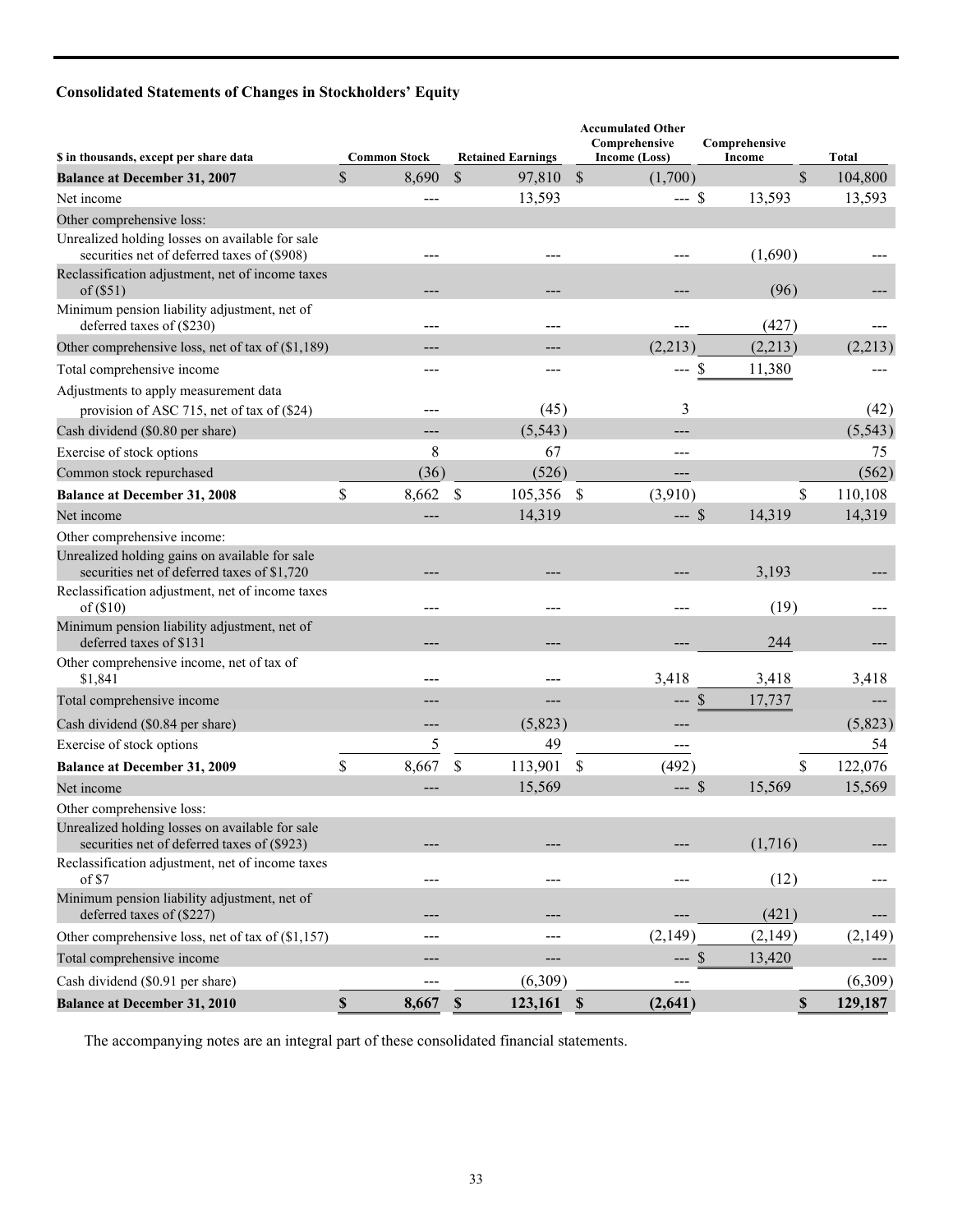### Consolidated Statements of Changes in Stockholders' Equity

| $ in thousands, except per share data | Common Stock | Retained Earnings | Accumulated Other Comprehensive Income (Loss) | Comprehensive Income | Total |
|---|---|---|---|---|---|
| **Balance at December 31, 2007** | $ 8,690 | $ 97,810 | $ (1,700) | | $ 104,800 |
| Net income | --- | 13,593 | --- | $ 13,593 | 13,593 |
| Other comprehensive loss: | | | | | |
| Unrealized holding losses on available for sale securities net of deferred taxes of ($908) | --- | --- | --- | (1,690) | --- |
| Reclassification adjustment, net of income taxes of ($51) | --- | --- | --- | (96) | --- |
| Minimum pension liability adjustment, net of deferred taxes of ($230) | --- | --- | --- | (427) | --- |
| Other comprehensive loss, net of tax of ($1,189) | --- | --- | (2,213) | (2,213) | (2,213) |
| Total comprehensive income | --- | --- | --- | $ 11,380 | --- |
| Adjustments to apply measurement data provision of ASC 715, net of tax of ($24) | --- | (45) | 3 | | (42) |
| Cash dividend ($0.80 per share) | --- | (5,543) | --- | | (5,543) |
| Exercise of stock options | 8 | 67 | --- | | 75 |
| Common stock repurchased | (36) | (526) | --- | | (562) |
| **Balance at December 31, 2008** | $ 8,662 | $ 105,356 | $ (3,910) | | $ 110,108 |
| Net income | --- | 14,319 | --- | $ 14,319 | 14,319 |
| Other comprehensive income: | | | | | |
| Unrealized holding gains on available for sale securities net of deferred taxes of $1,720 | --- | --- | --- | 3,193 | --- |
| Reclassification adjustment, net of income taxes of ($10) | --- | --- | --- | (19) | --- |
| Minimum pension liability adjustment, net of deferred taxes of $131 | --- | --- | --- | 244 | --- |
| Other comprehensive income, net of tax of $1,841 | --- | --- | 3,418 | 3,418 | 3,418 |
| Total comprehensive income | --- | --- | --- | $ 17,737 | --- |
| Cash dividend ($0.84 per share) | --- | (5,823) | --- | | (5,823) |
| Exercise of stock options | 5 | 49 | --- | | 54 |
| **Balance at December 31, 2009** | $ 8,667 | $ 113,901 | $ (492) | | $ 122,076 |
| Net income | --- | 15,569 | --- | $ 15,569 | 15,569 |
| Other comprehensive loss: | | | | | |
| Unrealized holding losses on available for sale securities net of deferred taxes of ($923) | --- | --- | --- | (1,716) | --- |
| Reclassification adjustment, net of income taxes of $7 | --- | --- | --- | (12) | --- |
| Minimum pension liability adjustment, net of deferred taxes of ($227) | --- | --- | --- | (421) | --- |
| Other comprehensive loss, net of tax of ($1,157) | --- | --- | (2,149) | (2,149) | (2,149) |
| Total comprehensive income | --- | --- | --- | $ 13,420 | --- |
| Cash dividend ($0.91 per share) | --- | (6,309) | --- | | (6,309) |
| **Balance at December 31, 2010** | **$ 8,667** | **$ 123,161** | **$ (2,641)** | | **$ 129,187** |

The accompanying notes are an integral part of these consolidated financial statements.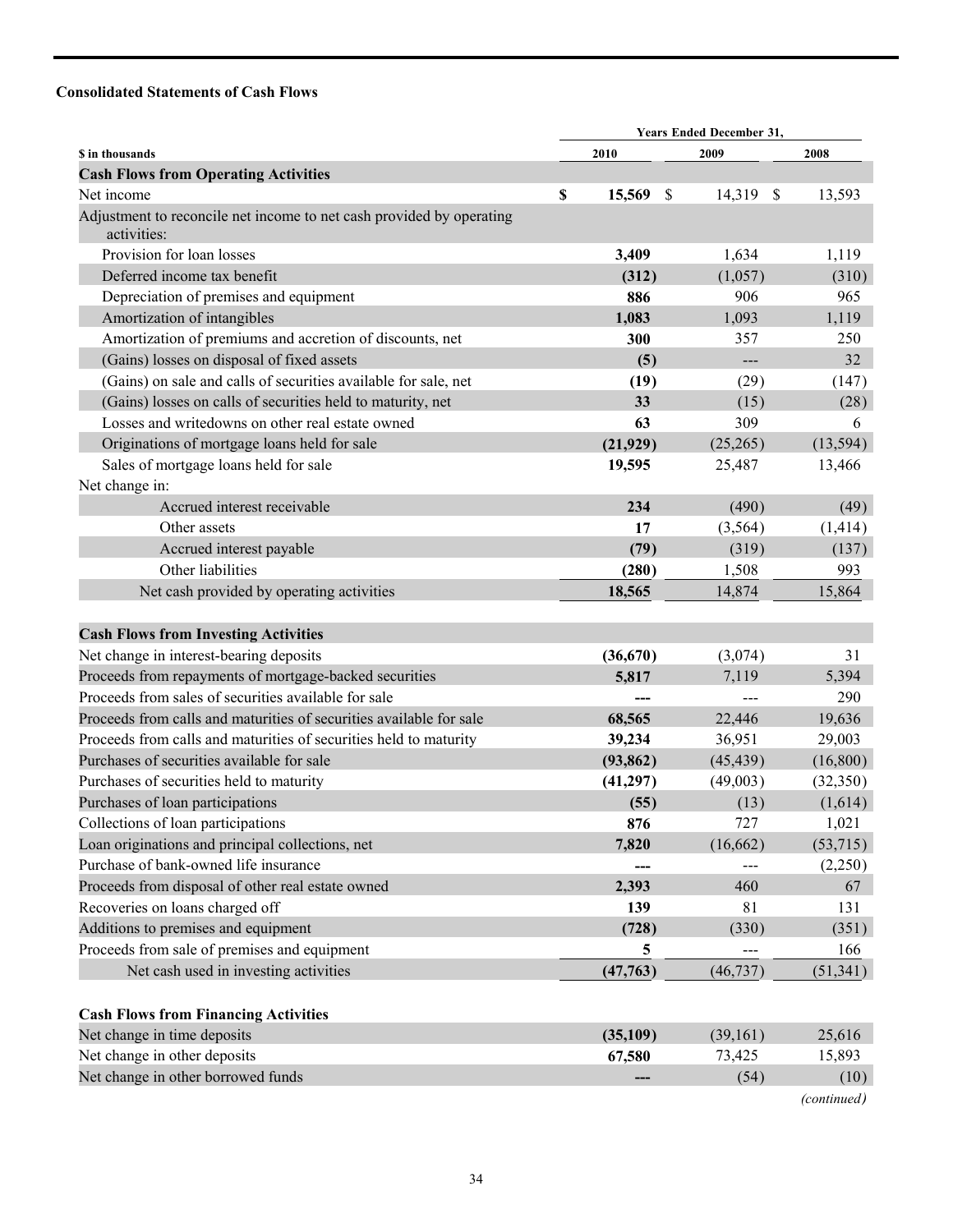**Consolidated Statements of Cash Flows**

| $ in thousands | Years Ended December 31, 2010 | 2009 | 2008 |
|---|---|---|---|
| **Cash Flows from Operating Activities** | | | |
| Net income | **$ 15,569** | $ 14,319 | $ 13,593 |
| Adjustment to reconcile net income to net cash provided by operating activities: | | | |
| Provision for loan losses | **3,409** | 1,634 | 1,119 |
| Deferred income tax benefit | **(312)** | (1,057) | (310) |
| Depreciation of premises and equipment | **886** | 906 | 965 |
| Amortization of intangibles | **1,083** | 1,093 | 1,119 |
| Amortization of premiums and accretion of discounts, net | **300** | 357 | 250 |
| (Gains) losses on disposal of fixed assets | **(5)** | --- | 32 |
| (Gains) on sale and calls of securities available for sale, net | **(19)** | (29) | (147) |
| (Gains) losses on calls of securities held to maturity, net | **33** | (15) | (28) |
| Losses and writedowns on other real estate owned | **63** | 309 | 6 |
| Originations of mortgage loans held for sale | **(21,929)** | (25,265) | (13,594) |
| Sales of mortgage loans held for sale | **19,595** | 25,487 | 13,466 |
| Net change in: | | | |
| Accrued interest receivable | **234** | (490) | (49) |
| Other assets | **17** | (3,564) | (1,414) |
| Accrued interest payable | **(79)** | (319) | (137) |
| Other liabilities | **(280)** | 1,508 | 993 |
| Net cash provided by operating activities | **18,565** | 14,874 | 15,864 |
| | | | |
| **Cash Flows from Investing Activities** | | | |
| Net change in interest-bearing deposits | **(36,670)** | (3,074) | 31 |
| Proceeds from repayments of mortgage-backed securities | **5,817** | 7,119 | 5,394 |
| Proceeds from sales of securities available for sale | **---** | --- | 290 |
| Proceeds from calls and maturities of securities available for sale | **68,565** | 22,446 | 19,636 |
| Proceeds from calls and maturities of securities held to maturity | **39,234** | 36,951 | 29,003 |
| Purchases of securities available for sale | **(93,862)** | (45,439) | (16,800) |
| Purchases of securities held to maturity | **(41,297)** | (49,003) | (32,350) |
| Purchases of loan participations | **(55)** | (13) | (1,614) |
| Collections of loan participations | **876** | 727 | 1,021 |
| Loan originations and principal collections, net | **7,820** | (16,662) | (53,715) |
| Purchase of bank-owned life insurance | **---** | --- | (2,250) |
| Proceeds from disposal of other real estate owned | **2,393** | 460 | 67 |
| Recoveries on loans charged off | **139** | 81 | 131 |
| Additions to premises and equipment | **(728)** | (330) | (351) |
| Proceeds from sale of premises and equipment | **5** | --- | 166 |
| Net cash used in investing activities | **(47,763)** | (46,737) | (51,341) |
| | | | |
| **Cash Flows from Financing Activities** | | | |
| Net change in time deposits | **(35,109)** | (39,161) | 25,616 |
| Net change in other deposits | **67,580** | 73,425 | 15,893 |
| Net change in other borrowed funds | **---** | (54) | (10) |

*(continued)*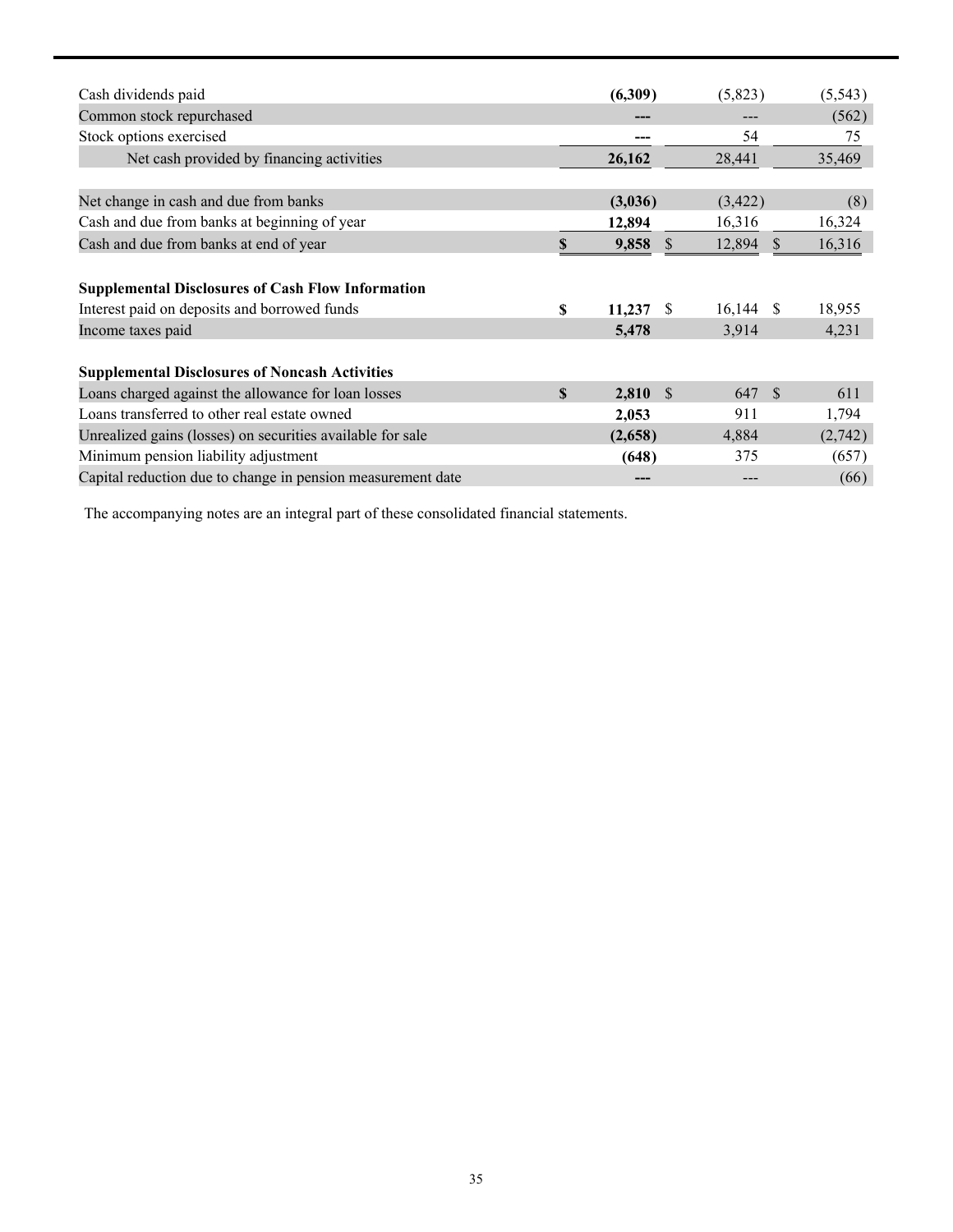| | | | |
|---|---|---|---|
| Cash dividends paid | **(6,309)** | (5,823) | (5,543) |
| Common stock repurchased | **---** | --- | (562) |
| Stock options exercised | **---** | 54 | 75 |
| Net cash provided by financing activities | **26,162** | 28,441 | 35,469 |
| | | | |
| Net change in cash and due from banks | **(3,036)** | (3,422) | (8) |
| Cash and due from banks at beginning of year | **12,894** | 16,316 | 16,324 |
| Cash and due from banks at end of year | **$ 9,858** | $ 12,894 | $ 16,316 |
| | | | |
| **Supplemental Disclosures of Cash Flow Information** | | | |
| Interest paid on deposits and borrowed funds | **$ 11,237** | $ 16,144 | $ 18,955 |
| Income taxes paid | **5,478** | 3,914 | 4,231 |
| | | | |
| **Supplemental Disclosures of Noncash Activities** | | | |
| Loans charged against the allowance for loan losses | **$ 2,810** | $ 647 | $ 611 |
| Loans transferred to other real estate owned | **2,053** | 911 | 1,794 |
| Unrealized gains (losses) on securities available for sale | **(2,658)** | 4,884 | (2,742) |
| Minimum pension liability adjustment | **(648)** | 375 | (657) |
| Capital reduction due to change in pension measurement date | **---** | --- | (66) |

The accompanying notes are an integral part of these consolidated financial statements.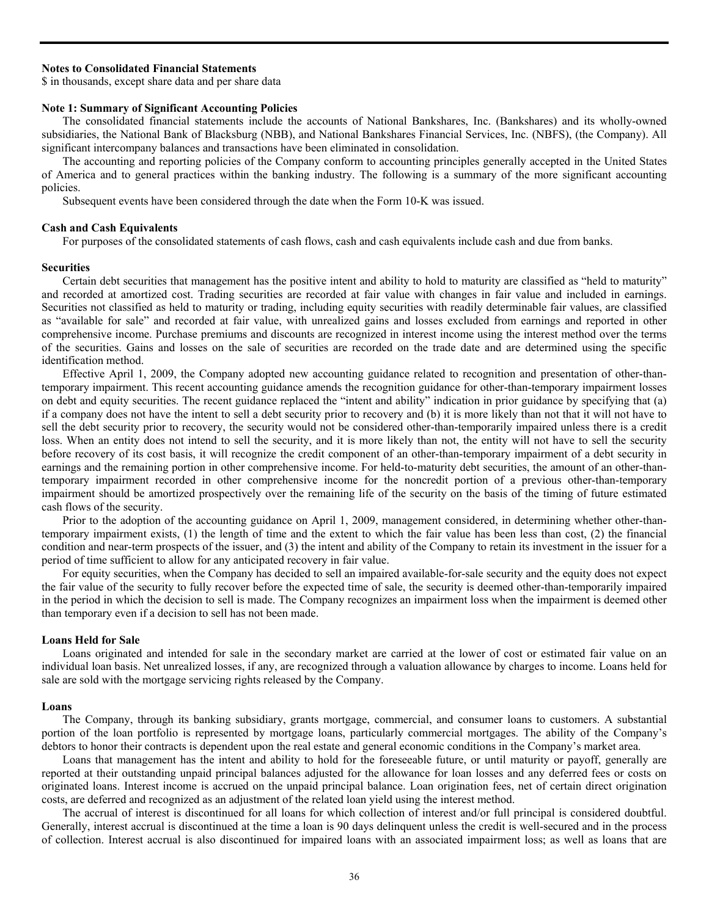**Notes to Consolidated Financial Statements**

$ in thousands, except share data and per share data

**Note 1: Summary of Significant Accounting Policies**

The consolidated financial statements include the accounts of National Bankshares, Inc. (Bankshares) and its wholly-owned subsidiaries, the National Bank of Blacksburg (NBB), and National Bankshares Financial Services, Inc. (NBFS), (the Company). All significant intercompany balances and transactions have been eliminated in consolidation.

The accounting and reporting policies of the Company conform to accounting principles generally accepted in the United States of America and to general practices within the banking industry. The following is a summary of the more significant accounting policies.

Subsequent events have been considered through the date when the Form 10-K was issued.

**Cash and Cash Equivalents**

For purposes of the consolidated statements of cash flows, cash and cash equivalents include cash and due from banks.

**Securities**

Certain debt securities that management has the positive intent and ability to hold to maturity are classified as "held to maturity" and recorded at amortized cost. Trading securities are recorded at fair value with changes in fair value and included in earnings. Securities not classified as held to maturity or trading, including equity securities with readily determinable fair values, are classified as "available for sale" and recorded at fair value, with unrealized gains and losses excluded from earnings and reported in other comprehensive income. Purchase premiums and discounts are recognized in interest income using the interest method over the terms of the securities. Gains and losses on the sale of securities are recorded on the trade date and are determined using the specific identification method.

Effective April 1, 2009, the Company adopted new accounting guidance related to recognition and presentation of other-than-temporary impairment. This recent accounting guidance amends the recognition guidance for other-than-temporary impairment losses on debt and equity securities. The recent guidance replaced the "intent and ability" indication in prior guidance by specifying that (a) if a company does not have the intent to sell a debt security prior to recovery and (b) it is more likely than not that it will not have to sell the debt security prior to recovery, the security would not be considered other-than-temporarily impaired unless there is a credit loss. When an entity does not intend to sell the security, and it is more likely than not, the entity will not have to sell the security before recovery of its cost basis, it will recognize the credit component of an other-than-temporary impairment of a debt security in earnings and the remaining portion in other comprehensive income. For held-to-maturity debt securities, the amount of an other-than-temporary impairment recorded in other comprehensive income for the noncredit portion of a previous other-than-temporary impairment should be amortized prospectively over the remaining life of the security on the basis of the timing of future estimated cash flows of the security.

Prior to the adoption of the accounting guidance on April 1, 2009, management considered, in determining whether other-than-temporary impairment exists, (1) the length of time and the extent to which the fair value has been less than cost, (2) the financial condition and near-term prospects of the issuer, and (3) the intent and ability of the Company to retain its investment in the issuer for a period of time sufficient to allow for any anticipated recovery in fair value.

For equity securities, when the Company has decided to sell an impaired available-for-sale security and the equity does not expect the fair value of the security to fully recover before the expected time of sale, the security is deemed other-than-temporarily impaired in the period in which the decision to sell is made. The Company recognizes an impairment loss when the impairment is deemed other than temporary even if a decision to sell has not been made.

**Loans Held for Sale**

Loans originated and intended for sale in the secondary market are carried at the lower of cost or estimated fair value on an individual loan basis. Net unrealized losses, if any, are recognized through a valuation allowance by charges to income. Loans held for sale are sold with the mortgage servicing rights released by the Company.

**Loans**

The Company, through its banking subsidiary, grants mortgage, commercial, and consumer loans to customers. A substantial portion of the loan portfolio is represented by mortgage loans, particularly commercial mortgages. The ability of the Company's debtors to honor their contracts is dependent upon the real estate and general economic conditions in the Company's market area.

Loans that management has the intent and ability to hold for the foreseeable future, or until maturity or payoff, generally are reported at their outstanding unpaid principal balances adjusted for the allowance for loan losses and any deferred fees or costs on originated loans. Interest income is accrued on the unpaid principal balance. Loan origination fees, net of certain direct origination costs, are deferred and recognized as an adjustment of the related loan yield using the interest method.

The accrual of interest is discontinued for all loans for which collection of interest and/or full principal is considered doubtful. Generally, interest accrual is discontinued at the time a loan is 90 days delinquent unless the credit is well-secured and in the process of collection. Interest accrual is also discontinued for impaired loans with an associated impairment loss; as well as loans that are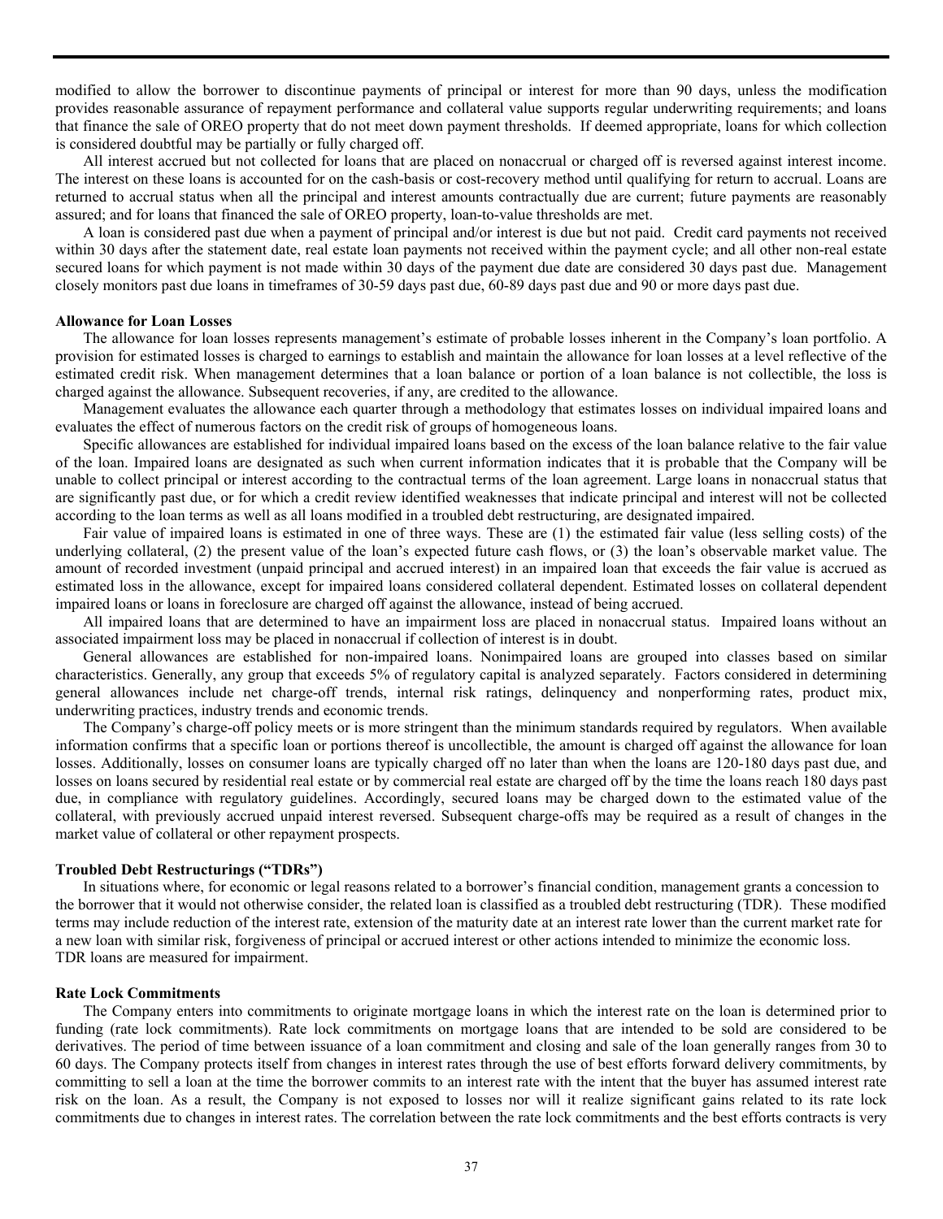modified to allow the borrower to discontinue payments of principal or interest for more than 90 days, unless the modification provides reasonable assurance of repayment performance and collateral value supports regular underwriting requirements; and loans that finance the sale of OREO property that do not meet down payment thresholds. If deemed appropriate, loans for which collection is considered doubtful may be partially or fully charged off.

All interest accrued but not collected for loans that are placed on nonaccrual or charged off is reversed against interest income. The interest on these loans is accounted for on the cash-basis or cost-recovery method until qualifying for return to accrual. Loans are returned to accrual status when all the principal and interest amounts contractually due are current; future payments are reasonably assured; and for loans that financed the sale of OREO property, loan-to-value thresholds are met.

A loan is considered past due when a payment of principal and/or interest is due but not paid. Credit card payments not received within 30 days after the statement date, real estate loan payments not received within the payment cycle; and all other non-real estate secured loans for which payment is not made within 30 days of the payment due date are considered 30 days past due. Management closely monitors past due loans in timeframes of 30-59 days past due, 60-89 days past due and 90 or more days past due.

**Allowance for Loan Losses**

The allowance for loan losses represents management's estimate of probable losses inherent in the Company's loan portfolio. A provision for estimated losses is charged to earnings to establish and maintain the allowance for loan losses at a level reflective of the estimated credit risk. When management determines that a loan balance or portion of a loan balance is not collectible, the loss is charged against the allowance. Subsequent recoveries, if any, are credited to the allowance.

Management evaluates the allowance each quarter through a methodology that estimates losses on individual impaired loans and evaluates the effect of numerous factors on the credit risk of groups of homogeneous loans.

Specific allowances are established for individual impaired loans based on the excess of the loan balance relative to the fair value of the loan. Impaired loans are designated as such when current information indicates that it is probable that the Company will be unable to collect principal or interest according to the contractual terms of the loan agreement. Large loans in nonaccrual status that are significantly past due, or for which a credit review identified weaknesses that indicate principal and interest will not be collected according to the loan terms as well as all loans modified in a troubled debt restructuring, are designated impaired.

Fair value of impaired loans is estimated in one of three ways. These are (1) the estimated fair value (less selling costs) of the underlying collateral, (2) the present value of the loan's expected future cash flows, or (3) the loan's observable market value. The amount of recorded investment (unpaid principal and accrued interest) in an impaired loan that exceeds the fair value is accrued as estimated loss in the allowance, except for impaired loans considered collateral dependent. Estimated losses on collateral dependent impaired loans or loans in foreclosure are charged off against the allowance, instead of being accrued.

All impaired loans that are determined to have an impairment loss are placed in nonaccrual status. Impaired loans without an associated impairment loss may be placed in nonaccrual if collection of interest is in doubt.

General allowances are established for non-impaired loans. Nonimpaired loans are grouped into classes based on similar characteristics. Generally, any group that exceeds 5% of regulatory capital is analyzed separately. Factors considered in determining general allowances include net charge-off trends, internal risk ratings, delinquency and nonperforming rates, product mix, underwriting practices, industry trends and economic trends.

The Company's charge-off policy meets or is more stringent than the minimum standards required by regulators. When available information confirms that a specific loan or portions thereof is uncollectible, the amount is charged off against the allowance for loan losses. Additionally, losses on consumer loans are typically charged off no later than when the loans are 120-180 days past due, and losses on loans secured by residential real estate or by commercial real estate are charged off by the time the loans reach 180 days past due, in compliance with regulatory guidelines. Accordingly, secured loans may be charged down to the estimated value of the collateral, with previously accrued unpaid interest reversed. Subsequent charge-offs may be required as a result of changes in the market value of collateral or other repayment prospects.

**Troubled Debt Restructurings ("TDRs")**

In situations where, for economic or legal reasons related to a borrower's financial condition, management grants a concession to the borrower that it would not otherwise consider, the related loan is classified as a troubled debt restructuring (TDR). These modified terms may include reduction of the interest rate, extension of the maturity date at an interest rate lower than the current market rate for a new loan with similar risk, forgiveness of principal or accrued interest or other actions intended to minimize the economic loss. TDR loans are measured for impairment.

**Rate Lock Commitments**

The Company enters into commitments to originate mortgage loans in which the interest rate on the loan is determined prior to funding (rate lock commitments). Rate lock commitments on mortgage loans that are intended to be sold are considered to be derivatives. The period of time between issuance of a loan commitment and closing and sale of the loan generally ranges from 30 to 60 days. The Company protects itself from changes in interest rates through the use of best efforts forward delivery commitments, by committing to sell a loan at the time the borrower commits to an interest rate with the intent that the buyer has assumed interest rate risk on the loan. As a result, the Company is not exposed to losses nor will it realize significant gains related to its rate lock commitments due to changes in interest rates. The correlation between the rate lock commitments and the best efforts contracts is very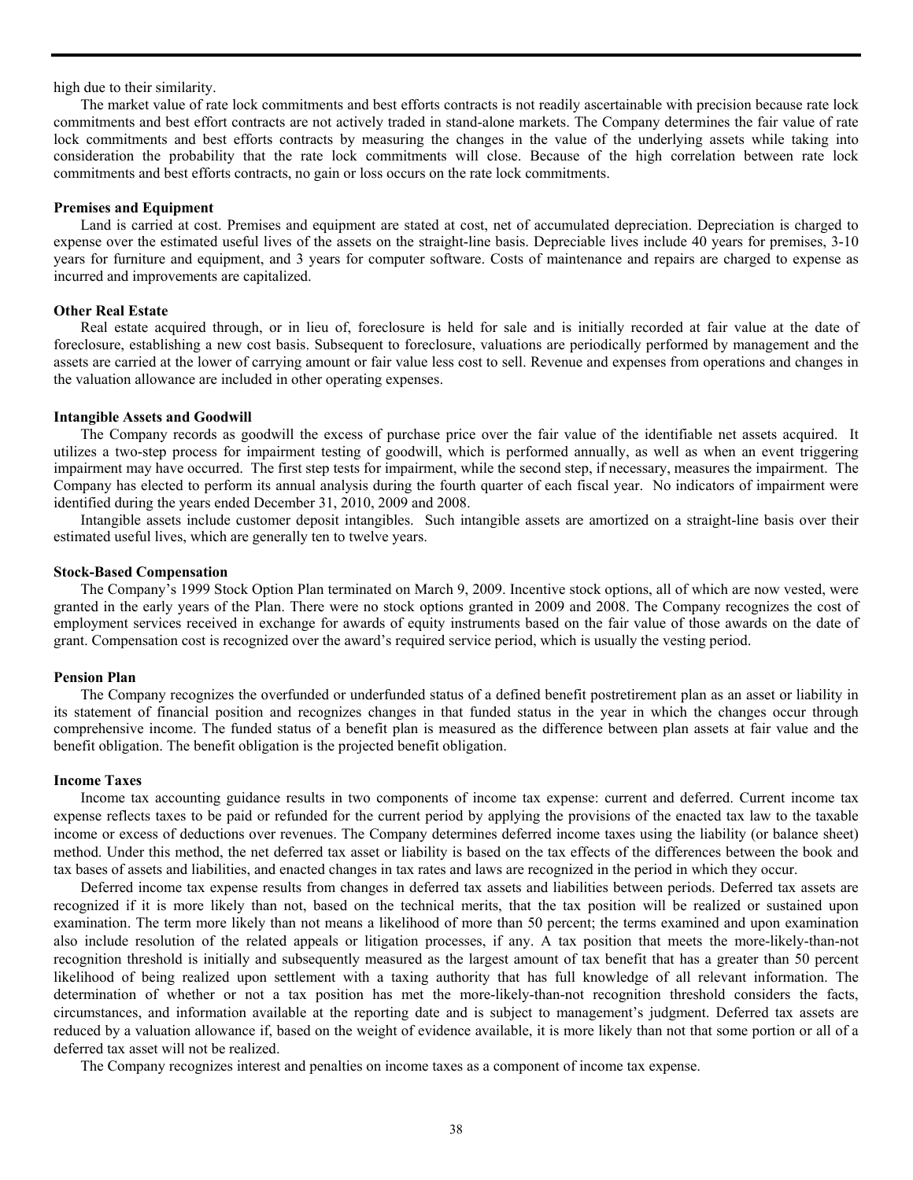high due to their similarity.

The market value of rate lock commitments and best efforts contracts is not readily ascertainable with precision because rate lock commitments and best effort contracts are not actively traded in stand-alone markets. The Company determines the fair value of rate lock commitments and best efforts contracts by measuring the changes in the value of the underlying assets while taking into consideration the probability that the rate lock commitments will close. Because of the high correlation between rate lock commitments and best efforts contracts, no gain or loss occurs on the rate lock commitments.

**Premises and Equipment**

Land is carried at cost. Premises and equipment are stated at cost, net of accumulated depreciation. Depreciation is charged to expense over the estimated useful lives of the assets on the straight-line basis. Depreciable lives include 40 years for premises, 3-10 years for furniture and equipment, and 3 years for computer software. Costs of maintenance and repairs are charged to expense as incurred and improvements are capitalized.

**Other Real Estate**

Real estate acquired through, or in lieu of, foreclosure is held for sale and is initially recorded at fair value at the date of foreclosure, establishing a new cost basis. Subsequent to foreclosure, valuations are periodically performed by management and the assets are carried at the lower of carrying amount or fair value less cost to sell. Revenue and expenses from operations and changes in the valuation allowance are included in other operating expenses.

**Intangible Assets and Goodwill**

The Company records as goodwill the excess of purchase price over the fair value of the identifiable net assets acquired. It utilizes a two-step process for impairment testing of goodwill, which is performed annually, as well as when an event triggering impairment may have occurred. The first step tests for impairment, while the second step, if necessary, measures the impairment. The Company has elected to perform its annual analysis during the fourth quarter of each fiscal year. No indicators of impairment were identified during the years ended December 31, 2010, 2009 and 2008.

Intangible assets include customer deposit intangibles. Such intangible assets are amortized on a straight-line basis over their estimated useful lives, which are generally ten to twelve years.

**Stock-Based Compensation**

The Company's 1999 Stock Option Plan terminated on March 9, 2009. Incentive stock options, all of which are now vested, were granted in the early years of the Plan. There were no stock options granted in 2009 and 2008. The Company recognizes the cost of employment services received in exchange for awards of equity instruments based on the fair value of those awards on the date of grant. Compensation cost is recognized over the award's required service period, which is usually the vesting period.

**Pension Plan**

The Company recognizes the overfunded or underfunded status of a defined benefit postretirement plan as an asset or liability in its statement of financial position and recognizes changes in that funded status in the year in which the changes occur through comprehensive income. The funded status of a benefit plan is measured as the difference between plan assets at fair value and the benefit obligation. The benefit obligation is the projected benefit obligation.

**Income Taxes**

Income tax accounting guidance results in two components of income tax expense: current and deferred. Current income tax expense reflects taxes to be paid or refunded for the current period by applying the provisions of the enacted tax law to the taxable income or excess of deductions over revenues. The Company determines deferred income taxes using the liability (or balance sheet) method. Under this method, the net deferred tax asset or liability is based on the tax effects of the differences between the book and tax bases of assets and liabilities, and enacted changes in tax rates and laws are recognized in the period in which they occur.

Deferred income tax expense results from changes in deferred tax assets and liabilities between periods. Deferred tax assets are recognized if it is more likely than not, based on the technical merits, that the tax position will be realized or sustained upon examination. The term more likely than not means a likelihood of more than 50 percent; the terms examined and upon examination also include resolution of the related appeals or litigation processes, if any. A tax position that meets the more-likely-than-not recognition threshold is initially and subsequently measured as the largest amount of tax benefit that has a greater than 50 percent likelihood of being realized upon settlement with a taxing authority that has full knowledge of all relevant information. The determination of whether or not a tax position has met the more-likely-than-not recognition threshold considers the facts, circumstances, and information available at the reporting date and is subject to management's judgment. Deferred tax assets are reduced by a valuation allowance if, based on the weight of evidence available, it is more likely than not that some portion or all of a deferred tax asset will not be realized.

The Company recognizes interest and penalties on income taxes as a component of income tax expense.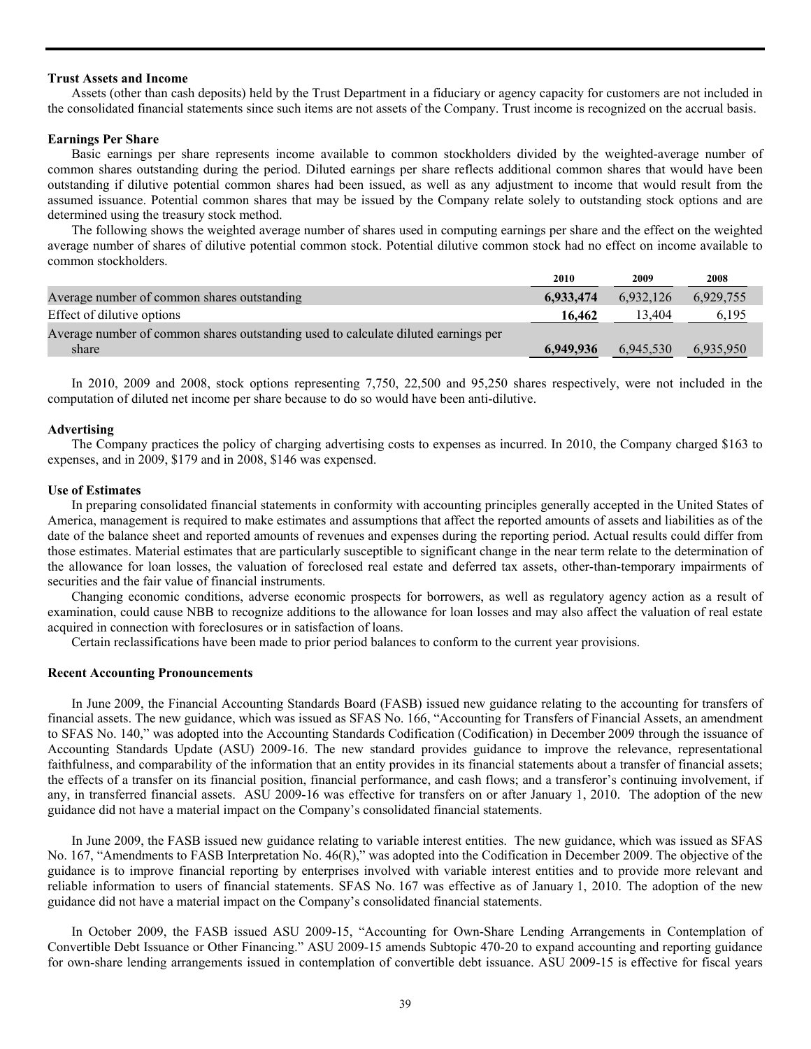**Trust Assets and Income**

Assets (other than cash deposits) held by the Trust Department in a fiduciary or agency capacity for customers are not included in the consolidated financial statements since such items are not assets of the Company. Trust income is recognized on the accrual basis.

**Earnings Per Share**

Basic earnings per share represents income available to common stockholders divided by the weighted-average number of common shares outstanding during the period. Diluted earnings per share reflects additional common shares that would have been outstanding if dilutive potential common shares had been issued, as well as any adjustment to income that would result from the assumed issuance. Potential common shares that may be issued by the Company relate solely to outstanding stock options and are determined using the treasury stock method.

The following shows the weighted average number of shares used in computing earnings per share and the effect on the weighted average number of shares of dilutive potential common stock. Potential dilutive common stock had no effect on income available to common stockholders.

| | 2010 | 2009 | 2008 |
|---|---|---|---|
| Average number of common shares outstanding | **6,933,474** | 6,932,126 | 6,929,755 |
| Effect of dilutive options | **16,462** | 13,404 | 6,195 |
| Average number of common shares outstanding used to calculate diluted earnings per share | **6,949,936** | 6,945,530 | 6,935,950 |

In 2010, 2009 and 2008, stock options representing 7,750, 22,500 and 95,250 shares respectively, were not included in the computation of diluted net income per share because to do so would have been anti-dilutive.

**Advertising**

The Company practices the policy of charging advertising costs to expenses as incurred. In 2010, the Company charged $163 to expenses, and in 2009, $179 and in 2008, $146 was expensed.

**Use of Estimates**

In preparing consolidated financial statements in conformity with accounting principles generally accepted in the United States of America, management is required to make estimates and assumptions that affect the reported amounts of assets and liabilities as of the date of the balance sheet and reported amounts of revenues and expenses during the reporting period. Actual results could differ from those estimates. Material estimates that are particularly susceptible to significant change in the near term relate to the determination of the allowance for loan losses, the valuation of foreclosed real estate and deferred tax assets, other-than-temporary impairments of securities and the fair value of financial instruments.

Changing economic conditions, adverse economic prospects for borrowers, as well as regulatory agency action as a result of examination, could cause NBB to recognize additions to the allowance for loan losses and may also affect the valuation of real estate acquired in connection with foreclosures or in satisfaction of loans.

Certain reclassifications have been made to prior period balances to conform to the current year provisions.

**Recent Accounting Pronouncements**

In June 2009, the Financial Accounting Standards Board (FASB) issued new guidance relating to the accounting for transfers of financial assets. The new guidance, which was issued as SFAS No. 166, "Accounting for Transfers of Financial Assets, an amendment to SFAS No. 140," was adopted into the Accounting Standards Codification (Codification) in December 2009 through the issuance of Accounting Standards Update (ASU) 2009-16. The new standard provides guidance to improve the relevance, representational faithfulness, and comparability of the information that an entity provides in its financial statements about a transfer of financial assets; the effects of a transfer on its financial position, financial performance, and cash flows; and a transferor's continuing involvement, if any, in transferred financial assets. ASU 2009-16 was effective for transfers on or after January 1, 2010. The adoption of the new guidance did not have a material impact on the Company's consolidated financial statements.

In June 2009, the FASB issued new guidance relating to variable interest entities. The new guidance, which was issued as SFAS No. 167, "Amendments to FASB Interpretation No. 46(R)," was adopted into the Codification in December 2009. The objective of the guidance is to improve financial reporting by enterprises involved with variable interest entities and to provide more relevant and reliable information to users of financial statements. SFAS No. 167 was effective as of January 1, 2010. The adoption of the new guidance did not have a material impact on the Company's consolidated financial statements.

In October 2009, the FASB issued ASU 2009-15, "Accounting for Own-Share Lending Arrangements in Contemplation of Convertible Debt Issuance or Other Financing." ASU 2009-15 amends Subtopic 470-20 to expand accounting and reporting guidance for own-share lending arrangements issued in contemplation of convertible debt issuance. ASU 2009-15 is effective for fiscal years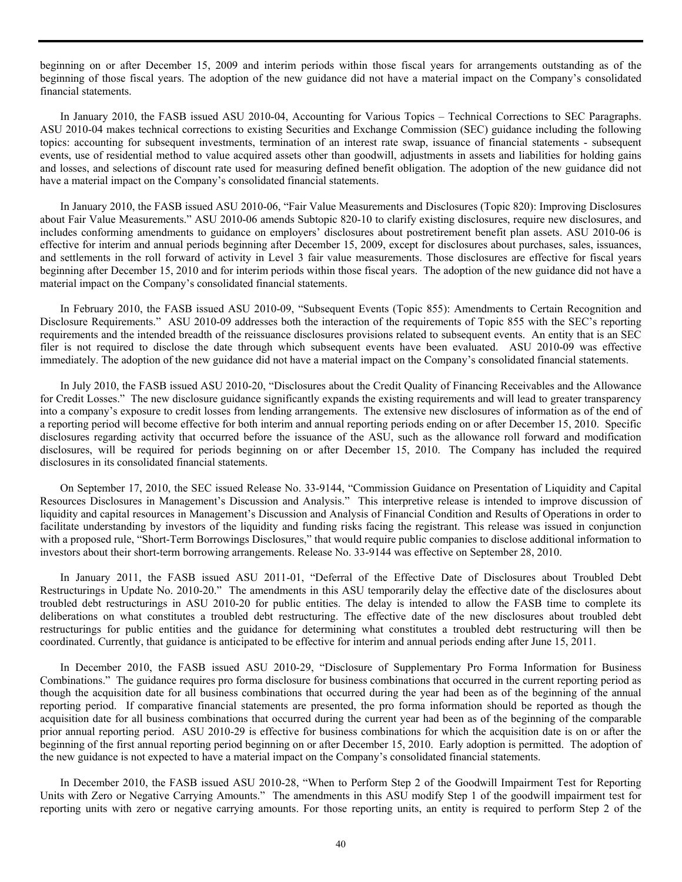beginning on or after December 15, 2009 and interim periods within those fiscal years for arrangements outstanding as of the beginning of those fiscal years. The adoption of the new guidance did not have a material impact on the Company's consolidated financial statements.

In January 2010, the FASB issued ASU 2010-04, Accounting for Various Topics – Technical Corrections to SEC Paragraphs. ASU 2010-04 makes technical corrections to existing Securities and Exchange Commission (SEC) guidance including the following topics: accounting for subsequent investments, termination of an interest rate swap, issuance of financial statements - subsequent events, use of residential method to value acquired assets other than goodwill, adjustments in assets and liabilities for holding gains and losses, and selections of discount rate used for measuring defined benefit obligation. The adoption of the new guidance did not have a material impact on the Company's consolidated financial statements.

In January 2010, the FASB issued ASU 2010-06, "Fair Value Measurements and Disclosures (Topic 820): Improving Disclosures about Fair Value Measurements." ASU 2010-06 amends Subtopic 820-10 to clarify existing disclosures, require new disclosures, and includes conforming amendments to guidance on employers' disclosures about postretirement benefit plan assets. ASU 2010-06 is effective for interim and annual periods beginning after December 15, 2009, except for disclosures about purchases, sales, issuances, and settlements in the roll forward of activity in Level 3 fair value measurements. Those disclosures are effective for fiscal years beginning after December 15, 2010 and for interim periods within those fiscal years. The adoption of the new guidance did not have a material impact on the Company's consolidated financial statements.

In February 2010, the FASB issued ASU 2010-09, "Subsequent Events (Topic 855): Amendments to Certain Recognition and Disclosure Requirements." ASU 2010-09 addresses both the interaction of the requirements of Topic 855 with the SEC's reporting requirements and the intended breadth of the reissuance disclosures provisions related to subsequent events. An entity that is an SEC filer is not required to disclose the date through which subsequent events have been evaluated. ASU 2010-09 was effective immediately. The adoption of the new guidance did not have a material impact on the Company's consolidated financial statements.

In July 2010, the FASB issued ASU 2010-20, "Disclosures about the Credit Quality of Financing Receivables and the Allowance for Credit Losses." The new disclosure guidance significantly expands the existing requirements and will lead to greater transparency into a company's exposure to credit losses from lending arrangements. The extensive new disclosures of information as of the end of a reporting period will become effective for both interim and annual reporting periods ending on or after December 15, 2010. Specific disclosures regarding activity that occurred before the issuance of the ASU, such as the allowance roll forward and modification disclosures, will be required for periods beginning on or after December 15, 2010. The Company has included the required disclosures in its consolidated financial statements.

On September 17, 2010, the SEC issued Release No. 33-9144, "Commission Guidance on Presentation of Liquidity and Capital Resources Disclosures in Management's Discussion and Analysis." This interpretive release is intended to improve discussion of liquidity and capital resources in Management's Discussion and Analysis of Financial Condition and Results of Operations in order to facilitate understanding by investors of the liquidity and funding risks facing the registrant. This release was issued in conjunction with a proposed rule, "Short-Term Borrowings Disclosures," that would require public companies to disclose additional information to investors about their short-term borrowing arrangements. Release No. 33-9144 was effective on September 28, 2010.

In January 2011, the FASB issued ASU 2011-01, "Deferral of the Effective Date of Disclosures about Troubled Debt Restructurings in Update No. 2010-20." The amendments in this ASU temporarily delay the effective date of the disclosures about troubled debt restructurings in ASU 2010-20 for public entities. The delay is intended to allow the FASB time to complete its deliberations on what constitutes a troubled debt restructuring. The effective date of the new disclosures about troubled debt restructurings for public entities and the guidance for determining what constitutes a troubled debt restructuring will then be coordinated. Currently, that guidance is anticipated to be effective for interim and annual periods ending after June 15, 2011.

In December 2010, the FASB issued ASU 2010-29, "Disclosure of Supplementary Pro Forma Information for Business Combinations." The guidance requires pro forma disclosure for business combinations that occurred in the current reporting period as though the acquisition date for all business combinations that occurred during the year had been as of the beginning of the annual reporting period. If comparative financial statements are presented, the pro forma information should be reported as though the acquisition date for all business combinations that occurred during the current year had been as of the beginning of the comparable prior annual reporting period. ASU 2010-29 is effective for business combinations for which the acquisition date is on or after the beginning of the first annual reporting period beginning on or after December 15, 2010. Early adoption is permitted. The adoption of the new guidance is not expected to have a material impact on the Company's consolidated financial statements.

In December 2010, the FASB issued ASU 2010-28, "When to Perform Step 2 of the Goodwill Impairment Test for Reporting Units with Zero or Negative Carrying Amounts." The amendments in this ASU modify Step 1 of the goodwill impairment test for reporting units with zero or negative carrying amounts. For those reporting units, an entity is required to perform Step 2 of the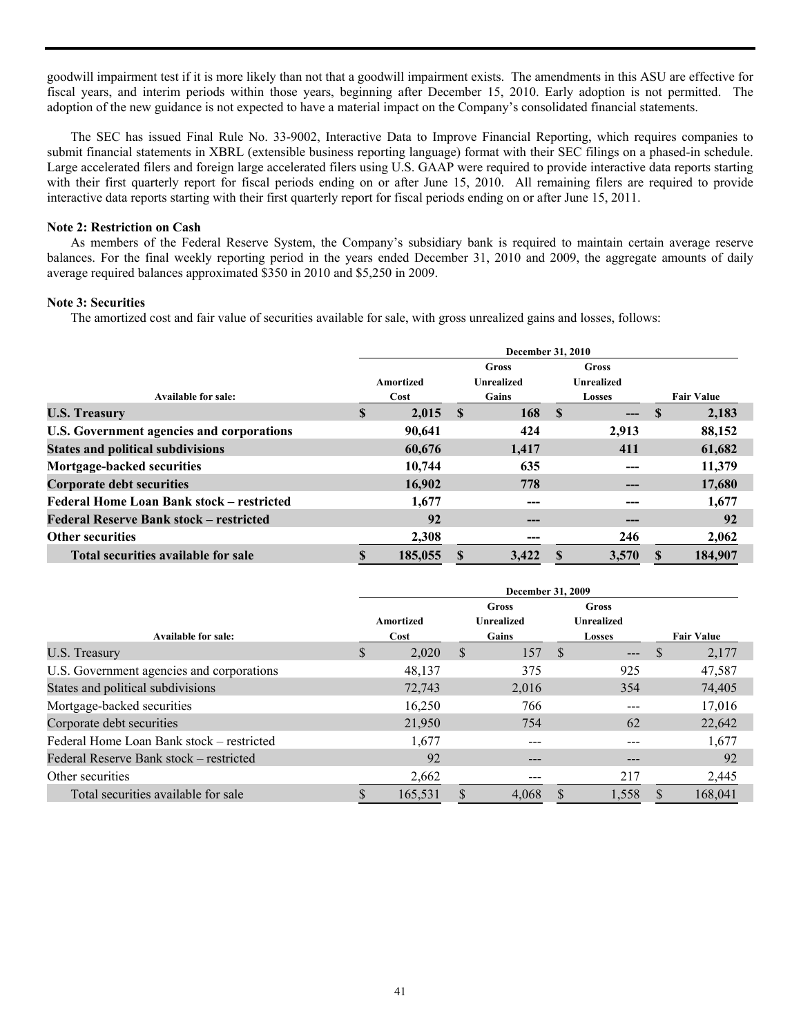goodwill impairment test if it is more likely than not that a goodwill impairment exists. The amendments in this ASU are effective for fiscal years, and interim periods within those years, beginning after December 15, 2010. Early adoption is not permitted. The adoption of the new guidance is not expected to have a material impact on the Company's consolidated financial statements.

The SEC has issued Final Rule No. 33-9002, Interactive Data to Improve Financial Reporting, which requires companies to submit financial statements in XBRL (extensible business reporting language) format with their SEC filings on a phased-in schedule. Large accelerated filers and foreign large accelerated filers using U.S. GAAP were required to provide interactive data reports starting with their first quarterly report for fiscal periods ending on or after June 15, 2010. All remaining filers are required to provide interactive data reports starting with their first quarterly report for fiscal periods ending on or after June 15, 2011.

**Note 2: Restriction on Cash**

As members of the Federal Reserve System, the Company's subsidiary bank is required to maintain certain average reserve balances. For the final weekly reporting period in the years ended December 31, 2010 and 2009, the aggregate amounts of daily average required balances approximated $350 in 2010 and $5,250 in 2009.

**Note 3: Securities**

The amortized cost and fair value of securities available for sale, with gross unrealized gains and losses, follows:

| | December 31, 2010 | | | |
|---|---|---|---|---|
| **Available for sale:** | **Amortized Cost** | **Gross Unrealized Gains** | **Gross Unrealized Losses** | **Fair Value** |
| **U.S. Treasury** | **$ 2,015** | **$ 168** | **$ ---** | **$ 2,183** |
| **U.S. Government agencies and corporations** | **90,641** | **424** | **2,913** | **88,152** |
| **States and political subdivisions** | **60,676** | **1,417** | **411** | **61,682** |
| **Mortgage-backed securities** | **10,744** | **635** | **---** | **11,379** |
| **Corporate debt securities** | **16,902** | **778** | **---** | **17,680** |
| **Federal Home Loan Bank stock – restricted** | **1,677** | **---** | **---** | **1,677** |
| **Federal Reserve Bank stock – restricted** | **92** | **---** | **---** | **92** |
| **Other securities** | **2,308** | **---** | **246** | **2,062** |
| **Total securities available for sale** | **$ 185,055** | **$ 3,422** | **$ 3,570** | **$ 184,907** |

| | December 31, 2009 | | | |
|---|---|---|---|---|
| **Available for sale:** | **Amortized Cost** | **Gross Unrealized Gains** | **Gross Unrealized Losses** | **Fair Value** |
| U.S. Treasury | $ 2,020 | $ 157 | $ --- | $ 2,177 |
| U.S. Government agencies and corporations | 48,137 | 375 | 925 | 47,587 |
| States and political subdivisions | 72,743 | 2,016 | 354 | 74,405 |
| Mortgage-backed securities | 16,250 | 766 | --- | 17,016 |
| Corporate debt securities | 21,950 | 754 | 62 | 22,642 |
| Federal Home Loan Bank stock – restricted | 1,677 | --- | --- | 1,677 |
| Federal Reserve Bank stock – restricted | 92 | --- | --- | 92 |
| Other securities | 2,662 | --- | 217 | 2,445 |
| Total securities available for sale | $ 165,531 | $ 4,068 | $ 1,558 | $ 168,041 |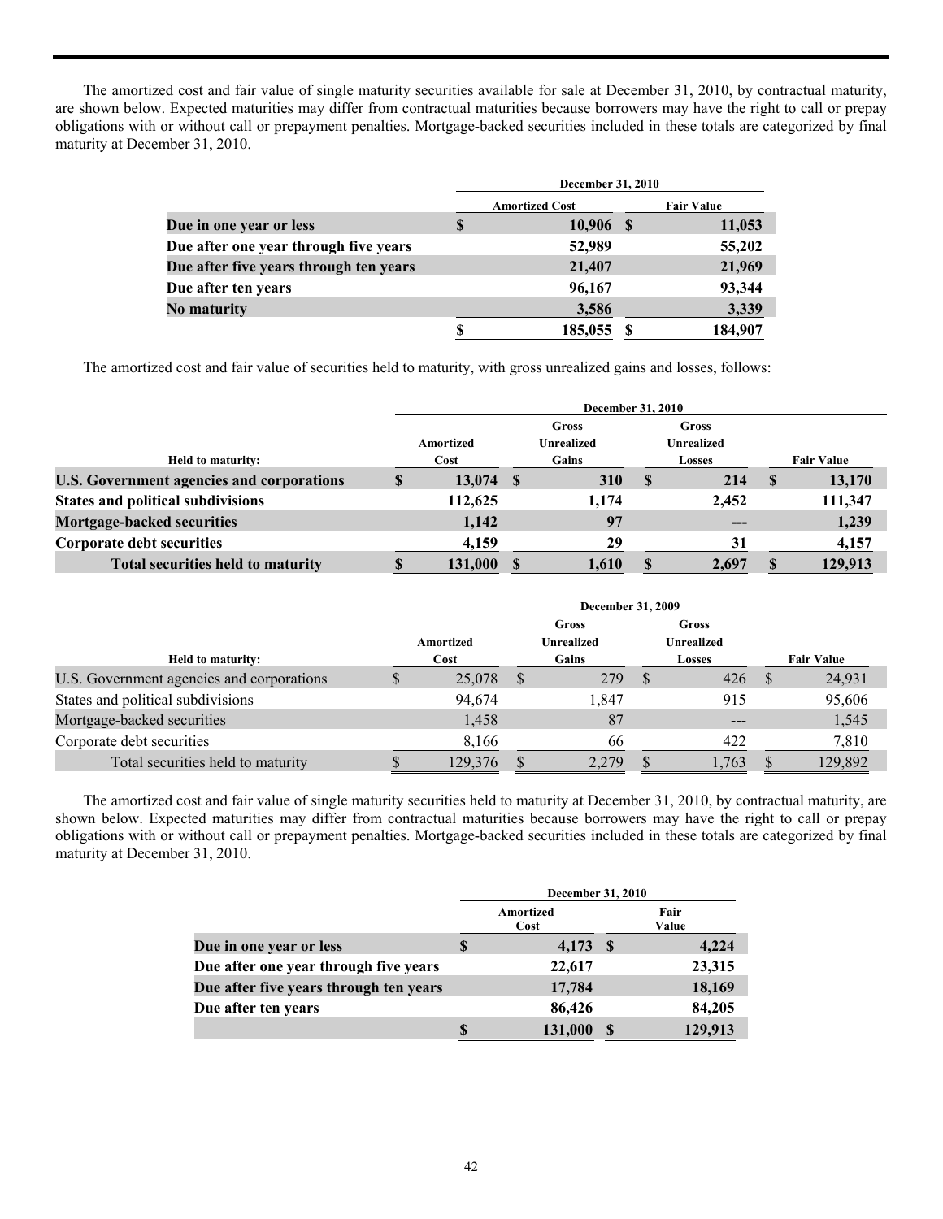The amortized cost and fair value of single maturity securities available for sale at December 31, 2010, by contractual maturity, are shown below. Expected maturities may differ from contractual maturities because borrowers may have the right to call or prepay obligations with or without call or prepayment penalties. Mortgage-backed securities included in these totals are categorized by final maturity at December 31, 2010.

| | December 31, 2010 | |
|---|---|---|
| | Amortized Cost | Fair Value |
| Due in one year or less | $ 10,906 | $ 11,053 |
| Due after one year through five years | 52,989 | 55,202 |
| Due after five years through ten years | 21,407 | 21,969 |
| Due after ten years | 96,167 | 93,344 |
| No maturity | 3,586 | 3,339 |
| | $ 185,055 | $ 184,907 |

The amortized cost and fair value of securities held to maturity, with gross unrealized gains and losses, follows:

| | December 31, 2010 | | | |
|---|---|---|---|---|
| Held to maturity: | Amortized Cost | Gross Unrealized Gains | Gross Unrealized Losses | Fair Value |
| U.S. Government agencies and corporations | $ 13,074 | $ 310 | $ 214 | $ 13,170 |
| States and political subdivisions | 112,625 | 1,174 | 2,452 | 111,347 |
| Mortgage-backed securities | 1,142 | 97 | --- | 1,239 |
| Corporate debt securities | 4,159 | 29 | 31 | 4,157 |
| Total securities held to maturity | $ 131,000 | $ 1,610 | $ 2,697 | $ 129,913 |

| | December 31, 2009 | | | |
|---|---|---|---|---|
| Held to maturity: | Amortized Cost | Gross Unrealized Gains | Gross Unrealized Losses | Fair Value |
| U.S. Government agencies and corporations | $ 25,078 | $ 279 | $ 426 | $ 24,931 |
| States and political subdivisions | 94,674 | 1,847 | 915 | 95,606 |
| Mortgage-backed securities | 1,458 | 87 | --- | 1,545 |
| Corporate debt securities | 8,166 | 66 | 422 | 7,810 |
| Total securities held to maturity | $ 129,376 | $ 2,279 | $ 1,763 | $ 129,892 |

The amortized cost and fair value of single maturity securities held to maturity at December 31, 2010, by contractual maturity, are shown below. Expected maturities may differ from contractual maturities because borrowers may have the right to call or prepay obligations with or without call or prepayment penalties. Mortgage-backed securities included in these totals are categorized by final maturity at December 31, 2010.

| | December 31, 2010 | |
|---|---|---|
| | Amortized Cost | Fair Value |
| Due in one year or less | $ 4,173 | $ 4,224 |
| Due after one year through five years | 22,617 | 23,315 |
| Due after five years through ten years | 17,784 | 18,169 |
| Due after ten years | 86,426 | 84,205 |
| | $ 131,000 | $ 129,913 |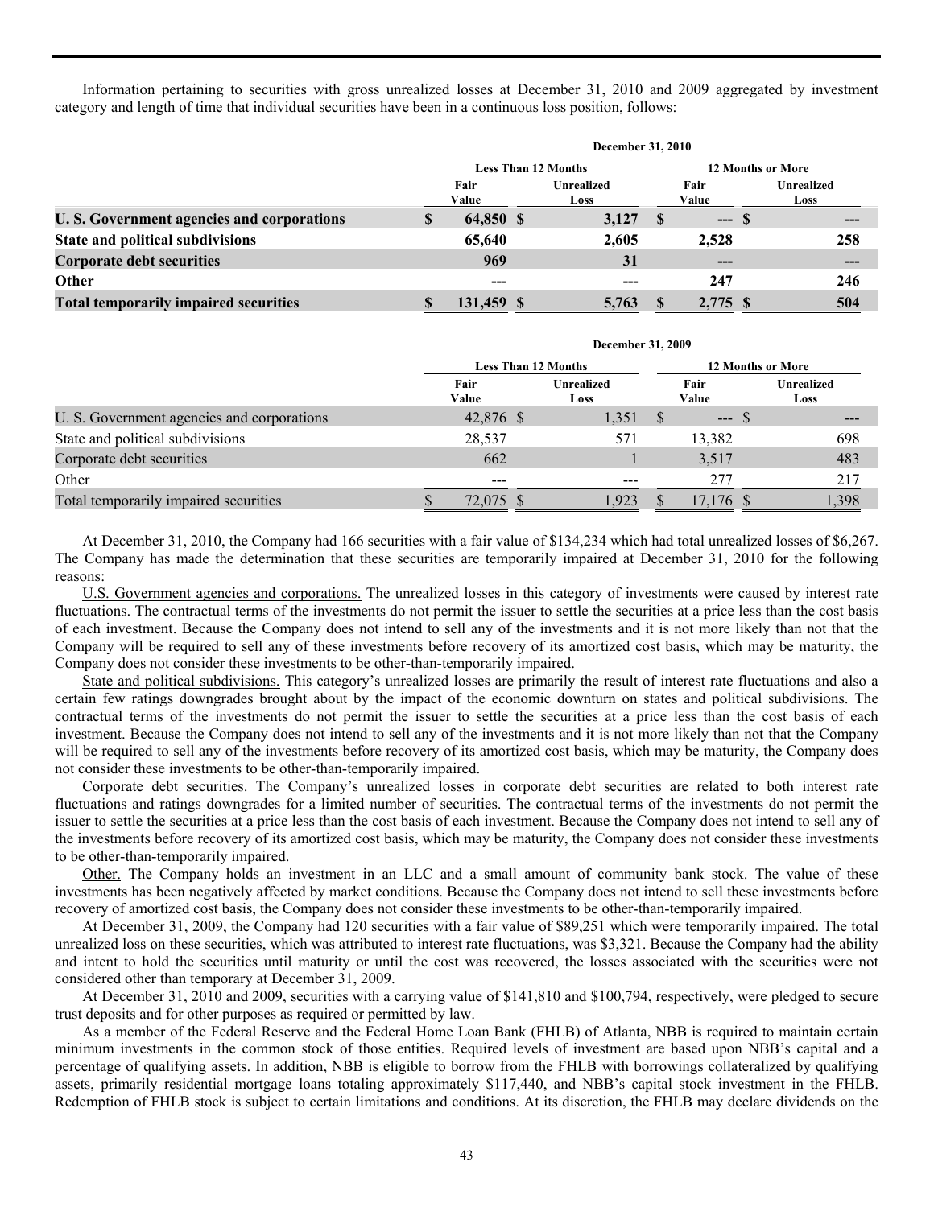Information pertaining to securities with gross unrealized losses at December 31, 2010 and 2009 aggregated by investment category and length of time that individual securities have been in a continuous loss position, follows:

| | December 31, 2010 | | | |
|---|---|---|---|---|
| | Less Than 12 Months | | 12 Months or More | |
| | Fair Value | Unrealized Loss | Fair Value | Unrealized Loss |
| **U. S. Government agencies and corporations** | **$ 64,850** | **$ 3,127** | **$ ---** | **$ ---** |
| **State and political subdivisions** | **65,640** | **2,605** | **2,528** | **258** |
| **Corporate debt securities** | **969** | **31** | **---** | **---** |
| **Other** | **---** | **---** | **247** | **246** |
| **Total temporarily impaired securities** | **$ 131,459** | **$ 5,763** | **$ 2,775** | **$ 504** |

| | December 31, 2009 | | | |
|---|---|---|---|---|
| | Less Than 12 Months | | 12 Months or More | |
| | Fair Value | Unrealized Loss | Fair Value | Unrealized Loss |
| U. S. Government agencies and corporations | 42,876 | $ 1,351 | $ --- | $ --- |
| State and political subdivisions | 28,537 | 571 | 13,382 | 698 |
| Corporate debt securities | 662 | 1 | 3,517 | 483 |
| Other | --- | --- | 277 | 217 |
| Total temporarily impaired securities | $ 72,075 | $ 1,923 | $ 17,176 | $ 1,398 |

At December 31, 2010, the Company had 166 securities with a fair value of $134,234 which had total unrealized losses of $6,267. The Company has made the determination that these securities are temporarily impaired at December 31, 2010 for the following reasons:

U.S. Government agencies and corporations. The unrealized losses in this category of investments were caused by interest rate fluctuations. The contractual terms of the investments do not permit the issuer to settle the securities at a price less than the cost basis of each investment. Because the Company does not intend to sell any of the investments and it is not more likely than not that the Company will be required to sell any of these investments before recovery of its amortized cost basis, which may be maturity, the Company does not consider these investments to be other-than-temporarily impaired.

State and political subdivisions. This category's unrealized losses are primarily the result of interest rate fluctuations and also a certain few ratings downgrades brought about by the impact of the economic downturn on states and political subdivisions. The contractual terms of the investments do not permit the issuer to settle the securities at a price less than the cost basis of each investment. Because the Company does not intend to sell any of the investments and it is not more likely than not that the Company will be required to sell any of the investments before recovery of its amortized cost basis, which may be maturity, the Company does not consider these investments to be other-than-temporarily impaired.

Corporate debt securities. The Company's unrealized losses in corporate debt securities are related to both interest rate fluctuations and ratings downgrades for a limited number of securities. The contractual terms of the investments do not permit the issuer to settle the securities at a price less than the cost basis of each investment. Because the Company does not intend to sell any of the investments before recovery of its amortized cost basis, which may be maturity, the Company does not consider these investments to be other-than-temporarily impaired.

Other. The Company holds an investment in an LLC and a small amount of community bank stock. The value of these investments has been negatively affected by market conditions. Because the Company does not intend to sell these investments before recovery of amortized cost basis, the Company does not consider these investments to be other-than-temporarily impaired.

At December 31, 2009, the Company had 120 securities with a fair value of $89,251 which were temporarily impaired. The total unrealized loss on these securities, which was attributed to interest rate fluctuations, was $3,321. Because the Company had the ability and intent to hold the securities until maturity or until the cost was recovered, the losses associated with the securities were not considered other than temporary at December 31, 2009.

At December 31, 2010 and 2009, securities with a carrying value of $141,810 and $100,794, respectively, were pledged to secure trust deposits and for other purposes as required or permitted by law.

As a member of the Federal Reserve and the Federal Home Loan Bank (FHLB) of Atlanta, NBB is required to maintain certain minimum investments in the common stock of those entities. Required levels of investment are based upon NBB's capital and a percentage of qualifying assets. In addition, NBB is eligible to borrow from the FHLB with borrowings collateralized by qualifying assets, primarily residential mortgage loans totaling approximately $117,440, and NBB's capital stock investment in the FHLB. Redemption of FHLB stock is subject to certain limitations and conditions. At its discretion, the FHLB may declare dividends on the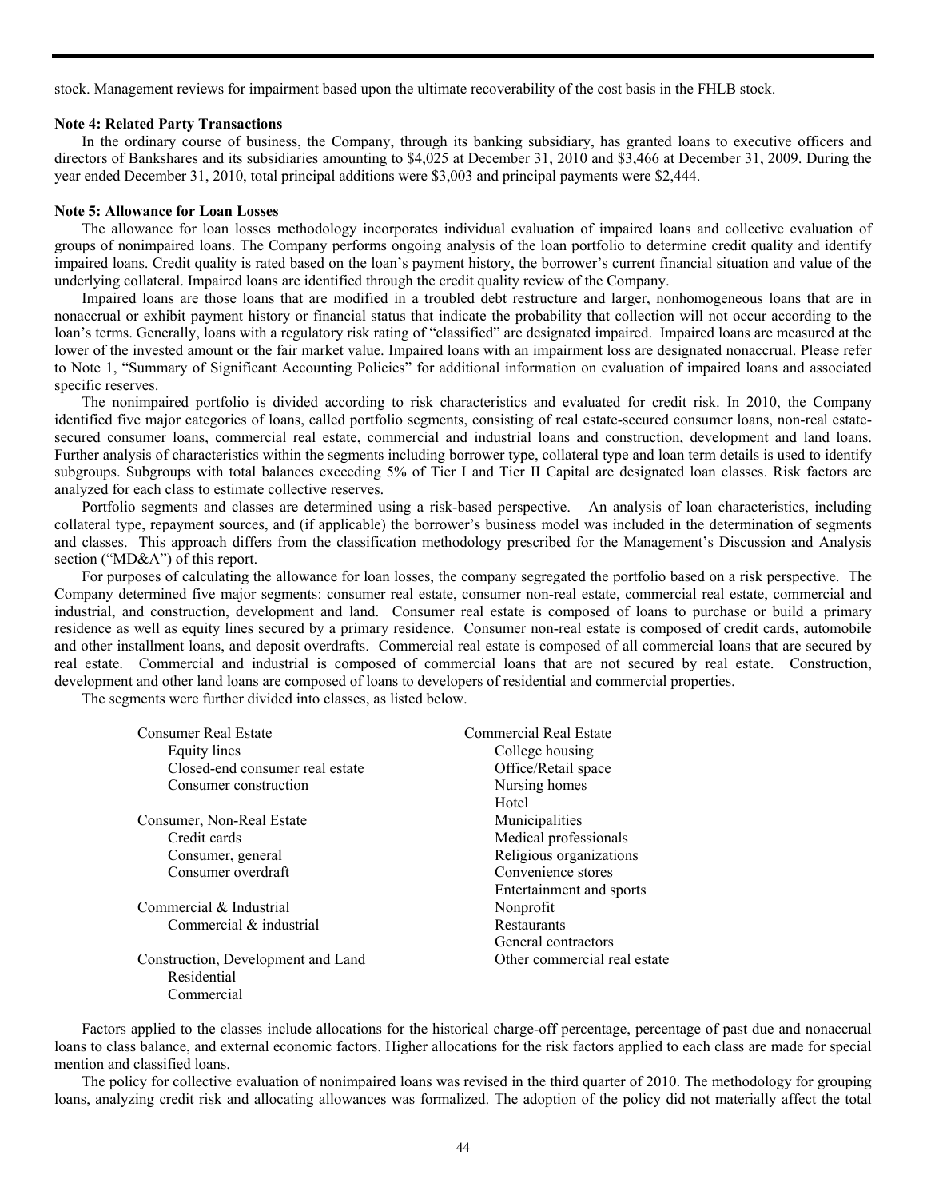stock. Management reviews for impairment based upon the ultimate recoverability of the cost basis in the FHLB stock.

**Note 4: Related Party Transactions**

In the ordinary course of business, the Company, through its banking subsidiary, has granted loans to executive officers and directors of Bankshares and its subsidiaries amounting to $4,025 at December 31, 2010 and $3,466 at December 31, 2009. During the year ended December 31, 2010, total principal additions were $3,003 and principal payments were $2,444.

**Note 5: Allowance for Loan Losses**

The allowance for loan losses methodology incorporates individual evaluation of impaired loans and collective evaluation of groups of nonimpaired loans. The Company performs ongoing analysis of the loan portfolio to determine credit quality and identify impaired loans. Credit quality is rated based on the loan's payment history, the borrower's current financial situation and value of the underlying collateral. Impaired loans are identified through the credit quality review of the Company.

Impaired loans are those loans that are modified in a troubled debt restructure and larger, nonhomogeneous loans that are in nonaccrual or exhibit payment history or financial status that indicate the probability that collection will not occur according to the loan's terms. Generally, loans with a regulatory risk rating of "classified" are designated impaired. Impaired loans are measured at the lower of the invested amount or the fair market value. Impaired loans with an impairment loss are designated nonaccrual. Please refer to Note 1, "Summary of Significant Accounting Policies" for additional information on evaluation of impaired loans and associated specific reserves.

The nonimpaired portfolio is divided according to risk characteristics and evaluated for credit risk. In 2010, the Company identified five major categories of loans, called portfolio segments, consisting of real estate-secured consumer loans, non-real estate-secured consumer loans, commercial real estate, commercial and industrial loans and construction, development and land loans. Further analysis of characteristics within the segments including borrower type, collateral type and loan term details is used to identify subgroups. Subgroups with total balances exceeding 5% of Tier I and Tier II Capital are designated loan classes. Risk factors are analyzed for each class to estimate collective reserves.

Portfolio segments and classes are determined using a risk-based perspective. An analysis of loan characteristics, including collateral type, repayment sources, and (if applicable) the borrower's business model was included in the determination of segments and classes. This approach differs from the classification methodology prescribed for the Management's Discussion and Analysis section ("MD&A") of this report.

For purposes of calculating the allowance for loan losses, the company segregated the portfolio based on a risk perspective. The Company determined five major segments: consumer real estate, consumer non-real estate, commercial real estate, commercial and industrial, and construction, development and land. Consumer real estate is composed of loans to purchase or build a primary residence as well as equity lines secured by a primary residence. Consumer non-real estate is composed of credit cards, automobile and other installment loans, and deposit overdrafts. Commercial real estate is composed of all commercial loans that are secured by real estate. Commercial and industrial is composed of commercial loans that are not secured by real estate. Construction, development and other land loans are composed of loans to developers of residential and commercial properties.

The segments were further divided into classes, as listed below.

- Consumer Real Estate
  - Equity lines
  - Closed-end consumer real estate
  - Consumer construction
- Consumer, Non-Real Estate
  - Credit cards
  - Consumer, general
  - Consumer overdraft
- Commercial & Industrial
  - Commercial & industrial
- Construction, Development and Land
  - Residential
  - Commercial
- Commercial Real Estate
  - College housing
  - Office/Retail space
  - Nursing homes
  - Hotel
  - Municipalities
  - Medical professionals
  - Religious organizations
  - Convenience stores
  - Entertainment and sports
  - Nonprofit
  - Restaurants
  - General contractors
  - Other commercial real estate

Factors applied to the classes include allocations for the historical charge-off percentage, percentage of past due and nonaccrual loans to class balance, and external economic factors. Higher allocations for the risk factors applied to each class are made for special mention and classified loans.

The policy for collective evaluation of nonimpaired loans was revised in the third quarter of 2010. The methodology for grouping loans, analyzing credit risk and allocating allowances was formalized. The adoption of the policy did not materially affect the total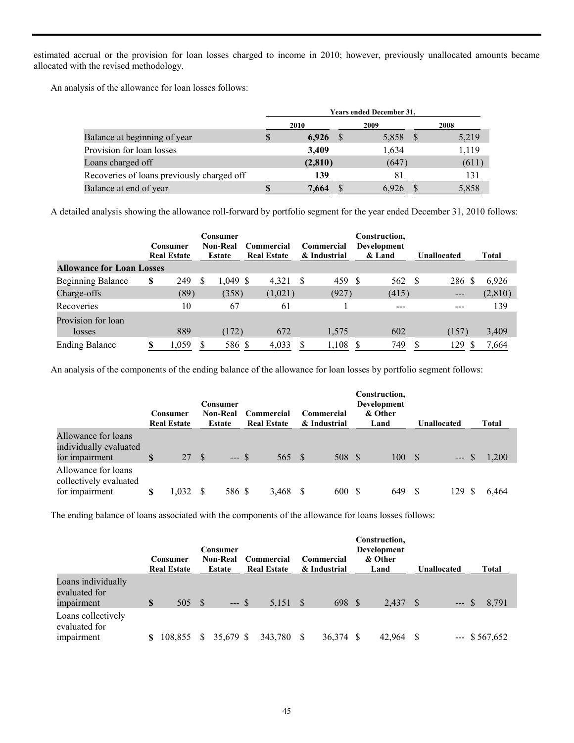estimated accrual or the provision for loan losses charged to income in 2010; however, previously unallocated amounts became allocated with the revised methodology.

An analysis of the allowance for loan losses follows:

| | Years ended December 31, | | |
|---|---|---|---|
| | **2010** | **2009** | **2008** |
| Balance at beginning of year | **$ 6,926** | $ 5,858 | $ 5,219 |
| Provision for loan losses | **3,409** | 1,634 | 1,119 |
| Loans charged off | **(2,810)** | (647) | (611) |
| Recoveries of loans previously charged off | **139** | 81 | 131 |
| Balance at end of year | **$ 7,664** | $ 6,926 | $ 5,858 |

A detailed analysis showing the allowance roll-forward by portfolio segment for the year ended December 31, 2010 follows:

| | Consumer Real Estate | Consumer Non-Real Estate | Commercial Real Estate | Commercial & Industrial | Construction, Development & Land | Unallocated | Total |
|---|---|---|---|---|---|---|---|
| **Allowance for Loan Losses** | | | | | | | |
| Beginning Balance | $ 249 | $ 1,049 | $ 4,321 | $ 459 | $ 562 | $ 286 | $ 6,926 |
| Charge-offs | (89) | (358) | (1,021) | (927) | (415) | --- | (2,810) |
| Recoveries | 10 | 67 | 61 | 1 | --- | --- | 139 |
| Provision for loan losses | 889 | (172) | 672 | 1,575 | 602 | (157) | 3,409 |
| Ending Balance | $ 1,059 | $ 586 | $ 4,033 | $ 1,108 | $ 749 | $ 129 | $ 7,664 |

An analysis of the components of the ending balance of the allowance for loan losses by portfolio segment follows:

| | Consumer Real Estate | Consumer Non-Real Estate | Commercial Real Estate | Commercial & Industrial | Construction, Development & Other Land | Unallocated | Total |
|---|---|---|---|---|---|---|---|
| Allowance for loans individually evaluated for impairment | $ 27 | $ --- | $ 565 | $ 508 | $ 100 | $ --- | $ 1,200 |
| Allowance for loans collectively evaluated for impairment | $ 1,032 | $ 586 | $ 3,468 | $ 600 | $ 649 | $ 129 | $ 6,464 |

The ending balance of loans associated with the components of the allowance for loans losses follows:

| | Consumer Real Estate | Consumer Non-Real Estate | Commercial Real Estate | Commercial & Industrial | Construction, Development & Other Land | Unallocated | Total |
|---|---|---|---|---|---|---|---|
| Loans individually evaluated for impairment | $ 505 | $ --- | $ 5,151 | $ 698 | $ 2,437 | $ --- | $ 8,791 |
| Loans collectively evaluated for impairment | $ 108,855 | $ 35,679 | $ 343,780 | $ 36,374 | $ 42,964 | $ --- | $ 567,652 |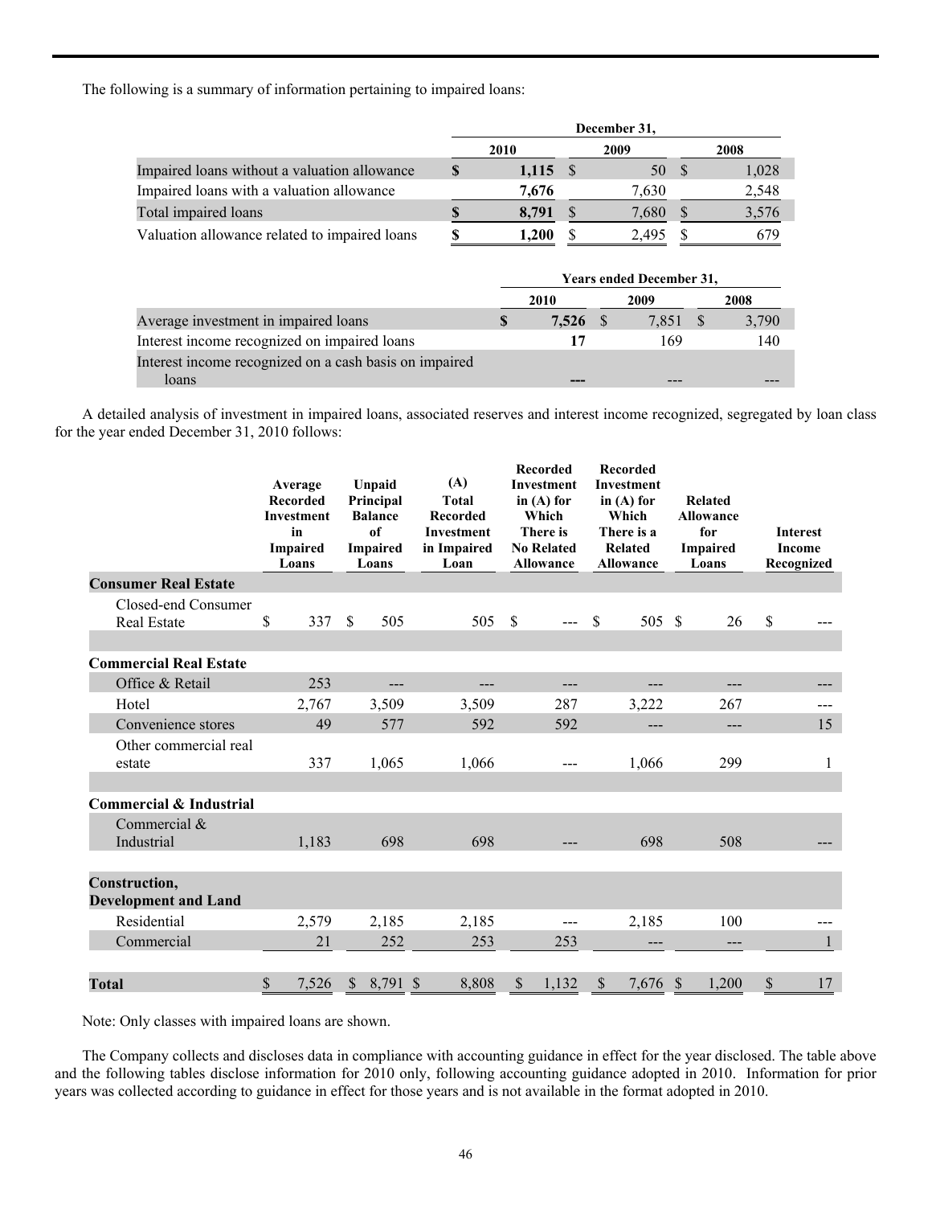The following is a summary of information pertaining to impaired loans:

| | December 31, | | |
|---|---|---|---|
| | 2010 | 2009 | 2008 |
| Impaired loans without a valuation allowance | **$ 1,115** | $ 50 | $ 1,028 |
| Impaired loans with a valuation allowance | **7,676** | 7,630 | 2,548 |
| Total impaired loans | **$ 8,791** | $ 7,680 | $ 3,576 |
| Valuation allowance related to impaired loans | **$ 1,200** | $ 2,495 | $ 679 |

| | Years ended December 31, | | |
|---|---|---|---|
| | 2010 | 2009 | 2008 |
| Average investment in impaired loans | **$ 7,526** | $ 7,851 | $ 3,790 |
| Interest income recognized on impaired loans | **17** | 169 | 140 |
| Interest income recognized on a cash basis on impaired loans | **---** | --- | --- |

A detailed analysis of investment in impaired loans, associated reserves and interest income recognized, segregated by loan class for the year ended December 31, 2010 follows:

| | Average Recorded Investment in Impaired Loans | Unpaid Principal Balance of Impaired Loans | (A) Total Recorded Investment in Impaired Loan | Recorded Investment in (A) for Which There is No Related Allowance | Recorded Investment in (A) for Which There is a Related Allowance | Related Allowance for Impaired Loans | Interest Income Recognized |
|---|---|---|---|---|---|---|---|
| **Consumer Real Estate** | | | | | | | |
| Closed-end Consumer Real Estate | $ 337 | $ 505 | 505 | $ --- | $ 505 | $ 26 | $ --- |
| | | | | | | | |
| **Commercial Real Estate** | | | | | | | |
| Office & Retail | 253 | --- | --- | --- | --- | --- | --- |
| Hotel | 2,767 | 3,509 | 3,509 | 287 | 3,222 | 267 | --- |
| Convenience stores | 49 | 577 | 592 | 592 | --- | --- | 15 |
| Other commercial real estate | 337 | 1,065 | 1,066 | --- | 1,066 | 299 | 1 |
| | | | | | | | |
| **Commercial & Industrial** | | | | | | | |
| Commercial & Industrial | 1,183 | 698 | 698 | --- | 698 | 508 | --- |
| | | | | | | | |
| **Construction, Development and Land** | | | | | | | |
| Residential | 2,579 | 2,185 | 2,185 | --- | 2,185 | 100 | --- |
| Commercial | 21 | 252 | 253 | 253 | --- | --- | 1 |
| | | | | | | | |
| **Total** | $ 7,526 | $ 8,791 | $ 8,808 | $ 1,132 | $ 7,676 | $ 1,200 | $ 17 |

Note: Only classes with impaired loans are shown.

The Company collects and discloses data in compliance with accounting guidance in effect for the year disclosed. The table above and the following tables disclose information for 2010 only, following accounting guidance adopted in 2010. Information for prior years was collected according to guidance in effect for those years and is not available in the format adopted in 2010.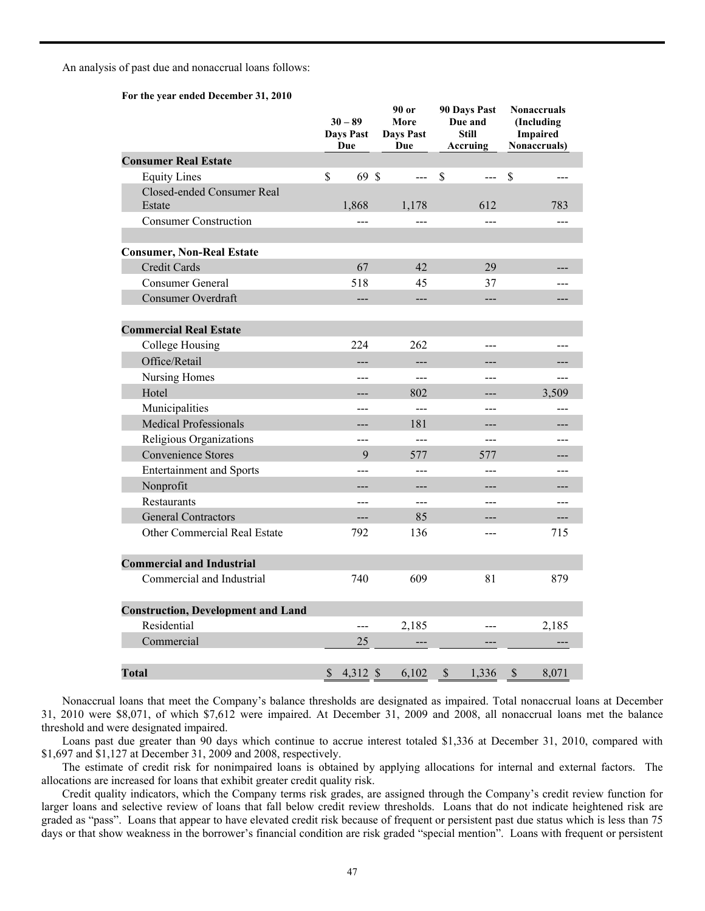An analysis of past due and nonaccrual loans follows:

**For the year ended December 31, 2010**

| | 30 – 89 Days Past Due | 90 or More Days Past Due | 90 Days Past Due and Still Accruing | Nonaccruals (Including Impaired Nonaccruals) |
|---|---|---|---|---|
| **Consumer Real Estate** | | | | |
| Equity Lines | $ 69 | $ --- | $ --- | $ --- |
| Closed-ended Consumer Real Estate | 1,868 | 1,178 | 612 | 783 |
| Consumer Construction | --- | --- | --- | --- |
| | | | | |
| **Consumer, Non-Real Estate** | | | | |
| Credit Cards | 67 | 42 | 29 | --- |
| Consumer General | 518 | 45 | 37 | --- |
| Consumer Overdraft | --- | --- | --- | --- |
| | | | | |
| **Commercial Real Estate** | | | | |
| College Housing | 224 | 262 | --- | --- |
| Office/Retail | --- | --- | --- | --- |
| Nursing Homes | --- | --- | --- | --- |
| Hotel | --- | 802 | --- | 3,509 |
| Municipalities | --- | --- | --- | --- |
| Medical Professionals | --- | 181 | --- | --- |
| Religious Organizations | --- | --- | --- | --- |
| Convenience Stores | 9 | 577 | 577 | --- |
| Entertainment and Sports | --- | --- | --- | --- |
| Nonprofit | --- | --- | --- | --- |
| Restaurants | --- | --- | --- | --- |
| General Contractors | --- | 85 | --- | --- |
| Other Commercial Real Estate | 792 | 136 | --- | 715 |
| | | | | |
| **Commercial and Industrial** | | | | |
| Commercial and Industrial | 740 | 609 | 81 | 879 |
| | | | | |
| **Construction, Development and Land** | | | | |
| Residential | --- | 2,185 | --- | 2,185 |
| Commercial | 25 | --- | --- | --- |
| | | | | |
| **Total** | $ 4,312 | $ 6,102 | $ 1,336 | $ 8,071 |

Nonaccrual loans that meet the Company's balance thresholds are designated as impaired. Total nonaccrual loans at December 31, 2010 were $8,071, of which $7,612 were impaired. At December 31, 2009 and 2008, all nonaccrual loans met the balance threshold and were designated impaired.

Loans past due greater than 90 days which continue to accrue interest totaled $1,336 at December 31, 2010, compared with $1,697 and $1,127 at December 31, 2009 and 2008, respectively.

The estimate of credit risk for nonimpaired loans is obtained by applying allocations for internal and external factors. The allocations are increased for loans that exhibit greater credit quality risk.

Credit quality indicators, which the Company terms risk grades, are assigned through the Company's credit review function for larger loans and selective review of loans that fall below credit review thresholds. Loans that do not indicate heightened risk are graded as "pass". Loans that appear to have elevated credit risk because of frequent or persistent past due status which is less than 75 days or that show weakness in the borrower's financial condition are risk graded "special mention". Loans with frequent or persistent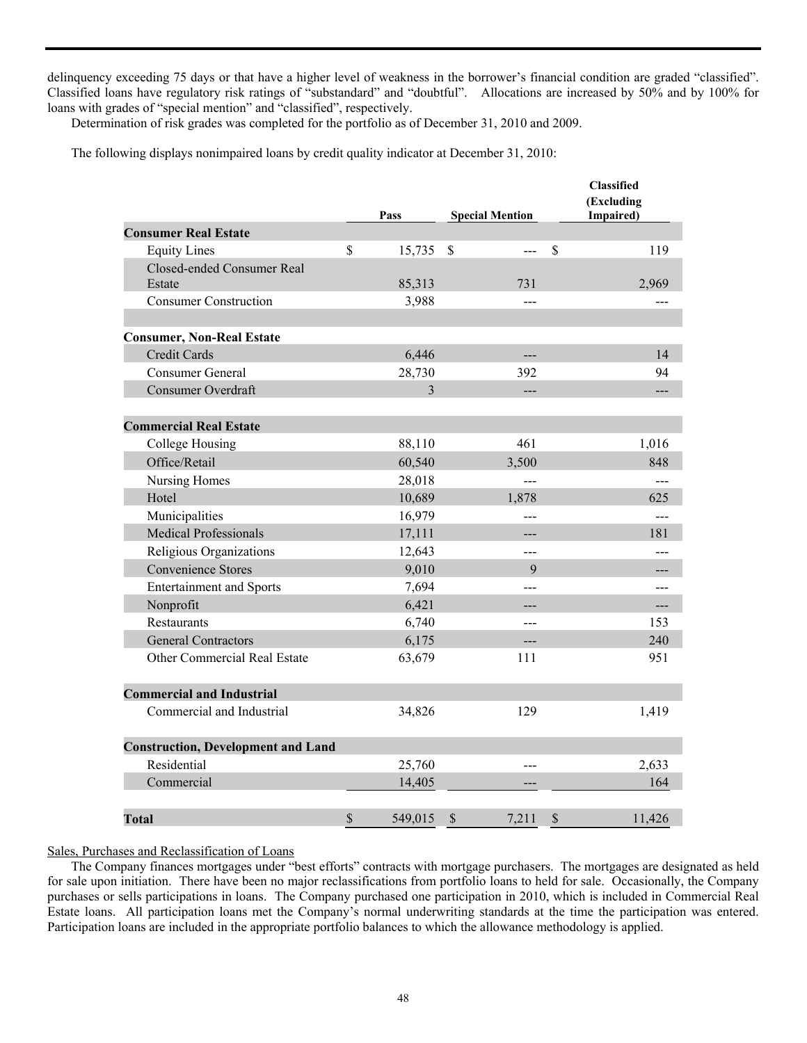delinquency exceeding 75 days or that have a higher level of weakness in the borrower's financial condition are graded "classified". Classified loans have regulatory risk ratings of "substandard" and "doubtful". Allocations are increased by 50% and by 100% for loans with grades of "special mention" and "classified", respectively.

Determination of risk grades was completed for the portfolio as of December 31, 2010 and 2009.

The following displays nonimpaired loans by credit quality indicator at December 31, 2010:

| | Pass | Special Mention | Classified (Excluding Impaired) |
|---|---|---|---|
| **Consumer Real Estate** | | | |
| Equity Lines | $ 15,735 | $ --- | $ 119 |
| Closed-ended Consumer Real Estate | 85,313 | 731 | 2,969 |
| Consumer Construction | 3,988 | --- | --- |
| | | | |
| **Consumer, Non-Real Estate** | | | |
| Credit Cards | 6,446 | --- | 14 |
| Consumer General | 28,730 | 392 | 94 |
| Consumer Overdraft | 3 | --- | --- |
| | | | |
| **Commercial Real Estate** | | | |
| College Housing | 88,110 | 461 | 1,016 |
| Office/Retail | 60,540 | 3,500 | 848 |
| Nursing Homes | 28,018 | --- | --- |
| Hotel | 10,689 | 1,878 | 625 |
| Municipalities | 16,979 | --- | --- |
| Medical Professionals | 17,111 | --- | 181 |
| Religious Organizations | 12,643 | --- | --- |
| Convenience Stores | 9,010 | 9 | --- |
| Entertainment and Sports | 7,694 | --- | --- |
| Nonprofit | 6,421 | --- | --- |
| Restaurants | 6,740 | --- | 153 |
| General Contractors | 6,175 | --- | 240 |
| Other Commercial Real Estate | 63,679 | 111 | 951 |
| | | | |
| **Commercial and Industrial** | | | |
| Commercial and Industrial | 34,826 | 129 | 1,419 |
| | | | |
| **Construction, Development and Land** | | | |
| Residential | 25,760 | --- | 2,633 |
| Commercial | 14,405 | --- | 164 |
| | | | |
| **Total** | $ 549,015 | $ 7,211 | $ 11,426 |

Sales, Purchases and Reclassification of Loans

The Company finances mortgages under "best efforts" contracts with mortgage purchasers. The mortgages are designated as held for sale upon initiation. There have been no major reclassifications from portfolio loans to held for sale. Occasionally, the Company purchases or sells participations in loans. The Company purchased one participation in 2010, which is included in Commercial Real Estate loans. All participation loans met the Company's normal underwriting standards at the time the participation was entered. Participation loans are included in the appropriate portfolio balances to which the allowance methodology is applied.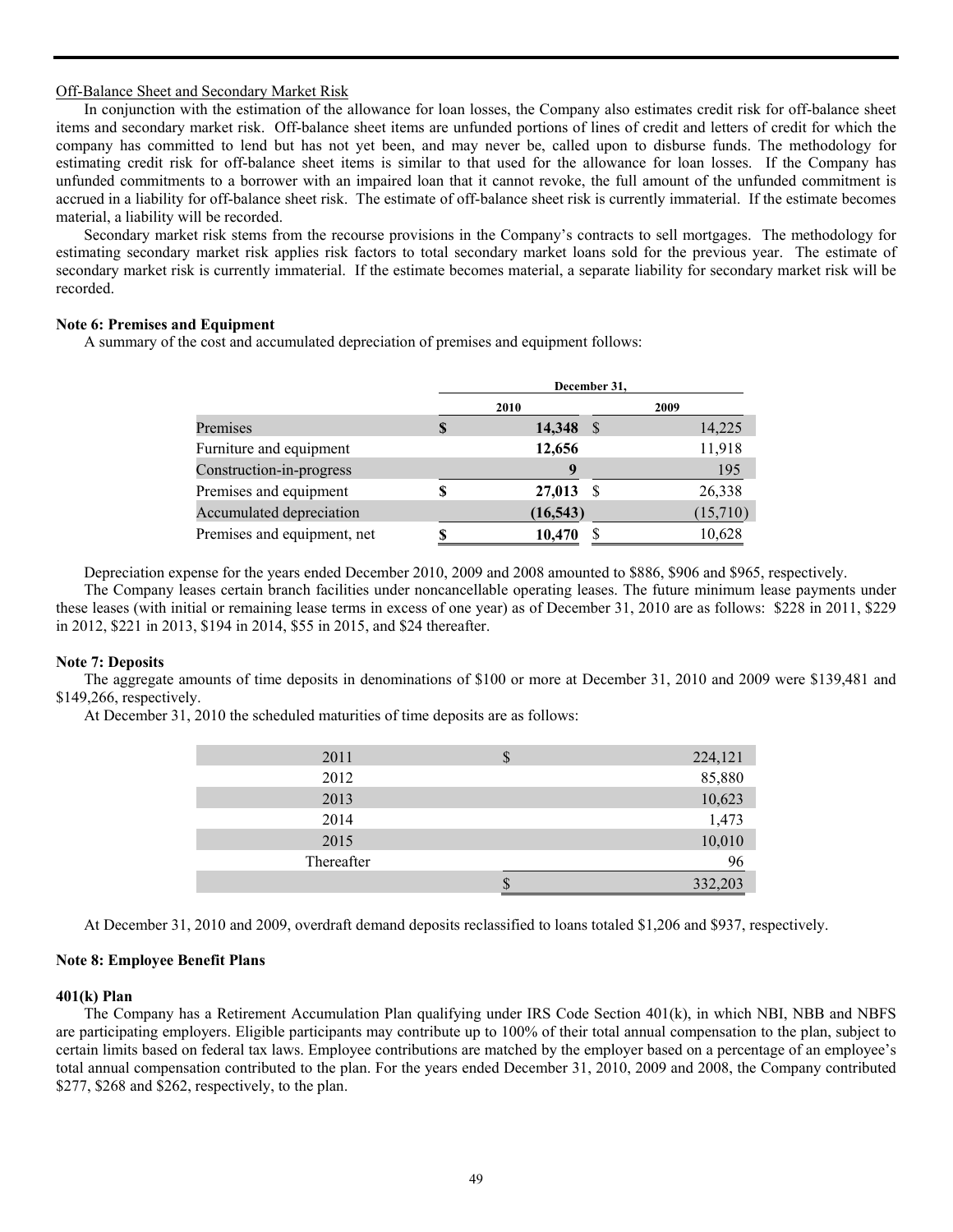Off-Balance Sheet and Secondary Market Risk

In conjunction with the estimation of the allowance for loan losses, the Company also estimates credit risk for off-balance sheet items and secondary market risk. Off-balance sheet items are unfunded portions of lines of credit and letters of credit for which the company has committed to lend but has not yet been, and may never be, called upon to disburse funds. The methodology for estimating credit risk for off-balance sheet items is similar to that used for the allowance for loan losses. If the Company has unfunded commitments to a borrower with an impaired loan that it cannot revoke, the full amount of the unfunded commitment is accrued in a liability for off-balance sheet risk. The estimate of off-balance sheet risk is currently immaterial. If the estimate becomes material, a liability will be recorded.

Secondary market risk stems from the recourse provisions in the Company's contracts to sell mortgages. The methodology for estimating secondary market risk applies risk factors to total secondary market loans sold for the previous year. The estimate of secondary market risk is currently immaterial. If the estimate becomes material, a separate liability for secondary market risk will be recorded.

**Note 6: Premises and Equipment**

A summary of the cost and accumulated depreciation of premises and equipment follows:

| | December 31, | |
|---|---|---|
| | **2010** | **2009** |
| Premises | **$ 14,348** | $ 14,225 |
| Furniture and equipment | **12,656** | 11,918 |
| Construction-in-progress | **9** | 195 |
| Premises and equipment | **$ 27,013** | $ 26,338 |
| Accumulated depreciation | **(16,543)** | (15,710) |
| Premises and equipment, net | **$ 10,470** | $ 10,628 |

Depreciation expense for the years ended December 2010, 2009 and 2008 amounted to $886, $906 and $965, respectively.

The Company leases certain branch facilities under noncancellable operating leases. The future minimum lease payments under these leases (with initial or remaining lease terms in excess of one year) as of December 31, 2010 are as follows: $228 in 2011, $229 in 2012, $221 in 2013, $194 in 2014, $55 in 2015, and $24 thereafter.

**Note 7: Deposits**

The aggregate amounts of time deposits in denominations of $100 or more at December 31, 2010 and 2009 were $139,481 and $149,266, respectively.

At December 31, 2010 the scheduled maturities of time deposits are as follows:

| | |
|---|---|
| 2011 | $ 224,121 |
| 2012 | 85,880 |
| 2013 | 10,623 |
| 2014 | 1,473 |
| 2015 | 10,010 |
| Thereafter | 96 |
| | $ 332,203 |

At December 31, 2010 and 2009, overdraft demand deposits reclassified to loans totaled $1,206 and $937, respectively.

**Note 8: Employee Benefit Plans**

**401(k) Plan**

The Company has a Retirement Accumulation Plan qualifying under IRS Code Section 401(k), in which NBI, NBB and NBFS are participating employers. Eligible participants may contribute up to 100% of their total annual compensation to the plan, subject to certain limits based on federal tax laws. Employee contributions are matched by the employer based on a percentage of an employee's total annual compensation contributed to the plan. For the years ended December 31, 2010, 2009 and 2008, the Company contributed $277, $268 and $262, respectively, to the plan.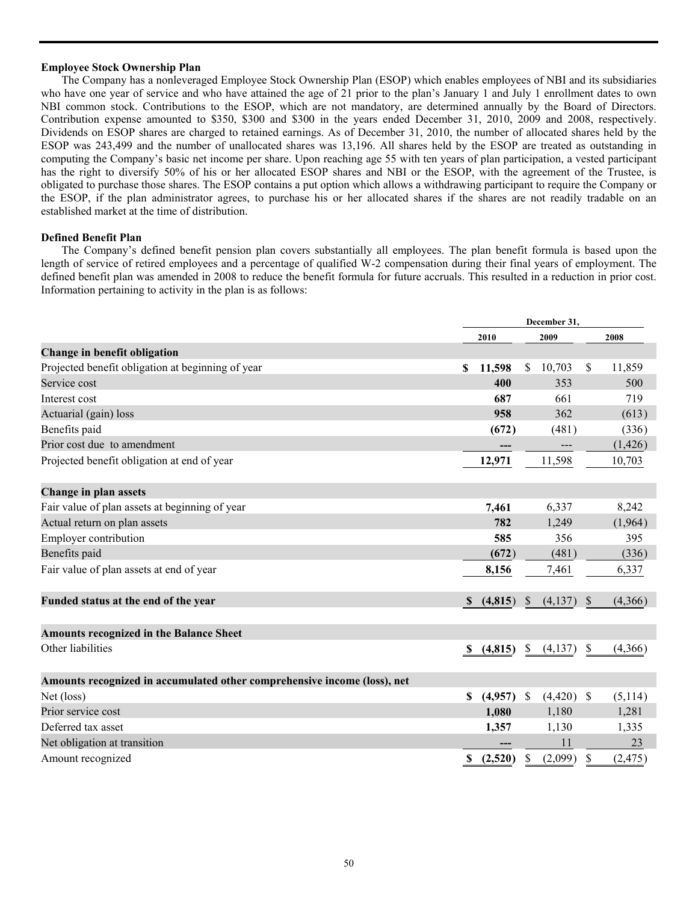**Employee Stock Ownership Plan**

The Company has a nonleveraged Employee Stock Ownership Plan (ESOP) which enables employees of NBI and its subsidiaries who have one year of service and who have attained the age of 21 prior to the plan's January 1 and July 1 enrollment dates to own NBI common stock. Contributions to the ESOP, which are not mandatory, are determined annually by the Board of Directors. Contribution expense amounted to \$350, \$300 and \$300 in the years ended December 31, 2010, 2009 and 2008, respectively. Dividends on ESOP shares are charged to retained earnings. As of December 31, 2010, the number of allocated shares held by the ESOP was 243,499 and the number of unallocated shares was 13,196. All shares held by the ESOP are treated as outstanding in computing the Company's basic net income per share. Upon reaching age 55 with ten years of plan participation, a vested participant has the right to diversify 50% of his or her allocated ESOP shares and NBI or the ESOP, with the agreement of the Trustee, is obligated to purchase those shares. The ESOP contains a put option which allows a withdrawing participant to require the Company or the ESOP, if the plan administrator agrees, to purchase his or her allocated shares if the shares are not readily tradable on an established market at the time of distribution.

**Defined Benefit Plan**

The Company's defined benefit pension plan covers substantially all employees. The plan benefit formula is based upon the length of service of retired employees and a percentage of qualified W-2 compensation during their final years of employment. The defined benefit plan was amended in 2008 to reduce the benefit formula for future accruals. This resulted in a reduction in prior cost. Information pertaining to activity in the plan is as follows:

| | December 31, | | |
|---|---|---|---|
| | **2010** | **2009** | **2008** |
| **Change in benefit obligation** | | | |
| Projected benefit obligation at beginning of year | **\$ 11,598** | \$ 10,703 | \$ 11,859 |
| Service cost | **400** | 353 | 500 |
| Interest cost | **687** | 661 | 719 |
| Actuarial (gain) loss | **958** | 362 | (613) |
| Benefits paid | **(672)** | (481) | (336) |
| Prior cost due to amendment | **---** | --- | (1,426) |
| Projected benefit obligation at end of year | **12,971** | 11,598 | 10,703 |
| | | | |
| **Change in plan assets** | | | |
| Fair value of plan assets at beginning of year | **7,461** | 6,337 | 8,242 |
| Actual return on plan assets | **782** | 1,249 | (1,964) |
| Employer contribution | **585** | 356 | 395 |
| Benefits paid | **(672)** | (481) | (336) |
| Fair value of plan assets at end of year | **8,156** | 7,461 | 6,337 |
| | | | |
| **Funded status at the end of the year** | **\$ (4,815)** | \$ (4,137) | \$ (4,366) |
| | | | |
| **Amounts recognized in the Balance Sheet** | | | |
| Other liabilities | **\$ (4,815)** | \$ (4,137) | \$ (4,366) |
| | | | |
| **Amounts recognized in accumulated other comprehensive income (loss), net** | | | |
| Net (loss) | **\$ (4,957)** | \$ (4,420) | \$ (5,114) |
| Prior service cost | **1,080** | 1,180 | 1,281 |
| Deferred tax asset | **1,357** | 1,130 | 1,335 |
| Net obligation at transition | **---** | 11 | 23 |
| Amount recognized | **\$ (2,520)** | \$ (2,099) | \$ (2,475) |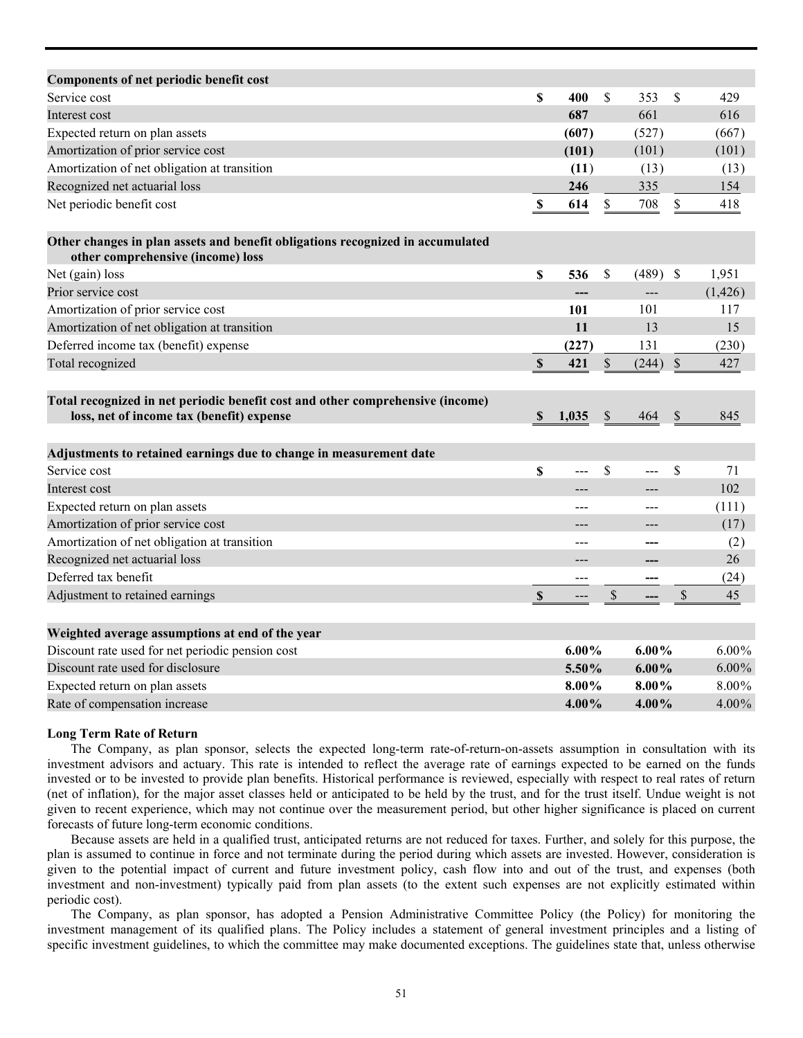| **Components of net periodic benefit cost** | | | |
|---|---|---|---|
| Service cost | **$ 400** | $ 353 | $ 429 |
| Interest cost | **687** | 661 | 616 |
| Expected return on plan assets | **(607)** | (527) | (667) |
| Amortization of prior service cost | **(101)** | (101) | (101) |
| Amortization of net obligation at transition | **(11)** | (13) | (13) |
| Recognized net actuarial loss | **246** | 335 | 154 |
| Net periodic benefit cost | **$ 614** | $ 708 | $ 418 |
| | | | |
| **Other changes in plan assets and benefit obligations recognized in accumulated other comprehensive (income) loss** | | | |
| Net (gain) loss | **$ 536** | $ (489) | $ 1,951 |
| Prior service cost | **---** | --- | (1,426) |
| Amortization of prior service cost | **101** | 101 | 117 |
| Amortization of net obligation at transition | **11** | 13 | 15 |
| Deferred income tax (benefit) expense | **(227)** | 131 | (230) |
| Total recognized | **$ 421** | $ (244) | $ 427 |
| | | | |
| **Total recognized in net periodic benefit cost and other comprehensive (income) loss, net of income tax (benefit) expense** | **$ 1,035** | $ 464 | $ 845 |
| | | | |
| **Adjustments to retained earnings due to change in measurement date** | | | |
| Service cost | $ --- | $ --- | $ 71 |
| Interest cost | --- | --- | 102 |
| Expected return on plan assets | --- | --- | (111) |
| Amortization of prior service cost | --- | --- | (17) |
| Amortization of net obligation at transition | --- | --- | (2) |
| Recognized net actuarial loss | --- | --- | 26 |
| Deferred tax benefit | --- | --- | (24) |
| Adjustment to retained earnings | $ --- | $ --- | $ 45 |
| | | | |
| **Weighted average assumptions at end of the year** | | | |
| Discount rate used for net periodic pension cost | **6.00%** | **6.00%** | 6.00% |
| Discount rate used for disclosure | **5.50%** | **6.00%** | 6.00% |
| Expected return on plan assets | **8.00%** | **8.00%** | 8.00% |
| Rate of compensation increase | **4.00%** | **4.00%** | 4.00% |

**Long Term Rate of Return**

The Company, as plan sponsor, selects the expected long-term rate-of-return-on-assets assumption in consultation with its investment advisors and actuary. This rate is intended to reflect the average rate of earnings expected to be earned on the funds invested or to be invested to provide plan benefits. Historical performance is reviewed, especially with respect to real rates of return (net of inflation), for the major asset classes held or anticipated to be held by the trust, and for the trust itself. Undue weight is not given to recent experience, which may not continue over the measurement period, but other higher significance is placed on current forecasts of future long-term economic conditions.

Because assets are held in a qualified trust, anticipated returns are not reduced for taxes. Further, and solely for this purpose, the plan is assumed to continue in force and not terminate during the period during which assets are invested. However, consideration is given to the potential impact of current and future investment policy, cash flow into and out of the trust, and expenses (both investment and non-investment) typically paid from plan assets (to the extent such expenses are not explicitly estimated within periodic cost).

The Company, as plan sponsor, has adopted a Pension Administrative Committee Policy (the Policy) for monitoring the investment management of its qualified plans. The Policy includes a statement of general investment principles and a listing of specific investment guidelines, to which the committee may make documented exceptions. The guidelines state that, unless otherwise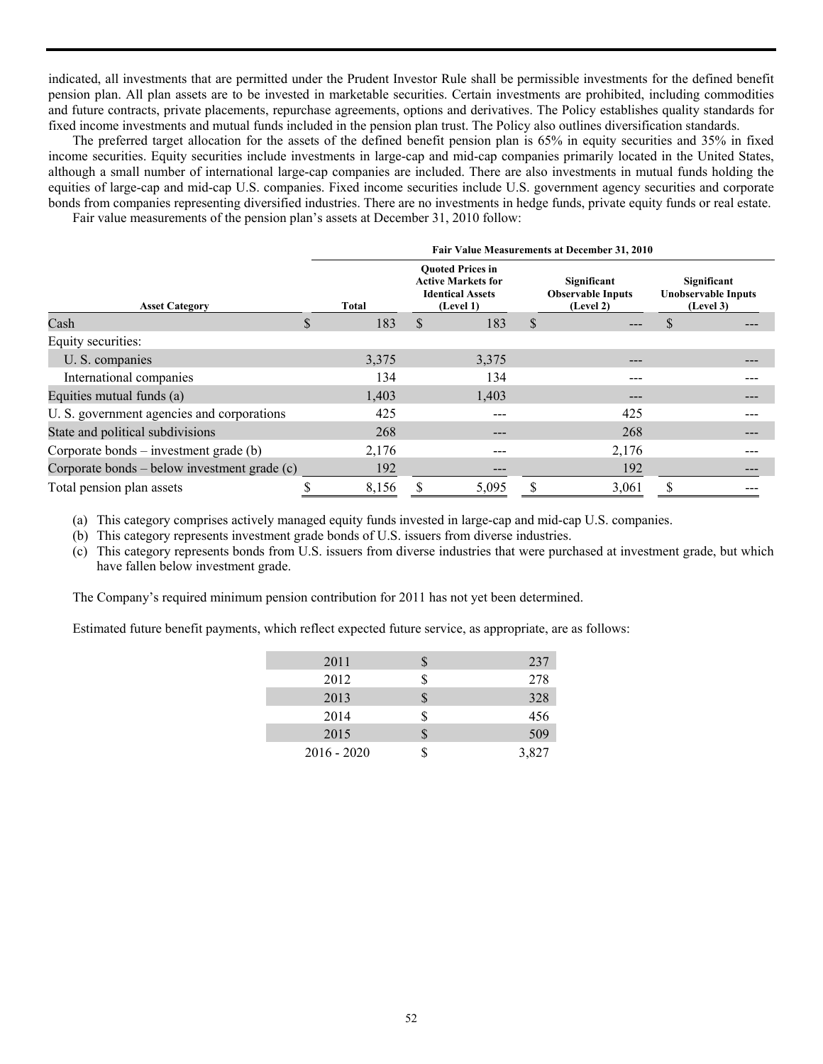indicated, all investments that are permitted under the Prudent Investor Rule shall be permissible investments for the defined benefit pension plan. All plan assets are to be invested in marketable securities. Certain investments are prohibited, including commodities and future contracts, private placements, repurchase agreements, options and derivatives. The Policy establishes quality standards for fixed income investments and mutual funds included in the pension plan trust. The Policy also outlines diversification standards.

The preferred target allocation for the assets of the defined benefit pension plan is 65% in equity securities and 35% in fixed income securities. Equity securities include investments in large-cap and mid-cap companies primarily located in the United States, although a small number of international large-cap companies are included. There are also investments in mutual funds holding the equities of large-cap and mid-cap U.S. companies. Fixed income securities include U.S. government agency securities and corporate bonds from companies representing diversified industries. There are no investments in hedge funds, private equity funds or real estate.

Fair value measurements of the pension plan's assets at December 31, 2010 follow:

| | Fair Value Measurements at December 31, 2010 | | | |
|---|---|---|---|---|
| Asset Category | Total | Quoted Prices in Active Markets for Identical Assets (Level 1) | Significant Observable Inputs (Level 2) | Significant Unobservable Inputs (Level 3) |
| Cash | $ 183 | $ 183 | $ --- | $ --- |
| Equity securities: | | | | |
| U. S. companies | 3,375 | 3,375 | --- | --- |
| International companies | 134 | 134 | --- | --- |
| Equities mutual funds (a) | 1,403 | 1,403 | --- | --- |
| U. S. government agencies and corporations | 425 | --- | 425 | --- |
| State and political subdivisions | 268 | --- | 268 | --- |
| Corporate bonds – investment grade (b) | 2,176 | --- | 2,176 | --- |
| Corporate bonds – below investment grade (c) | 192 | --- | 192 | --- |
| Total pension plan assets | $ 8,156 | $ 5,095 | $ 3,061 | $ --- |

(a) This category comprises actively managed equity funds invested in large-cap and mid-cap U.S. companies.
(b) This category represents investment grade bonds of U.S. issuers from diverse industries.
(c) This category represents bonds from U.S. issuers from diverse industries that were purchased at investment grade, but which have fallen below investment grade.

The Company's required minimum pension contribution for 2011 has not yet been determined.

Estimated future benefit payments, which reflect expected future service, as appropriate, are as follows:

| | |
|---|---|
| 2011 | $ 237 |
| 2012 | $ 278 |
| 2013 | $ 328 |
| 2014 | $ 456 |
| 2015 | $ 509 |
| 2016 - 2020 | $ 3,827 |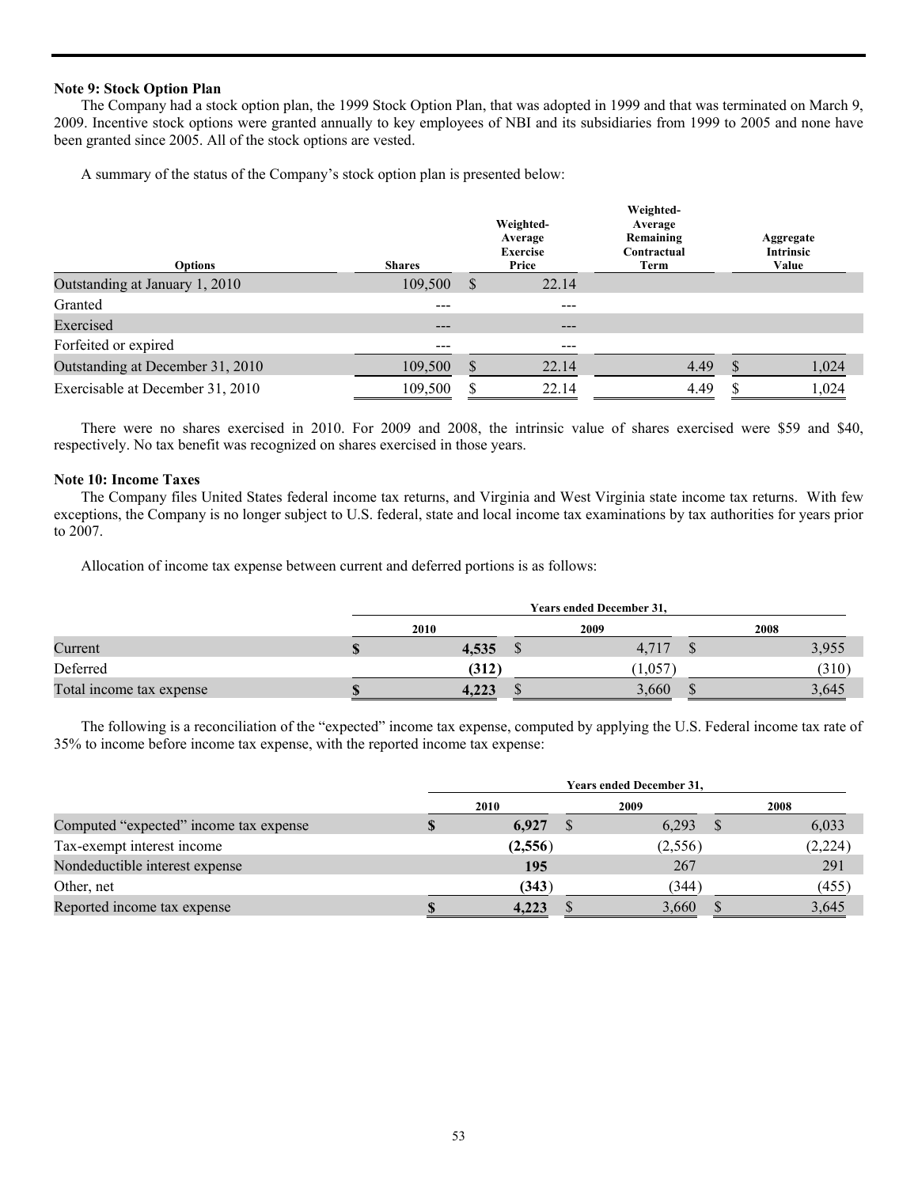**Note 9: Stock Option Plan**

The Company had a stock option plan, the 1999 Stock Option Plan, that was adopted in 1999 and that was terminated on March 9, 2009. Incentive stock options were granted annually to key employees of NBI and its subsidiaries from 1999 to 2005 and none have been granted since 2005. All of the stock options are vested.

A summary of the status of the Company's stock option plan is presented below:

| Options | Shares | Weighted-Average Exercise Price | Weighted-Average Remaining Contractual Term | Aggregate Intrinsic Value |
|---|---|---|---|---|
| Outstanding at January 1, 2010 | 109,500 | $ 22.14 | | |
| Granted | --- | --- | | |
| Exercised | --- | --- | | |
| Forfeited or expired | --- | --- | | |
| Outstanding at December 31, 2010 | 109,500 | $ 22.14 | 4.49 | $ 1,024 |
| Exercisable at December 31, 2010 | 109,500 | $ 22.14 | 4.49 | $ 1,024 |

There were no shares exercised in 2010. For 2009 and 2008, the intrinsic value of shares exercised were $59 and $40, respectively. No tax benefit was recognized on shares exercised in those years.

**Note 10: Income Taxes**

The Company files United States federal income tax returns, and Virginia and West Virginia state income tax returns. With few exceptions, the Company is no longer subject to U.S. federal, state and local income tax examinations by tax authorities for years prior to 2007.

Allocation of income tax expense between current and deferred portions is as follows:

| | Years ended December 31, | | |
|---|---|---|---|
| | **2010** | 2009 | 2008 |
| Current | **$ 4,535** | $ 4,717 | $ 3,955 |
| Deferred | **(312)** | (1,057) | (310) |
| Total income tax expense | **$ 4,223** | $ 3,660 | $ 3,645 |

The following is a reconciliation of the "expected" income tax expense, computed by applying the U.S. Federal income tax rate of 35% to income before income tax expense, with the reported income tax expense:

| | Years ended December 31, | | |
|---|---|---|---|
| | **2010** | 2009 | 2008 |
| Computed "expected" income tax expense | **$ 6,927** | $ 6,293 | $ 6,033 |
| Tax-exempt interest income | **(2,556)** | (2,556) | (2,224) |
| Nondeductible interest expense | **195** | 267 | 291 |
| Other, net | **(343)** | (344) | (455) |
| Reported income tax expense | **$ 4,223** | $ 3,660 | $ 3,645 |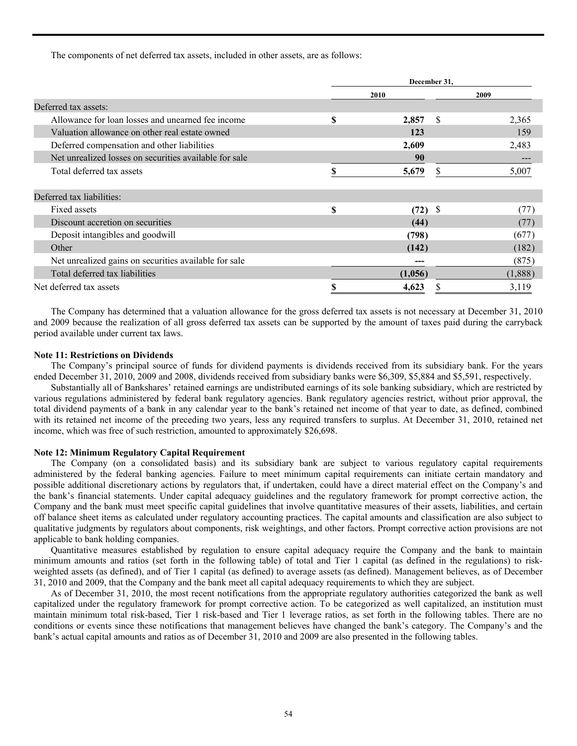The components of net deferred tax assets, included in other assets, are as follows:

| | December 31, | |
|---|---|---|
| | 2010 | 2009 |
| Deferred tax assets: | | |
| Allowance for loan losses and unearned fee income | $ 2,857 | $ 2,365 |
| Valuation allowance on other real estate owned | 123 | 159 |
| Deferred compensation and other liabilities | 2,609 | 2,483 |
| Net unrealized losses on securities available for sale | 90 | --- |
| Total deferred tax assets | $ 5,679 | $ 5,007 |
| Deferred tax liabilities: | | |
| Fixed assets | $ (72) | $ (77) |
| Discount accretion on securities | (44) | (77) |
| Deposit intangibles and goodwill | (798) | (677) |
| Other | (142) | (182) |
| Net unrealized gains on securities available for sale | --- | (875) |
| Total deferred tax liabilities | (1,056) | (1,888) |
| Net deferred tax assets | $ 4,623 | $ 3,119 |

The Company has determined that a valuation allowance for the gross deferred tax assets is not necessary at December 31, 2010 and 2009 because the realization of all gross deferred tax assets can be supported by the amount of taxes paid during the carryback period available under current tax laws.

**Note 11: Restrictions on Dividends**

The Company's principal source of funds for dividend payments is dividends received from its subsidiary bank. For the years ended December 31, 2010, 2009 and 2008, dividends received from subsidiary banks were $6,309, $5,884 and $5,591, respectively.

Substantially all of Bankshares' retained earnings are undistributed earnings of its sole banking subsidiary, which are restricted by various regulations administered by federal bank regulatory agencies. Bank regulatory agencies restrict, without prior approval, the total dividend payments of a bank in any calendar year to the bank's retained net income of that year to date, as defined, combined with its retained net income of the preceding two years, less any required transfers to surplus. At December 31, 2010, retained net income, which was free of such restriction, amounted to approximately $26,698.

**Note 12: Minimum Regulatory Capital Requirement**

The Company (on a consolidated basis) and its subsidiary bank are subject to various regulatory capital requirements administered by the federal banking agencies. Failure to meet minimum capital requirements can initiate certain mandatory and possible additional discretionary actions by regulators that, if undertaken, could have a direct material effect on the Company's and the bank's financial statements. Under capital adequacy guidelines and the regulatory framework for prompt corrective action, the Company and the bank must meet specific capital guidelines that involve quantitative measures of their assets, liabilities, and certain off balance sheet items as calculated under regulatory accounting practices. The capital amounts and classification are also subject to qualitative judgments by regulators about components, risk weightings, and other factors. Prompt corrective action provisions are not applicable to bank holding companies.

Quantitative measures established by regulation to ensure capital adequacy require the Company and the bank to maintain minimum amounts and ratios (set forth in the following table) of total and Tier 1 capital (as defined in the regulations) to risk-weighted assets (as defined), and of Tier 1 capital (as defined) to average assets (as defined). Management believes, as of December 31, 2010 and 2009, that the Company and the bank meet all capital adequacy requirements to which they are subject.

As of December 31, 2010, the most recent notifications from the appropriate regulatory authorities categorized the bank as well capitalized under the regulatory framework for prompt corrective action. To be categorized as well capitalized, an institution must maintain minimum total risk-based, Tier 1 risk-based and Tier 1 leverage ratios, as set forth in the following tables. There are no conditions or events since these notifications that management believes have changed the bank's category. The Company's and the bank's actual capital amounts and ratios as of December 31, 2010 and 2009 are also presented in the following tables.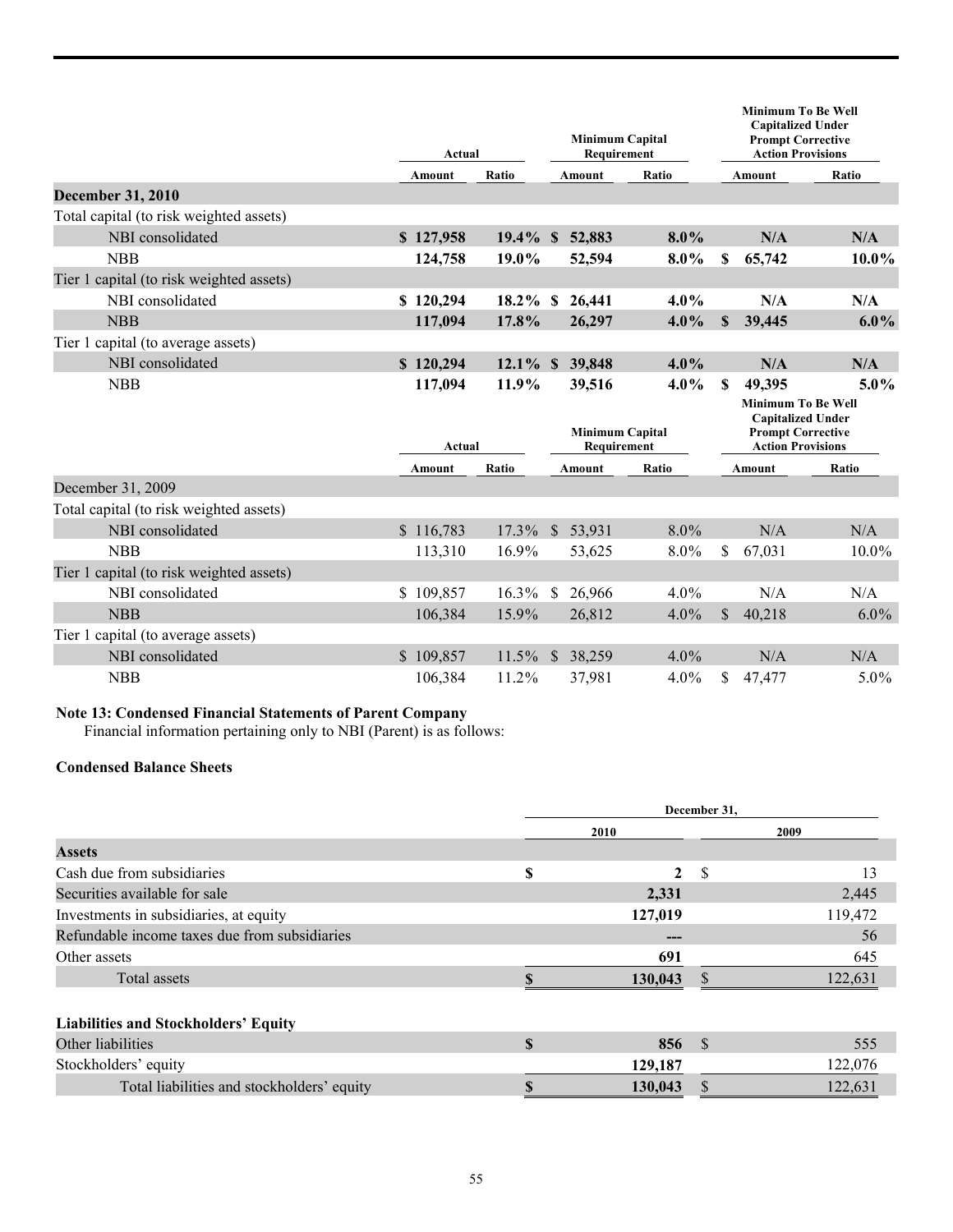| | Actual | | Minimum Capital Requirement | | Minimum To Be Well Capitalized Under Prompt Corrective Action Provisions | |
|---|---|---|---|---|---|---|
| | Amount | Ratio | Amount | Ratio | Amount | Ratio |
| **December 31, 2010** | | | | | | |
| Total capital (to risk weighted assets) | | | | | | |
| NBI consolidated | **$ 127,958** | **19.4%** | **$ 52,883** | **8.0%** | **N/A** | **N/A** |
| NBB | **124,758** | **19.0%** | **52,594** | **8.0%** | **$ 65,742** | **10.0%** |
| Tier 1 capital (to risk weighted assets) | | | | | | |
| NBI consolidated | **$ 120,294** | **18.2%** | **$ 26,441** | **4.0%** | **N/A** | **N/A** |
| NBB | **117,094** | **17.8%** | **26,297** | **4.0%** | **$ 39,445** | **6.0%** |
| Tier 1 capital (to average assets) | | | | | | |
| NBI consolidated | **$ 120,294** | **12.1%** | **$ 39,848** | **4.0%** | **N/A** | **N/A** |
| NBB | **117,094** | **11.9%** | **39,516** | **4.0%** | **$ 49,395** | **5.0%** |

| | Actual | | Minimum Capital Requirement | | Minimum To Be Well Capitalized Under Prompt Corrective Action Provisions | |
|---|---|---|---|---|---|---|
| | Amount | Ratio | Amount | Ratio | Amount | Ratio |
| December 31, 2009 | | | | | | |
| Total capital (to risk weighted assets) | | | | | | |
| NBI consolidated | $ 116,783 | 17.3% | $ 53,931 | 8.0% | N/A | N/A |
| NBB | 113,310 | 16.9% | 53,625 | 8.0% | $ 67,031 | 10.0% |
| Tier 1 capital (to risk weighted assets) | | | | | | |
| NBI consolidated | $ 109,857 | 16.3% | $ 26,966 | 4.0% | N/A | N/A |
| NBB | 106,384 | 15.9% | 26,812 | 4.0% | $ 40,218 | 6.0% |
| Tier 1 capital (to average assets) | | | | | | |
| NBI consolidated | $ 109,857 | 11.5% | $ 38,259 | 4.0% | N/A | N/A |
| NBB | 106,384 | 11.2% | 37,981 | 4.0% | $ 47,477 | 5.0% |

**Note 13: Condensed Financial Statements of Parent Company**

Financial information pertaining only to NBI (Parent) is as follows:

**Condensed Balance Sheets**

| | December 31, | |
|---|---|---|
| | 2010 | 2009 |
| **Assets** | | |
| Cash due from subsidiaries | **$ 2** | $ 13 |
| Securities available for sale | **2,331** | 2,445 |
| Investments in subsidiaries, at equity | **127,019** | 119,472 |
| Refundable income taxes due from subsidiaries | **---** | 56 |
| Other assets | **691** | 645 |
| Total assets | **$ 130,043** | $ 122,631 |
| | | |
| **Liabilities and Stockholders' Equity** | | |
| Other liabilities | **$ 856** | $ 555 |
| Stockholders' equity | **129,187** | 122,076 |
| Total liabilities and stockholders' equity | **$ 130,043** | $ 122,631 |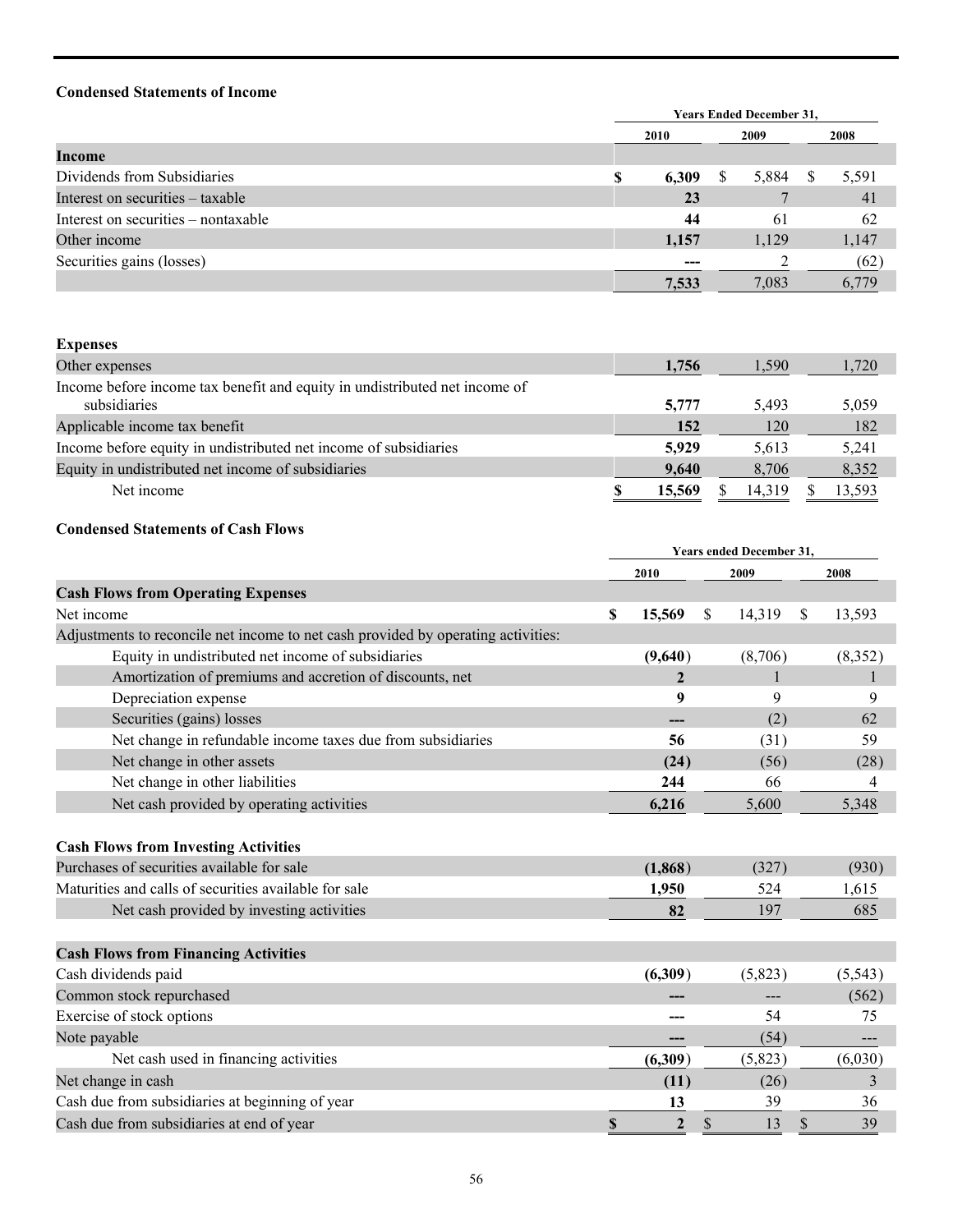**Condensed Statements of Income**

| | Years Ended December 31, | | |
|---|---|---|---|
| | 2010 | 2009 | 2008 |
| **Income** | | | |
| Dividends from Subsidiaries | $ 6,309 | $ 5,884 | $ 5,591 |
| Interest on securities – taxable | 23 | 7 | 41 |
| Interest on securities – nontaxable | 44 | 61 | 62 |
| Other income | 1,157 | 1,129 | 1,147 |
| Securities gains (losses) | --- | 2 | (62) |
| | 7,533 | 7,083 | 6,779 |
| **Expenses** | | | |
| Other expenses | 1,756 | 1,590 | 1,720 |
| Income before income tax benefit and equity in undistributed net income of subsidiaries | 5,777 | 5,493 | 5,059 |
| Applicable income tax benefit | 152 | 120 | 182 |
| Income before equity in undistributed net income of subsidiaries | 5,929 | 5,613 | 5,241 |
| Equity in undistributed net income of subsidiaries | 9,640 | 8,706 | 8,352 |
| Net income | $ 15,569 | $ 14,319 | $ 13,593 |

**Condensed Statements of Cash Flows**

| | Years ended December 31, | | |
|---|---|---|---|
| | 2010 | 2009 | 2008 |
| **Cash Flows from Operating Expenses** | | | |
| Net income | $ 15,569 | $ 14,319 | $ 13,593 |
| Adjustments to reconcile net income to net cash provided by operating activities: | | | |
| Equity in undistributed net income of subsidiaries | (9,640) | (8,706) | (8,352) |
| Amortization of premiums and accretion of discounts, net | 2 | 1 | 1 |
| Depreciation expense | 9 | 9 | 9 |
| Securities (gains) losses | --- | (2) | 62 |
| Net change in refundable income taxes due from subsidiaries | 56 | (31) | 59 |
| Net change in other assets | (24) | (56) | (28) |
| Net change in other liabilities | 244 | 66 | 4 |
| Net cash provided by operating activities | 6,216 | 5,600 | 5,348 |
| **Cash Flows from Investing Activities** | | | |
| Purchases of securities available for sale | (1,868) | (327) | (930) |
| Maturities and calls of securities available for sale | 1,950 | 524 | 1,615 |
| Net cash provided by investing activities | 82 | 197 | 685 |
| **Cash Flows from Financing Activities** | | | |
| Cash dividends paid | (6,309) | (5,823) | (5,543) |
| Common stock repurchased | --- | --- | (562) |
| Exercise of stock options | --- | 54 | 75 |
| Note payable | --- | (54) | --- |
| Net cash used in financing activities | (6,309) | (5,823) | (6,030) |
| Net change in cash | (11) | (26) | 3 |
| Cash due from subsidiaries at beginning of year | 13 | 39 | 36 |
| Cash due from subsidiaries at end of year | $ 2 | $ 13 | $ 39 |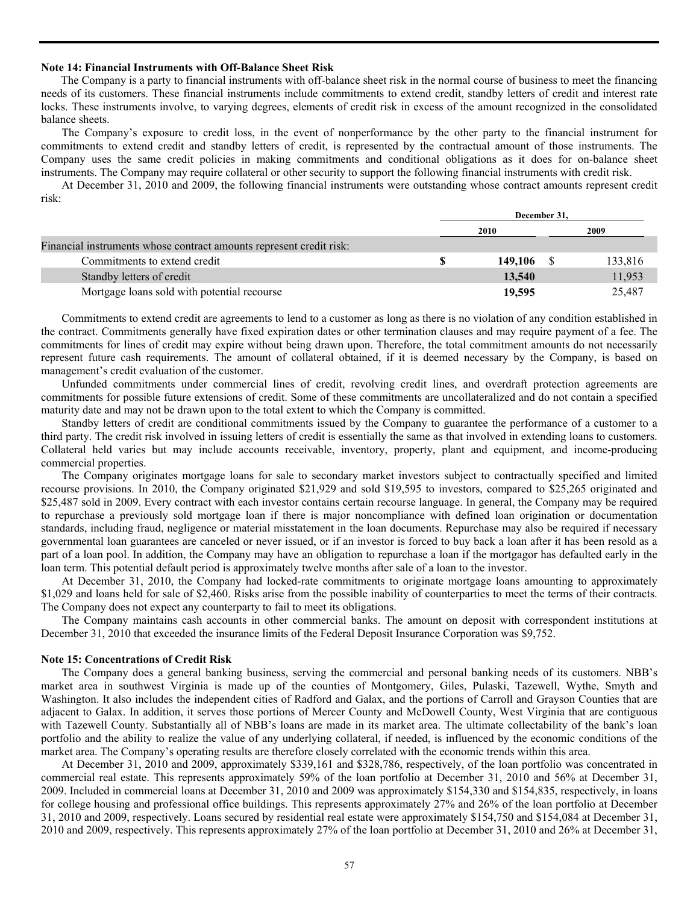**Note 14: Financial Instruments with Off-Balance Sheet Risk**

The Company is a party to financial instruments with off-balance sheet risk in the normal course of business to meet the financing needs of its customers. These financial instruments include commitments to extend credit, standby letters of credit and interest rate locks. These instruments involve, to varying degrees, elements of credit risk in excess of the amount recognized in the consolidated balance sheets.

The Company's exposure to credit loss, in the event of nonperformance by the other party to the financial instrument for commitments to extend credit and standby letters of credit, is represented by the contractual amount of those instruments. The Company uses the same credit policies in making commitments and conditional obligations as it does for on-balance sheet instruments. The Company may require collateral or other security to support the following financial instruments with credit risk.

At December 31, 2010 and 2009, the following financial instruments were outstanding whose contract amounts represent credit risk:

| | December 31, | |
|---|---|---|
| | **2010** | **2009** |
| Financial instruments whose contract amounts represent credit risk: | | |
| Commitments to extend credit | **$ 149,106** | $ 133,816 |
| Standby letters of credit | **13,540** | 11,953 |
| Mortgage loans sold with potential recourse | **19,595** | 25,487 |

Commitments to extend credit are agreements to lend to a customer as long as there is no violation of any condition established in the contract. Commitments generally have fixed expiration dates or other termination clauses and may require payment of a fee. The commitments for lines of credit may expire without being drawn upon. Therefore, the total commitment amounts do not necessarily represent future cash requirements. The amount of collateral obtained, if it is deemed necessary by the Company, is based on management's credit evaluation of the customer.

Unfunded commitments under commercial lines of credit, revolving credit lines, and overdraft protection agreements are commitments for possible future extensions of credit. Some of these commitments are uncollateralized and do not contain a specified maturity date and may not be drawn upon to the total extent to which the Company is committed.

Standby letters of credit are conditional commitments issued by the Company to guarantee the performance of a customer to a third party. The credit risk involved in issuing letters of credit is essentially the same as that involved in extending loans to customers. Collateral held varies but may include accounts receivable, inventory, property, plant and equipment, and income-producing commercial properties.

The Company originates mortgage loans for sale to secondary market investors subject to contractually specified and limited recourse provisions. In 2010, the Company originated $21,929 and sold $19,595 to investors, compared to $25,265 originated and $25,487 sold in 2009. Every contract with each investor contains certain recourse language. In general, the Company may be required to repurchase a previously sold mortgage loan if there is major noncompliance with defined loan origination or documentation standards, including fraud, negligence or material misstatement in the loan documents. Repurchase may also be required if necessary governmental loan guarantees are canceled or never issued, or if an investor is forced to buy back a loan after it has been resold as a part of a loan pool. In addition, the Company may have an obligation to repurchase a loan if the mortgagor has defaulted early in the loan term. This potential default period is approximately twelve months after sale of a loan to the investor.

At December 31, 2010, the Company had locked-rate commitments to originate mortgage loans amounting to approximately $1,029 and loans held for sale of $2,460. Risks arise from the possible inability of counterparties to meet the terms of their contracts. The Company does not expect any counterparty to fail to meet its obligations.

The Company maintains cash accounts in other commercial banks. The amount on deposit with correspondent institutions at December 31, 2010 that exceeded the insurance limits of the Federal Deposit Insurance Corporation was $9,752.

**Note 15: Concentrations of Credit Risk**

The Company does a general banking business, serving the commercial and personal banking needs of its customers. NBB's market area in southwest Virginia is made up of the counties of Montgomery, Giles, Pulaski, Tazewell, Wythe, Smyth and Washington. It also includes the independent cities of Radford and Galax, and the portions of Carroll and Grayson Counties that are adjacent to Galax. In addition, it serves those portions of Mercer County and McDowell County, West Virginia that are contiguous with Tazewell County. Substantially all of NBB's loans are made in its market area. The ultimate collectability of the bank's loan portfolio and the ability to realize the value of any underlying collateral, if needed, is influenced by the economic conditions of the market area. The Company's operating results are therefore closely correlated with the economic trends within this area.

At December 31, 2010 and 2009, approximately $339,161 and $328,786, respectively, of the loan portfolio was concentrated in commercial real estate. This represents approximately 59% of the loan portfolio at December 31, 2010 and 56% at December 31, 2009. Included in commercial loans at December 31, 2010 and 2009 was approximately $154,330 and $154,835, respectively, in loans for college housing and professional office buildings. This represents approximately 27% and 26% of the loan portfolio at December 31, 2010 and 2009, respectively. Loans secured by residential real estate were approximately $154,750 and $154,084 at December 31, 2010 and 2009, respectively. This represents approximately 27% of the loan portfolio at December 31, 2010 and 26% at December 31,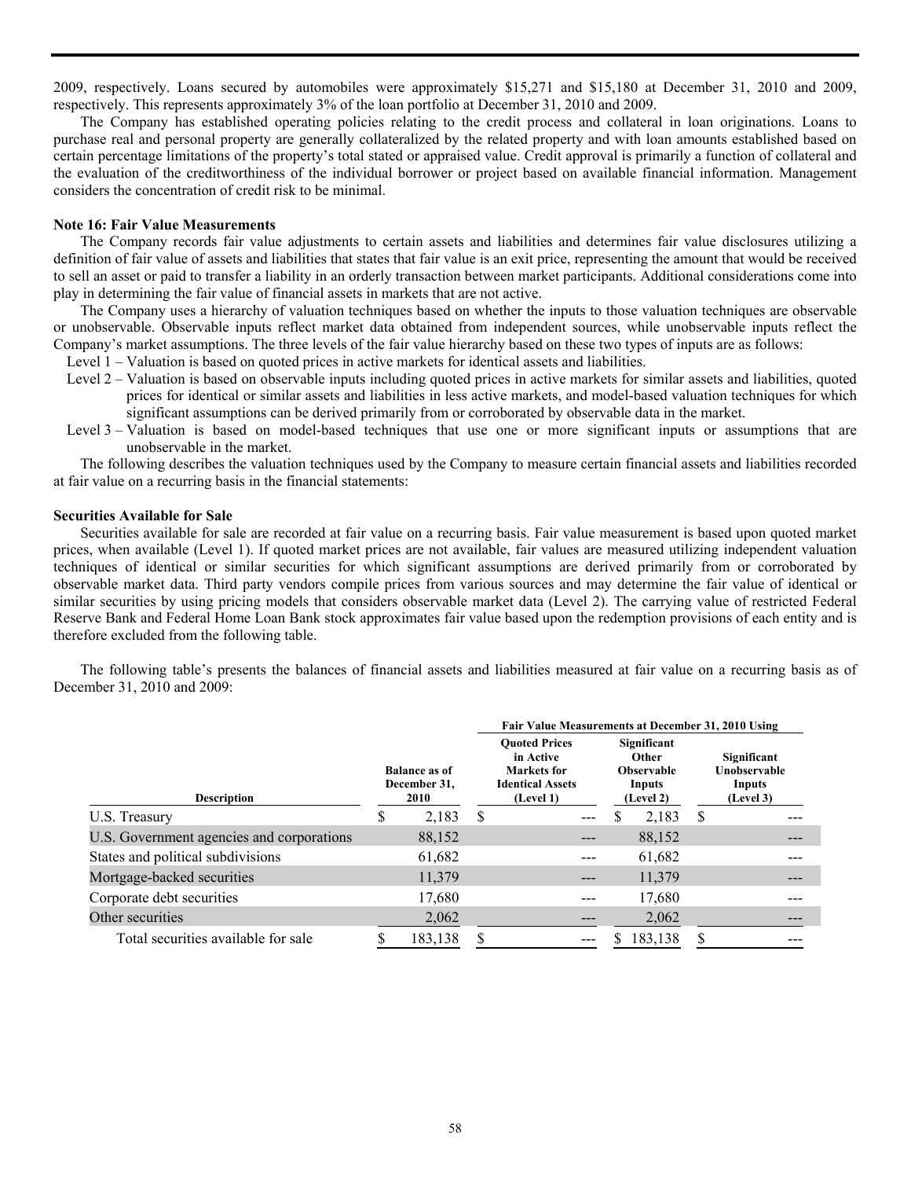2009, respectively. Loans secured by automobiles were approximately $15,271 and $15,180 at December 31, 2010 and 2009, respectively. This represents approximately 3% of the loan portfolio at December 31, 2010 and 2009.

The Company has established operating policies relating to the credit process and collateral in loan originations. Loans to purchase real and personal property are generally collateralized by the related property and with loan amounts established based on certain percentage limitations of the property's total stated or appraised value. Credit approval is primarily a function of collateral and the evaluation of the creditworthiness of the individual borrower or project based on available financial information. Management considers the concentration of credit risk to be minimal.

**Note 16: Fair Value Measurements**

The Company records fair value adjustments to certain assets and liabilities and determines fair value disclosures utilizing a definition of fair value of assets and liabilities that states that fair value is an exit price, representing the amount that would be received to sell an asset or paid to transfer a liability in an orderly transaction between market participants. Additional considerations come into play in determining the fair value of financial assets in markets that are not active.

The Company uses a hierarchy of valuation techniques based on whether the inputs to those valuation techniques are observable or unobservable. Observable inputs reflect market data obtained from independent sources, while unobservable inputs reflect the Company's market assumptions. The three levels of the fair value hierarchy based on these two types of inputs are as follows:

Level 1 – Valuation is based on quoted prices in active markets for identical assets and liabilities.

Level 2 – Valuation is based on observable inputs including quoted prices in active markets for similar assets and liabilities, quoted prices for identical or similar assets and liabilities in less active markets, and model-based valuation techniques for which significant assumptions can be derived primarily from or corroborated by observable data in the market.

Level 3 – Valuation is based on model-based techniques that use one or more significant inputs or assumptions that are unobservable in the market.

The following describes the valuation techniques used by the Company to measure certain financial assets and liabilities recorded at fair value on a recurring basis in the financial statements:

**Securities Available for Sale**

Securities available for sale are recorded at fair value on a recurring basis. Fair value measurement is based upon quoted market prices, when available (Level 1). If quoted market prices are not available, fair values are measured utilizing independent valuation techniques of identical or similar securities for which significant assumptions are derived primarily from or corroborated by observable market data. Third party vendors compile prices from various sources and may determine the fair value of identical or similar securities by using pricing models that considers observable market data (Level 2). The carrying value of restricted Federal Reserve Bank and Federal Home Loan Bank stock approximates fair value based upon the redemption provisions of each entity and is therefore excluded from the following table.

The following table's presents the balances of financial assets and liabilities measured at fair value on a recurring basis as of December 31, 2010 and 2009:

| | | Fair Value Measurements at December 31, 2010 Using | | |
|---|---|---|---|---|
| Description | Balance as of December 31, 2010 | Quoted Prices in Active Markets for Identical Assets (Level 1) | Significant Other Observable Inputs (Level 2) | Significant Unobservable Inputs (Level 3) |
| U.S. Treasury | $ 2,183 | $ --- | $ 2,183 | $ --- |
| U.S. Government agencies and corporations | 88,152 | --- | 88,152 | --- |
| States and political subdivisions | 61,682 | --- | 61,682 | --- |
| Mortgage-backed securities | 11,379 | --- | 11,379 | --- |
| Corporate debt securities | 17,680 | --- | 17,680 | --- |
| Other securities | 2,062 | --- | 2,062 | --- |
| Total securities available for sale | $ 183,138 | $ --- | $ 183,138 | $ --- |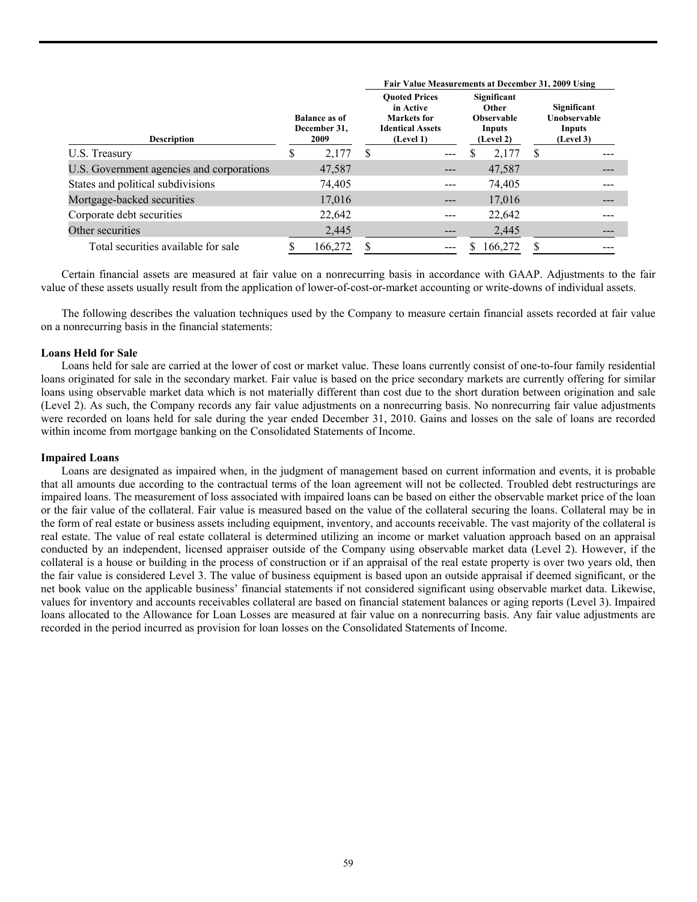| Description | Balance as of December 31, 2009 | Fair Value Measurements at December 31, 2009 Using | | |
|---|---|---|---|---|
| | | Quoted Prices in Active Markets for Identical Assets (Level 1) | Significant Other Observable Inputs (Level 2) | Significant Unobservable Inputs (Level 3) |
| U.S. Treasury | $ 2,177 | $ --- | $ 2,177 | $ --- |
| U.S. Government agencies and corporations | 47,587 | --- | 47,587 | --- |
| States and political subdivisions | 74,405 | --- | 74,405 | --- |
| Mortgage-backed securities | 17,016 | --- | 17,016 | --- |
| Corporate debt securities | 22,642 | --- | 22,642 | --- |
| Other securities | 2,445 | --- | 2,445 | --- |
| Total securities available for sale | $ 166,272 | $ --- | $ 166,272 | $ --- |

Certain financial assets are measured at fair value on a nonrecurring basis in accordance with GAAP. Adjustments to the fair value of these assets usually result from the application of lower-of-cost-or-market accounting or write-downs of individual assets.

The following describes the valuation techniques used by the Company to measure certain financial assets recorded at fair value on a nonrecurring basis in the financial statements:

**Loans Held for Sale**

Loans held for sale are carried at the lower of cost or market value. These loans currently consist of one-to-four family residential loans originated for sale in the secondary market. Fair value is based on the price secondary markets are currently offering for similar loans using observable market data which is not materially different than cost due to the short duration between origination and sale (Level 2). As such, the Company records any fair value adjustments on a nonrecurring basis. No nonrecurring fair value adjustments were recorded on loans held for sale during the year ended December 31, 2010. Gains and losses on the sale of loans are recorded within income from mortgage banking on the Consolidated Statements of Income.

**Impaired Loans**

Loans are designated as impaired when, in the judgment of management based on current information and events, it is probable that all amounts due according to the contractual terms of the loan agreement will not be collected. Troubled debt restructurings are impaired loans. The measurement of loss associated with impaired loans can be based on either the observable market price of the loan or the fair value of the collateral. Fair value is measured based on the value of the collateral securing the loans. Collateral may be in the form of real estate or business assets including equipment, inventory, and accounts receivable. The vast majority of the collateral is real estate. The value of real estate collateral is determined utilizing an income or market valuation approach based on an appraisal conducted by an independent, licensed appraiser outside of the Company using observable market data (Level 2). However, if the collateral is a house or building in the process of construction or if an appraisal of the real estate property is over two years old, then the fair value is considered Level 3. The value of business equipment is based upon an outside appraisal if deemed significant, or the net book value on the applicable business' financial statements if not considered significant using observable market data. Likewise, values for inventory and accounts receivables collateral are based on financial statement balances or aging reports (Level 3). Impaired loans allocated to the Allowance for Loan Losses are measured at fair value on a nonrecurring basis. Any fair value adjustments are recorded in the period incurred as provision for loan losses on the Consolidated Statements of Income.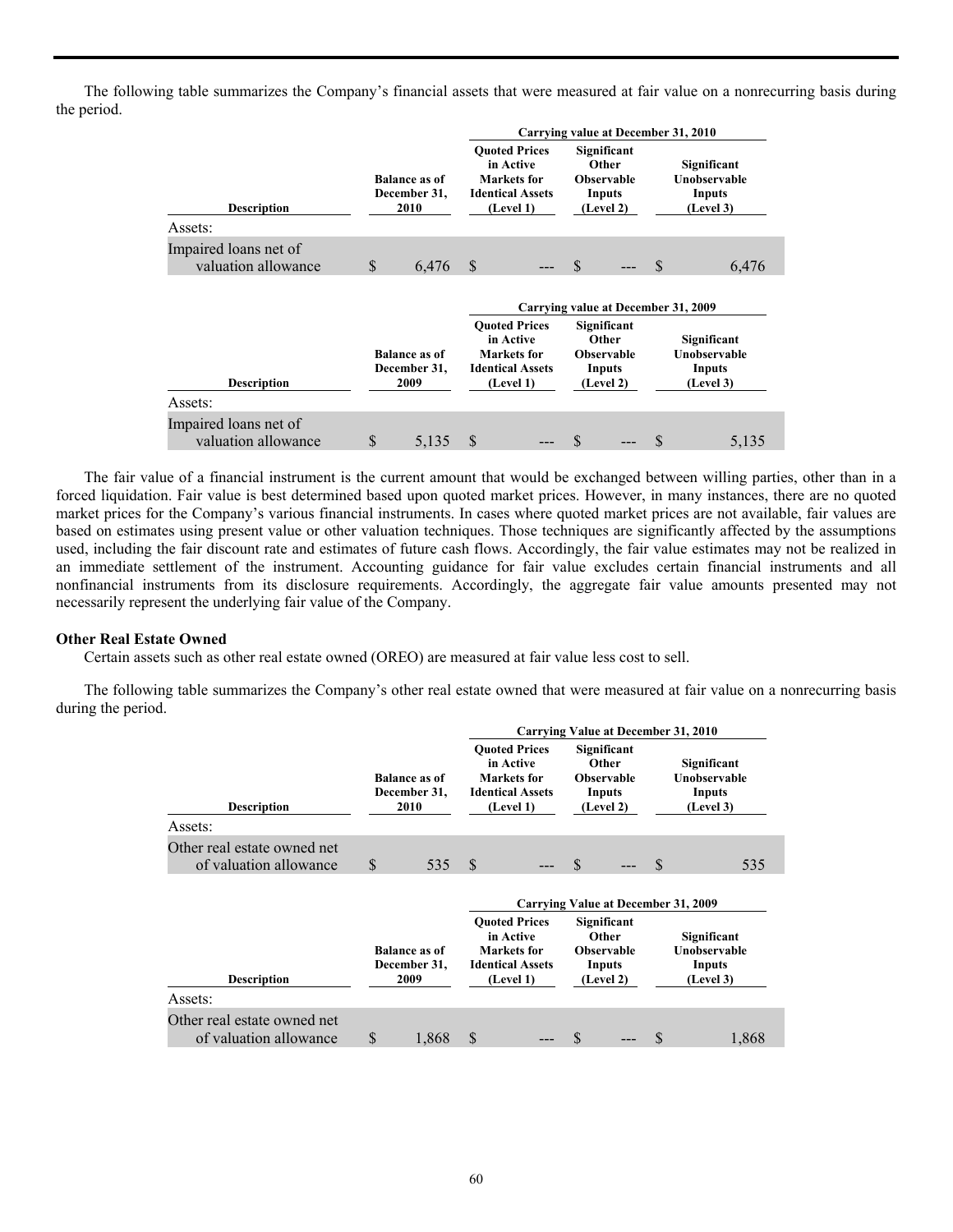The following table summarizes the Company's financial assets that were measured at fair value on a nonrecurring basis during the period.

| Description | Balance as of December 31, 2010 | Carrying value at December 31, 2010 Quoted Prices in Active Markets for Identical Assets (Level 1) | Significant Other Observable Inputs (Level 2) | Significant Unobservable Inputs (Level 3) |
|---|---|---|---|---|
| Assets: | | | | |
| Impaired loans net of valuation allowance | $ 6,476 | $ --- | $ --- | $ 6,476 |

| Description | Balance as of December 31, 2009 | Carrying value at December 31, 2009 Quoted Prices in Active Markets for Identical Assets (Level 1) | Significant Other Observable Inputs (Level 2) | Significant Unobservable Inputs (Level 3) |
|---|---|---|---|---|
| Assets: | | | | |
| Impaired loans net of valuation allowance | $ 5,135 | $ --- | $ --- | $ 5,135 |

The fair value of a financial instrument is the current amount that would be exchanged between willing parties, other than in a forced liquidation. Fair value is best determined based upon quoted market prices. However, in many instances, there are no quoted market prices for the Company's various financial instruments. In cases where quoted market prices are not available, fair values are based on estimates using present value or other valuation techniques. Those techniques are significantly affected by the assumptions used, including the fair discount rate and estimates of future cash flows. Accordingly, the fair value estimates may not be realized in an immediate settlement of the instrument. Accounting guidance for fair value excludes certain financial instruments and all nonfinancial instruments from its disclosure requirements. Accordingly, the aggregate fair value amounts presented may not necessarily represent the underlying fair value of the Company.

**Other Real Estate Owned**

Certain assets such as other real estate owned (OREO) are measured at fair value less cost to sell.

The following table summarizes the Company's other real estate owned that were measured at fair value on a nonrecurring basis during the period.

| Description | Balance as of December 31, 2010 | Carrying Value at December 31, 2010 Quoted Prices in Active Markets for Identical Assets (Level 1) | Significant Other Observable Inputs (Level 2) | Significant Unobservable Inputs (Level 3) |
|---|---|---|---|---|
| Assets: | | | | |
| Other real estate owned net of valuation allowance | $ 535 | $ --- | $ --- | $ 535 |

| Description | Balance as of December 31, 2009 | Carrying Value at December 31, 2009 Quoted Prices in Active Markets for Identical Assets (Level 1) | Significant Other Observable Inputs (Level 2) | Significant Unobservable Inputs (Level 3) |
|---|---|---|---|---|
| Assets: | | | | |
| Other real estate owned net of valuation allowance | $ 1,868 | $ --- | $ --- | $ 1,868 |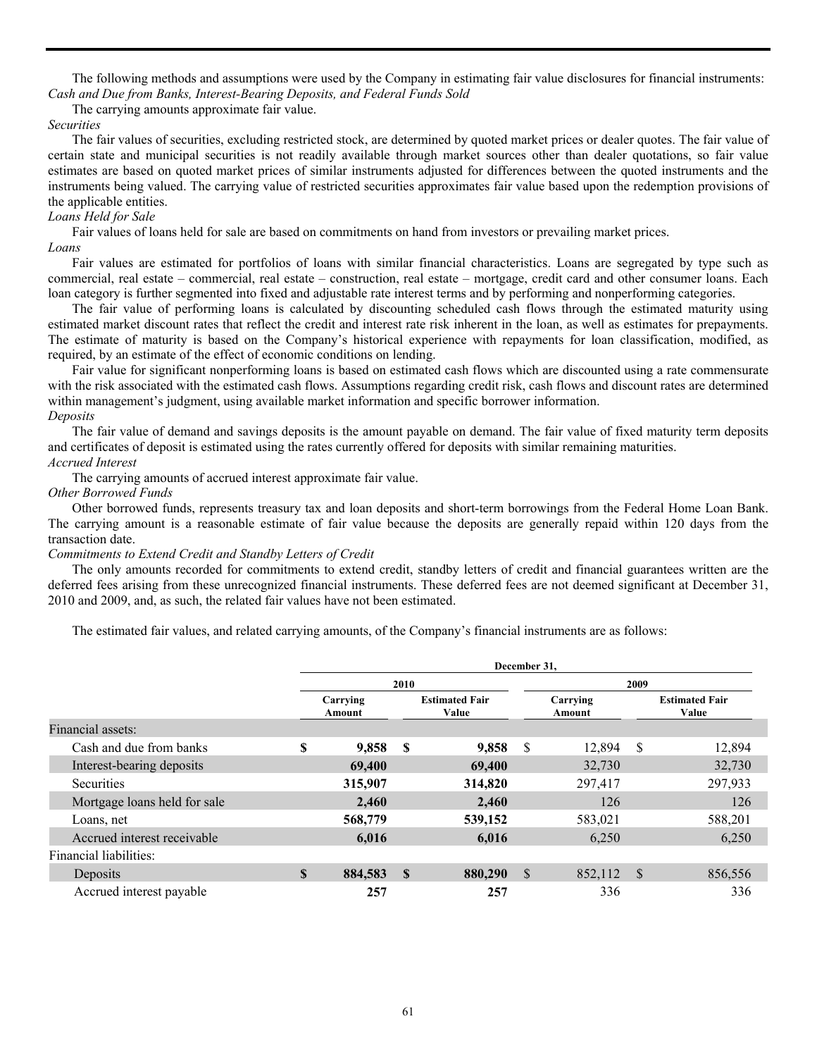The following methods and assumptions were used by the Company in estimating fair value disclosures for financial instruments:

*Cash and Due from Banks, Interest-Bearing Deposits, and Federal Funds Sold*

The carrying amounts approximate fair value.

*Securities*

The fair values of securities, excluding restricted stock, are determined by quoted market prices or dealer quotes. The fair value of certain state and municipal securities is not readily available through market sources other than dealer quotations, so fair value estimates are based on quoted market prices of similar instruments adjusted for differences between the quoted instruments and the instruments being valued. The carrying value of restricted securities approximates fair value based upon the redemption provisions of the applicable entities.

*Loans Held for Sale*

Fair values of loans held for sale are based on commitments on hand from investors or prevailing market prices.

*Loans*

Fair values are estimated for portfolios of loans with similar financial characteristics. Loans are segregated by type such as commercial, real estate – commercial, real estate – construction, real estate – mortgage, credit card and other consumer loans. Each loan category is further segmented into fixed and adjustable rate interest terms and by performing and nonperforming categories.

The fair value of performing loans is calculated by discounting scheduled cash flows through the estimated maturity using estimated market discount rates that reflect the credit and interest rate risk inherent in the loan, as well as estimates for prepayments. The estimate of maturity is based on the Company's historical experience with repayments for loan classification, modified, as required, by an estimate of the effect of economic conditions on lending.

Fair value for significant nonperforming loans is based on estimated cash flows which are discounted using a rate commensurate with the risk associated with the estimated cash flows. Assumptions regarding credit risk, cash flows and discount rates are determined within management's judgment, using available market information and specific borrower information.

*Deposits*

The fair value of demand and savings deposits is the amount payable on demand. The fair value of fixed maturity term deposits and certificates of deposit is estimated using the rates currently offered for deposits with similar remaining maturities.

*Accrued Interest*

The carrying amounts of accrued interest approximate fair value.

*Other Borrowed Funds*

Other borrowed funds, represents treasury tax and loan deposits and short-term borrowings from the Federal Home Loan Bank. The carrying amount is a reasonable estimate of fair value because the deposits are generally repaid within 120 days from the transaction date.

*Commitments to Extend Credit and Standby Letters of Credit*

The only amounts recorded for commitments to extend credit, standby letters of credit and financial guarantees written are the deferred fees arising from these unrecognized financial instruments. These deferred fees are not deemed significant at December 31, 2010 and 2009, and, as such, the related fair values have not been estimated.

The estimated fair values, and related carrying amounts, of the Company's financial instruments are as follows:

| | December 31, | | | |
|---|---|---|---|---|
| | 2010 | | 2009 | |
| | Carrying Amount | Estimated Fair Value | Carrying Amount | Estimated Fair Value |
| Financial assets: | | | | |
| Cash and due from banks | **$ 9,858** | **$ 9,858** | $ 12,894 | $ 12,894 |
| Interest-bearing deposits | **69,400** | **69,400** | 32,730 | 32,730 |
| Securities | **315,907** | **314,820** | 297,417 | 297,933 |
| Mortgage loans held for sale | **2,460** | **2,460** | 126 | 126 |
| Loans, net | **568,779** | **539,152** | 583,021 | 588,201 |
| Accrued interest receivable | **6,016** | **6,016** | 6,250 | 6,250 |
| Financial liabilities: | | | | |
| Deposits | **$ 884,583** | **$ 880,290** | $ 852,112 | $ 856,556 |
| Accrued interest payable | **257** | **257** | 336 | 336 |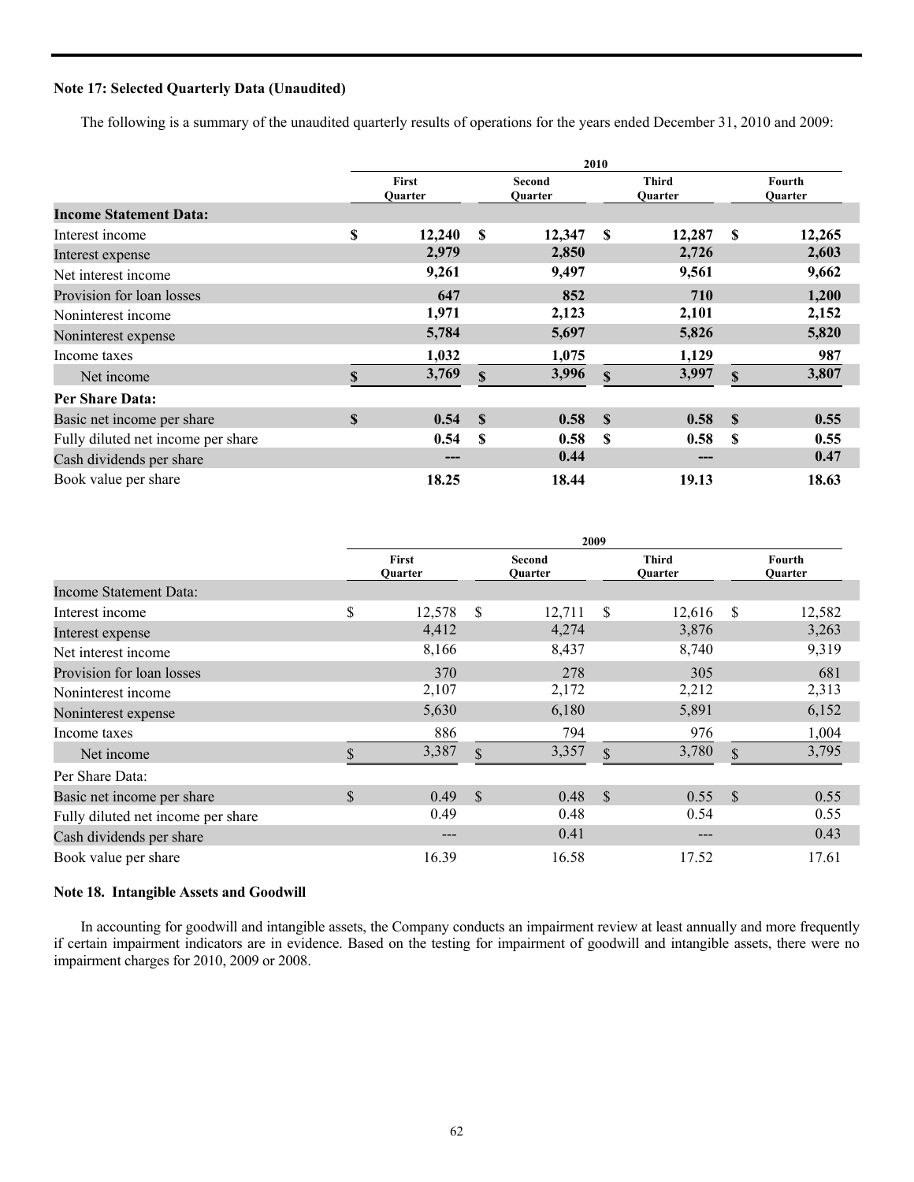**Note 17: Selected Quarterly Data (Unaudited)**

The following is a summary of the unaudited quarterly results of operations for the years ended December 31, 2010 and 2009:

| | 2010 | | | |
|---|---|---|---|---|
| | First Quarter | Second Quarter | Third Quarter | Fourth Quarter |
| **Income Statement Data:** | | | | |
| Interest income | $ 12,240 | $ 12,347 | $ 12,287 | $ 12,265 |
| Interest expense | 2,979 | 2,850 | 2,726 | 2,603 |
| Net interest income | 9,261 | 9,497 | 9,561 | 9,662 |
| Provision for loan losses | 647 | 852 | 710 | 1,200 |
| Noninterest income | 1,971 | 2,123 | 2,101 | 2,152 |
| Noninterest expense | 5,784 | 5,697 | 5,826 | 5,820 |
| Income taxes | 1,032 | 1,075 | 1,129 | 987 |
| Net income | $ 3,769 | $ 3,996 | $ 3,997 | $ 3,807 |
| **Per Share Data:** | | | | |
| Basic net income per share | $ 0.54 | $ 0.58 | $ 0.58 | $ 0.55 |
| Fully diluted net income per share | 0.54 | $ 0.58 | $ 0.58 | $ 0.55 |
| Cash dividends per share | --- | 0.44 | --- | 0.47 |
| Book value per share | 18.25 | 18.44 | 19.13 | 18.63 |

| | 2009 | | | |
|---|---|---|---|---|
| | First Quarter | Second Quarter | Third Quarter | Fourth Quarter |
| Income Statement Data: | | | | |
| Interest income | $ 12,578 | $ 12,711 | $ 12,616 | $ 12,582 |
| Interest expense | 4,412 | 4,274 | 3,876 | 3,263 |
| Net interest income | 8,166 | 8,437 | 8,740 | 9,319 |
| Provision for loan losses | 370 | 278 | 305 | 681 |
| Noninterest income | 2,107 | 2,172 | 2,212 | 2,313 |
| Noninterest expense | 5,630 | 6,180 | 5,891 | 6,152 |
| Income taxes | 886 | 794 | 976 | 1,004 |
| Net income | $ 3,387 | $ 3,357 | $ 3,780 | $ 3,795 |
| Per Share Data: | | | | |
| Basic net income per share | $ 0.49 | $ 0.48 | $ 0.55 | $ 0.55 |
| Fully diluted net income per share | 0.49 | 0.48 | 0.54 | 0.55 |
| Cash dividends per share | --- | 0.41 | --- | 0.43 |
| Book value per share | 16.39 | 16.58 | 17.52 | 17.61 |

**Note 18. Intangible Assets and Goodwill**

In accounting for goodwill and intangible assets, the Company conducts an impairment review at least annually and more frequently if certain impairment indicators are in evidence. Based on the testing for impairment of goodwill and intangible assets, there were no impairment charges for 2010, 2009 or 2008.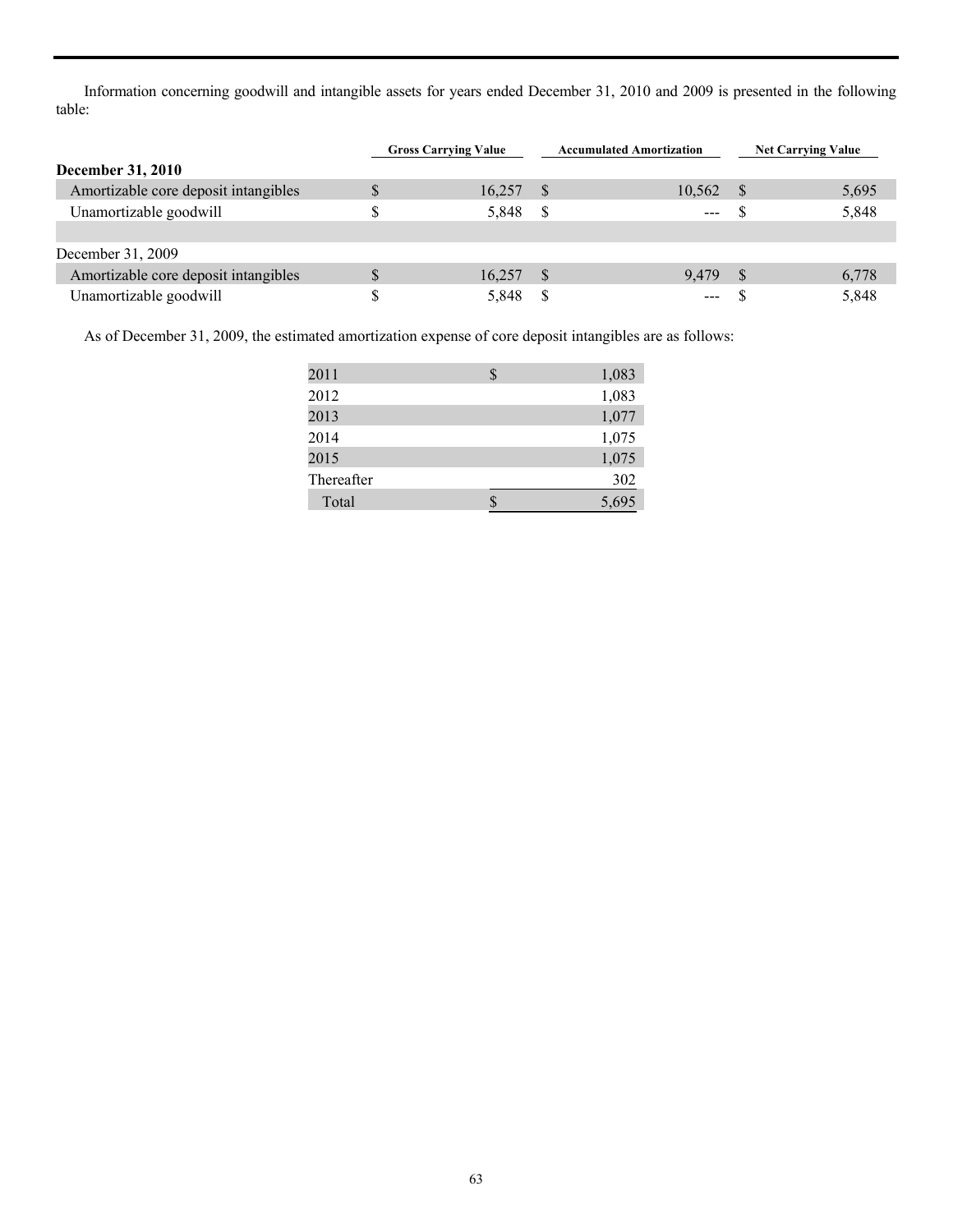Information concerning goodwill and intangible assets for years ended December 31, 2010 and 2009 is presented in the following table:

| | Gross Carrying Value | Accumulated Amortization | Net Carrying Value |
|---|---|---|---|
| **December 31, 2010** | | | |
| Amortizable core deposit intangibles | $ 16,257 | $ 10,562 | $ 5,695 |
| Unamortizable goodwill | $ 5,848 | $ --- | $ 5,848 |
| | | | |
| December 31, 2009 | | | |
| Amortizable core deposit intangibles | $ 16,257 | $ 9,479 | $ 6,778 |
| Unamortizable goodwill | $ 5,848 | $ --- | $ 5,848 |

As of December 31, 2009, the estimated amortization expense of core deposit intangibles are as follows:

| | |
|---|---|
| 2011 | $ 1,083 |
| 2012 | 1,083 |
| 2013 | 1,077 |
| 2014 | 1,075 |
| 2015 | 1,075 |
| Thereafter | 302 |
| Total | $ 5,695 |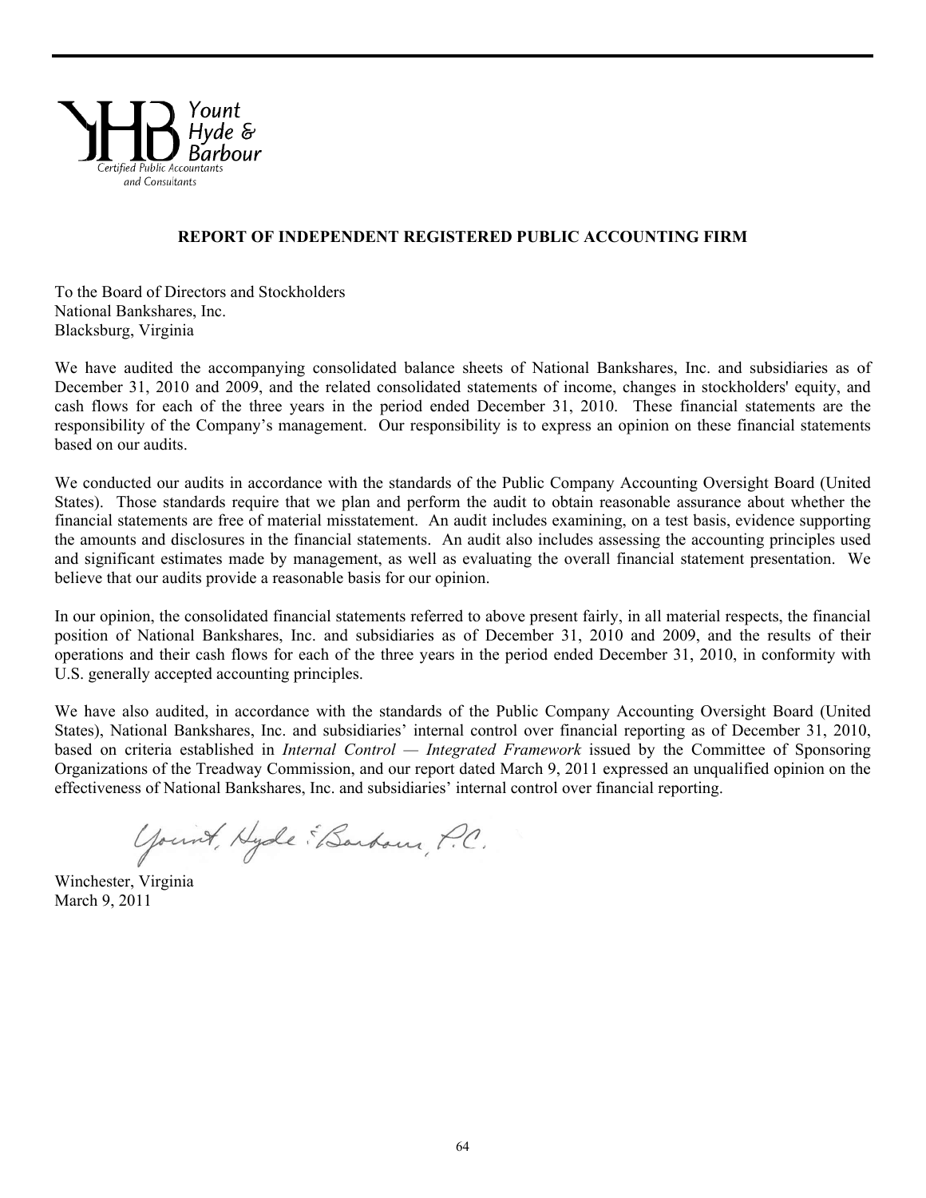Yount
Hyde &
Barbour
Certified Public Accountants
and Consultants

## REPORT OF INDEPENDENT REGISTERED PUBLIC ACCOUNTING FIRM

To the Board of Directors and Stockholders
National Bankshares, Inc.
Blacksburg, Virginia

We have audited the accompanying consolidated balance sheets of National Bankshares, Inc. and subsidiaries as of December 31, 2010 and 2009, and the related consolidated statements of income, changes in stockholders' equity, and cash flows for each of the three years in the period ended December 31, 2010. These financial statements are the responsibility of the Company's management. Our responsibility is to express an opinion on these financial statements based on our audits.

We conducted our audits in accordance with the standards of the Public Company Accounting Oversight Board (United States). Those standards require that we plan and perform the audit to obtain reasonable assurance about whether the financial statements are free of material misstatement. An audit includes examining, on a test basis, evidence supporting the amounts and disclosures in the financial statements. An audit also includes assessing the accounting principles used and significant estimates made by management, as well as evaluating the overall financial statement presentation. We believe that our audits provide a reasonable basis for our opinion.

In our opinion, the consolidated financial statements referred to above present fairly, in all material respects, the financial position of National Bankshares, Inc. and subsidiaries as of December 31, 2010 and 2009, and the results of their operations and their cash flows for each of the three years in the period ended December 31, 2010, in conformity with U.S. generally accepted accounting principles.

We have also audited, in accordance with the standards of the Public Company Accounting Oversight Board (United States), National Bankshares, Inc. and subsidiaries' internal control over financial reporting as of December 31, 2010, based on criteria established in *Internal Control — Integrated Framework* issued by the Committee of Sponsoring Organizations of the Treadway Commission, and our report dated March 9, 2011 expressed an unqualified opinion on the effectiveness of National Bankshares, Inc. and subsidiaries' internal control over financial reporting.

Yount, Hyde & Barbour, P.C.

Winchester, Virginia
March 9, 2011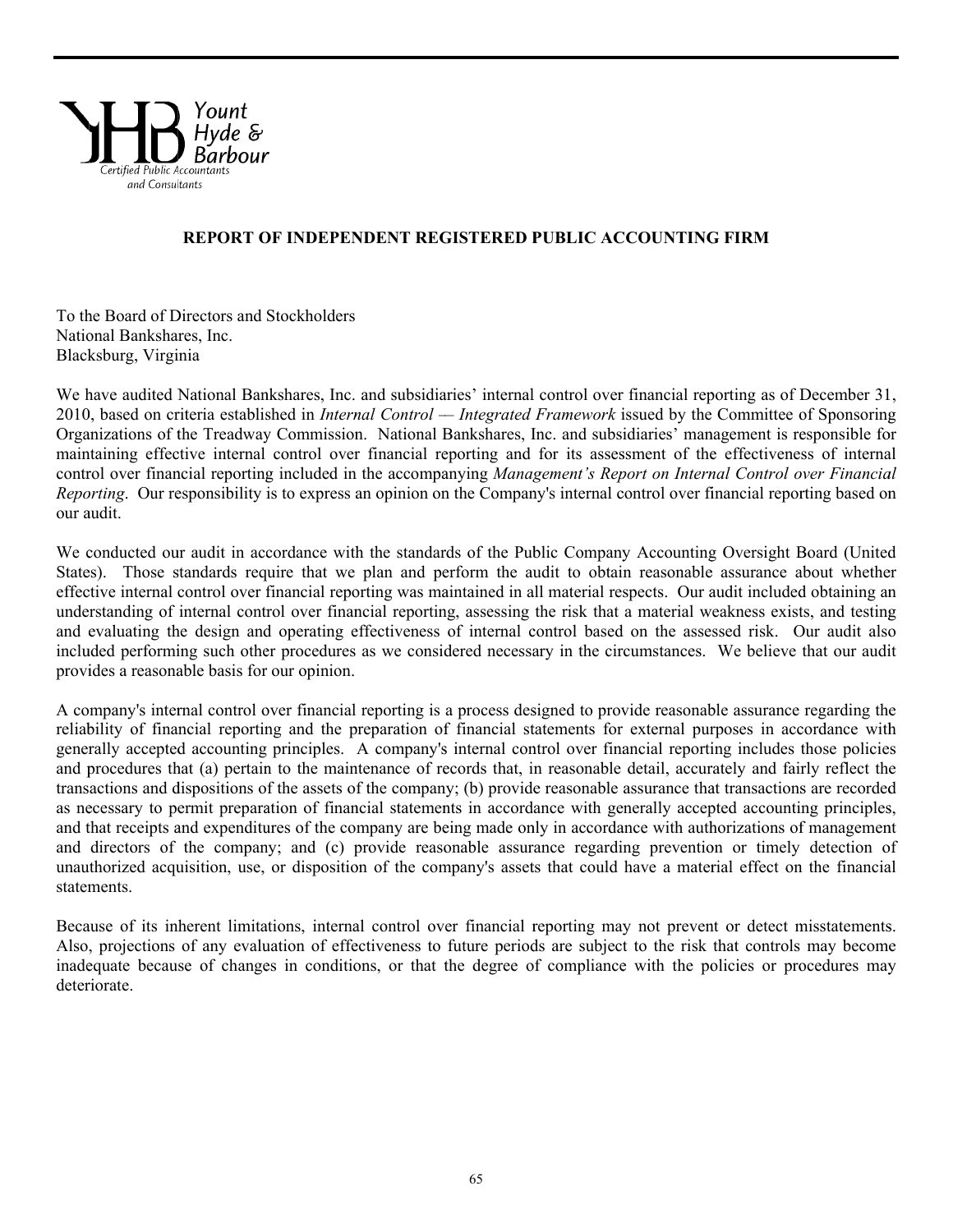Yount
Hyde &
Barbour
Certified Public Accountants
and Consultants

## REPORT OF INDEPENDENT REGISTERED PUBLIC ACCOUNTING FIRM

To the Board of Directors and Stockholders
National Bankshares, Inc.
Blacksburg, Virginia

We have audited National Bankshares, Inc. and subsidiaries' internal control over financial reporting as of December 31, 2010, based on criteria established in *Internal Control — Integrated Framework* issued by the Committee of Sponsoring Organizations of the Treadway Commission. National Bankshares, Inc. and subsidiaries' management is responsible for maintaining effective internal control over financial reporting and for its assessment of the effectiveness of internal control over financial reporting included in the accompanying *Management's Report on Internal Control over Financial Reporting*. Our responsibility is to express an opinion on the Company's internal control over financial reporting based on our audit.

We conducted our audit in accordance with the standards of the Public Company Accounting Oversight Board (United States). Those standards require that we plan and perform the audit to obtain reasonable assurance about whether effective internal control over financial reporting was maintained in all material respects. Our audit included obtaining an understanding of internal control over financial reporting, assessing the risk that a material weakness exists, and testing and evaluating the design and operating effectiveness of internal control based on the assessed risk. Our audit also included performing such other procedures as we considered necessary in the circumstances. We believe that our audit provides a reasonable basis for our opinion.

A company's internal control over financial reporting is a process designed to provide reasonable assurance regarding the reliability of financial reporting and the preparation of financial statements for external purposes in accordance with generally accepted accounting principles. A company's internal control over financial reporting includes those policies and procedures that (a) pertain to the maintenance of records that, in reasonable detail, accurately and fairly reflect the transactions and dispositions of the assets of the company; (b) provide reasonable assurance that transactions are recorded as necessary to permit preparation of financial statements in accordance with generally accepted accounting principles, and that receipts and expenditures of the company are being made only in accordance with authorizations of management and directors of the company; and (c) provide reasonable assurance regarding prevention or timely detection of unauthorized acquisition, use, or disposition of the company's assets that could have a material effect on the financial statements.

Because of its inherent limitations, internal control over financial reporting may not prevent or detect misstatements. Also, projections of any evaluation of effectiveness to future periods are subject to the risk that controls may become inadequate because of changes in conditions, or that the degree of compliance with the policies or procedures may deteriorate.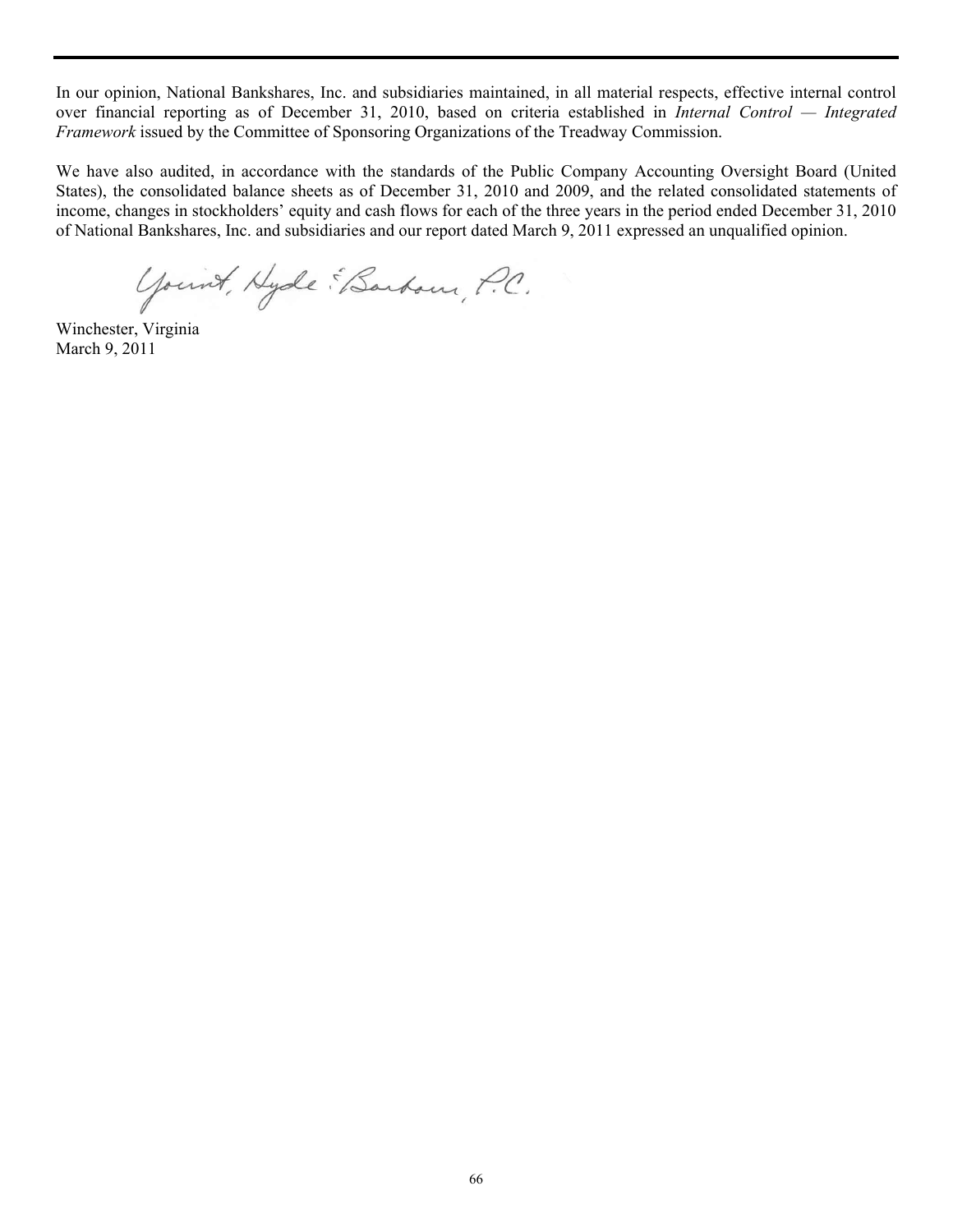In our opinion, National Bankshares, Inc. and subsidiaries maintained, in all material respects, effective internal control over financial reporting as of December 31, 2010, based on criteria established in *Internal Control — Integrated Framework* issued by the Committee of Sponsoring Organizations of the Treadway Commission.

We have also audited, in accordance with the standards of the Public Company Accounting Oversight Board (United States), the consolidated balance sheets as of December 31, 2010 and 2009, and the related consolidated statements of income, changes in stockholders' equity and cash flows for each of the three years in the period ended December 31, 2010 of National Bankshares, Inc. and subsidiaries and our report dated March 9, 2011 expressed an unqualified opinion.

Yount, Hyde & Barbour, P.C.

Winchester, Virginia
March 9, 2011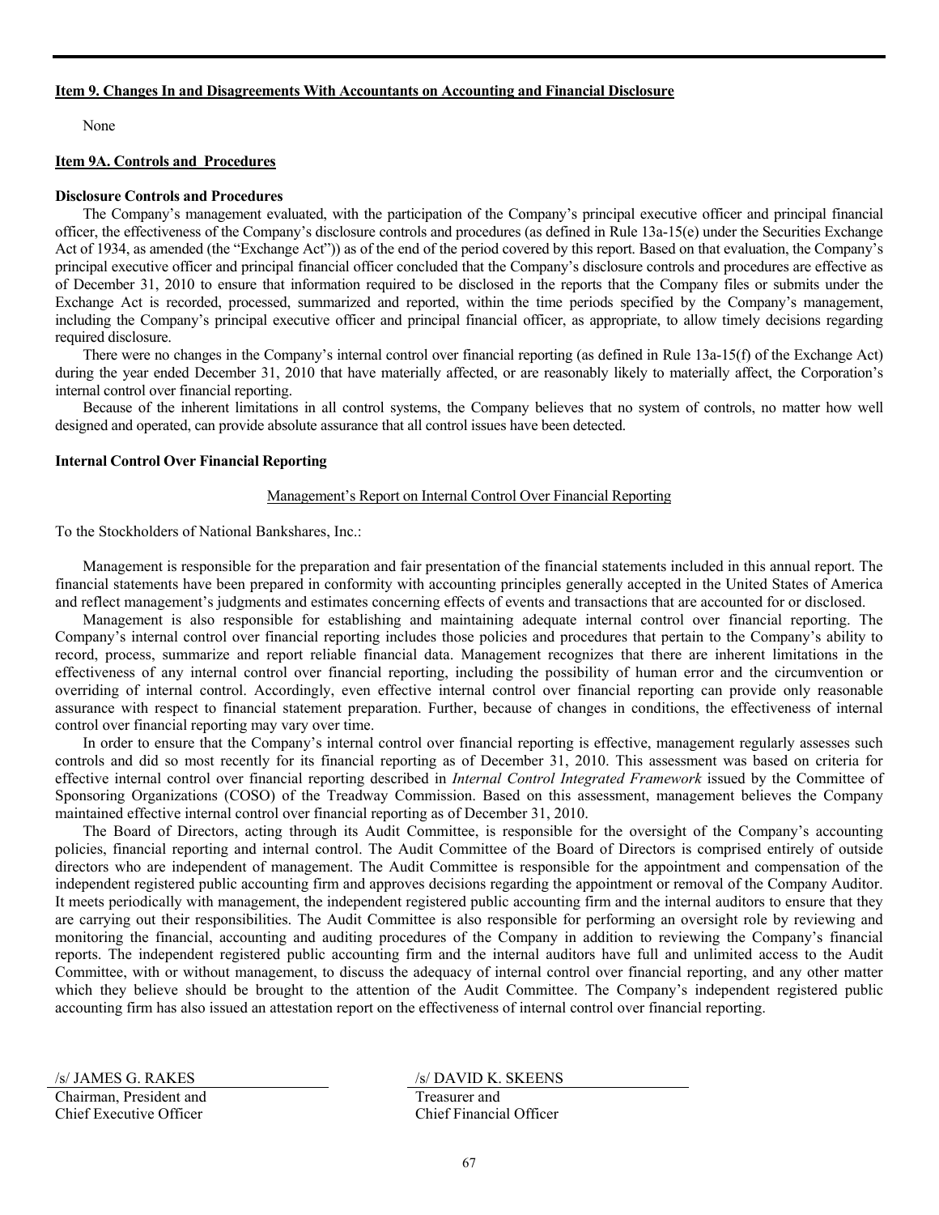## Item 9. Changes In and Disagreements With Accountants on Accounting and Financial Disclosure

None

## Item 9A. Controls and Procedures

**Disclosure Controls and Procedures**

The Company's management evaluated, with the participation of the Company's principal executive officer and principal financial officer, the effectiveness of the Company's disclosure controls and procedures (as defined in Rule 13a-15(e) under the Securities Exchange Act of 1934, as amended (the "Exchange Act")) as of the end of the period covered by this report. Based on that evaluation, the Company's principal executive officer and principal financial officer concluded that the Company's disclosure controls and procedures are effective as of December 31, 2010 to ensure that information required to be disclosed in the reports that the Company files or submits under the Exchange Act is recorded, processed, summarized and reported, within the time periods specified by the Company's management, including the Company's principal executive officer and principal financial officer, as appropriate, to allow timely decisions regarding required disclosure.

There were no changes in the Company's internal control over financial reporting (as defined in Rule 13a-15(f) of the Exchange Act) during the year ended December 31, 2010 that have materially affected, or are reasonably likely to materially affect, the Corporation's internal control over financial reporting.

Because of the inherent limitations in all control systems, the Company believes that no system of controls, no matter how well designed and operated, can provide absolute assurance that all control issues have been detected.

**Internal Control Over Financial Reporting**

Management's Report on Internal Control Over Financial Reporting

To the Stockholders of National Bankshares, Inc.:

Management is responsible for the preparation and fair presentation of the financial statements included in this annual report. The financial statements have been prepared in conformity with accounting principles generally accepted in the United States of America and reflect management's judgments and estimates concerning effects of events and transactions that are accounted for or disclosed.

Management is also responsible for establishing and maintaining adequate internal control over financial reporting. The Company's internal control over financial reporting includes those policies and procedures that pertain to the Company's ability to record, process, summarize and report reliable financial data. Management recognizes that there are inherent limitations in the effectiveness of any internal control over financial reporting, including the possibility of human error and the circumvention or overriding of internal control. Accordingly, even effective internal control over financial reporting can provide only reasonable assurance with respect to financial statement preparation. Further, because of changes in conditions, the effectiveness of internal control over financial reporting may vary over time.

In order to ensure that the Company's internal control over financial reporting is effective, management regularly assesses such controls and did so most recently for its financial reporting as of December 31, 2010. This assessment was based on criteria for effective internal control over financial reporting described in *Internal Control Integrated Framework* issued by the Committee of Sponsoring Organizations (COSO) of the Treadway Commission. Based on this assessment, management believes the Company maintained effective internal control over financial reporting as of December 31, 2010.

The Board of Directors, acting through its Audit Committee, is responsible for the oversight of the Company's accounting policies, financial reporting and internal control. The Audit Committee of the Board of Directors is comprised entirely of outside directors who are independent of management. The Audit Committee is responsible for the appointment and compensation of the independent registered public accounting firm and approves decisions regarding the appointment or removal of the Company Auditor. It meets periodically with management, the independent registered public accounting firm and the internal auditors to ensure that they are carrying out their responsibilities. The Audit Committee is also responsible for performing an oversight role by reviewing and monitoring the financial, accounting and auditing procedures of the Company in addition to reviewing the Company's financial reports. The independent registered public accounting firm and the internal auditors have full and unlimited access to the Audit Committee, with or without management, to discuss the adequacy of internal control over financial reporting, and any other matter which they believe should be brought to the attention of the Audit Committee. The Company's independent registered public accounting firm has also issued an attestation report on the effectiveness of internal control over financial reporting.

/s/ JAMES G. RAKES
Chairman, President and
Chief Executive Officer

/s/ DAVID K. SKEENS
Treasurer and
Chief Financial Officer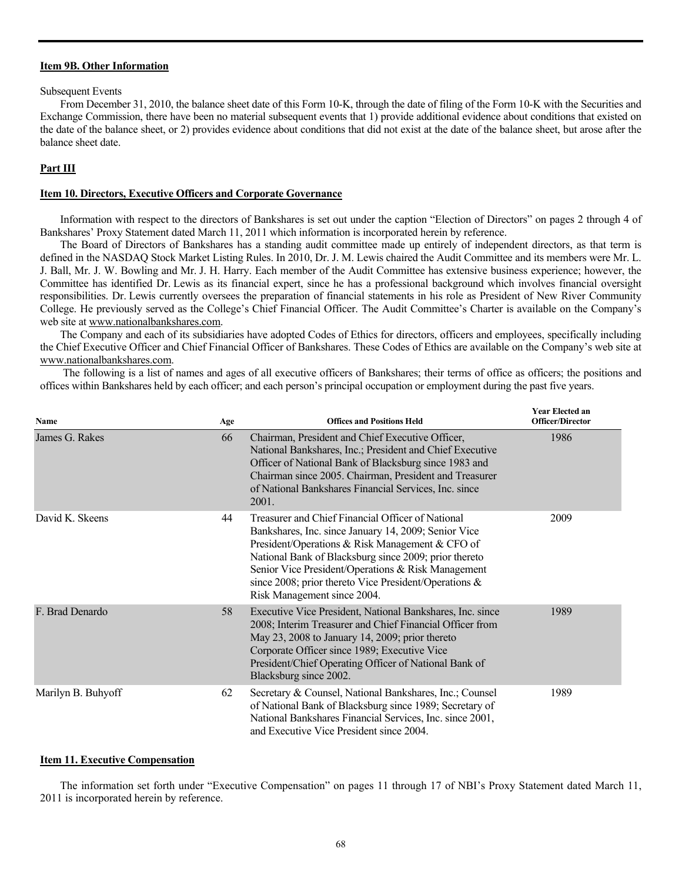**Item 9B. Other Information**

Subsequent Events

From December 31, 2010, the balance sheet date of this Form 10-K, through the date of filing of the Form 10-K with the Securities and Exchange Commission, there have been no material subsequent events that 1) provide additional evidence about conditions that existed on the date of the balance sheet, or 2) provides evidence about conditions that did not exist at the date of the balance sheet, but arose after the balance sheet date.

**Part III**

**Item 10. Directors, Executive Officers and Corporate Governance**

Information with respect to the directors of Bankshares is set out under the caption "Election of Directors" on pages 2 through 4 of Bankshares' Proxy Statement dated March 11, 2011 which information is incorporated herein by reference.

The Board of Directors of Bankshares has a standing audit committee made up entirely of independent directors, as that term is defined in the NASDAQ Stock Market Listing Rules. In 2010, Dr. J. M. Lewis chaired the Audit Committee and its members were Mr. L. J. Ball, Mr. J. W. Bowling and Mr. J. H. Harry. Each member of the Audit Committee has extensive business experience; however, the Committee has identified Dr. Lewis as its financial expert, since he has a professional background which involves financial oversight responsibilities. Dr. Lewis currently oversees the preparation of financial statements in his role as President of New River Community College. He previously served as the College's Chief Financial Officer. The Audit Committee's Charter is available on the Company's web site at www.nationalbankshares.com.

The Company and each of its subsidiaries have adopted Codes of Ethics for directors, officers and employees, specifically including the Chief Executive Officer and Chief Financial Officer of Bankshares. These Codes of Ethics are available on the Company's web site at www.nationalbankshares.com.

The following is a list of names and ages of all executive officers of Bankshares; their terms of office as officers; the positions and offices within Bankshares held by each officer; and each person's principal occupation or employment during the past five years.

| Name | Age | Offices and Positions Held | Year Elected an Officer/Director |
|---|---|---|---|
| James G. Rakes | 66 | Chairman, President and Chief Executive Officer, National Bankshares, Inc.; President and Chief Executive Officer of National Bank of Blacksburg since 1983 and Chairman since 2005. Chairman, President and Treasurer of National Bankshares Financial Services, Inc. since 2001. | 1986 |
| David K. Skeens | 44 | Treasurer and Chief Financial Officer of National Bankshares, Inc. since January 14, 2009; Senior Vice President/Operations & Risk Management & CFO of National Bank of Blacksburg since 2009; prior thereto Senior Vice President/Operations & Risk Management since 2008; prior thereto Vice President/Operations & Risk Management since 2004. | 2009 |
| F. Brad Denardo | 58 | Executive Vice President, National Bankshares, Inc. since 2008; Interim Treasurer and Chief Financial Officer from May 23, 2008 to January 14, 2009; prior thereto Corporate Officer since 1989; Executive Vice President/Chief Operating Officer of National Bank of Blacksburg since 2002. | 1989 |
| Marilyn B. Buhyoff | 62 | Secretary & Counsel, National Bankshares, Inc.; Counsel of National Bank of Blacksburg since 1989; Secretary of National Bankshares Financial Services, Inc. since 2001, and Executive Vice President since 2004. | 1989 |

**Item 11. Executive Compensation**

The information set forth under "Executive Compensation" on pages 11 through 17 of NBI's Proxy Statement dated March 11, 2011 is incorporated herein by reference.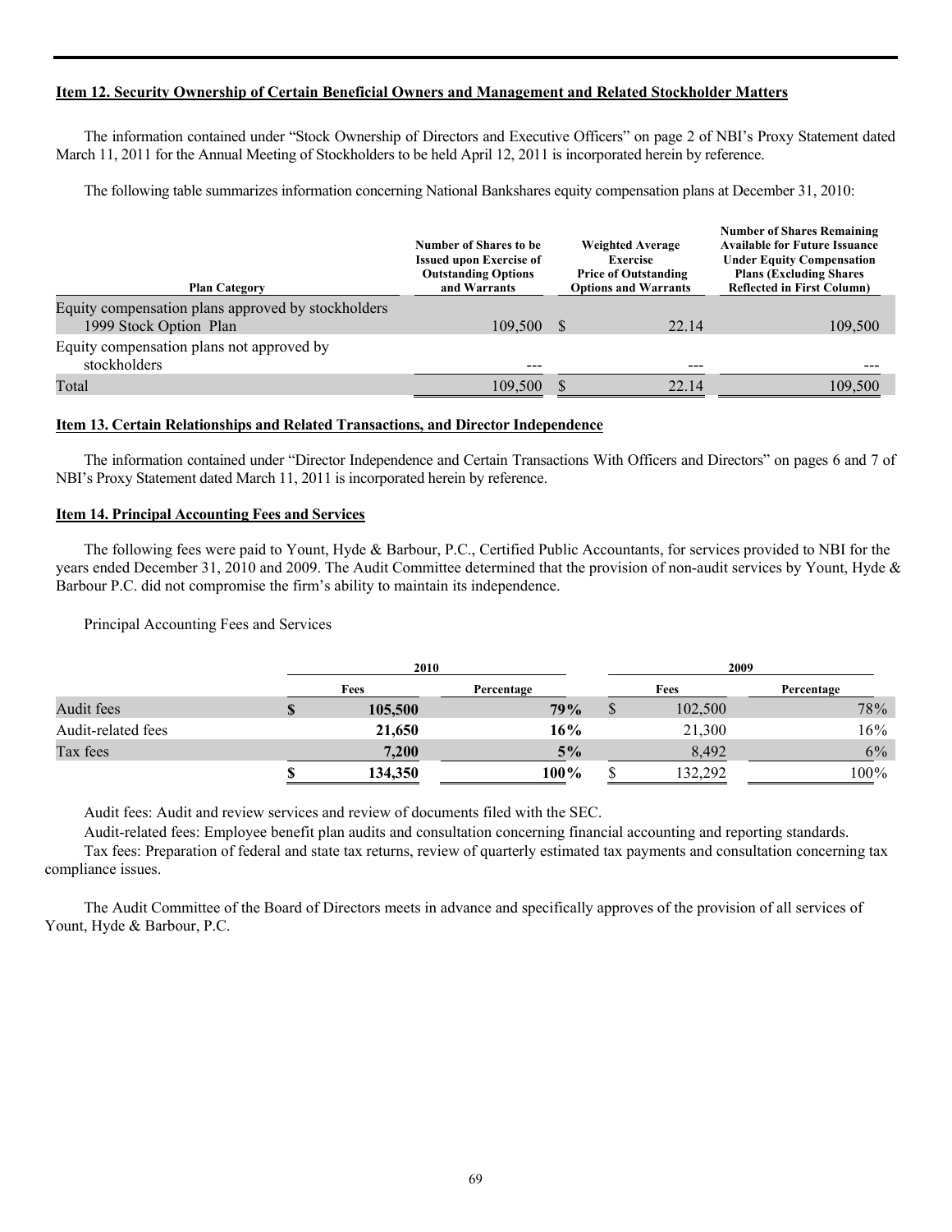**Item 12. Security Ownership of Certain Beneficial Owners and Management and Related Stockholder Matters**

The information contained under "Stock Ownership of Directors and Executive Officers" on page 2 of NBI's Proxy Statement dated March 11, 2011 for the Annual Meeting of Stockholders to be held April 12, 2011 is incorporated herein by reference.

The following table summarizes information concerning National Bankshares equity compensation plans at December 31, 2010:

| Plan Category | Number of Shares to be Issued upon Exercise of Outstanding Options and Warrants | Weighted Average Exercise Price of Outstanding Options and Warrants | Number of Shares Remaining Available for Future Issuance Under Equity Compensation Plans (Excluding Shares Reflected in First Column) |
|---|---|---|---|
| Equity compensation plans approved by stockholders 1999 Stock Option Plan | 109,500 | $ 22.14 | 109,500 |
| Equity compensation plans not approved by stockholders | --- | --- | --- |
| Total | 109,500 | $ 22.14 | 109,500 |

**Item 13. Certain Relationships and Related Transactions, and Director Independence**

The information contained under "Director Independence and Certain Transactions With Officers and Directors" on pages 6 and 7 of NBI's Proxy Statement dated March 11, 2011 is incorporated herein by reference.

**Item 14. Principal Accounting Fees and Services**

The following fees were paid to Yount, Hyde & Barbour, P.C., Certified Public Accountants, for services provided to NBI for the years ended December 31, 2010 and 2009. The Audit Committee determined that the provision of non-audit services by Yount, Hyde & Barbour P.C. did not compromise the firm's ability to maintain its independence.

Principal Accounting Fees and Services

| | 2010 | | 2009 | |
|---|---|---|---|---|
| | Fees | Percentage | Fees | Percentage |
| Audit fees | **$ 105,500** | **79%** | $ 102,500 | 78% |
| Audit-related fees | **21,650** | **16%** | 21,300 | 16% |
| Tax fees | **7,200** | **5%** | 8,492 | 6% |
| | **$ 134,350** | **100%** | $ 132,292 | 100% |

Audit fees: Audit and review services and review of documents filed with the SEC.

Audit-related fees: Employee benefit plan audits and consultation concerning financial accounting and reporting standards.

Tax fees: Preparation of federal and state tax returns, review of quarterly estimated tax payments and consultation concerning tax compliance issues.

The Audit Committee of the Board of Directors meets in advance and specifically approves of the provision of all services of Yount, Hyde & Barbour, P.C.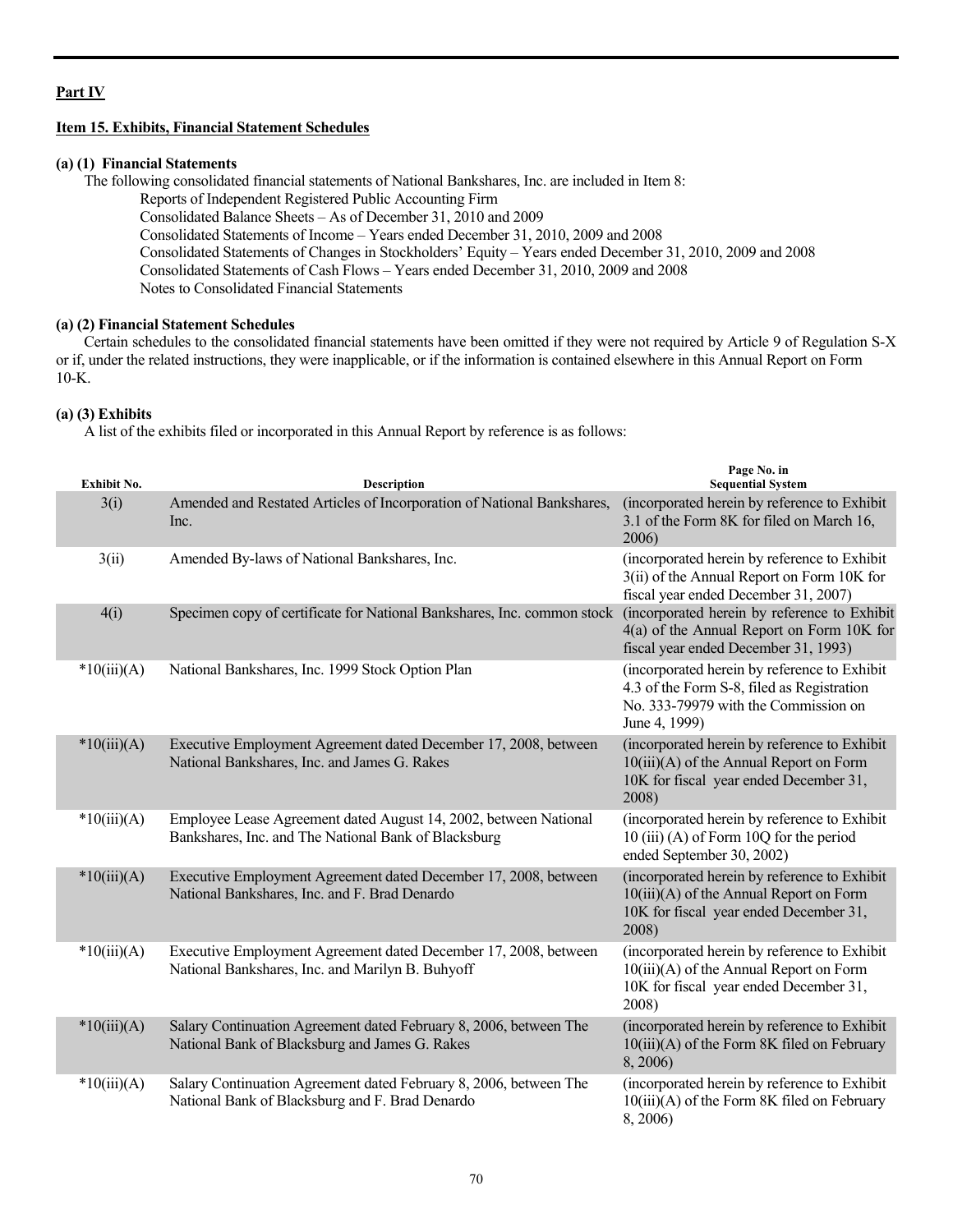## Part IV

### Item 15. Exhibits, Financial Statement Schedules

**(a) (1) Financial Statements**

The following consolidated financial statements of National Bankshares, Inc. are included in Item 8:

Reports of Independent Registered Public Accounting Firm
Consolidated Balance Sheets – As of December 31, 2010 and 2009
Consolidated Statements of Income – Years ended December 31, 2010, 2009 and 2008
Consolidated Statements of Changes in Stockholders' Equity – Years ended December 31, 2010, 2009 and 2008
Consolidated Statements of Cash Flows – Years ended December 31, 2010, 2009 and 2008
Notes to Consolidated Financial Statements

**(a) (2) Financial Statement Schedules**

Certain schedules to the consolidated financial statements have been omitted if they were not required by Article 9 of Regulation S-X or if, under the related instructions, they were inapplicable, or if the information is contained elsewhere in this Annual Report on Form 10-K.

**(a) (3) Exhibits**

A list of the exhibits filed or incorporated in this Annual Report by reference is as follows:

| Exhibit No. | Description | Page No. in Sequential System |
|---|---|---|
| 3(i) | Amended and Restated Articles of Incorporation of National Bankshares, Inc. | (incorporated herein by reference to Exhibit 3.1 of the Form 8K for filed on March 16, 2006) |
| 3(ii) | Amended By-laws of National Bankshares, Inc. | (incorporated herein by reference to Exhibit 3(ii) of the Annual Report on Form 10K for fiscal year ended December 31, 2007) |
| 4(i) | Specimen copy of certificate for National Bankshares, Inc. common stock | (incorporated herein by reference to Exhibit 4(a) of the Annual Report on Form 10K for fiscal year ended December 31, 1993) |
| *10(iii)(A) | National Bankshares, Inc. 1999 Stock Option Plan | (incorporated herein by reference to Exhibit 4.3 of the Form S-8, filed as Registration No. 333-79979 with the Commission on June 4, 1999) |
| *10(iii)(A) | Executive Employment Agreement dated December 17, 2008, between National Bankshares, Inc. and James G. Rakes | (incorporated herein by reference to Exhibit 10(iii)(A) of the Annual Report on Form 10K for fiscal year ended December 31, 2008) |
| *10(iii)(A) | Employee Lease Agreement dated August 14, 2002, between National Bankshares, Inc. and The National Bank of Blacksburg | (incorporated herein by reference to Exhibit 10 (iii) (A) of Form 10Q for the period ended September 30, 2002) |
| *10(iii)(A) | Executive Employment Agreement dated December 17, 2008, between National Bankshares, Inc. and F. Brad Denardo | (incorporated herein by reference to Exhibit 10(iii)(A) of the Annual Report on Form 10K for fiscal year ended December 31, 2008) |
| *10(iii)(A) | Executive Employment Agreement dated December 17, 2008, between National Bankshares, Inc. and Marilyn B. Buhyoff | (incorporated herein by reference to Exhibit 10(iii)(A) of the Annual Report on Form 10K for fiscal year ended December 31, 2008) |
| *10(iii)(A) | Salary Continuation Agreement dated February 8, 2006, between The National Bank of Blacksburg and James G. Rakes | (incorporated herein by reference to Exhibit 10(iii)(A) of the Form 8K filed on February 8, 2006) |
| *10(iii)(A) | Salary Continuation Agreement dated February 8, 2006, between The National Bank of Blacksburg and F. Brad Denardo | (incorporated herein by reference to Exhibit 10(iii)(A) of the Form 8K filed on February 8, 2006) |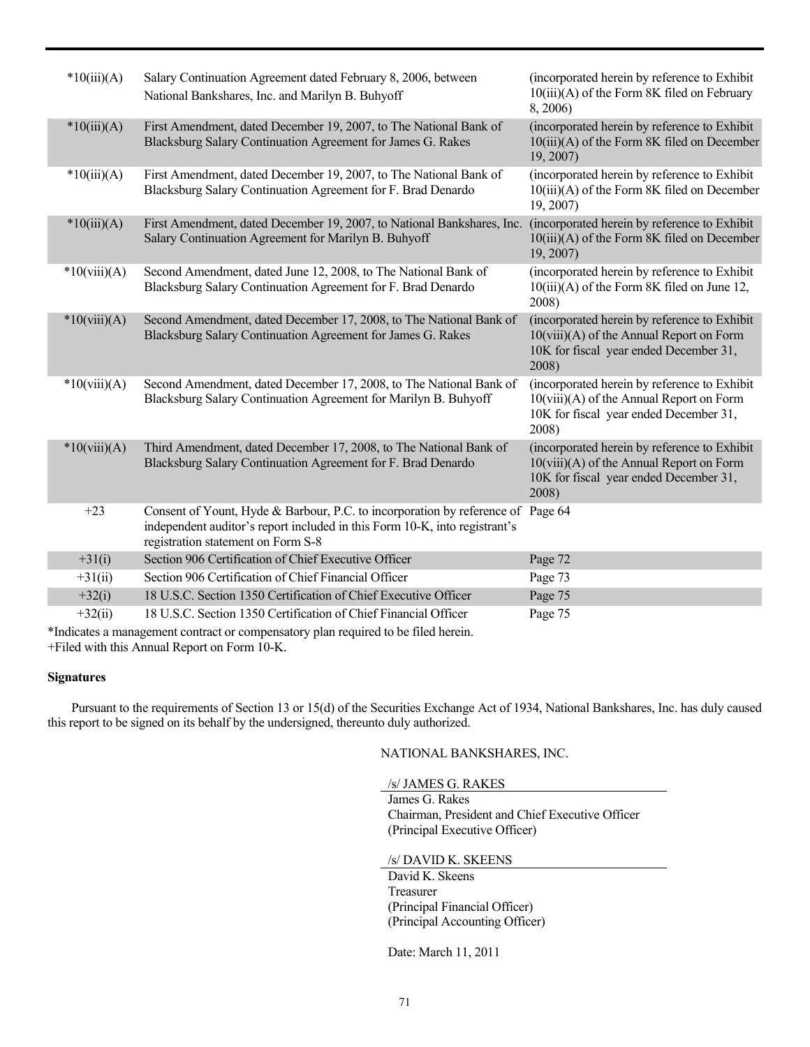| | | |
|---|---|---|
| *10(iii)(A) | Salary Continuation Agreement dated February 8, 2006, between National Bankshares, Inc. and Marilyn B. Buhyoff | (incorporated herein by reference to Exhibit 10(iii)(A) of the Form 8K filed on February 8, 2006) |
| *10(iii)(A) | First Amendment, dated December 19, 2007, to The National Bank of Blacksburg Salary Continuation Agreement for James G. Rakes | (incorporated herein by reference to Exhibit 10(iii)(A) of the Form 8K filed on December 19, 2007) |
| *10(iii)(A) | First Amendment, dated December 19, 2007, to The National Bank of Blacksburg Salary Continuation Agreement for F. Brad Denardo | (incorporated herein by reference to Exhibit 10(iii)(A) of the Form 8K filed on December 19, 2007) |
| *10(iii)(A) | First Amendment, dated December 19, 2007, to National Bankshares, Inc. Salary Continuation Agreement for Marilyn B. Buhyoff | (incorporated herein by reference to Exhibit 10(iii)(A) of the Form 8K filed on December 19, 2007) |
| *10(viii)(A) | Second Amendment, dated June 12, 2008, to The National Bank of Blacksburg Salary Continuation Agreement for F. Brad Denardo | (incorporated herein by reference to Exhibit 10(iii)(A) of the Form 8K filed on June 12, 2008) |
| *10(viii)(A) | Second Amendment, dated December 17, 2008, to The National Bank of Blacksburg Salary Continuation Agreement for James G. Rakes | (incorporated herein by reference to Exhibit 10(viii)(A) of the Annual Report on Form 10K for fiscal year ended December 31, 2008) |
| *10(viii)(A) | Second Amendment, dated December 17, 2008, to The National Bank of Blacksburg Salary Continuation Agreement for Marilyn B. Buhyoff | (incorporated herein by reference to Exhibit 10(viii)(A) of the Annual Report on Form 10K for fiscal year ended December 31, 2008) |
| *10(viii)(A) | Third Amendment, dated December 17, 2008, to The National Bank of Blacksburg Salary Continuation Agreement for F. Brad Denardo | (incorporated herein by reference to Exhibit 10(viii)(A) of the Annual Report on Form 10K for fiscal year ended December 31, 2008) |
| +23 | Consent of Yount, Hyde & Barbour, P.C. to incorporation by reference of independent auditor's report included in this Form 10-K, into registrant's registration statement on Form S-8 | Page 64 |
| +31(i) | Section 906 Certification of Chief Executive Officer | Page 72 |
| +31(ii) | Section 906 Certification of Chief Financial Officer | Page 73 |
| +32(i) | 18 U.S.C. Section 1350 Certification of Chief Executive Officer | Page 75 |
| +32(ii) | 18 U.S.C. Section 1350 Certification of Chief Financial Officer | Page 75 |

*Indicates a management contract or compensatory plan required to be filed herein.
+Filed with this Annual Report on Form 10-K.

**Signatures**

Pursuant to the requirements of Section 13 or 15(d) of the Securities Exchange Act of 1934, National Bankshares, Inc. has duly caused this report to be signed on its behalf by the undersigned, thereunto duly authorized.

NATIONAL BANKSHARES, INC.

/s/ JAMES G. RAKES
James G. Rakes
Chairman, President and Chief Executive Officer
(Principal Executive Officer)

/s/ DAVID K. SKEENS
David K. Skeens
Treasurer
(Principal Financial Officer)
(Principal Accounting Officer)

Date: March 11, 2011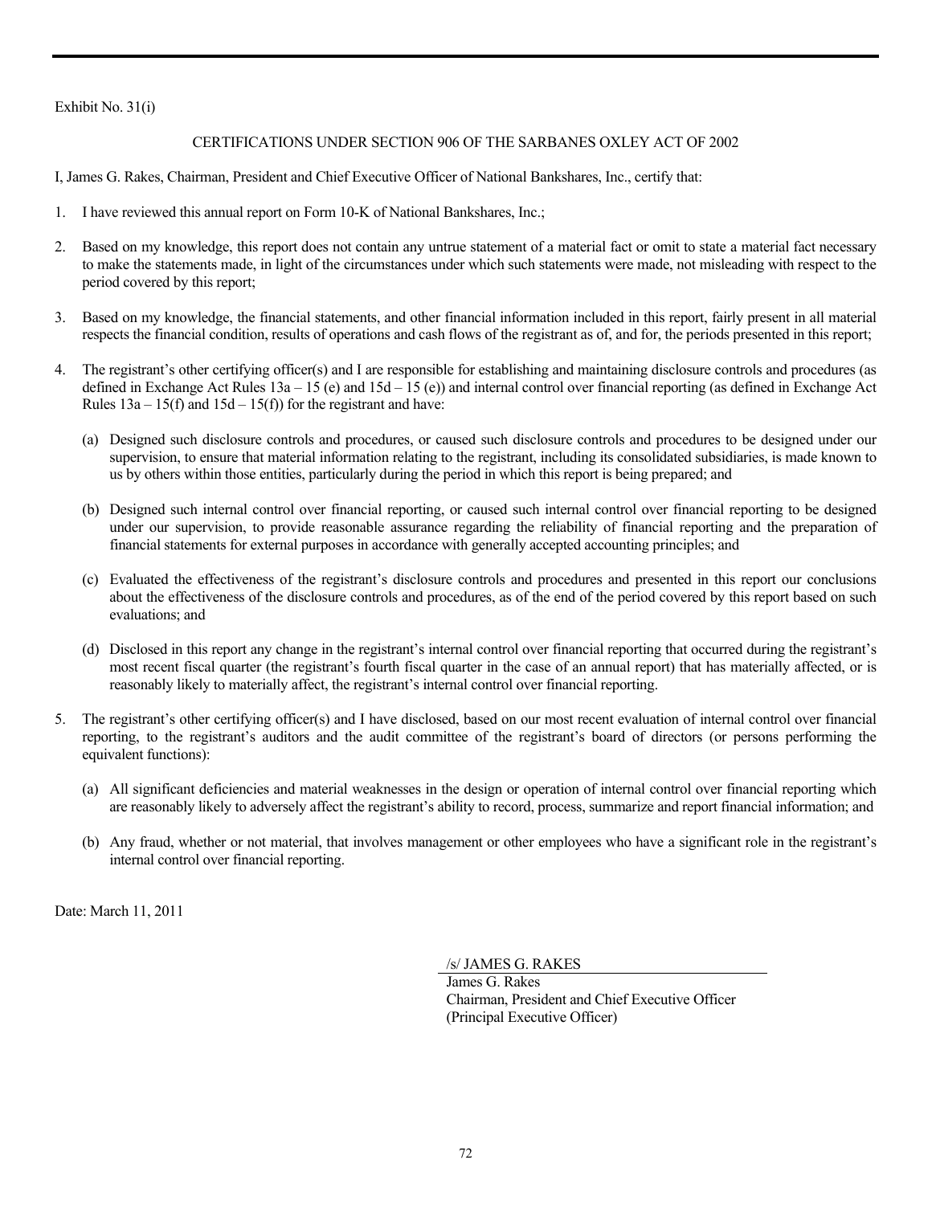Exhibit No. 31(i)

CERTIFICATIONS UNDER SECTION 906 OF THE SARBANES OXLEY ACT OF 2002

I, James G. Rakes, Chairman, President and Chief Executive Officer of National Bankshares, Inc., certify that:

1. I have reviewed this annual report on Form 10-K of National Bankshares, Inc.;

2. Based on my knowledge, this report does not contain any untrue statement of a material fact or omit to state a material fact necessary to make the statements made, in light of the circumstances under which such statements were made, not misleading with respect to the period covered by this report;

3. Based on my knowledge, the financial statements, and other financial information included in this report, fairly present in all material respects the financial condition, results of operations and cash flows of the registrant as of, and for, the periods presented in this report;

4. The registrant's other certifying officer(s) and I are responsible for establishing and maintaining disclosure controls and procedures (as defined in Exchange Act Rules 13a – 15 (e) and 15d – 15 (e)) and internal control over financial reporting (as defined in Exchange Act Rules 13a – 15(f) and 15d – 15(f)) for the registrant and have:

   (a) Designed such disclosure controls and procedures, or caused such disclosure controls and procedures to be designed under our supervision, to ensure that material information relating to the registrant, including its consolidated subsidiaries, is made known to us by others within those entities, particularly during the period in which this report is being prepared; and

   (b) Designed such internal control over financial reporting, or caused such internal control over financial reporting to be designed under our supervision, to provide reasonable assurance regarding the reliability of financial reporting and the preparation of financial statements for external purposes in accordance with generally accepted accounting principles; and

   (c) Evaluated the effectiveness of the registrant's disclosure controls and procedures and presented in this report our conclusions about the effectiveness of the disclosure controls and procedures, as of the end of the period covered by this report based on such evaluations; and

   (d) Disclosed in this report any change in the registrant's internal control over financial reporting that occurred during the registrant's most recent fiscal quarter (the registrant's fourth fiscal quarter in the case of an annual report) that has materially affected, or is reasonably likely to materially affect, the registrant's internal control over financial reporting.

5. The registrant's other certifying officer(s) and I have disclosed, based on our most recent evaluation of internal control over financial reporting, to the registrant's auditors and the audit committee of the registrant's board of directors (or persons performing the equivalent functions):

   (a) All significant deficiencies and material weaknesses in the design or operation of internal control over financial reporting which are reasonably likely to adversely affect the registrant's ability to record, process, summarize and report financial information; and

   (b) Any fraud, whether or not material, that involves management or other employees who have a significant role in the registrant's internal control over financial reporting.

Date: March 11, 2011

/s/ JAMES G. RAKES
James G. Rakes
Chairman, President and Chief Executive Officer
(Principal Executive Officer)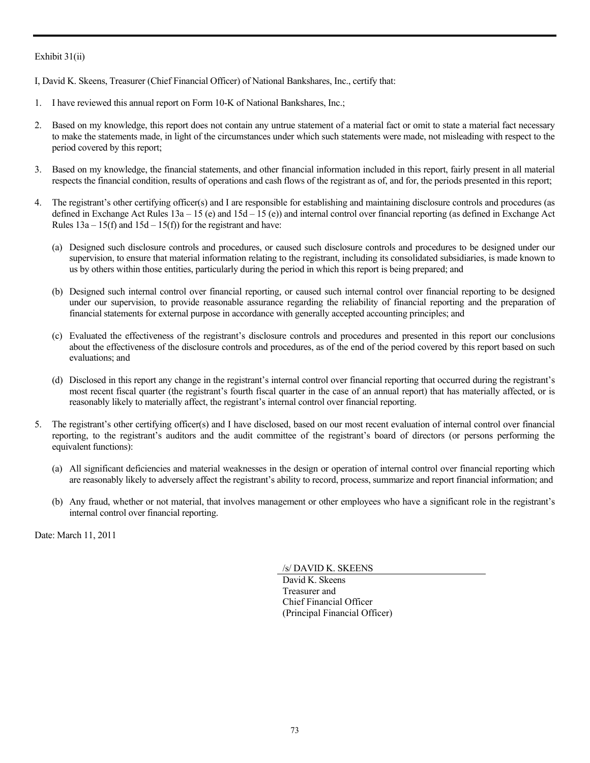Exhibit 31(ii)

I, David K. Skeens, Treasurer (Chief Financial Officer) of National Bankshares, Inc., certify that:

1. I have reviewed this annual report on Form 10-K of National Bankshares, Inc.;

2. Based on my knowledge, this report does not contain any untrue statement of a material fact or omit to state a material fact necessary to make the statements made, in light of the circumstances under which such statements were made, not misleading with respect to the period covered by this report;

3. Based on my knowledge, the financial statements, and other financial information included in this report, fairly present in all material respects the financial condition, results of operations and cash flows of the registrant as of, and for, the periods presented in this report;

4. The registrant's other certifying officer(s) and I are responsible for establishing and maintaining disclosure controls and procedures (as defined in Exchange Act Rules 13a – 15 (e) and 15d – 15 (e)) and internal control over financial reporting (as defined in Exchange Act Rules 13a – 15(f) and 15d – 15(f)) for the registrant and have:

   (a) Designed such disclosure controls and procedures, or caused such disclosure controls and procedures to be designed under our supervision, to ensure that material information relating to the registrant, including its consolidated subsidiaries, is made known to us by others within those entities, particularly during the period in which this report is being prepared; and

   (b) Designed such internal control over financial reporting, or caused such internal control over financial reporting to be designed under our supervision, to provide reasonable assurance regarding the reliability of financial reporting and the preparation of financial statements for external purpose in accordance with generally accepted accounting principles; and

   (c) Evaluated the effectiveness of the registrant's disclosure controls and procedures and presented in this report our conclusions about the effectiveness of the disclosure controls and procedures, as of the end of the period covered by this report based on such evaluations; and

   (d) Disclosed in this report any change in the registrant's internal control over financial reporting that occurred during the registrant's most recent fiscal quarter (the registrant's fourth fiscal quarter in the case of an annual report) that has materially affected, or is reasonably likely to materially affect, the registrant's internal control over financial reporting.

5. The registrant's other certifying officer(s) and I have disclosed, based on our most recent evaluation of internal control over financial reporting, to the registrant's auditors and the audit committee of the registrant's board of directors (or persons performing the equivalent functions):

   (a) All significant deficiencies and material weaknesses in the design or operation of internal control over financial reporting which are reasonably likely to adversely affect the registrant's ability to record, process, summarize and report financial information; and

   (b) Any fraud, whether or not material, that involves management or other employees who have a significant role in the registrant's internal control over financial reporting.

Date: March 11, 2011

/s/ DAVID K. SKEENS

David K. Skeens
Treasurer and
Chief Financial Officer
(Principal Financial Officer)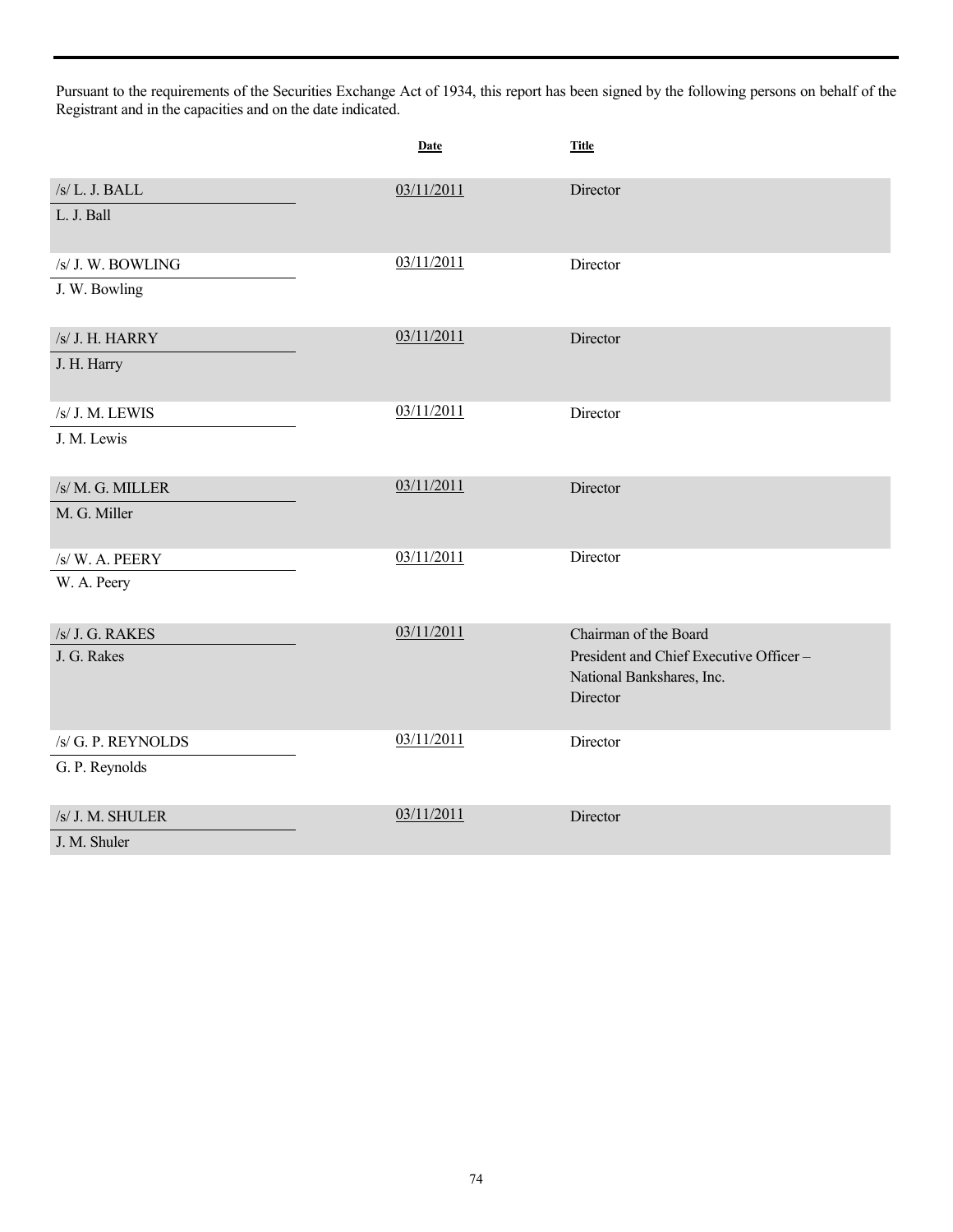Pursuant to the requirements of the Securities Exchange Act of 1934, this report has been signed by the following persons on behalf of the Registrant and in the capacities and on the date indicated.

| | Date | Title |
|---|---|---|
| /s/ L. J. BALL<br>L. J. Ball | 03/11/2011 | Director |
| /s/ J. W. BOWLING<br>J. W. Bowling | 03/11/2011 | Director |
| /s/ J. H. HARRY<br>J. H. Harry | 03/11/2011 | Director |
| /s/ J. M. LEWIS<br>J. M. Lewis | 03/11/2011 | Director |
| /s/ M. G. MILLER<br>M. G. Miller | 03/11/2011 | Director |
| /s/ W. A. PEERY<br>W. A. Peery | 03/11/2011 | Director |
| /s/ J. G. RAKES<br>J. G. Rakes | 03/11/2011 | Chairman of the Board<br>President and Chief Executive Officer – National Bankshares, Inc.<br>Director |
| /s/ G. P. REYNOLDS<br>G. P. Reynolds | 03/11/2011 | Director |
| /s/ J. M. SHULER<br>J. M. Shuler | 03/11/2011 | Director |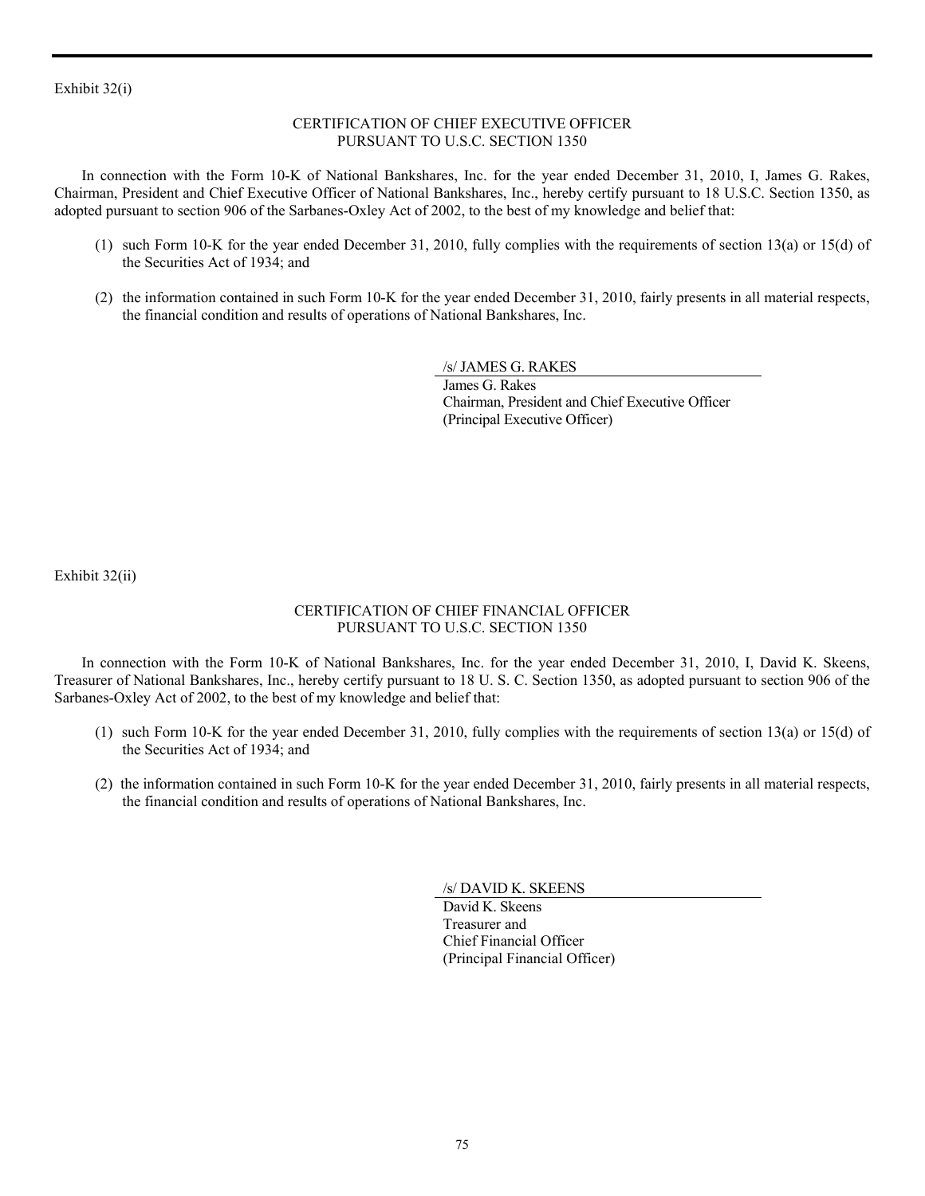Exhibit 32(i)

## CERTIFICATION OF CHIEF EXECUTIVE OFFICER
## PURSUANT TO U.S.C. SECTION 1350

In connection with the Form 10-K of National Bankshares, Inc. for the year ended December 31, 2010, I, James G. Rakes, Chairman, President and Chief Executive Officer of National Bankshares, Inc., hereby certify pursuant to 18 U.S.C. Section 1350, as adopted pursuant to section 906 of the Sarbanes-Oxley Act of 2002, to the best of my knowledge and belief that:

(1) such Form 10-K for the year ended December 31, 2010, fully complies with the requirements of section 13(a) or 15(d) of the Securities Act of 1934; and

(2) the information contained in such Form 10-K for the year ended December 31, 2010, fairly presents in all material respects, the financial condition and results of operations of National Bankshares, Inc.

/s/ JAMES G. RAKES
James G. Rakes
Chairman, President and Chief Executive Officer
(Principal Executive Officer)

Exhibit 32(ii)

## CERTIFICATION OF CHIEF FINANCIAL OFFICER
## PURSUANT TO U.S.C. SECTION 1350

In connection with the Form 10-K of National Bankshares, Inc. for the year ended December 31, 2010, I, David K. Skeens, Treasurer of National Bankshares, Inc., hereby certify pursuant to 18 U. S. C. Section 1350, as adopted pursuant to section 906 of the Sarbanes-Oxley Act of 2002, to the best of my knowledge and belief that:

(1) such Form 10-K for the year ended December 31, 2010, fully complies with the requirements of section 13(a) or 15(d) of the Securities Act of 1934; and

(2) the information contained in such Form 10-K for the year ended December 31, 2010, fairly presents in all material respects, the financial condition and results of operations of National Bankshares, Inc.

/s/ DAVID K. SKEENS
David K. Skeens
Treasurer and
Chief Financial Officer
(Principal Financial Officer)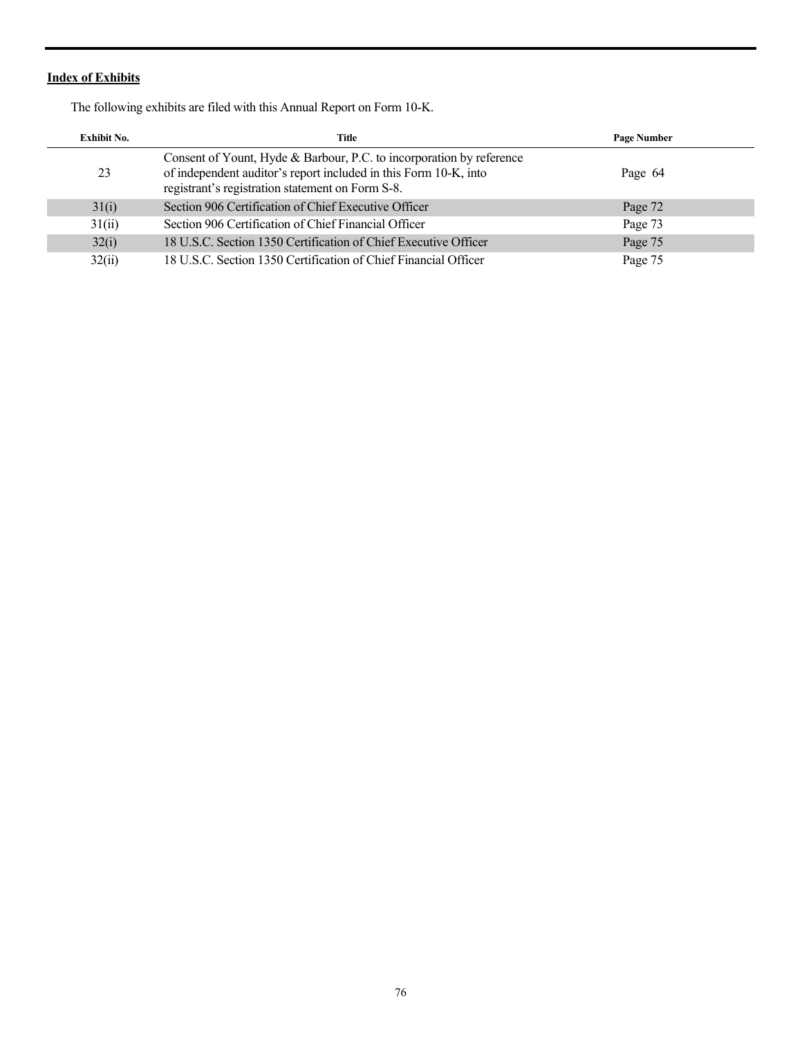**Index of Exhibits**

The following exhibits are filed with this Annual Report on Form 10-K.

| Exhibit No. | Title | Page Number |
|---|---|---|
| 23 | Consent of Yount, Hyde & Barbour, P.C. to incorporation by reference of independent auditor's report included in this Form 10-K, into registrant's registration statement on Form S-8. | Page 64 |
| 31(i) | Section 906 Certification of Chief Executive Officer | Page 72 |
| 31(ii) | Section 906 Certification of Chief Financial Officer | Page 73 |
| 32(i) | 18 U.S.C. Section 1350 Certification of Chief Executive Officer | Page 75 |
| 32(ii) | 18 U.S.C. Section 1350 Certification of Chief Financial Officer | Page 75 |